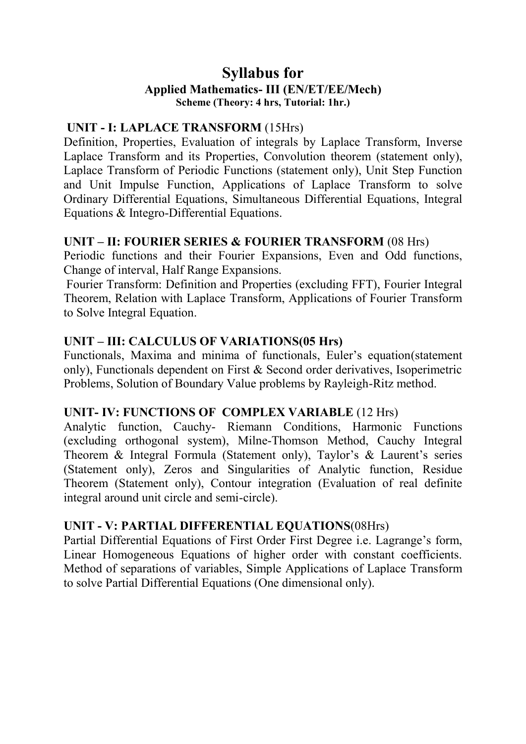# Syllabus for

**Applied Mathematics- III (EN/ET/EE/Mech)**

**Scheme (Theory: 4 hrs, Tutorial: 1hr.)**

## UNIT - I: LAPLACE TRANSFORM (15Hrs)

Definition, Properties, Evaluation of integrals by Laplace Transform, Inverse Laplace Transform and its Properties, Convolution theorem (statement only), Laplace Transform of Periodic Functions (statement only), Unit Step Function and Unit Impulse Function, Applications of Laplace Transform to solve Ordinary Differential Equations, Simultaneous Differential Equations, Integral Equations & Integro-Differential Equations.

## UNIT – II: FOURIER SERIES & FOURIER TRANSFORM (08 Hrs)

Periodic functions and their Fourier Expansions, Even and Odd functions, Change of interval, Half Range Expansions.

Fourier Transform: Definition and Properties (excluding FFT), Fourier Integral Theorem, Relation with Laplace Transform, Applications of Fourier Transform to Solve Integral Equation.

## UNIT – III: CALCULUS OF VARIATIONS(05 Hrs)

Functionals, Maxima and minima of functionals, Euler's equation(statement only), Functionals dependent on First & Second order derivatives, Isoperimetric Problems, Solution of Boundary Value problems by Rayleigh-Ritz method.

## UNIT- IV: FUNCTIONS OF COMPLEX VARIABLE (12 Hrs)

Analytic function, Cauchy- Riemann Conditions, Harmonic Functions (excluding orthogonal system), Milne-Thomson Method, Cauchy Integral Theorem & Integral Formula (Statement only), Taylor's & Laurent's series (Statement only), Zeros and Singularities of Analytic function, Residue Theorem (Statement only), Contour integration (Evaluation of real definite integral around unit circle and semi-circle).

## UNIT - V: PARTIAL DIFFERENTIAL EQUATIONS(08Hrs)

Partial Differential Equations of First Order First Degree i.e. Lagrange's form, Linear Homogeneous Equations of higher order with constant coefficients. Method of separations of variables, Simple Applications of Laplace Transform to solve Partial Differential Equations (One dimensional only).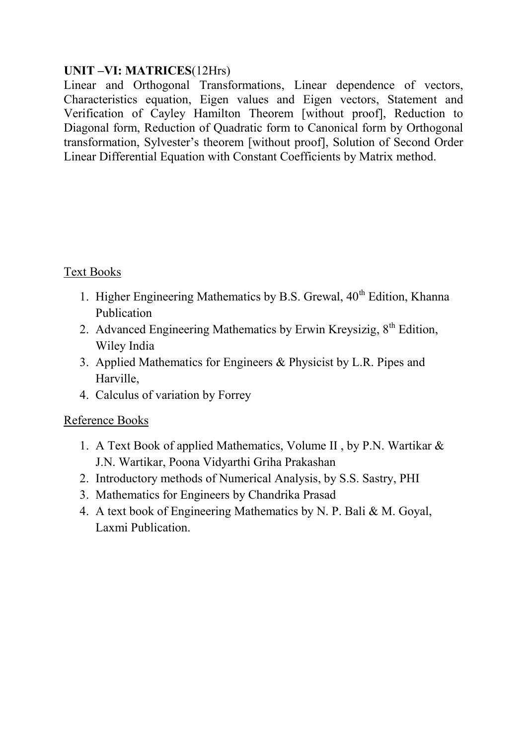**UNIT –VI: MATRICES**(12Hrs)

Linear and Orthogonal Transformations, Linear dependence of vectors, Characteristics equation, Eigen values and Eigen vectors, Statement and Verification of Cayley Hamilton Theorem [without proof], Reduction to Diagonal form, Reduction of Quadratic form to Canonical form by Orthogonal transformation, Sylvester's theorem [without proof], Solution of Second Order Linear Differential Equation with Constant Coefficients by Matrix method.

Text Books

1. Higher Engineering Mathematics by B.S. Grewal, 40th Edition, Khanna Publication
2. Advanced Engineering Mathematics by Erwin Kreysizig, 8th Edition, Wiley India
3. Applied Mathematics for Engineers & Physicist by L.R. Pipes and Harville,
4. Calculus of variation by Forrey

Reference Books

1. A Text Book of applied Mathematics, Volume II , by P.N. Wartikar & J.N. Wartikar, Poona Vidyarthi Griha Prakashan
2. Introductory methods of Numerical Analysis, by S.S. Sastry, PHI
3. Mathematics for Engineers by Chandrika Prasad
4. A text book of Engineering Mathematics by N. P. Bali & M. Goyal, Laxmi Publication.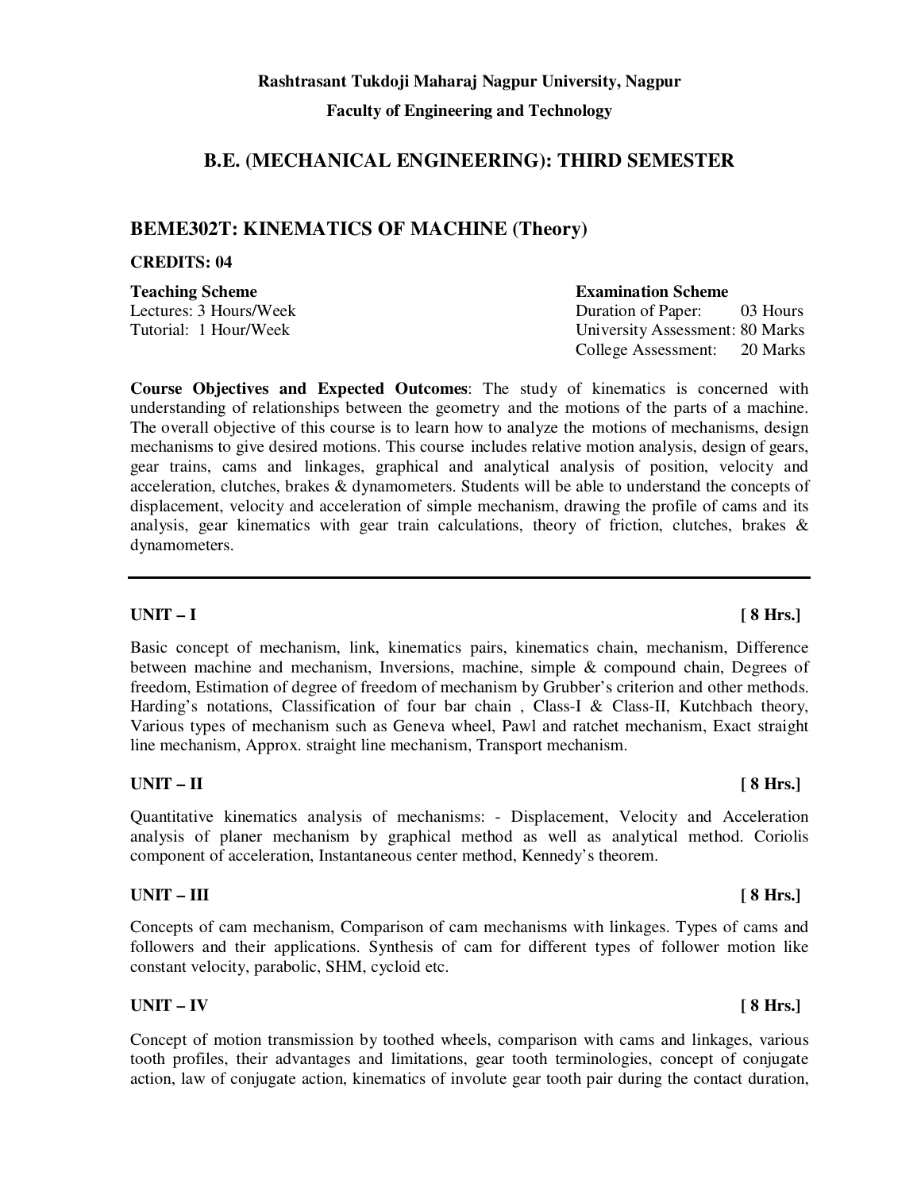**Rashtrasant Tukdoji Maharaj Nagpur University, Nagpur**

**Faculty of Engineering and Technology**

## B.E. (MECHANICAL ENGINEERING): THIRD SEMESTER

## BEME302T: KINEMATICS OF MACHINE (Theory)

**CREDITS: 04**

| **Teaching Scheme** | **Examination Scheme** |
| --- | --- |
| Lectures: 3 Hours/Week | Duration of Paper: 03 Hours |
| Tutorial: 1 Hour/Week | University Assessment: 80 Marks |
| | College Assessment: 20 Marks |

**Course Objectives and Expected Outcomes**: The study of kinematics is concerned with understanding of relationships between the geometry and the motions of the parts of a machine. The overall objective of this course is to learn how to analyze the motions of mechanisms, design mechanisms to give desired motions. This course includes relative motion analysis, design of gears, gear trains, cams and linkages, graphical and analytical analysis of position, velocity and acceleration, clutches, brakes & dynamometers. Students will be able to understand the concepts of displacement, velocity and acceleration of simple mechanism, drawing the profile of cams and its analysis, gear kinematics with gear train calculations, theory of friction, clutches, brakes & dynamometers.

---

**UNIT – I** **[ 8 Hrs.]**

Basic concept of mechanism, link, kinematics pairs, kinematics chain, mechanism, Difference between machine and mechanism, Inversions, machine, simple & compound chain, Degrees of freedom, Estimation of degree of freedom of mechanism by Grubber's criterion and other methods. Harding's notations, Classification of four bar chain , Class-I & Class-II, Kutchbach theory, Various types of mechanism such as Geneva wheel, Pawl and ratchet mechanism, Exact straight line mechanism, Approx. straight line mechanism, Transport mechanism.

**UNIT – II** **[ 8 Hrs.]**

Quantitative kinematics analysis of mechanisms: - Displacement, Velocity and Acceleration analysis of planer mechanism by graphical method as well as analytical method. Coriolis component of acceleration, Instantaneous center method, Kennedy's theorem.

**UNIT – III** **[ 8 Hrs.]**

Concepts of cam mechanism, Comparison of cam mechanisms with linkages. Types of cams and followers and their applications. Synthesis of cam for different types of follower motion like constant velocity, parabolic, SHM, cycloid etc.

**UNIT – IV** **[ 8 Hrs.]**

Concept of motion transmission by toothed wheels, comparison with cams and linkages, various tooth profiles, their advantages and limitations, gear tooth terminologies, concept of conjugate action, law of conjugate action, kinematics of involute gear tooth pair during the contact duration,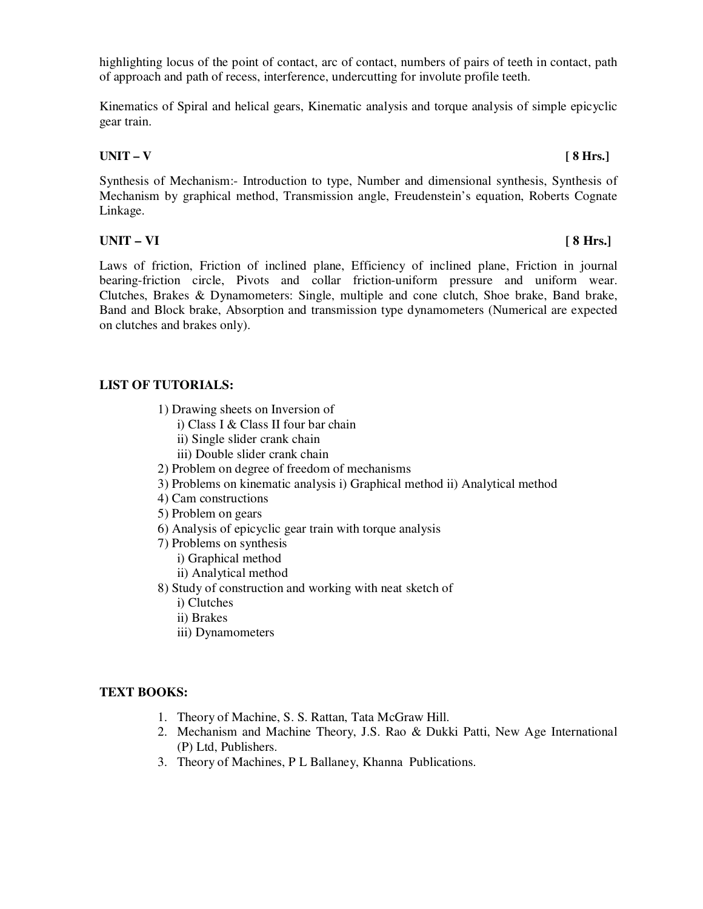highlighting locus of the point of contact, arc of contact, numbers of pairs of teeth in contact, path of approach and path of recess, interference, undercutting for involute profile teeth.

Kinematics of Spiral and helical gears, Kinematic analysis and torque analysis of simple epicyclic gear train.

**UNIT – V** **[ 8 Hrs.]**

Synthesis of Mechanism:- Introduction to type, Number and dimensional synthesis, Synthesis of Mechanism by graphical method, Transmission angle, Freudenstein's equation, Roberts Cognate Linkage.

**UNIT – VI** **[ 8 Hrs.]**

Laws of friction, Friction of inclined plane, Efficiency of inclined plane, Friction in journal bearing-friction circle, Pivots and collar friction-uniform pressure and uniform wear. Clutches, Brakes & Dynamometers: Single, multiple and cone clutch, Shoe brake, Band brake, Band and Block brake, Absorption and transmission type dynamometers (Numerical are expected on clutches and brakes only).

**LIST OF TUTORIALS:**

1) Drawing sheets on Inversion of
    i) Class I & Class II four bar chain
    ii) Single slider crank chain
    iii) Double slider crank chain
2) Problem on degree of freedom of mechanisms
3) Problems on kinematic analysis i) Graphical method ii) Analytical method
4) Cam constructions
5) Problem on gears
6) Analysis of epicyclic gear train with torque analysis
7) Problems on synthesis
    i) Graphical method
    ii) Analytical method
8) Study of construction and working with neat sketch of
    i) Clutches
    ii) Brakes
    iii) Dynamometers

**TEXT BOOKS:**

1. Theory of Machine, S. S. Rattan, Tata McGraw Hill.
2. Mechanism and Machine Theory, J.S. Rao & Dukki Patti, New Age International (P) Ltd, Publishers.
3. Theory of Machines, P L Ballaney, Khanna Publications.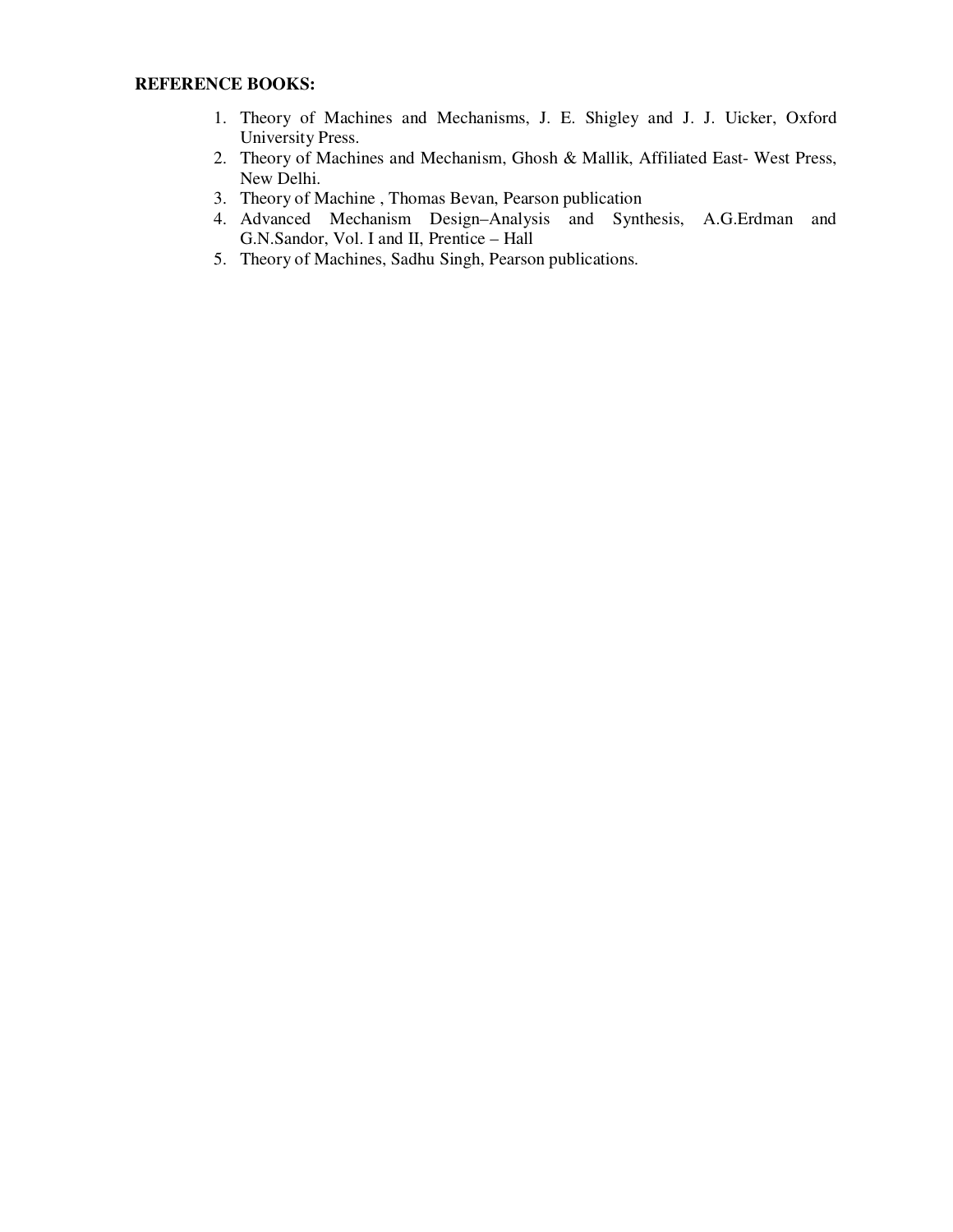**REFERENCE BOOKS:**

1. Theory of Machines and Mechanisms, J. E. Shigley and J. J. Uicker, Oxford University Press.
2. Theory of Machines and Mechanism, Ghosh & Mallik, Affiliated East- West Press, New Delhi.
3. Theory of Machine , Thomas Bevan, Pearson publication
4. Advanced Mechanism Design–Analysis and Synthesis, A.G.Erdman and G.N.Sandor, Vol. I and II, Prentice – Hall
5. Theory of Machines, Sadhu Singh, Pearson publications.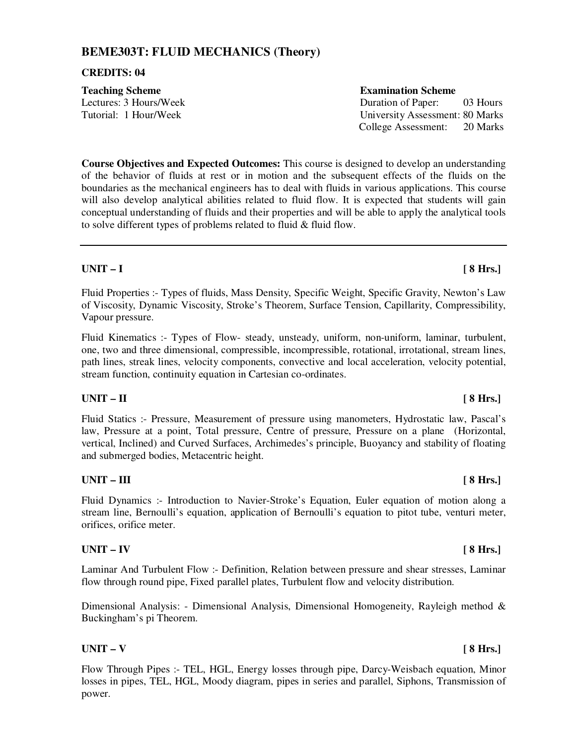## BEME303T: FLUID MECHANICS (Theory)

**CREDITS: 04**

| **Teaching Scheme** | **Examination Scheme** |
|---|---|
| Lectures: 3 Hours/Week | Duration of Paper: 03 Hours |
| Tutorial: 1 Hour/Week | University Assessment: 80 Marks |
| | College Assessment: 20 Marks |

**Course Objectives and Expected Outcomes:** This course is designed to develop an understanding of the behavior of fluids at rest or in motion and the subsequent effects of the fluids on the boundaries as the mechanical engineers has to deal with fluids in various applications. This course will also develop analytical abilities related to fluid flow. It is expected that students will gain conceptual understanding of fluids and their properties and will be able to apply the analytical tools to solve different types of problems related to fluid & fluid flow.

---

### UNIT – I [ 8 Hrs.]

Fluid Properties :- Types of fluids, Mass Density, Specific Weight, Specific Gravity, Newton's Law of Viscosity, Dynamic Viscosity, Stroke's Theorem, Surface Tension, Capillarity, Compressibility, Vapour pressure.

Fluid Kinematics :- Types of Flow- steady, unsteady, uniform, non-uniform, laminar, turbulent, one, two and three dimensional, compressible, incompressible, rotational, irrotational, stream lines, path lines, streak lines, velocity components, convective and local acceleration, velocity potential, stream function, continuity equation in Cartesian co-ordinates.

### UNIT – II [ 8 Hrs.]

Fluid Statics :- Pressure, Measurement of pressure using manometers, Hydrostatic law, Pascal's law, Pressure at a point, Total pressure, Centre of pressure, Pressure on a plane (Horizontal, vertical, Inclined) and Curved Surfaces, Archimedes's principle, Buoyancy and stability of floating and submerged bodies, Metacentric height.

### UNIT – III [ 8 Hrs.]

Fluid Dynamics :- Introduction to Navier-Stroke's Equation, Euler equation of motion along a stream line, Bernoulli's equation, application of Bernoulli's equation to pitot tube, venturi meter, orifices, orifice meter.

### UNIT – IV [ 8 Hrs.]

Laminar And Turbulent Flow :- Definition, Relation between pressure and shear stresses, Laminar flow through round pipe, Fixed parallel plates, Turbulent flow and velocity distribution.

Dimensional Analysis: - Dimensional Analysis, Dimensional Homogeneity, Rayleigh method & Buckingham's pi Theorem.

### UNIT – V [ 8 Hrs.]

Flow Through Pipes :- TEL, HGL, Energy losses through pipe, Darcy-Weisbach equation, Minor losses in pipes, TEL, HGL, Moody diagram, pipes in series and parallel, Siphons, Transmission of power.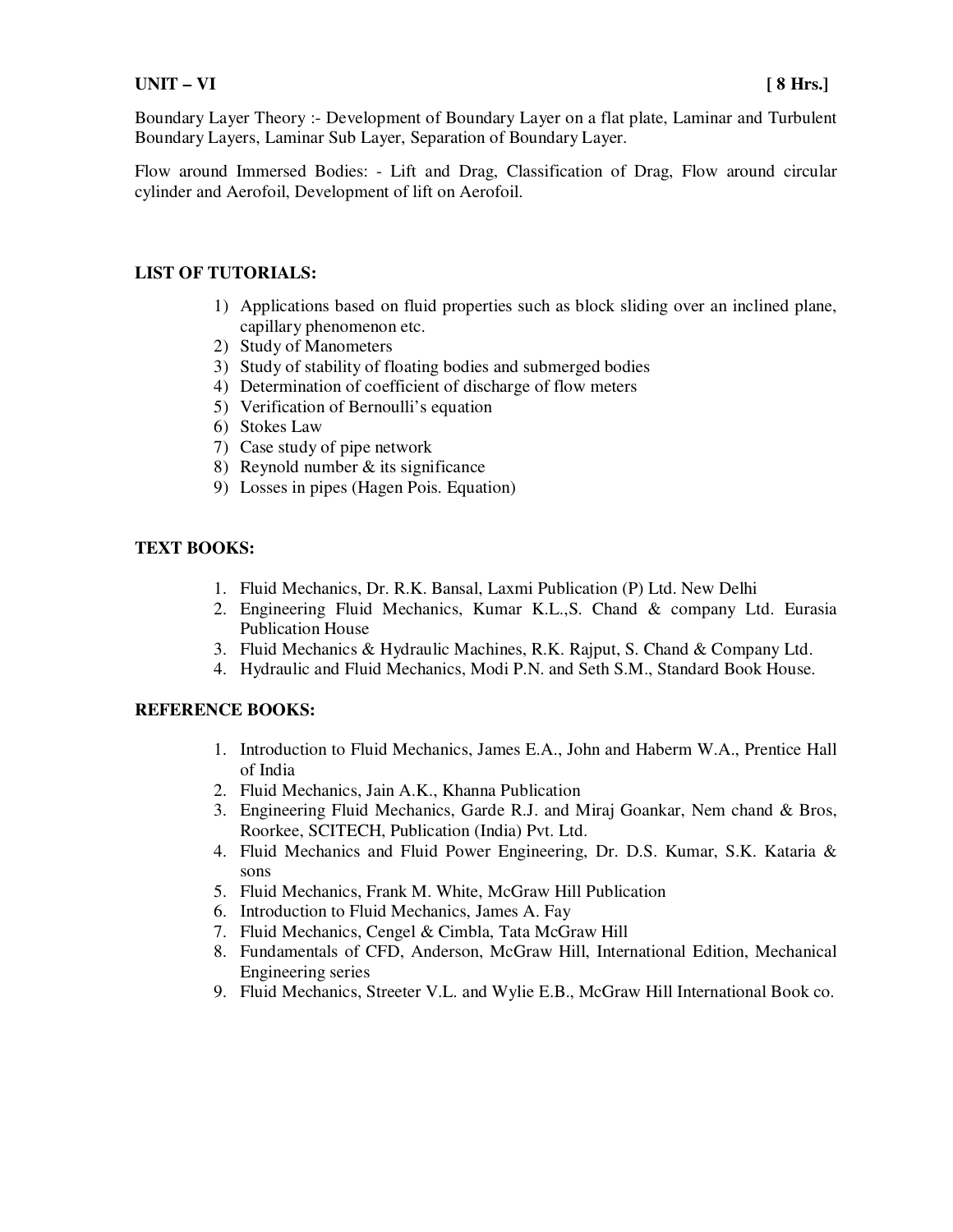**UNIT – VI [ 8 Hrs.]**

Boundary Layer Theory :- Development of Boundary Layer on a flat plate, Laminar and Turbulent Boundary Layers, Laminar Sub Layer, Separation of Boundary Layer.

Flow around Immersed Bodies: - Lift and Drag, Classification of Drag, Flow around circular cylinder and Aerofoil, Development of lift on Aerofoil.

**LIST OF TUTORIALS:**

1) Applications based on fluid properties such as block sliding over an inclined plane, capillary phenomenon etc.
2) Study of Manometers
3) Study of stability of floating bodies and submerged bodies
4) Determination of coefficient of discharge of flow meters
5) Verification of Bernoulli's equation
6) Stokes Law
7) Case study of pipe network
8) Reynold number & its significance
9) Losses in pipes (Hagen Pois. Equation)

**TEXT BOOKS:**

1. Fluid Mechanics, Dr. R.K. Bansal, Laxmi Publication (P) Ltd. New Delhi
2. Engineering Fluid Mechanics, Kumar K.L.,S. Chand & company Ltd. Eurasia Publication House
3. Fluid Mechanics & Hydraulic Machines, R.K. Rajput, S. Chand & Company Ltd.
4. Hydraulic and Fluid Mechanics, Modi P.N. and Seth S.M., Standard Book House.

**REFERENCE BOOKS:**

1. Introduction to Fluid Mechanics, James E.A., John and Haberm W.A., Prentice Hall of India
2. Fluid Mechanics, Jain A.K., Khanna Publication
3. Engineering Fluid Mechanics, Garde R.J. and Miraj Goankar, Nem chand & Bros, Roorkee, SCITECH, Publication (India) Pvt. Ltd.
4. Fluid Mechanics and Fluid Power Engineering, Dr. D.S. Kumar, S.K. Kataria & sons
5. Fluid Mechanics, Frank M. White, McGraw Hill Publication
6. Introduction to Fluid Mechanics, James A. Fay
7. Fluid Mechanics, Cengel & Cimbla, Tata McGraw Hill
8. Fundamentals of CFD, Anderson, McGraw Hill, International Edition, Mechanical Engineering series
9. Fluid Mechanics, Streeter V.L. and Wylie E.B., McGraw Hill International Book co.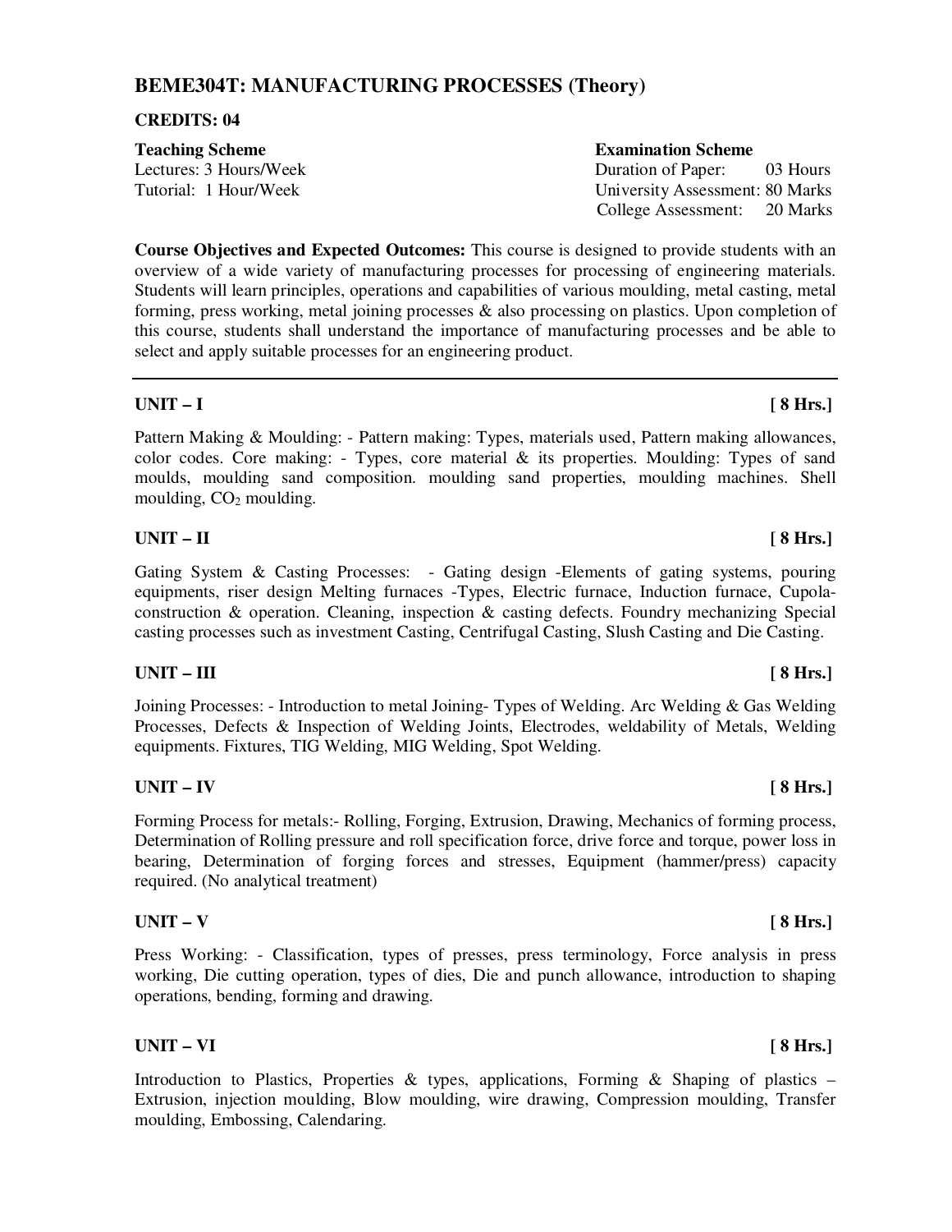## BEME304T: MANUFACTURING PROCESSES (Theory)

**CREDITS: 04**

| **Teaching Scheme** | **Examination Scheme** |
|---|---|
| Lectures: 3 Hours/Week | Duration of Paper: 03 Hours |
| Tutorial: 1 Hour/Week | University Assessment: 80 Marks |
| | College Assessment: 20 Marks |

**Course Objectives and Expected Outcomes:** This course is designed to provide students with an overview of a wide variety of manufacturing processes for processing of engineering materials. Students will learn principles, operations and capabilities of various moulding, metal casting, metal forming, press working, metal joining processes & also processing on plastics. Upon completion of this course, students shall understand the importance of manufacturing processes and be able to select and apply suitable processes for an engineering product.

---

**UNIT – I** **[ 8 Hrs.]**

Pattern Making & Moulding: - Pattern making: Types, materials used, Pattern making allowances, color codes. Core making: - Types, core material & its properties. Moulding: Types of sand moulds, moulding sand composition. moulding sand properties, moulding machines. Shell moulding, $CO_2$ moulding.

**UNIT – II** **[ 8 Hrs.]**

Gating System & Casting Processes: - Gating design -Elements of gating systems, pouring equipments, riser design Melting furnaces -Types, Electric furnace, Induction furnace, Cupola-construction & operation. Cleaning, inspection & casting defects. Foundry mechanizing Special casting processes such as investment Casting, Centrifugal Casting, Slush Casting and Die Casting.

**UNIT – III** **[ 8 Hrs.]**

Joining Processes: - Introduction to metal Joining- Types of Welding. Arc Welding & Gas Welding Processes, Defects & Inspection of Welding Joints, Electrodes, weldability of Metals, Welding equipments. Fixtures, TIG Welding, MIG Welding, Spot Welding.

**UNIT – IV** **[ 8 Hrs.]**

Forming Process for metals:- Rolling, Forging, Extrusion, Drawing, Mechanics of forming process, Determination of Rolling pressure and roll specification force, drive force and torque, power loss in bearing, Determination of forging forces and stresses, Equipment (hammer/press) capacity required. (No analytical treatment)

**UNIT – V** **[ 8 Hrs.]**

Press Working: - Classification, types of presses, press terminology, Force analysis in press working, Die cutting operation, types of dies, Die and punch allowance, introduction to shaping operations, bending, forming and drawing.

**UNIT – VI** **[ 8 Hrs.]**

Introduction to Plastics, Properties & types, applications, Forming & Shaping of plastics – Extrusion, injection moulding, Blow moulding, wire drawing, Compression moulding, Transfer moulding, Embossing, Calendaring.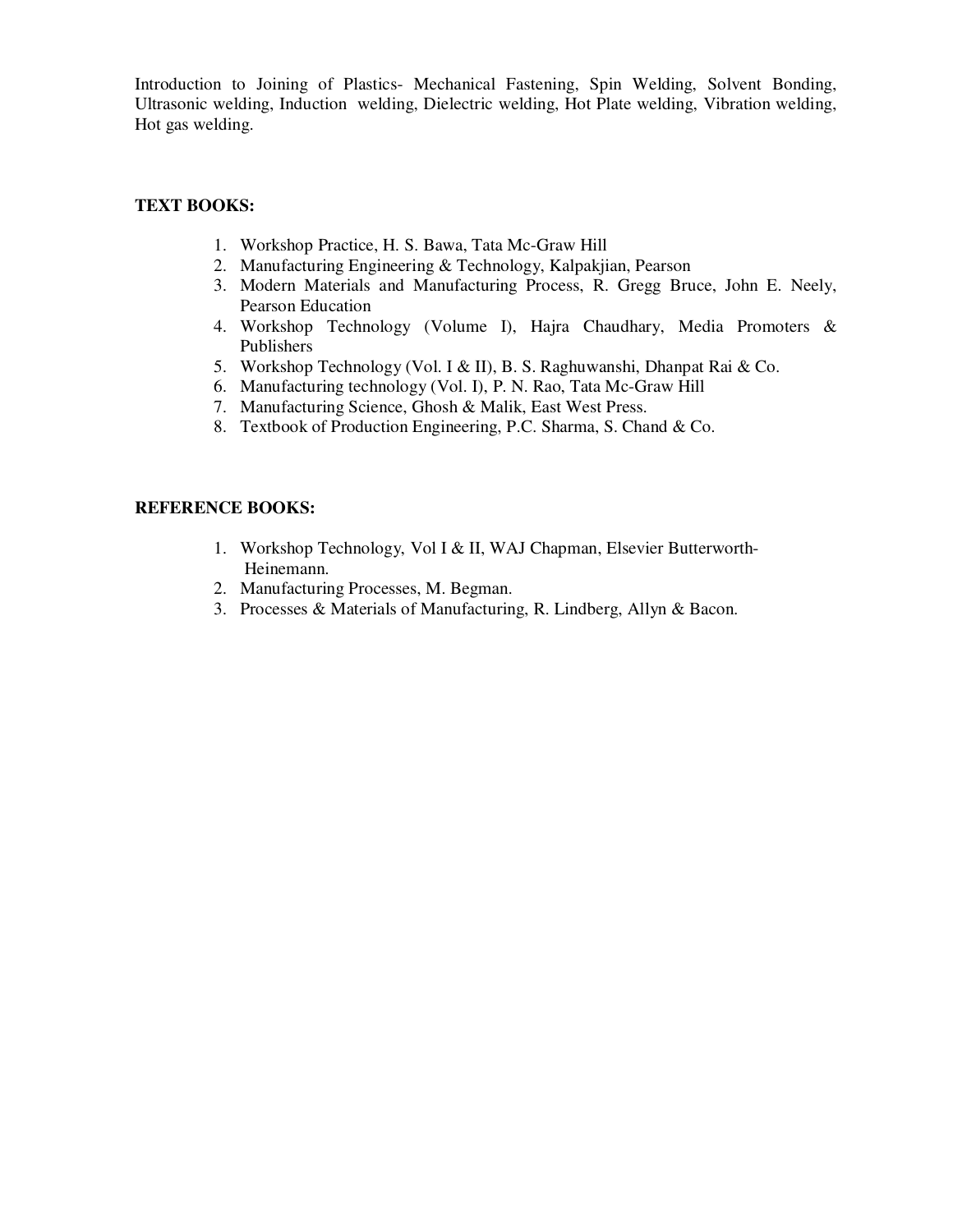Introduction to Joining of Plastics- Mechanical Fastening, Spin Welding, Solvent Bonding, Ultrasonic welding, Induction welding, Dielectric welding, Hot Plate welding, Vibration welding, Hot gas welding.

**TEXT BOOKS:**

1. Workshop Practice, H. S. Bawa, Tata Mc-Graw Hill
2. Manufacturing Engineering & Technology, Kalpakjian, Pearson
3. Modern Materials and Manufacturing Process, R. Gregg Bruce, John E. Neely, Pearson Education
4. Workshop Technology (Volume I), Hajra Chaudhary, Media Promoters & Publishers
5. Workshop Technology (Vol. I & II), B. S. Raghuwanshi, Dhanpat Rai & Co.
6. Manufacturing technology (Vol. I), P. N. Rao, Tata Mc-Graw Hill
7. Manufacturing Science, Ghosh & Malik, East West Press.
8. Textbook of Production Engineering, P.C. Sharma, S. Chand & Co.

**REFERENCE BOOKS:**

1. Workshop Technology, Vol I & II, WAJ Chapman, Elsevier Butterworth-Heinemann.
2. Manufacturing Processes, M. Begman.
3. Processes & Materials of Manufacturing, R. Lindberg, Allyn & Bacon.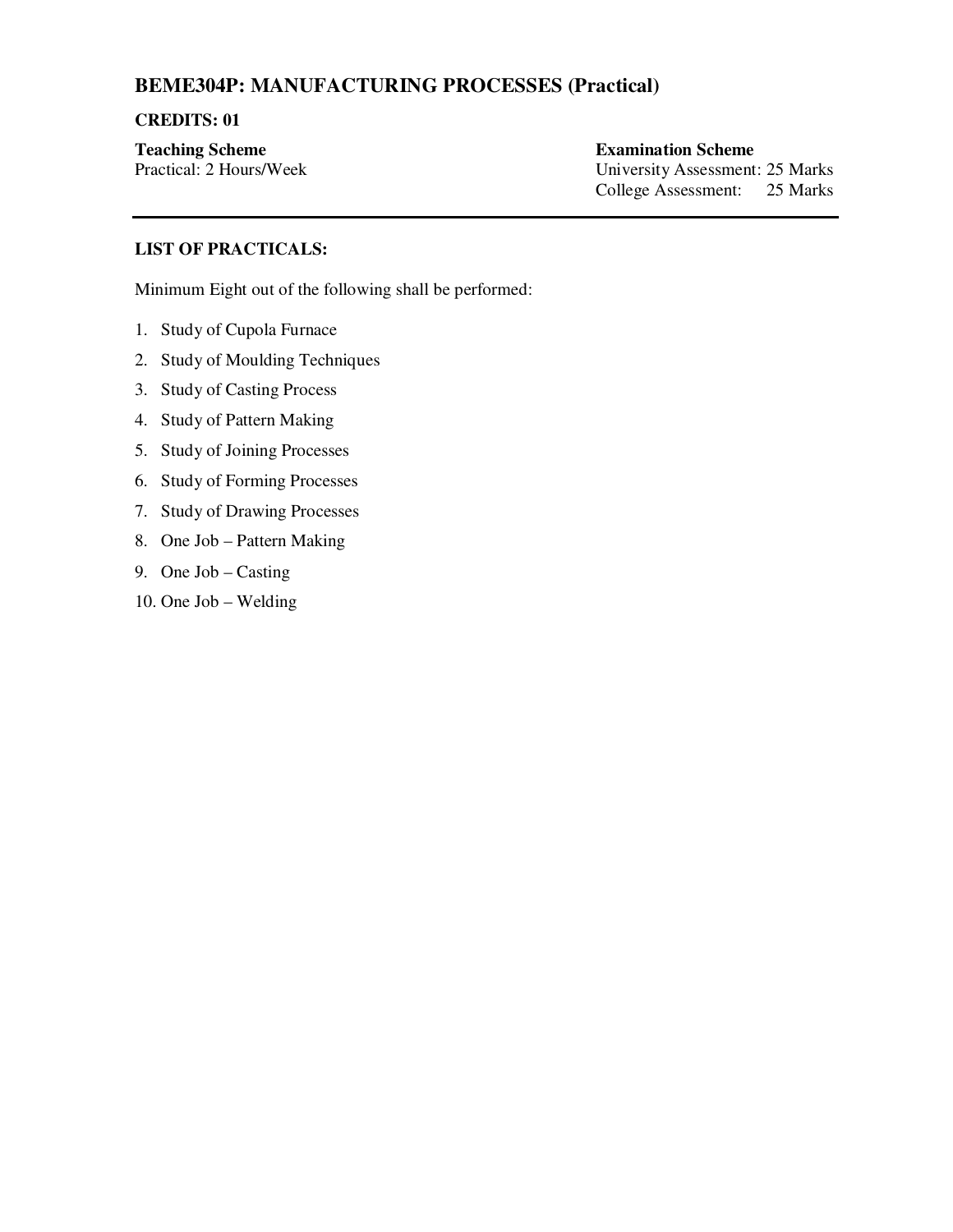## BEME304P: MANUFACTURING PROCESSES (Practical)

**CREDITS: 01**

| **Teaching Scheme** | **Examination Scheme** |
| --- | --- |
| Practical: 2 Hours/Week | University Assessment: 25 Marks |
| | College Assessment: 25 Marks |

---

**LIST OF PRACTICALS:**

Minimum Eight out of the following shall be performed:

1. Study of Cupola Furnace
2. Study of Moulding Techniques
3. Study of Casting Process
4. Study of Pattern Making
5. Study of Joining Processes
6. Study of Forming Processes
7. Study of Drawing Processes
8. One Job – Pattern Making
9. One Job – Casting
10. One Job – Welding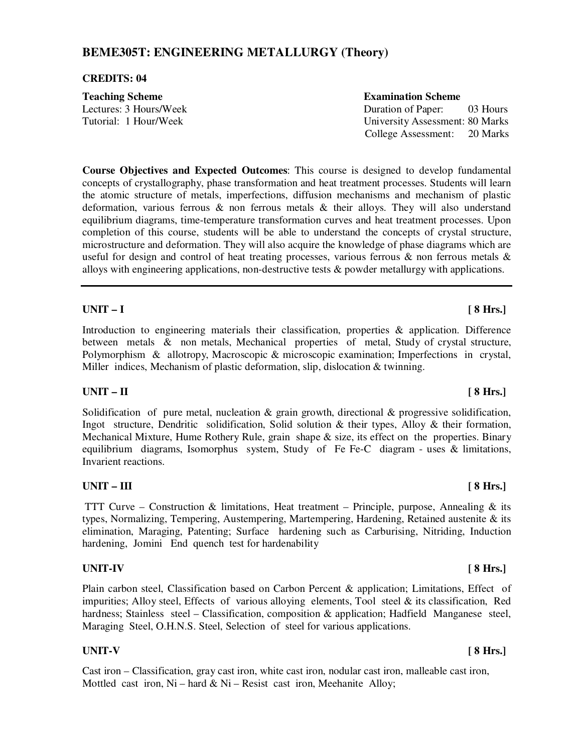## BEME305T: ENGINEERING METALLURGY (Theory)

**CREDITS: 04**

| **Teaching Scheme** | **Examination Scheme** |
|---|---|
| Lectures: 3 Hours/Week | Duration of Paper: 03 Hours |
| Tutorial: 1 Hour/Week | University Assessment: 80 Marks |
| | College Assessment: 20 Marks |

**Course Objectives and Expected Outcomes**: This course is designed to develop fundamental concepts of crystallography, phase transformation and heat treatment processes. Students will learn the atomic structure of metals, imperfections, diffusion mechanisms and mechanism of plastic deformation, various ferrous & non ferrous metals & their alloys. They will also understand equilibrium diagrams, time-temperature transformation curves and heat treatment processes. Upon completion of this course, students will be able to understand the concepts of crystal structure, microstructure and deformation. They will also acquire the knowledge of phase diagrams which are useful for design and control of heat treating processes, various ferrous & non ferrous metals & alloys with engineering applications, non-destructive tests & powder metallurgy with applications.

---

**UNIT – I** **[ 8 Hrs.]**

Introduction to engineering materials their classification, properties & application. Difference between metals & non metals, Mechanical properties of metal, Study of crystal structure, Polymorphism & allotropy, Macroscopic & microscopic examination; Imperfections in crystal, Miller indices, Mechanism of plastic deformation, slip, dislocation & twinning.

**UNIT – II** **[ 8 Hrs.]**

Solidification of pure metal, nucleation & grain growth, directional & progressive solidification, Ingot structure, Dendritic solidification, Solid solution & their types, Alloy & their formation, Mechanical Mixture, Hume Rothery Rule, grain shape & size, its effect on the properties. Binary equilibrium diagrams, Isomorphus system, Study of Fe Fe-C diagram - uses & limitations, Invarient reactions.

**UNIT – III** **[ 8 Hrs.]**

TTT Curve – Construction & limitations, Heat treatment – Principle, purpose, Annealing & its types, Normalizing, Tempering, Austempering, Martempering, Hardening, Retained austenite & its elimination, Maraging, Patenting; Surface hardening such as Carburising, Nitriding, Induction hardening, Jomini End quench test for hardenability

**UNIT-IV** **[ 8 Hrs.]**

Plain carbon steel, Classification based on Carbon Percent & application; Limitations, Effect of impurities; Alloy steel, Effects of various alloying elements, Tool steel & its classification, Red hardness; Stainless steel – Classification, composition & application; Hadfield Manganese steel, Maraging Steel, O.H.N.S. Steel, Selection of steel for various applications.

**UNIT-V** **[ 8 Hrs.]**

Cast iron – Classification, gray cast iron, white cast iron, nodular cast iron, malleable cast iron, Mottled cast iron, Ni – hard & Ni – Resist cast iron, Meehanite Alloy;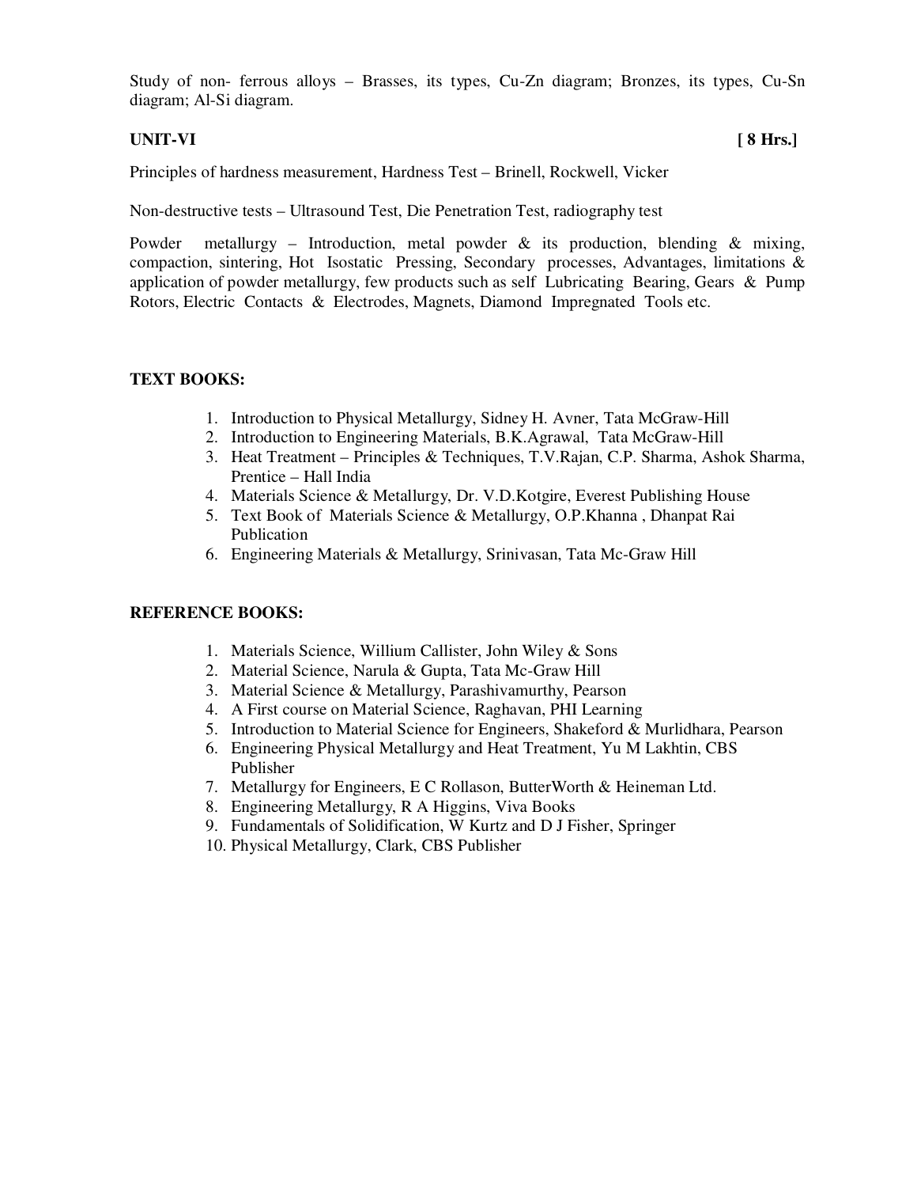Study of non- ferrous alloys – Brasses, its types, Cu-Zn diagram; Bronzes, its types, Cu-Sn diagram; Al-Si diagram.

**UNIT-VI** **[ 8 Hrs.]**

Principles of hardness measurement, Hardness Test – Brinell, Rockwell, Vicker

Non-destructive tests – Ultrasound Test, Die Penetration Test, radiography test

Powder metallurgy – Introduction, metal powder & its production, blending & mixing, compaction, sintering, Hot Isostatic Pressing, Secondary processes, Advantages, limitations & application of powder metallurgy, few products such as self Lubricating Bearing, Gears & Pump Rotors, Electric Contacts & Electrodes, Magnets, Diamond Impregnated Tools etc.

**TEXT BOOKS:**

1. Introduction to Physical Metallurgy, Sidney H. Avner, Tata McGraw-Hill
2. Introduction to Engineering Materials, B.K.Agrawal, Tata McGraw-Hill
3. Heat Treatment – Principles & Techniques, T.V.Rajan, C.P. Sharma, Ashok Sharma, Prentice – Hall India
4. Materials Science & Metallurgy, Dr. V.D.Kotgire, Everest Publishing House
5. Text Book of Materials Science & Metallurgy, O.P.Khanna , Dhanpat Rai Publication
6. Engineering Materials & Metallurgy, Srinivasan, Tata Mc-Graw Hill

**REFERENCE BOOKS:**

1. Materials Science, Willium Callister, John Wiley & Sons
2. Material Science, Narula & Gupta, Tata Mc-Graw Hill
3. Material Science & Metallurgy, Parashivamurthy, Pearson
4. A First course on Material Science, Raghavan, PHI Learning
5. Introduction to Material Science for Engineers, Shakeford & Murlidhara, Pearson
6. Engineering Physical Metallurgy and Heat Treatment, Yu M Lakhtin, CBS Publisher
7. Metallurgy for Engineers, E C Rollason, ButterWorth & Heineman Ltd.
8. Engineering Metallurgy, R A Higgins, Viva Books
9. Fundamentals of Solidification, W Kurtz and D J Fisher, Springer
10. Physical Metallurgy, Clark, CBS Publisher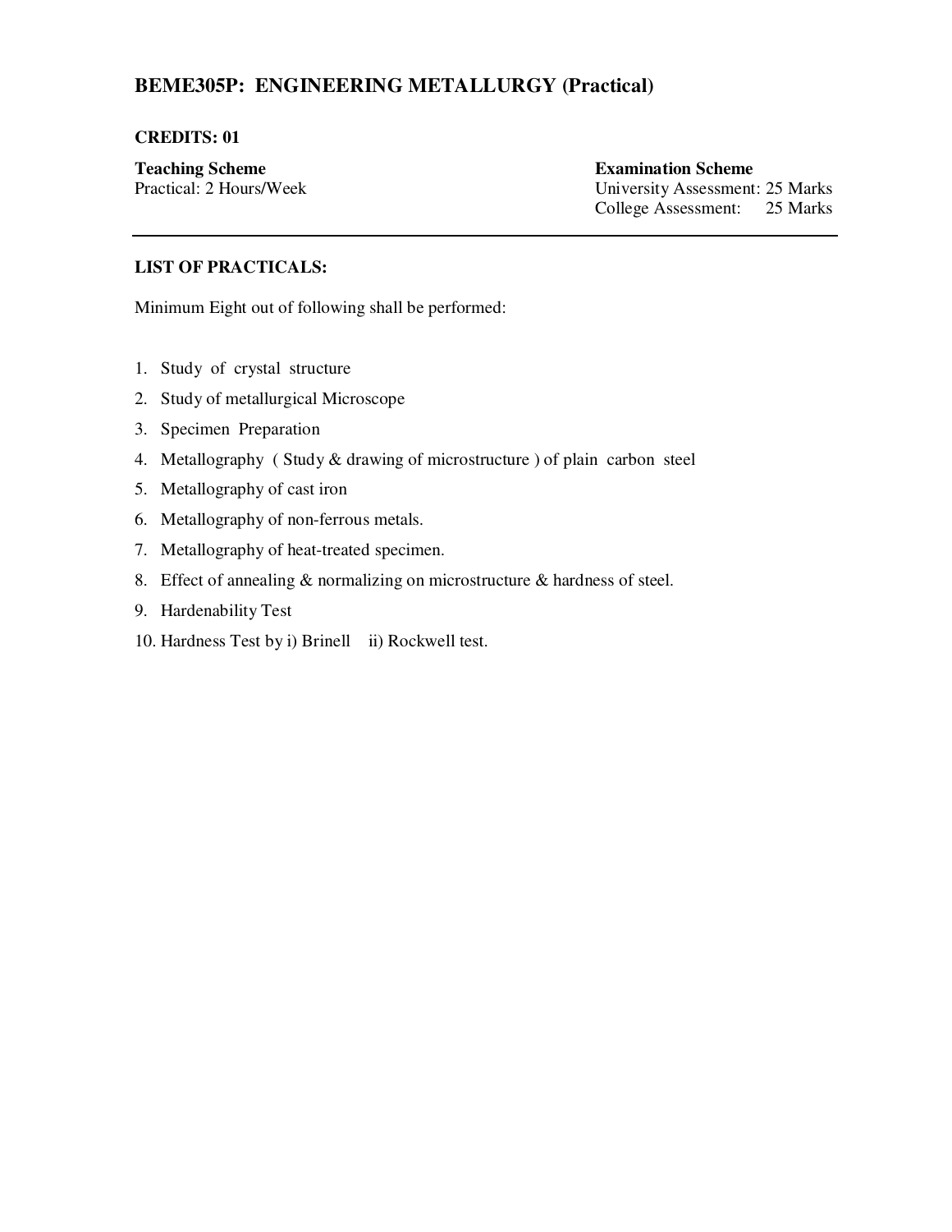## BEME305P: ENGINEERING METALLURGY (Practical)

**CREDITS: 01**

| **Teaching Scheme** | **Examination Scheme** |
|---|---|
| Practical: 2 Hours/Week | University Assessment: 25 Marks |
| | College Assessment: 25 Marks |

---

**LIST OF PRACTICALS:**

Minimum Eight out of following shall be performed:

1. Study of crystal structure
2. Study of metallurgical Microscope
3. Specimen Preparation
4. Metallography ( Study & drawing of microstructure ) of plain carbon steel
5. Metallography of cast iron
6. Metallography of non-ferrous metals.
7. Metallography of heat-treated specimen.
8. Effect of annealing & normalizing on microstructure & hardness of steel.
9. Hardenability Test
10. Hardness Test by i) Brinell ii) Rockwell test.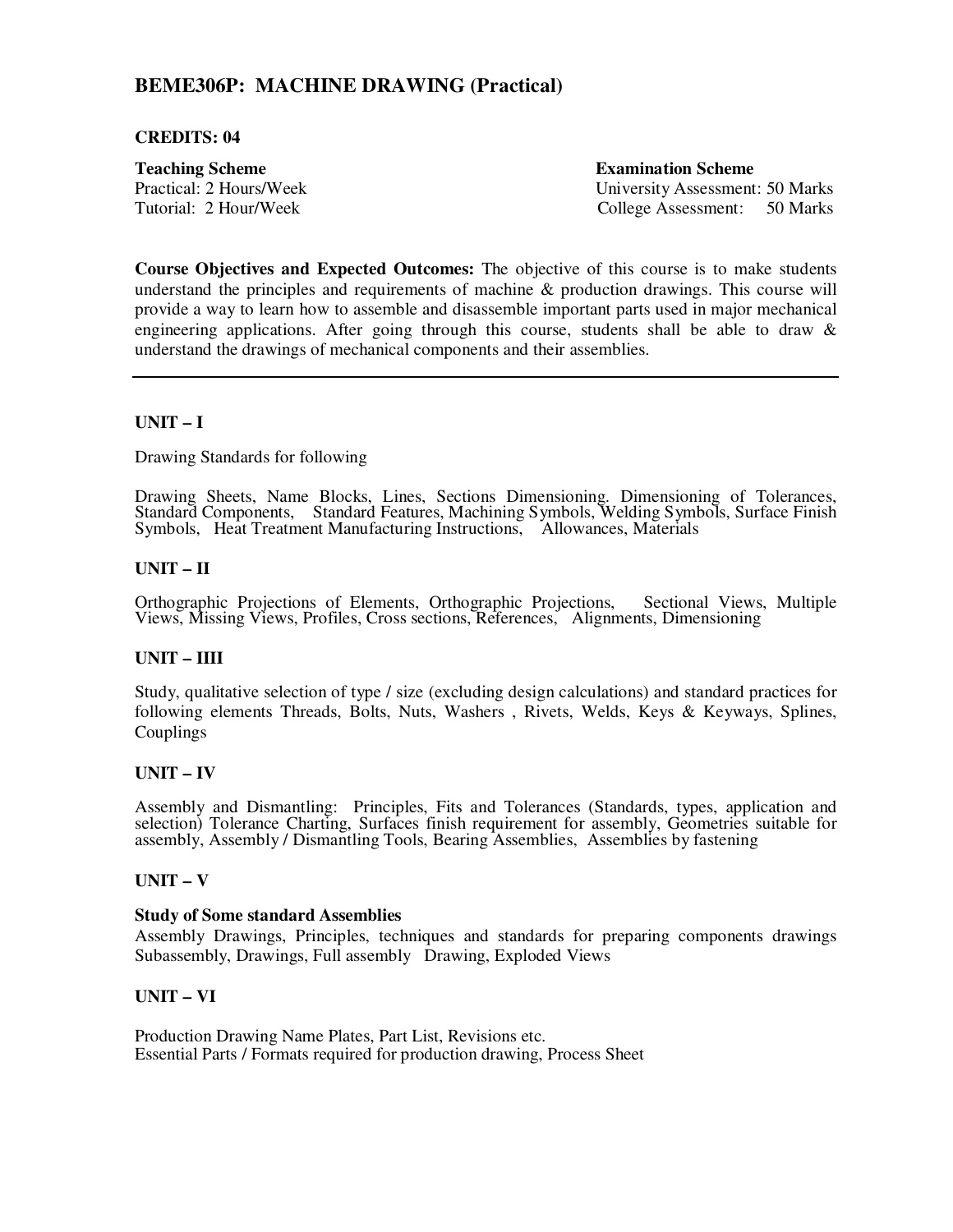## BEME306P: MACHINE DRAWING (Practical)

**CREDITS: 04**

| **Teaching Scheme** | **Examination Scheme** |
|---|---|
| Practical: 2 Hours/Week | University Assessment: 50 Marks |
| Tutorial: 2 Hour/Week | College Assessment: 50 Marks |

**Course Objectives and Expected Outcomes:** The objective of this course is to make students understand the principles and requirements of machine & production drawings. This course will provide a way to learn how to assemble and disassemble important parts used in major mechanical engineering applications. After going through this course, students shall be able to draw & understand the drawings of mechanical components and their assemblies.

---

### UNIT – I

Drawing Standards for following

Drawing Sheets, Name Blocks, Lines, Sections Dimensioning. Dimensioning of Tolerances, Standard Components, Standard Features, Machining Symbols, Welding Symbols, Surface Finish Symbols, Heat Treatment Manufacturing Instructions, Allowances, Materials

### UNIT – II

Orthographic Projections of Elements, Orthographic Projections, Sectional Views, Multiple Views, Missing Views, Profiles, Cross sections, References, Alignments, Dimensioning

### UNIT – IIII

Study, qualitative selection of type / size (excluding design calculations) and standard practices for following elements Threads, Bolts, Nuts, Washers , Rivets, Welds, Keys & Keyways, Splines, Couplings

### UNIT – IV

Assembly and Dismantling: Principles, Fits and Tolerances (Standards, types, application and selection) Tolerance Charting, Surfaces finish requirement for assembly, Geometries suitable for assembly, Assembly / Dismantling Tools, Bearing Assemblies, Assemblies by fastening

### UNIT – V

**Study of Some standard Assemblies**

Assembly Drawings, Principles, techniques and standards for preparing components drawings Subassembly, Drawings, Full assembly Drawing, Exploded Views

### UNIT – VI

Production Drawing Name Plates, Part List, Revisions etc.
Essential Parts / Formats required for production drawing, Process Sheet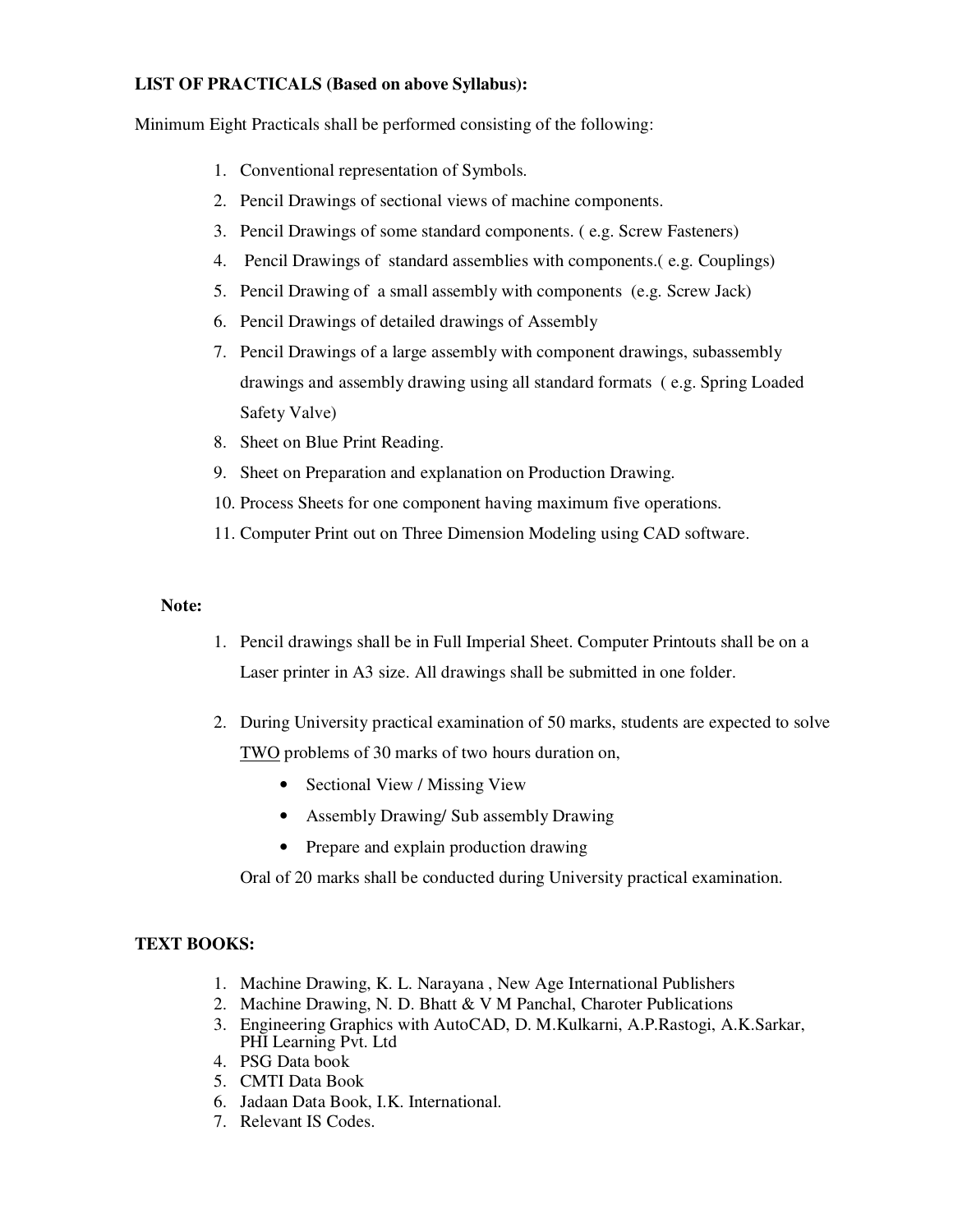**LIST OF PRACTICALS (Based on above Syllabus):**

Minimum Eight Practicals shall be performed consisting of the following:

1. Conventional representation of Symbols.
2. Pencil Drawings of sectional views of machine components.
3. Pencil Drawings of some standard components. ( e.g. Screw Fasteners)
4. Pencil Drawings of standard assemblies with components.( e.g. Couplings)
5. Pencil Drawing of a small assembly with components (e.g. Screw Jack)
6. Pencil Drawings of detailed drawings of Assembly
7. Pencil Drawings of a large assembly with component drawings, subassembly drawings and assembly drawing using all standard formats ( e.g. Spring Loaded Safety Valve)
8. Sheet on Blue Print Reading.
9. Sheet on Preparation and explanation on Production Drawing.
10. Process Sheets for one component having maximum five operations.
11. Computer Print out on Three Dimension Modeling using CAD software.

**Note:**

1. Pencil drawings shall be in Full Imperial Sheet. Computer Printouts shall be on a Laser printer in A3 size. All drawings shall be submitted in one folder.

2. During University practical examination of 50 marks, students are expected to solve <u>TWO</u> problems of 30 marks of two hours duration on,
   - Sectional View / Missing View
   - Assembly Drawing/ Sub assembly Drawing
   - Prepare and explain production drawing

   Oral of 20 marks shall be conducted during University practical examination.

**TEXT BOOKS:**

1. Machine Drawing, K. L. Narayana , New Age International Publishers
2. Machine Drawing, N. D. Bhatt & V M Panchal, Charoter Publications
3. Engineering Graphics with AutoCAD, D. M.Kulkarni, A.P.Rastogi, A.K.Sarkar, PHI Learning Pvt. Ltd
4. PSG Data book
5. CMTI Data Book
6. Jadaan Data Book, I.K. International.
7. Relevant IS Codes.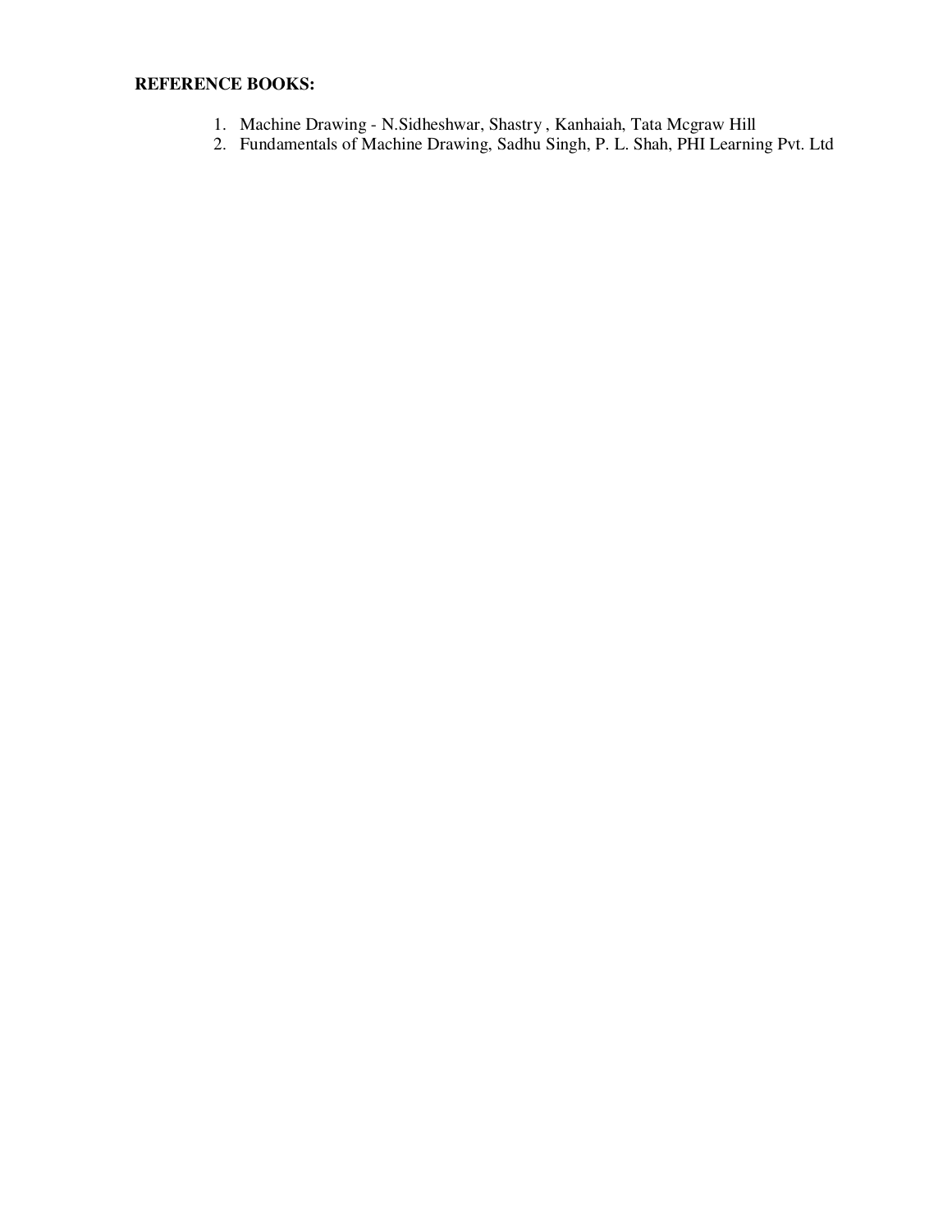**REFERENCE BOOKS:**

1. Machine Drawing - N.Sidheshwar, Shastry , Kanhaiah, Tata Mcgraw Hill
2. Fundamentals of Machine Drawing, Sadhu Singh, P. L. Shah, PHI Learning Pvt. Ltd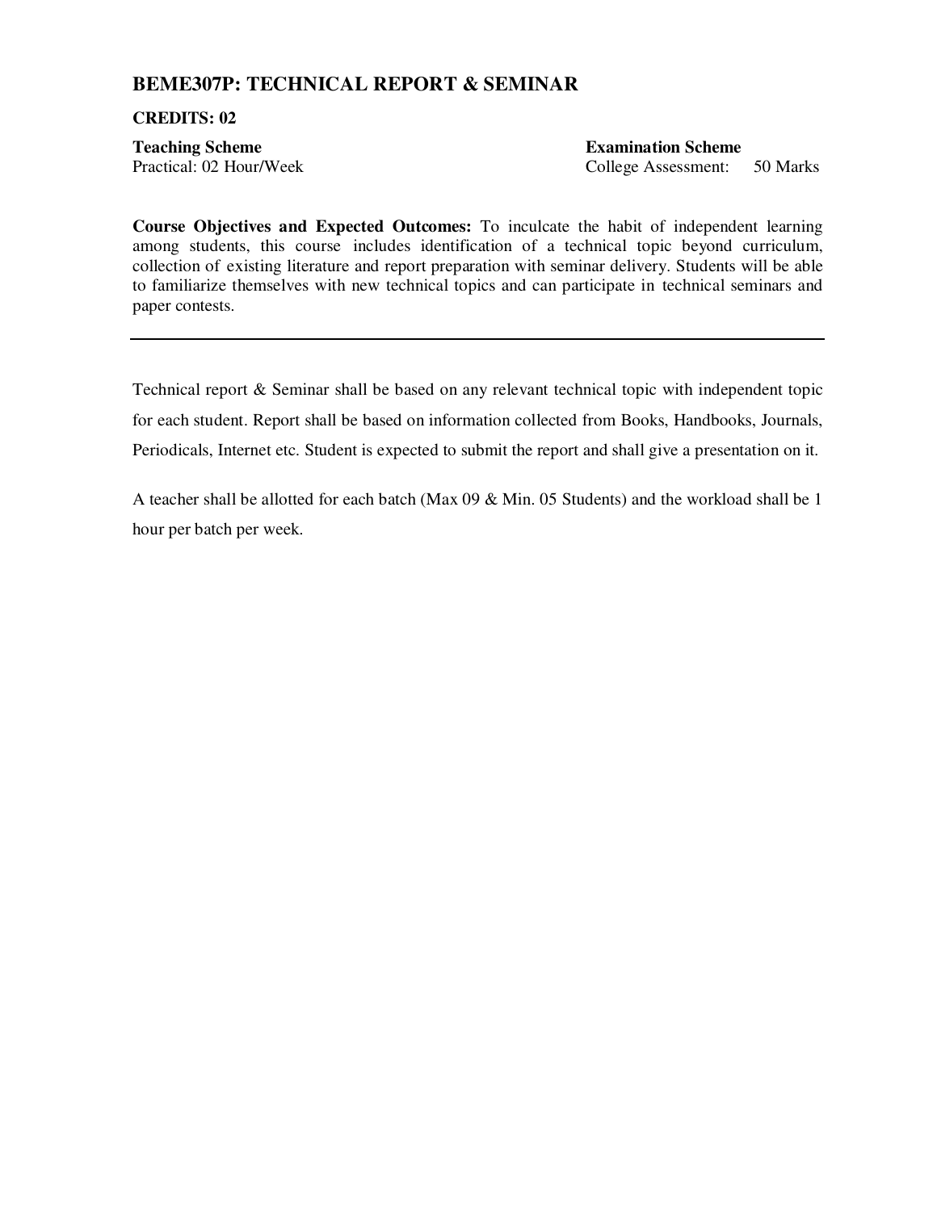## BEME307P: TECHNICAL REPORT & SEMINAR

**CREDITS: 02**

**Teaching Scheme**
Practical: 02 Hour/Week

**Examination Scheme**
College Assessment: 50 Marks

**Course Objectives and Expected Outcomes:** To inculcate the habit of independent learning among students, this course includes identification of a technical topic beyond curriculum, collection of existing literature and report preparation with seminar delivery. Students will be able to familiarize themselves with new technical topics and can participate in technical seminars and paper contests.

---

Technical report & Seminar shall be based on any relevant technical topic with independent topic for each student. Report shall be based on information collected from Books, Handbooks, Journals, Periodicals, Internet etc. Student is expected to submit the report and shall give a presentation on it.

A teacher shall be allotted for each batch (Max 09 & Min. 05 Students) and the workload shall be 1 hour per batch per week.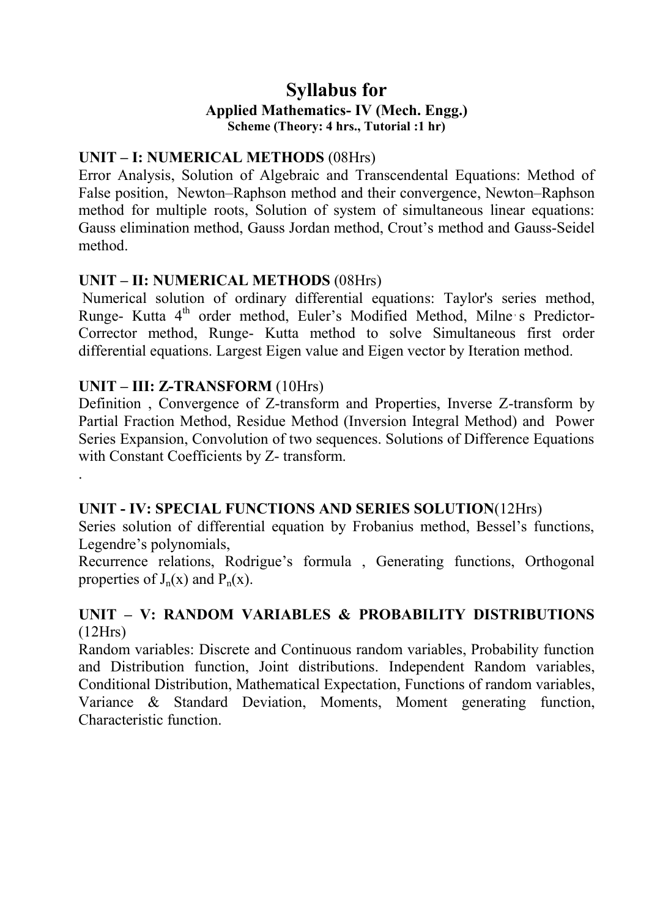# Syllabus for

### Applied Mathematics- IV (Mech. Engg.)

**Scheme (Theory: 4 hrs., Tutorial :1 hr)**

**UNIT – I: NUMERICAL METHODS** (08Hrs)

Error Analysis, Solution of Algebraic and Transcendental Equations: Method of False position, Newton–Raphson method and their convergence, Newton–Raphson method for multiple roots, Solution of system of simultaneous linear equations: Gauss elimination method, Gauss Jordan method, Crout's method and Gauss-Seidel method.

**UNIT – II: NUMERICAL METHODS** (08Hrs)

Numerical solution of ordinary differential equations: Taylor's series method, Runge- Kutta $4^{th}$ order method, Euler's Modified Method, Milne's Predictor-Corrector method, Runge- Kutta method to solve Simultaneous first order differential equations. Largest Eigen value and Eigen vector by Iteration method.

**UNIT – III: Z-TRANSFORM** (10Hrs)

Definition , Convergence of Z-transform and Properties, Inverse Z-transform by Partial Fraction Method, Residue Method (Inversion Integral Method) and Power Series Expansion, Convolution of two sequences. Solutions of Difference Equations with Constant Coefficients by Z- transform.

.

**UNIT - IV: SPECIAL FUNCTIONS AND SERIES SOLUTION**(12Hrs)

Series solution of differential equation by Frobanius method, Bessel's functions, Legendre's polynomials,

Recurrence relations, Rodrigue's formula , Generating functions, Orthogonal properties of $J_n(x)$ and $P_n(x)$.

**UNIT – V: RANDOM VARIABLES & PROBABILITY DISTRIBUTIONS** (12Hrs)

Random variables: Discrete and Continuous random variables, Probability function and Distribution function, Joint distributions. Independent Random variables, Conditional Distribution, Mathematical Expectation, Functions of random variables, Variance & Standard Deviation, Moments, Moment generating function, Characteristic function.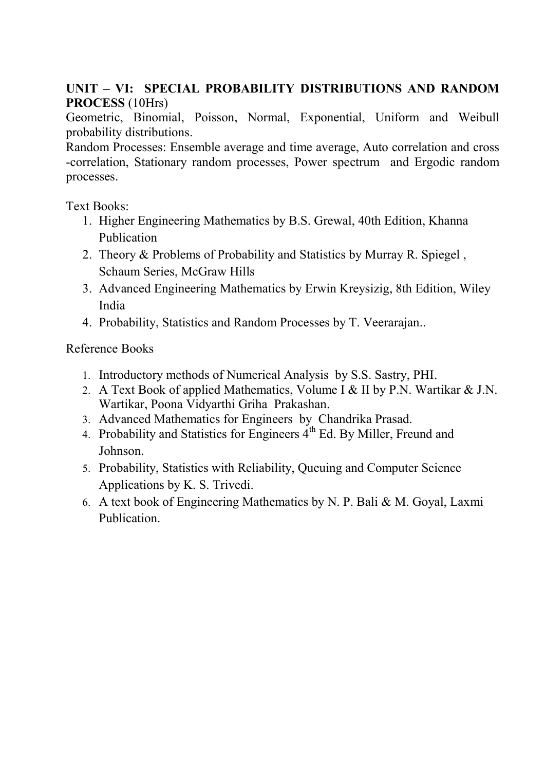**UNIT – VI: SPECIAL PROBABILITY DISTRIBUTIONS AND RANDOM PROCESS** (10Hrs)

Geometric, Binomial, Poisson, Normal, Exponential, Uniform and Weibull probability distributions.

Random Processes: Ensemble average and time average, Auto correlation and cross -correlation, Stationary random processes, Power spectrum and Ergodic random processes.

Text Books:

1. Higher Engineering Mathematics by B.S. Grewal, 40th Edition, Khanna Publication
2. Theory & Problems of Probability and Statistics by Murray R. Spiegel , Schaum Series, McGraw Hills
3. Advanced Engineering Mathematics by Erwin Kreysizig, 8th Edition, Wiley India
4. Probability, Statistics and Random Processes by T. Veerarajan..

Reference Books

1. Introductory methods of Numerical Analysis by S.S. Sastry, PHI.
2. A Text Book of applied Mathematics, Volume I & II by P.N. Wartikar & J.N. Wartikar, Poona Vidyarthi Griha Prakashan.
3. Advanced Mathematics for Engineers by Chandrika Prasad.
4. Probability and Statistics for Engineers 4th Ed. By Miller, Freund and Johnson.
5. Probability, Statistics with Reliability, Queuing and Computer Science Applications by K. S. Trivedi.
6. A text book of Engineering Mathematics by N. P. Bali & M. Goyal, Laxmi Publication.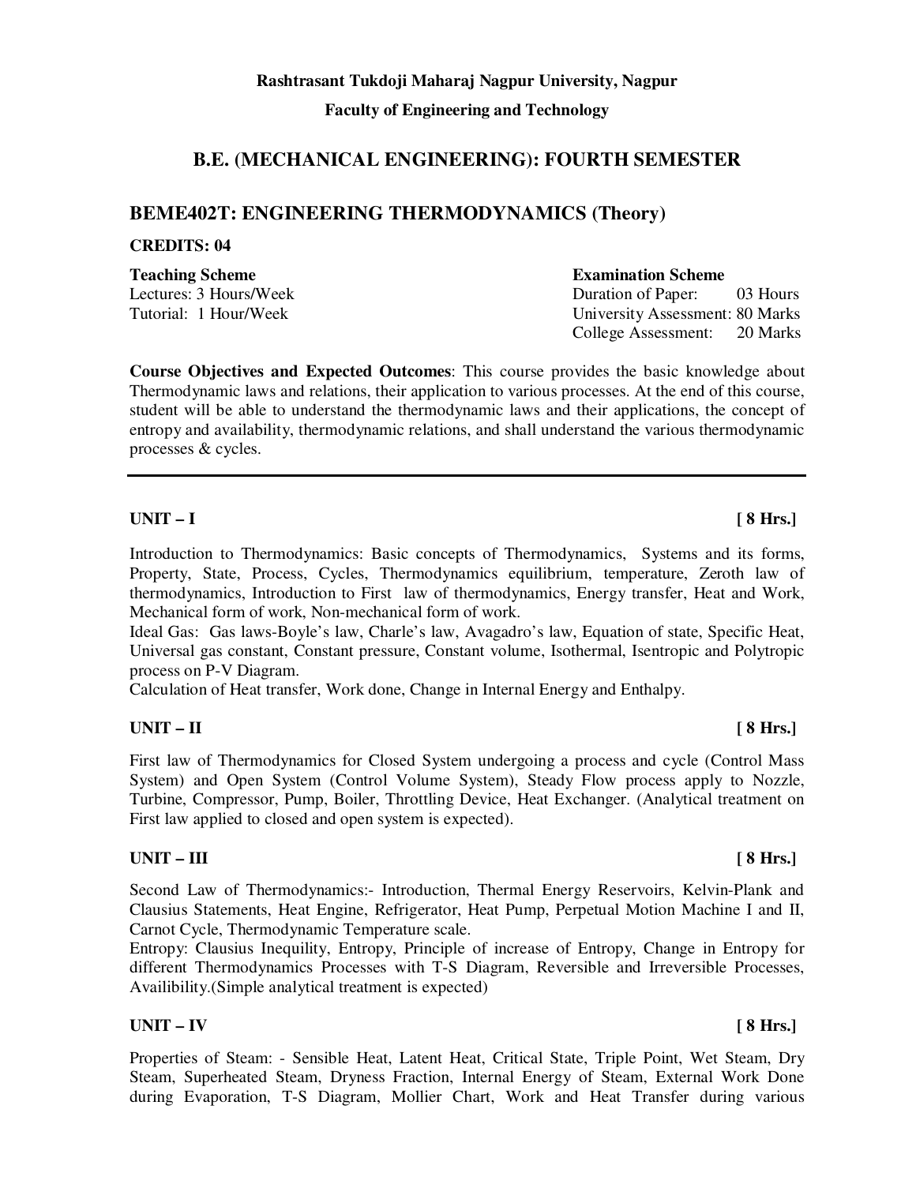**Rashtrasant Tukdoji Maharaj Nagpur University, Nagpur**

**Faculty of Engineering and Technology**

## B.E. (MECHANICAL ENGINEERING): FOURTH SEMESTER

## BEME402T: ENGINEERING THERMODYNAMICS (Theory)

**CREDITS: 04**

| **Teaching Scheme** | **Examination Scheme** |
|---|---|
| Lectures: 3 Hours/Week | Duration of Paper: 03 Hours |
| Tutorial: 1 Hour/Week | University Assessment: 80 Marks |
| | College Assessment: 20 Marks |

**Course Objectives and Expected Outcomes**: This course provides the basic knowledge about Thermodynamic laws and relations, their application to various processes. At the end of this course, student will be able to understand the thermodynamic laws and their applications, the concept of entropy and availability, thermodynamic relations, and shall understand the various thermodynamic processes & cycles.

---

**UNIT – I** **[ 8 Hrs.]**

Introduction to Thermodynamics: Basic concepts of Thermodynamics, Systems and its forms, Property, State, Process, Cycles, Thermodynamics equilibrium, temperature, Zeroth law of thermodynamics, Introduction to First law of thermodynamics, Energy transfer, Heat and Work, Mechanical form of work, Non-mechanical form of work.

Ideal Gas: Gas laws-Boyle's law, Charle's law, Avagadro's law, Equation of state, Specific Heat, Universal gas constant, Constant pressure, Constant volume, Isothermal, Isentropic and Polytropic process on P-V Diagram.

Calculation of Heat transfer, Work done, Change in Internal Energy and Enthalpy.

**UNIT – II** **[ 8 Hrs.]**

First law of Thermodynamics for Closed System undergoing a process and cycle (Control Mass System) and Open System (Control Volume System), Steady Flow process apply to Nozzle, Turbine, Compressor, Pump, Boiler, Throttling Device, Heat Exchanger. (Analytical treatment on First law applied to closed and open system is expected).

**UNIT – III** **[ 8 Hrs.]**

Second Law of Thermodynamics:- Introduction, Thermal Energy Reservoirs, Kelvin-Plank and Clausius Statements, Heat Engine, Refrigerator, Heat Pump, Perpetual Motion Machine I and II, Carnot Cycle, Thermodynamic Temperature scale.

Entropy: Clausius Inequility, Entropy, Principle of increase of Entropy, Change in Entropy for different Thermodynamics Processes with T-S Diagram, Reversible and Irreversible Processes, Availibility.(Simple analytical treatment is expected)

**UNIT – IV** **[ 8 Hrs.]**

Properties of Steam: - Sensible Heat, Latent Heat, Critical State, Triple Point, Wet Steam, Dry Steam, Superheated Steam, Dryness Fraction, Internal Energy of Steam, External Work Done during Evaporation, T-S Diagram, Mollier Chart, Work and Heat Transfer during various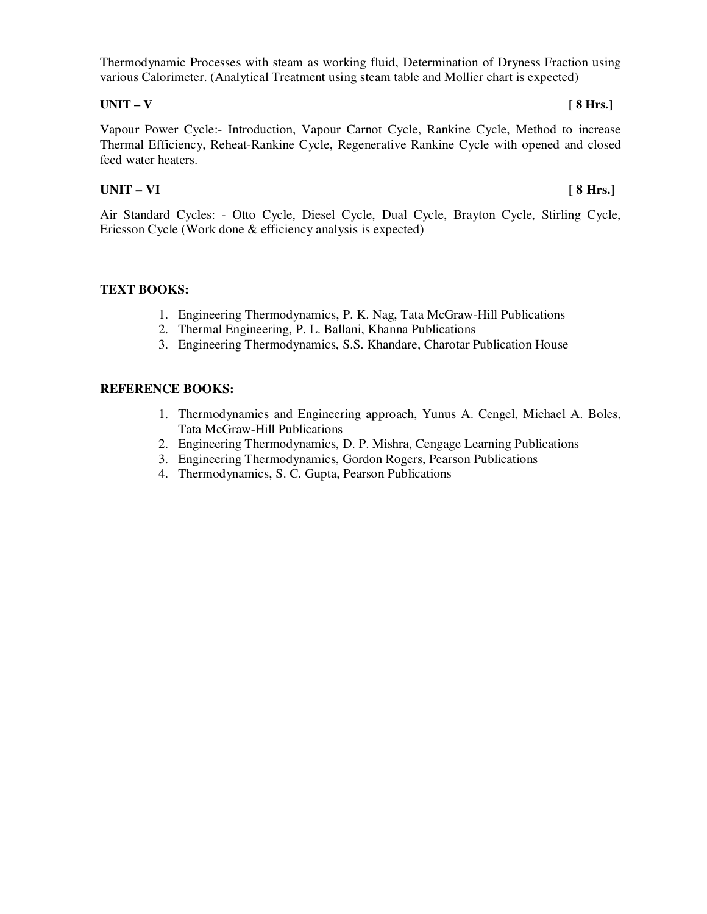Thermodynamic Processes with steam as working fluid, Determination of Dryness Fraction using various Calorimeter. (Analytical Treatment using steam table and Mollier chart is expected)

**UNIT – V** **[ 8 Hrs.]**

Vapour Power Cycle:- Introduction, Vapour Carnot Cycle, Rankine Cycle, Method to increase Thermal Efficiency, Reheat-Rankine Cycle, Regenerative Rankine Cycle with opened and closed feed water heaters.

**UNIT – VI** **[ 8 Hrs.]**

Air Standard Cycles: - Otto Cycle, Diesel Cycle, Dual Cycle, Brayton Cycle, Stirling Cycle, Ericsson Cycle (Work done & efficiency analysis is expected)

**TEXT BOOKS:**

1. Engineering Thermodynamics, P. K. Nag, Tata McGraw-Hill Publications
2. Thermal Engineering, P. L. Ballani, Khanna Publications
3. Engineering Thermodynamics, S.S. Khandare, Charotar Publication House

**REFERENCE BOOKS:**

1. Thermodynamics and Engineering approach, Yunus A. Cengel, Michael A. Boles, Tata McGraw-Hill Publications
2. Engineering Thermodynamics, D. P. Mishra, Cengage Learning Publications
3. Engineering Thermodynamics, Gordon Rogers, Pearson Publications
4. Thermodynamics, S. C. Gupta, Pearson Publications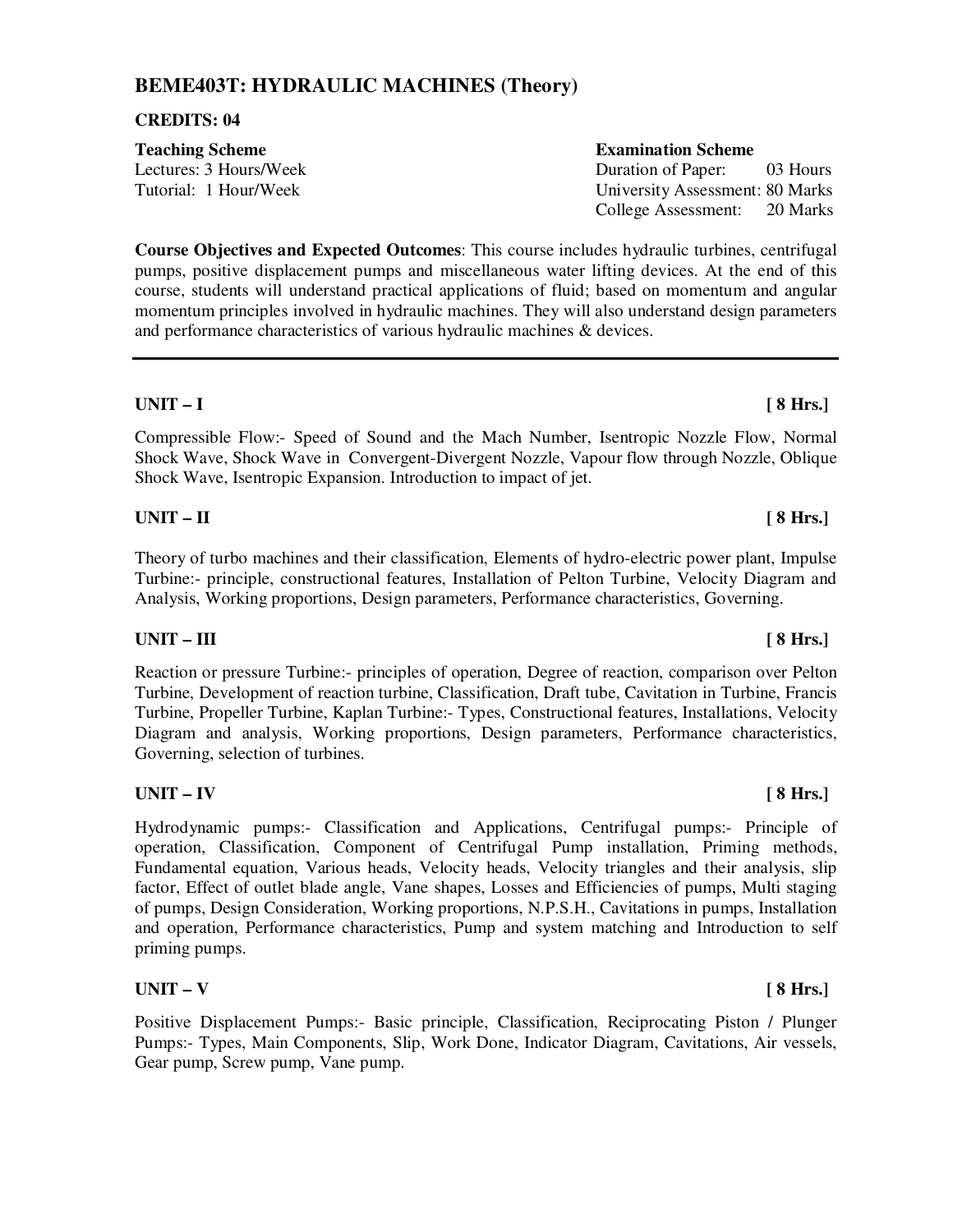## BEME403T: HYDRAULIC MACHINES (Theory)

**CREDITS: 04**

**Teaching Scheme**
Lectures: 3 Hours/Week
Tutorial: 1 Hour/Week

**Examination Scheme**
Duration of Paper: 03 Hours
University Assessment: 80 Marks
College Assessment: 20 Marks

**Course Objectives and Expected Outcomes**: This course includes hydraulic turbines, centrifugal pumps, positive displacement pumps and miscellaneous water lifting devices. At the end of this course, students will understand practical applications of fluid; based on momentum and angular momentum principles involved in hydraulic machines. They will also understand design parameters and performance characteristics of various hydraulic machines & devices.

---

**UNIT – I** **[ 8 Hrs.]**

Compressible Flow:- Speed of Sound and the Mach Number, Isentropic Nozzle Flow, Normal Shock Wave, Shock Wave in Convergent-Divergent Nozzle, Vapour flow through Nozzle, Oblique Shock Wave, Isentropic Expansion. Introduction to impact of jet.

**UNIT – II** **[ 8 Hrs.]**

Theory of turbo machines and their classification, Elements of hydro-electric power plant, Impulse Turbine:- principle, constructional features, Installation of Pelton Turbine, Velocity Diagram and Analysis, Working proportions, Design parameters, Performance characteristics, Governing.

**UNIT – III** **[ 8 Hrs.]**

Reaction or pressure Turbine:- principles of operation, Degree of reaction, comparison over Pelton Turbine, Development of reaction turbine, Classification, Draft tube, Cavitation in Turbine, Francis Turbine, Propeller Turbine, Kaplan Turbine:- Types, Constructional features, Installations, Velocity Diagram and analysis, Working proportions, Design parameters, Performance characteristics, Governing, selection of turbines.

**UNIT – IV** **[ 8 Hrs.]**

Hydrodynamic pumps:- Classification and Applications, Centrifugal pumps:- Principle of operation, Classification, Component of Centrifugal Pump installation, Priming methods, Fundamental equation, Various heads, Velocity heads, Velocity triangles and their analysis, slip factor, Effect of outlet blade angle, Vane shapes, Losses and Efficiencies of pumps, Multi staging of pumps, Design Consideration, Working proportions, N.P.S.H., Cavitations in pumps, Installation and operation, Performance characteristics, Pump and system matching and Introduction to self priming pumps.

**UNIT – V** **[ 8 Hrs.]**

Positive Displacement Pumps:- Basic principle, Classification, Reciprocating Piston / Plunger Pumps:- Types, Main Components, Slip, Work Done, Indicator Diagram, Cavitations, Air vessels, Gear pump, Screw pump, Vane pump.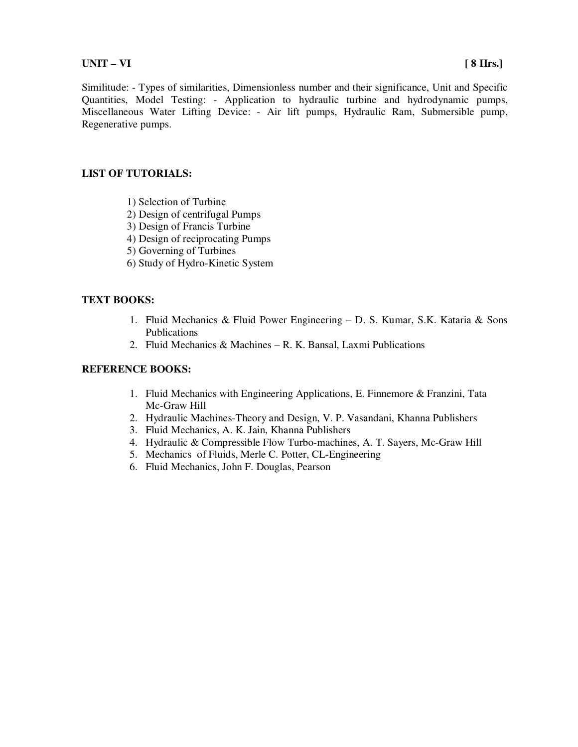**UNIT – VI** **[ 8 Hrs.]**

Similitude: - Types of similarities, Dimensionless number and their significance, Unit and Specific Quantities, Model Testing: - Application to hydraulic turbine and hydrodynamic pumps, Miscellaneous Water Lifting Device: - Air lift pumps, Hydraulic Ram, Submersible pump, Regenerative pumps.

**LIST OF TUTORIALS:**

1) Selection of Turbine
2) Design of centrifugal Pumps
3) Design of Francis Turbine
4) Design of reciprocating Pumps
5) Governing of Turbines
6) Study of Hydro-Kinetic System

**TEXT BOOKS:**

1. Fluid Mechanics & Fluid Power Engineering – D. S. Kumar, S.K. Kataria & Sons Publications
2. Fluid Mechanics & Machines – R. K. Bansal, Laxmi Publications

**REFERENCE BOOKS:**

1. Fluid Mechanics with Engineering Applications, E. Finnemore & Franzini, Tata Mc-Graw Hill
2. Hydraulic Machines-Theory and Design, V. P. Vasandani, Khanna Publishers
3. Fluid Mechanics, A. K. Jain, Khanna Publishers
4. Hydraulic & Compressible Flow Turbo-machines, A. T. Sayers, Mc-Graw Hill
5. Mechanics of Fluids, Merle C. Potter, CL-Engineering
6. Fluid Mechanics, John F. Douglas, Pearson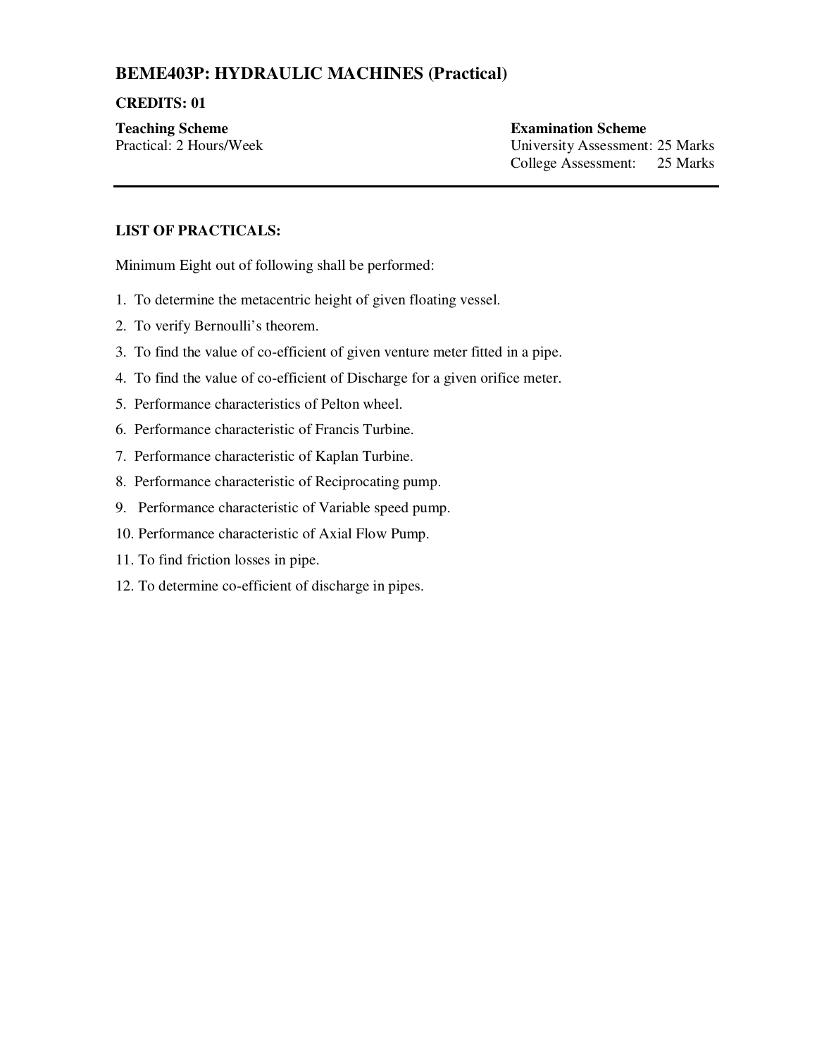## BEME403P: HYDRAULIC MACHINES (Practical)

**CREDITS: 01**

| **Teaching Scheme** | **Examination Scheme** |
|---|---|
| Practical: 2 Hours/Week | University Assessment: 25 Marks |
| | College Assessment: 25 Marks |

---

**LIST OF PRACTICALS:**

Minimum Eight out of following shall be performed:

1. To determine the metacentric height of given floating vessel.
2. To verify Bernoulli's theorem.
3. To find the value of co-efficient of given venture meter fitted in a pipe.
4. To find the value of co-efficient of Discharge for a given orifice meter.
5. Performance characteristics of Pelton wheel.
6. Performance characteristic of Francis Turbine.
7. Performance characteristic of Kaplan Turbine.
8. Performance characteristic of Reciprocating pump.
9. Performance characteristic of Variable speed pump.
10. Performance characteristic of Axial Flow Pump.
11. To find friction losses in pipe.
12. To determine co-efficient of discharge in pipes.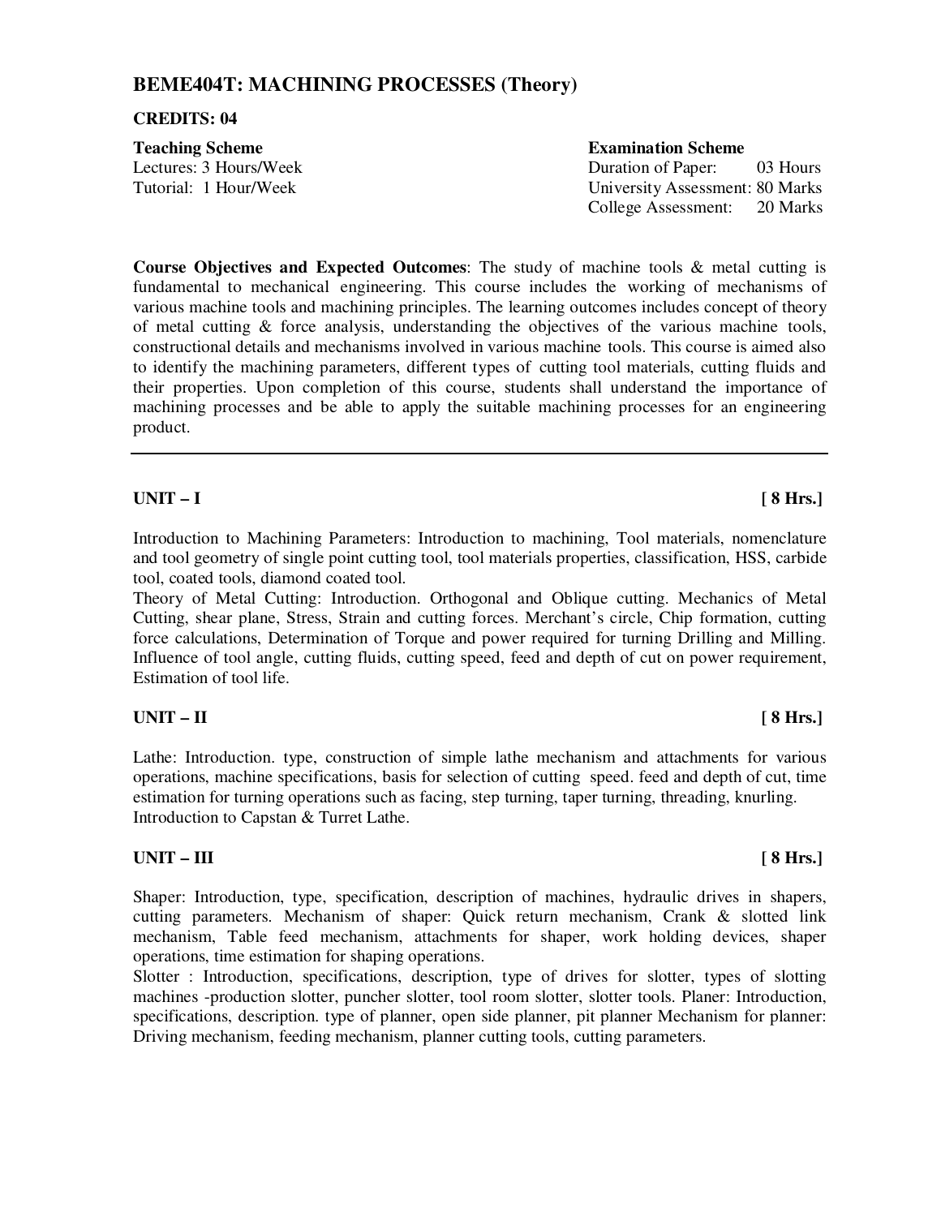# BEME404T: MACHINING PROCESSES (Theory)

**CREDITS: 04**

| **Teaching Scheme** | **Examination Scheme** |
|---|---|
| Lectures: 3 Hours/Week | Duration of Paper: 03 Hours |
| Tutorial: 1 Hour/Week | University Assessment: 80 Marks |
| | College Assessment: 20 Marks |

**Course Objectives and Expected Outcomes**: The study of machine tools & metal cutting is fundamental to mechanical engineering. This course includes the working of mechanisms of various machine tools and machining principles. The learning outcomes includes concept of theory of metal cutting & force analysis, understanding the objectives of the various machine tools, constructional details and mechanisms involved in various machine tools. This course is aimed also to identify the machining parameters, different types of cutting tool materials, cutting fluids and their properties. Upon completion of this course, students shall understand the importance of machining processes and be able to apply the suitable machining processes for an engineering product.

---

**UNIT – I** **[ 8 Hrs.]**

Introduction to Machining Parameters: Introduction to machining, Tool materials, nomenclature and tool geometry of single point cutting tool, tool materials properties, classification, HSS, carbide tool, coated tools, diamond coated tool.

Theory of Metal Cutting: Introduction. Orthogonal and Oblique cutting. Mechanics of Metal Cutting, shear plane, Stress, Strain and cutting forces. Merchant's circle, Chip formation, cutting force calculations, Determination of Torque and power required for turning Drilling and Milling. Influence of tool angle, cutting fluids, cutting speed, feed and depth of cut on power requirement, Estimation of tool life.

**UNIT – II** **[ 8 Hrs.]**

Lathe: Introduction. type, construction of simple lathe mechanism and attachments for various operations, machine specifications, basis for selection of cutting speed. feed and depth of cut, time estimation for turning operations such as facing, step turning, taper turning, threading, knurling. Introduction to Capstan & Turret Lathe.

**UNIT – III** **[ 8 Hrs.]**

Shaper: Introduction, type, specification, description of machines, hydraulic drives in shapers, cutting parameters. Mechanism of shaper: Quick return mechanism, Crank & slotted link mechanism, Table feed mechanism, attachments for shaper, work holding devices, shaper operations, time estimation for shaping operations.

Slotter : Introduction, specifications, description, type of drives for slotter, types of slotting machines -production slotter, puncher slotter, tool room slotter, slotter tools. Planer: Introduction, specifications, description. type of planner, open side planner, pit planner Mechanism for planner: Driving mechanism, feeding mechanism, planner cutting tools, cutting parameters.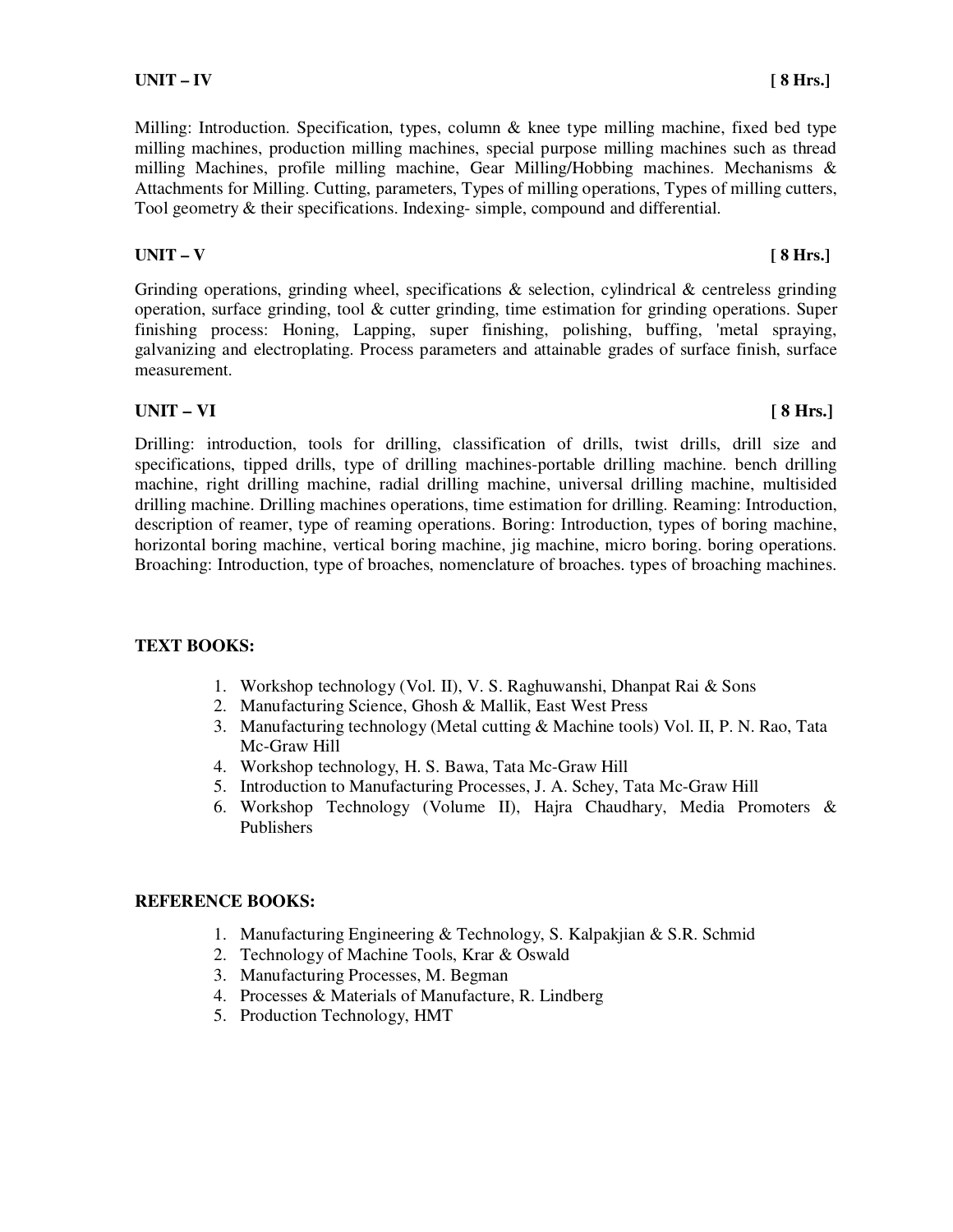**UNIT – IV** **[ 8 Hrs.]**

Milling: Introduction. Specification, types, column & knee type milling machine, fixed bed type milling machines, production milling machines, special purpose milling machines such as thread milling Machines, profile milling machine, Gear Milling/Hobbing machines. Mechanisms & Attachments for Milling. Cutting, parameters, Types of milling operations, Types of milling cutters, Tool geometry & their specifications. Indexing- simple, compound and differential.

**UNIT – V** **[ 8 Hrs.]**

Grinding operations, grinding wheel, specifications & selection, cylindrical & centreless grinding operation, surface grinding, tool & cutter grinding, time estimation for grinding operations. Super finishing process: Honing, Lapping, super finishing, polishing, buffing, 'metal spraying, galvanizing and electroplating. Process parameters and attainable grades of surface finish, surface measurement.

**UNIT – VI** **[ 8 Hrs.]**

Drilling: introduction, tools for drilling, classification of drills, twist drills, drill size and specifications, tipped drills, type of drilling machines-portable drilling machine. bench drilling machine, right drilling machine, radial drilling machine, universal drilling machine, multisided drilling machine. Drilling machines operations, time estimation for drilling. Reaming: Introduction, description of reamer, type of reaming operations. Boring: Introduction, types of boring machine, horizontal boring machine, vertical boring machine, jig machine, micro boring. boring operations. Broaching: Introduction, type of broaches, nomenclature of broaches. types of broaching machines.

**TEXT BOOKS:**

1. Workshop technology (Vol. II), V. S. Raghuwanshi, Dhanpat Rai & Sons
2. Manufacturing Science, Ghosh & Mallik, East West Press
3. Manufacturing technology (Metal cutting & Machine tools) Vol. II, P. N. Rao, Tata Mc-Graw Hill
4. Workshop technology, H. S. Bawa, Tata Mc-Graw Hill
5. Introduction to Manufacturing Processes, J. A. Schey, Tata Mc-Graw Hill
6. Workshop Technology (Volume II), Hajra Chaudhary, Media Promoters & Publishers

**REFERENCE BOOKS:**

1. Manufacturing Engineering & Technology, S. Kalpakjian & S.R. Schmid
2. Technology of Machine Tools, Krar & Oswald
3. Manufacturing Processes, M. Begman
4. Processes & Materials of Manufacture, R. Lindberg
5. Production Technology, HMT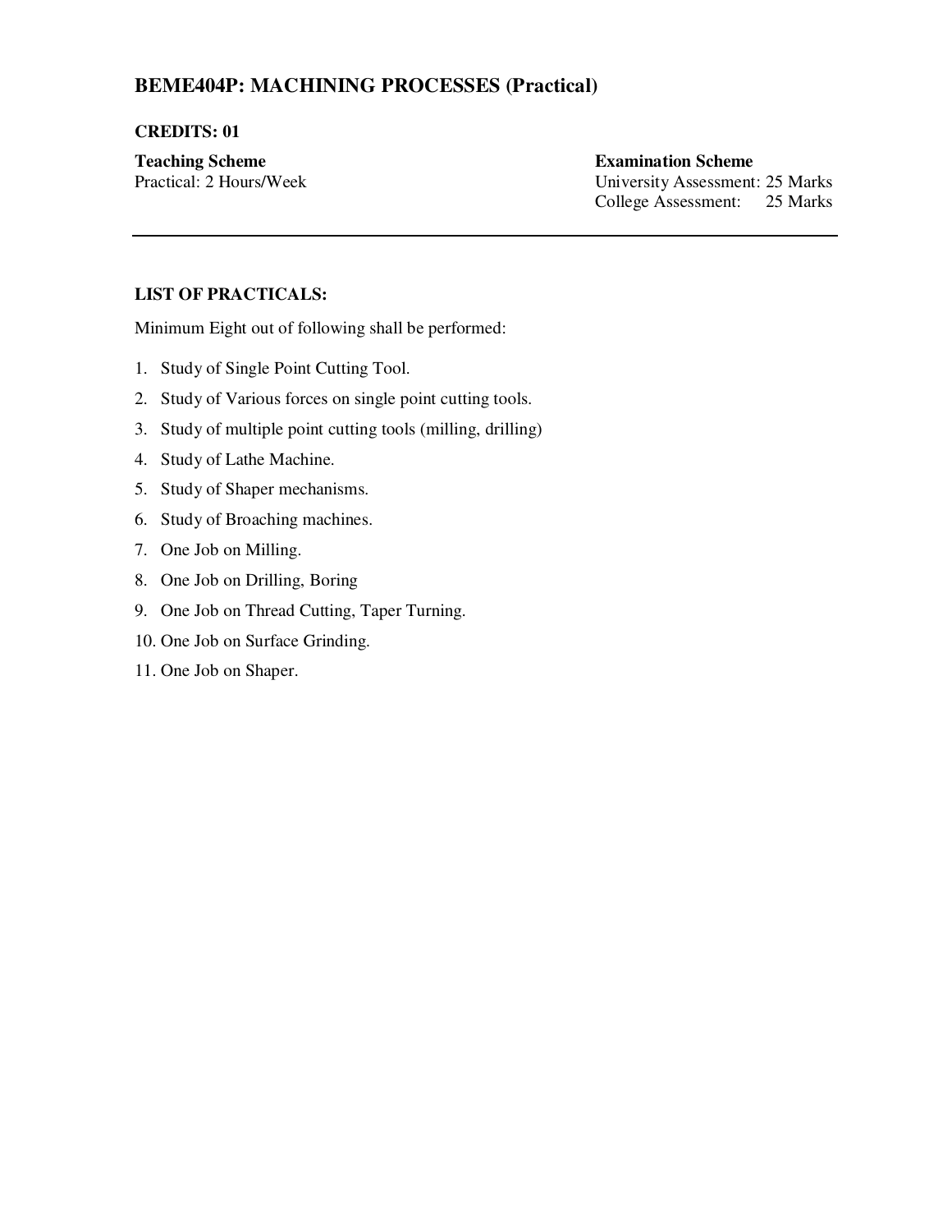## BEME404P: MACHINING PROCESSES (Practical)

**CREDITS: 01**

| **Teaching Scheme** | **Examination Scheme** |
|---|---|
| Practical: 2 Hours/Week | University Assessment: 25 Marks |
| | College Assessment: 25 Marks |

---

**LIST OF PRACTICALS:**

Minimum Eight out of following shall be performed:

1. Study of Single Point Cutting Tool.
2. Study of Various forces on single point cutting tools.
3. Study of multiple point cutting tools (milling, drilling)
4. Study of Lathe Machine.
5. Study of Shaper mechanisms.
6. Study of Broaching machines.
7. One Job on Milling.
8. One Job on Drilling, Boring
9. One Job on Thread Cutting, Taper Turning.
10. One Job on Surface Grinding.
11. One Job on Shaper.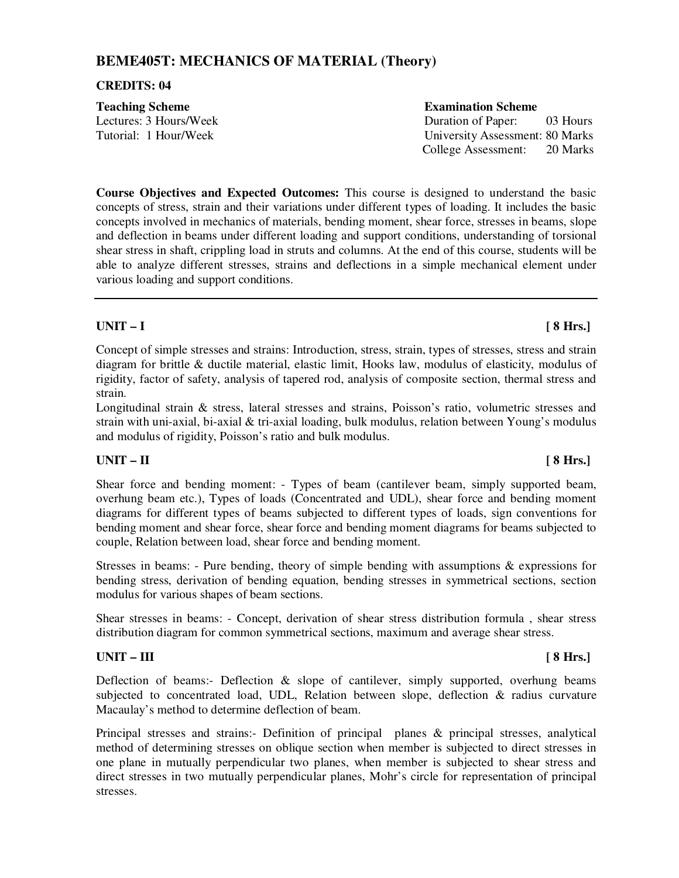## BEME405T: MECHANICS OF MATERIAL (Theory)

**CREDITS: 04**

| **Teaching Scheme** | **Examination Scheme** |
|---|---|
| Lectures: 3 Hours/Week | Duration of Paper: 03 Hours |
| Tutorial: 1 Hour/Week | University Assessment: 80 Marks |
| | College Assessment: 20 Marks |

**Course Objectives and Expected Outcomes:** This course is designed to understand the basic concepts of stress, strain and their variations under different types of loading. It includes the basic concepts involved in mechanics of materials, bending moment, shear force, stresses in beams, slope and deflection in beams under different loading and support conditions, understanding of torsional shear stress in shaft, crippling load in struts and columns. At the end of this course, students will be able to analyze different stresses, strains and deflections in a simple mechanical element under various loading and support conditions.

---

### UNIT – I [ 8 Hrs.]

Concept of simple stresses and strains: Introduction, stress, strain, types of stresses, stress and strain diagram for brittle & ductile material, elastic limit, Hooks law, modulus of elasticity, modulus of rigidity, factor of safety, analysis of tapered rod, analysis of composite section, thermal stress and strain.

Longitudinal strain & stress, lateral stresses and strains, Poisson's ratio, volumetric stresses and strain with uni-axial, bi-axial & tri-axial loading, bulk modulus, relation between Young's modulus and modulus of rigidity, Poisson's ratio and bulk modulus.

### UNIT – II [ 8 Hrs.]

Shear force and bending moment: - Types of beam (cantilever beam, simply supported beam, overhung beam etc.), Types of loads (Concentrated and UDL), shear force and bending moment diagrams for different types of beams subjected to different types of loads, sign conventions for bending moment and shear force, shear force and bending moment diagrams for beams subjected to couple, Relation between load, shear force and bending moment.

Stresses in beams: - Pure bending, theory of simple bending with assumptions & expressions for bending stress, derivation of bending equation, bending stresses in symmetrical sections, section modulus for various shapes of beam sections.

Shear stresses in beams: - Concept, derivation of shear stress distribution formula , shear stress distribution diagram for common symmetrical sections, maximum and average shear stress.

### UNIT – III [ 8 Hrs.]

Deflection of beams:- Deflection & slope of cantilever, simply supported, overhung beams subjected to concentrated load, UDL, Relation between slope, deflection & radius curvature Macaulay's method to determine deflection of beam.

Principal stresses and strains:- Definition of principal planes & principal stresses, analytical method of determining stresses on oblique section when member is subjected to direct stresses in one plane in mutually perpendicular two planes, when member is subjected to shear stress and direct stresses in two mutually perpendicular planes, Mohr's circle for representation of principal stresses.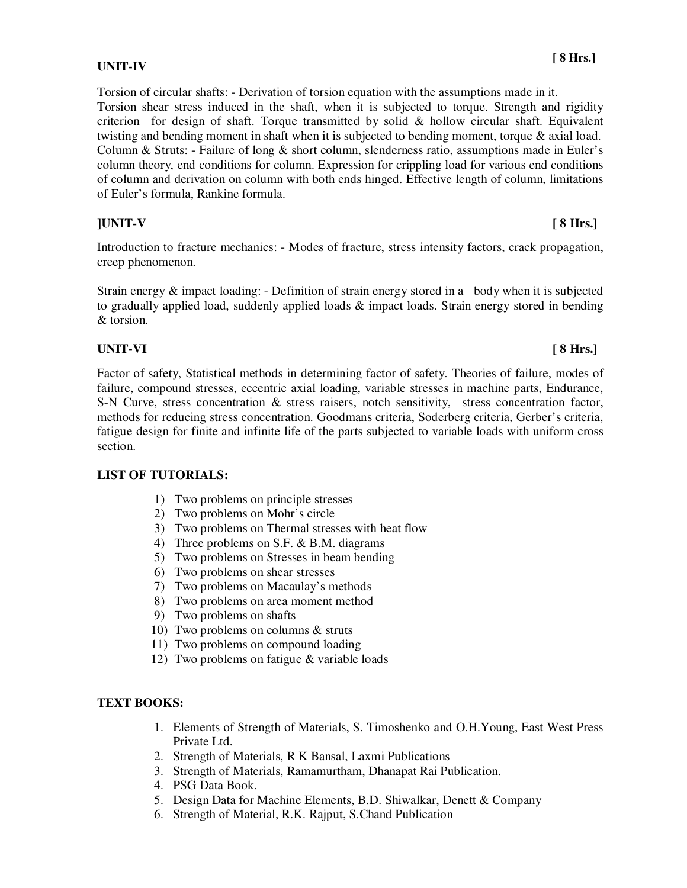**UNIT-IV** **[ 8 Hrs.]**

Torsion of circular shafts: - Derivation of torsion equation with the assumptions made in it. Torsion shear stress induced in the shaft, when it is subjected to torque. Strength and rigidity criterion for design of shaft. Torque transmitted by solid & hollow circular shaft. Equivalent twisting and bending moment in shaft when it is subjected to bending moment, torque & axial load. Column & Struts: - Failure of long & short column, slenderness ratio, assumptions made in Euler's column theory, end conditions for column. Expression for crippling load for various end conditions of column and derivation on column with both ends hinged. Effective length of column, limitations of Euler's formula, Rankine formula.

**]UNIT-V** **[ 8 Hrs.]**

Introduction to fracture mechanics: - Modes of fracture, stress intensity factors, crack propagation, creep phenomenon.

Strain energy & impact loading: - Definition of strain energy stored in a body when it is subjected to gradually applied load, suddenly applied loads & impact loads. Strain energy stored in bending & torsion.

**UNIT-VI** **[ 8 Hrs.]**

Factor of safety, Statistical methods in determining factor of safety. Theories of failure, modes of failure, compound stresses, eccentric axial loading, variable stresses in machine parts, Endurance, S-N Curve, stress concentration & stress raisers, notch sensitivity, stress concentration factor, methods for reducing stress concentration. Goodmans criteria, Soderberg criteria, Gerber's criteria, fatigue design for finite and infinite life of the parts subjected to variable loads with uniform cross section.

**LIST OF TUTORIALS:**

1) Two problems on principle stresses
2) Two problems on Mohr's circle
3) Two problems on Thermal stresses with heat flow
4) Three problems on S.F. & B.M. diagrams
5) Two problems on Stresses in beam bending
6) Two problems on shear stresses
7) Two problems on Macaulay's methods
8) Two problems on area moment method
9) Two problems on shafts
10) Two problems on columns & struts
11) Two problems on compound loading
12) Two problems on fatigue & variable loads

**TEXT BOOKS:**

1. Elements of Strength of Materials, S. Timoshenko and O.H.Young, East West Press Private Ltd.
2. Strength of Materials, R K Bansal, Laxmi Publications
3. Strength of Materials, Ramamurtham, Dhanapat Rai Publication.
4. PSG Data Book.
5. Design Data for Machine Elements, B.D. Shiwalkar, Denett & Company
6. Strength of Material, R.K. Rajput, S.Chand Publication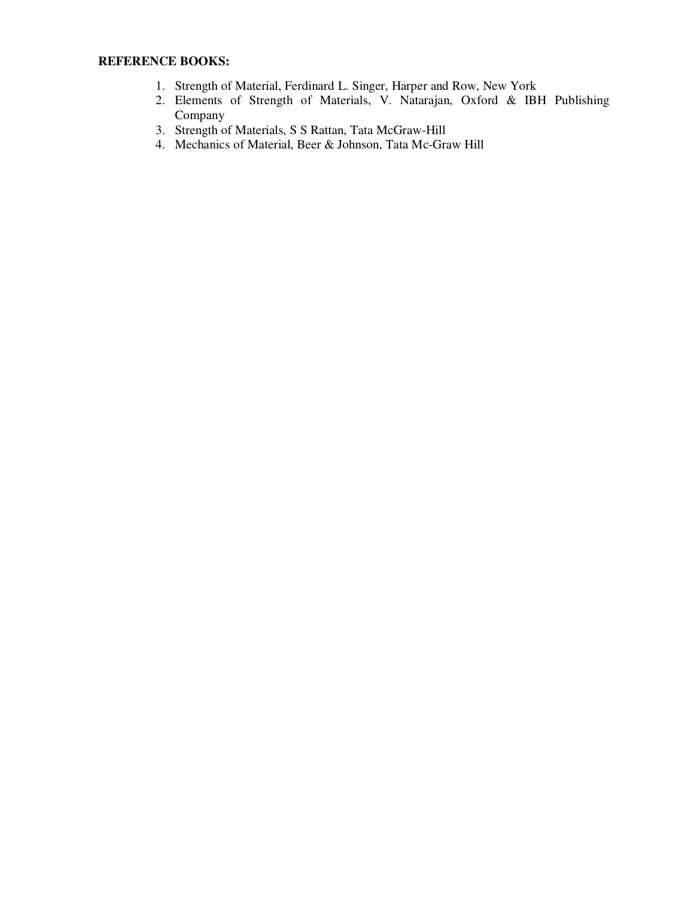**REFERENCE BOOKS:**

1. Strength of Material, Ferdinard L. Singer, Harper and Row, New York
2. Elements of Strength of Materials, V. Natarajan, Oxford & IBH Publishing Company
3. Strength of Materials, S S Rattan, Tata McGraw-Hill
4. Mechanics of Material, Beer & Johnson, Tata Mc-Graw Hill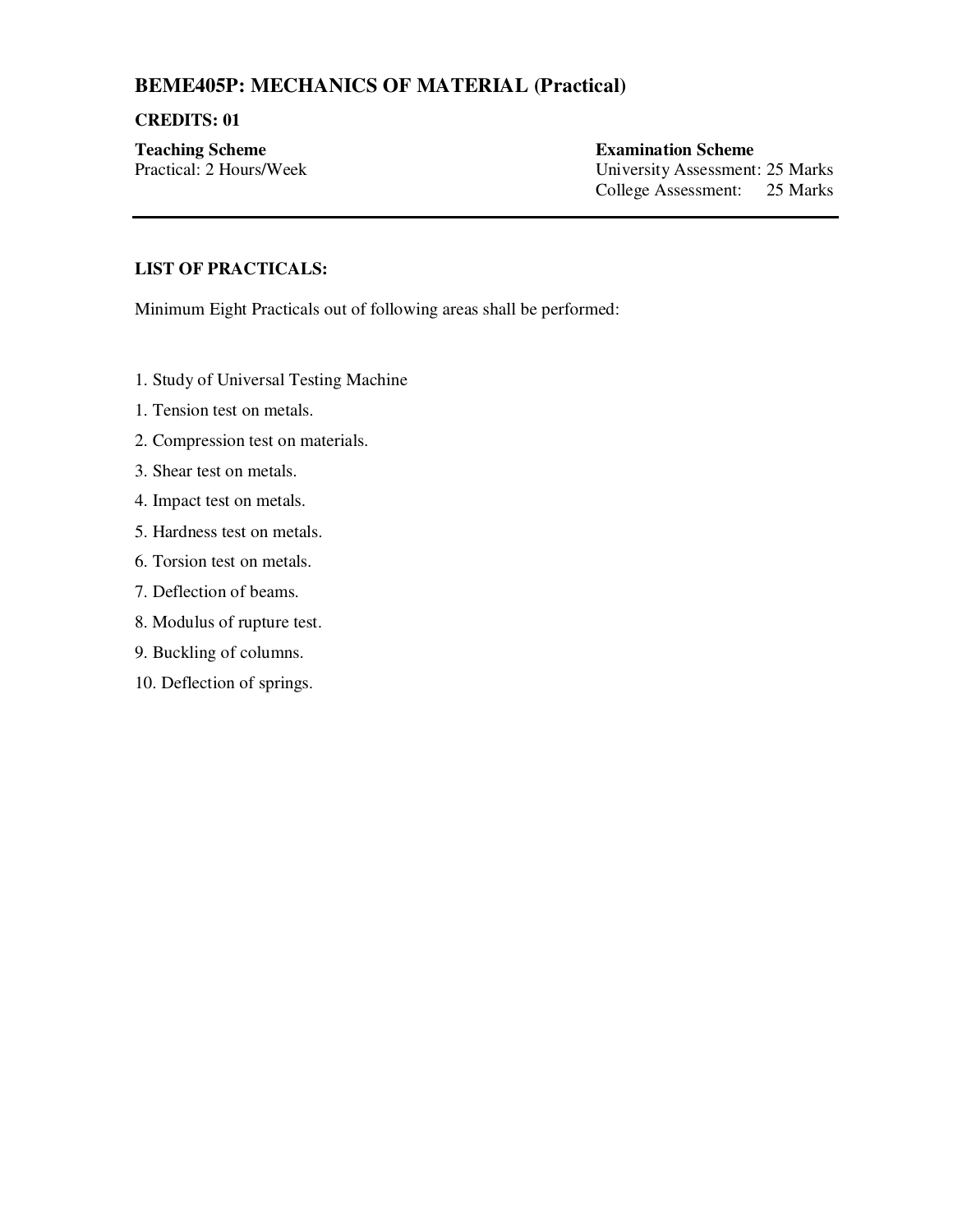# BEME405P: MECHANICS OF MATERIAL (Practical)

**CREDITS: 01**

**Teaching Scheme**
Practical: 2 Hours/Week

**Examination Scheme**
University Assessment: 25 Marks
College Assessment: 25 Marks

---

**LIST OF PRACTICALS:**

Minimum Eight Practicals out of following areas shall be performed:

1. Study of Universal Testing Machine
1. Tension test on metals.
2. Compression test on materials.
3. Shear test on metals.
4. Impact test on metals.
5. Hardness test on metals.
6. Torsion test on metals.
7. Deflection of beams.
8. Modulus of rupture test.
9. Buckling of columns.
10. Deflection of springs.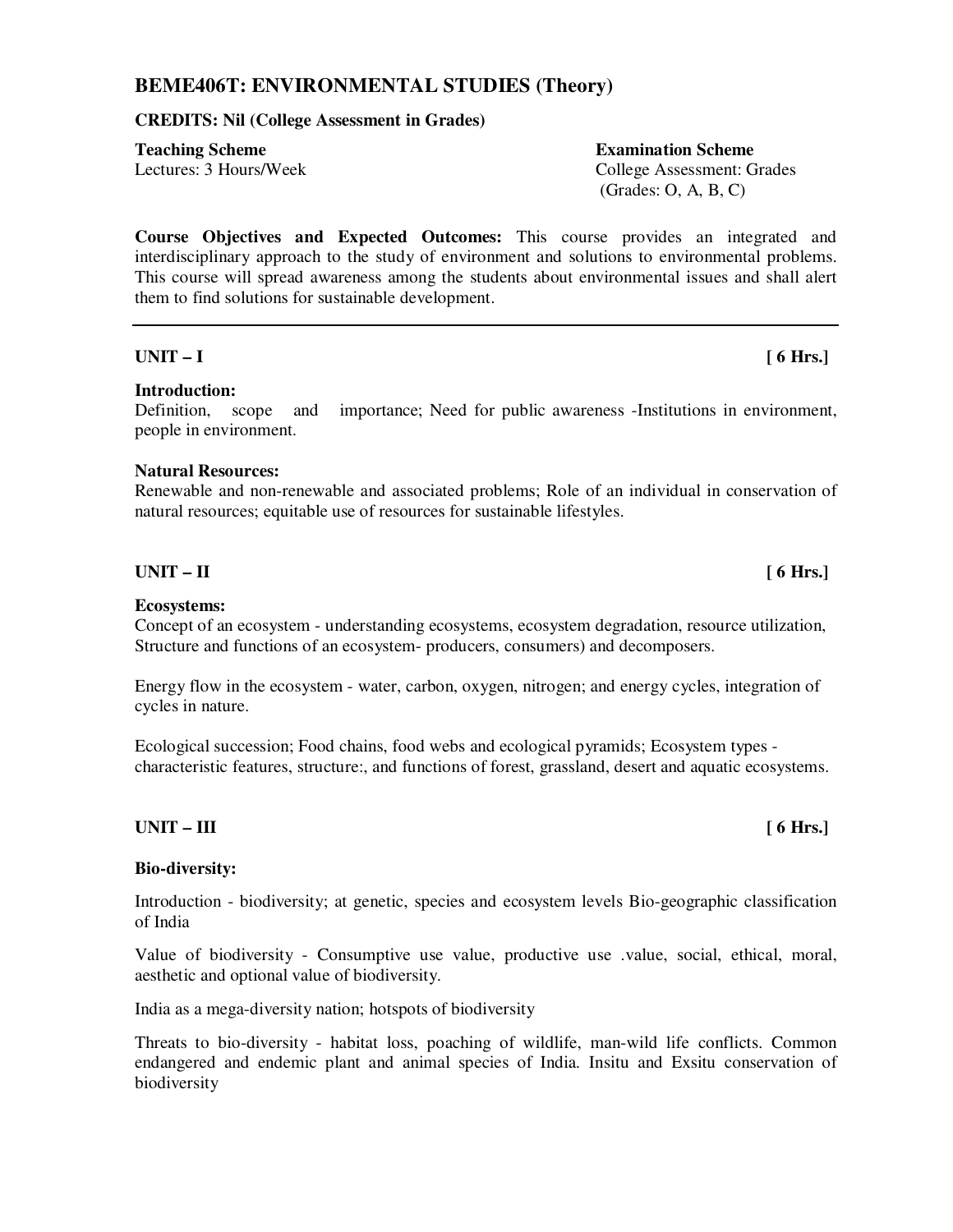## BEME406T: ENVIRONMENTAL STUDIES (Theory)

**CREDITS: Nil (College Assessment in Grades)**

**Teaching Scheme**
Lectures: 3 Hours/Week

**Examination Scheme**
College Assessment: Grades
(Grades: O, A, B, C)

**Course Objectives and Expected Outcomes:** This course provides an integrated and interdisciplinary approach to the study of environment and solutions to environmental problems. This course will spread awareness among the students about environmental issues and shall alert them to find solutions for sustainable development.

---

### UNIT – I [ 6 Hrs.]

**Introduction:**
Definition, scope and importance; Need for public awareness -Institutions in environment, people in environment.

**Natural Resources:**
Renewable and non-renewable and associated problems; Role of an individual in conservation of natural resources; equitable use of resources for sustainable lifestyles.

### UNIT – II [ 6 Hrs.]

**Ecosystems:**
Concept of an ecosystem - understanding ecosystems, ecosystem degradation, resource utilization, Structure and functions of an ecosystem- producers, consumers) and decomposers.

Energy flow in the ecosystem - water, carbon, oxygen, nitrogen; and energy cycles, integration of cycles in nature.

Ecological succession; Food chains, food webs and ecological pyramids; Ecosystem types - characteristic features, structure:, and functions of forest, grassland, desert and aquatic ecosystems.

### UNIT – III [ 6 Hrs.]

**Bio-diversity:**

Introduction - biodiversity; at genetic, species and ecosystem levels Bio-geographic classification of India

Value of biodiversity - Consumptive use value, productive use .value, social, ethical, moral, aesthetic and optional value of biodiversity.

India as a mega-diversity nation; hotspots of biodiversity

Threats to bio-diversity - habitat loss, poaching of wildlife, man-wild life conflicts. Common endangered and endemic plant and animal species of India. Insitu and Exsitu conservation of biodiversity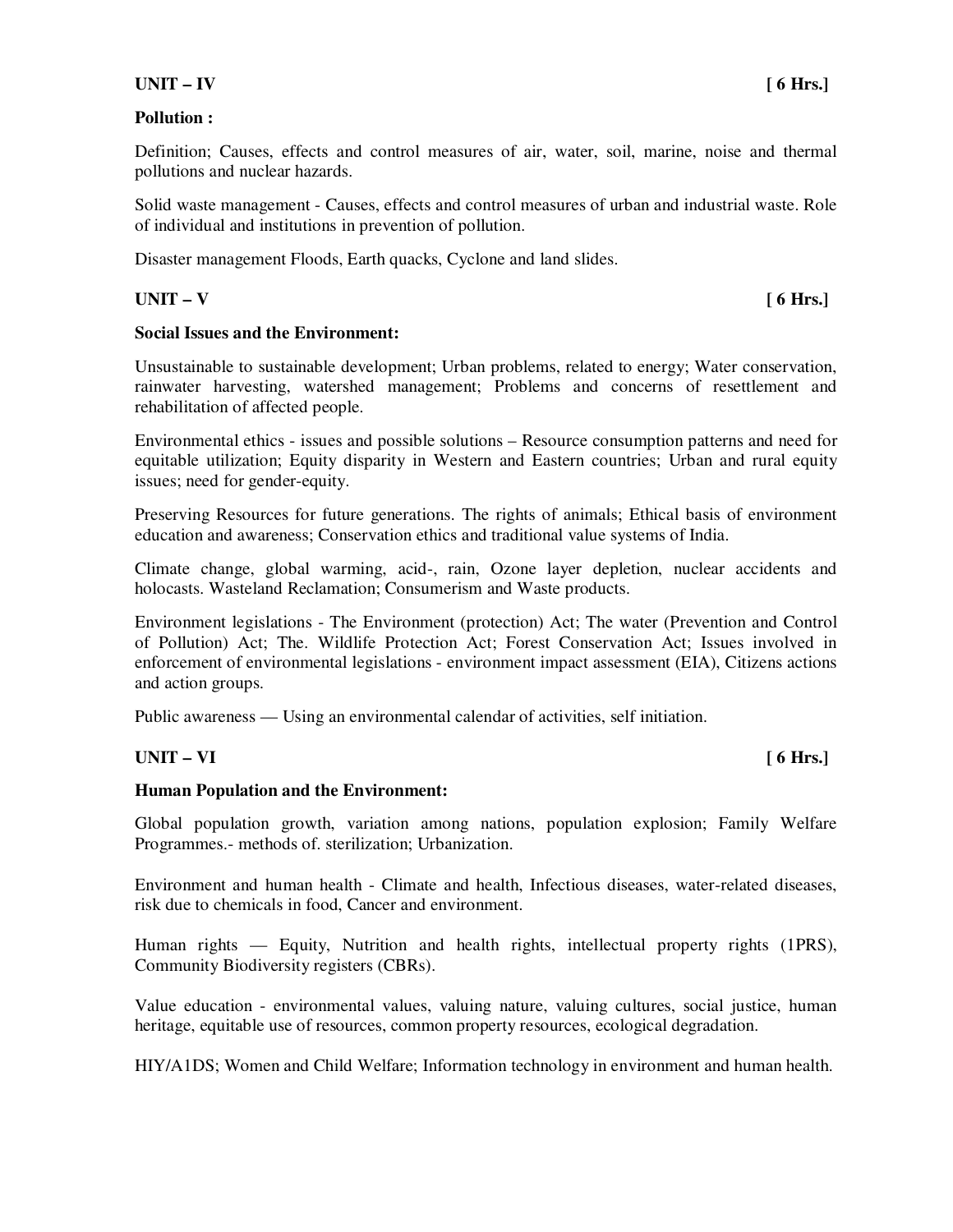**UNIT – IV** **[ 6 Hrs.]**

**Pollution :**

Definition; Causes, effects and control measures of air, water, soil, marine, noise and thermal pollutions and nuclear hazards.

Solid waste management - Causes, effects and control measures of urban and industrial waste. Role of individual and institutions in prevention of pollution.

Disaster management Floods, Earth quacks, Cyclone and land slides.

**UNIT – V** **[ 6 Hrs.]**

**Social Issues and the Environment:**

Unsustainable to sustainable development; Urban problems, related to energy; Water conservation, rainwater harvesting, watershed management; Problems and concerns of resettlement and rehabilitation of affected people.

Environmental ethics - issues and possible solutions – Resource consumption patterns and need for equitable utilization; Equity disparity in Western and Eastern countries; Urban and rural equity issues; need for gender-equity.

Preserving Resources for future generations. The rights of animals; Ethical basis of environment education and awareness; Conservation ethics and traditional value systems of India.

Climate change, global warming, acid-, rain, Ozone layer depletion, nuclear accidents and holocasts. Wasteland Reclamation; Consumerism and Waste products.

Environment legislations - The Environment (protection) Act; The water (Prevention and Control of Pollution) Act; The. Wildlife Protection Act; Forest Conservation Act; Issues involved in enforcement of environmental legislations - environment impact assessment (EIA), Citizens actions and action groups.

Public awareness — Using an environmental calendar of activities, self initiation.

**UNIT – VI** **[ 6 Hrs.]**

**Human Population and the Environment:**

Global population growth, variation among nations, population explosion; Family Welfare Programmes.- methods of. sterilization; Urbanization.

Environment and human health - Climate and health, Infectious diseases, water-related diseases, risk due to chemicals in food, Cancer and environment.

Human rights — Equity, Nutrition and health rights, intellectual property rights (1PRS), Community Biodiversity registers (CBRs).

Value education - environmental values, valuing nature, valuing cultures, social justice, human heritage, equitable use of resources, common property resources, ecological degradation.

HIY/A1DS; Women and Child Welfare; Information technology in environment and human health.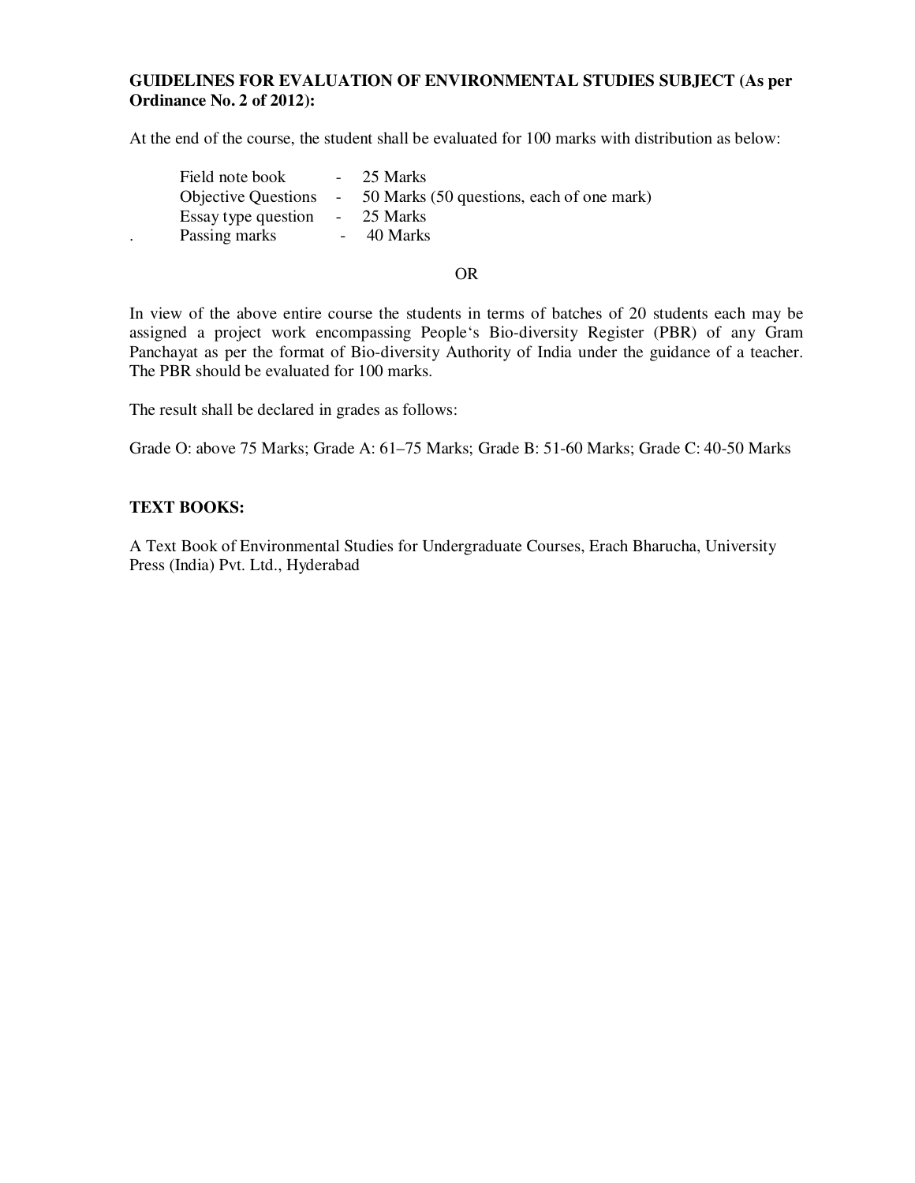**GUIDELINES FOR EVALUATION OF ENVIRONMENTAL STUDIES SUBJECT (As per Ordinance No. 2 of 2012):**

At the end of the course, the student shall be evaluated for 100 marks with distribution as below:

| | | |
|---|---|---|
| Field note book | - | 25 Marks |
| Objective Questions | - | 50 Marks (50 questions, each of one mark) |
| Essay type question | - | 25 Marks |
| Passing marks | - | 40 Marks |

OR

In view of the above entire course the students in terms of batches of 20 students each may be assigned a project work encompassing People's Bio-diversity Register (PBR) of any Gram Panchayat as per the format of Bio-diversity Authority of India under the guidance of a teacher. The PBR should be evaluated for 100 marks.

The result shall be declared in grades as follows:

Grade O: above 75 Marks; Grade A: 61–75 Marks; Grade B: 51-60 Marks; Grade C: 40-50 Marks

**TEXT BOOKS:**

A Text Book of Environmental Studies for Undergraduate Courses, Erach Bharucha, University Press (India) Pvt. Ltd., Hyderabad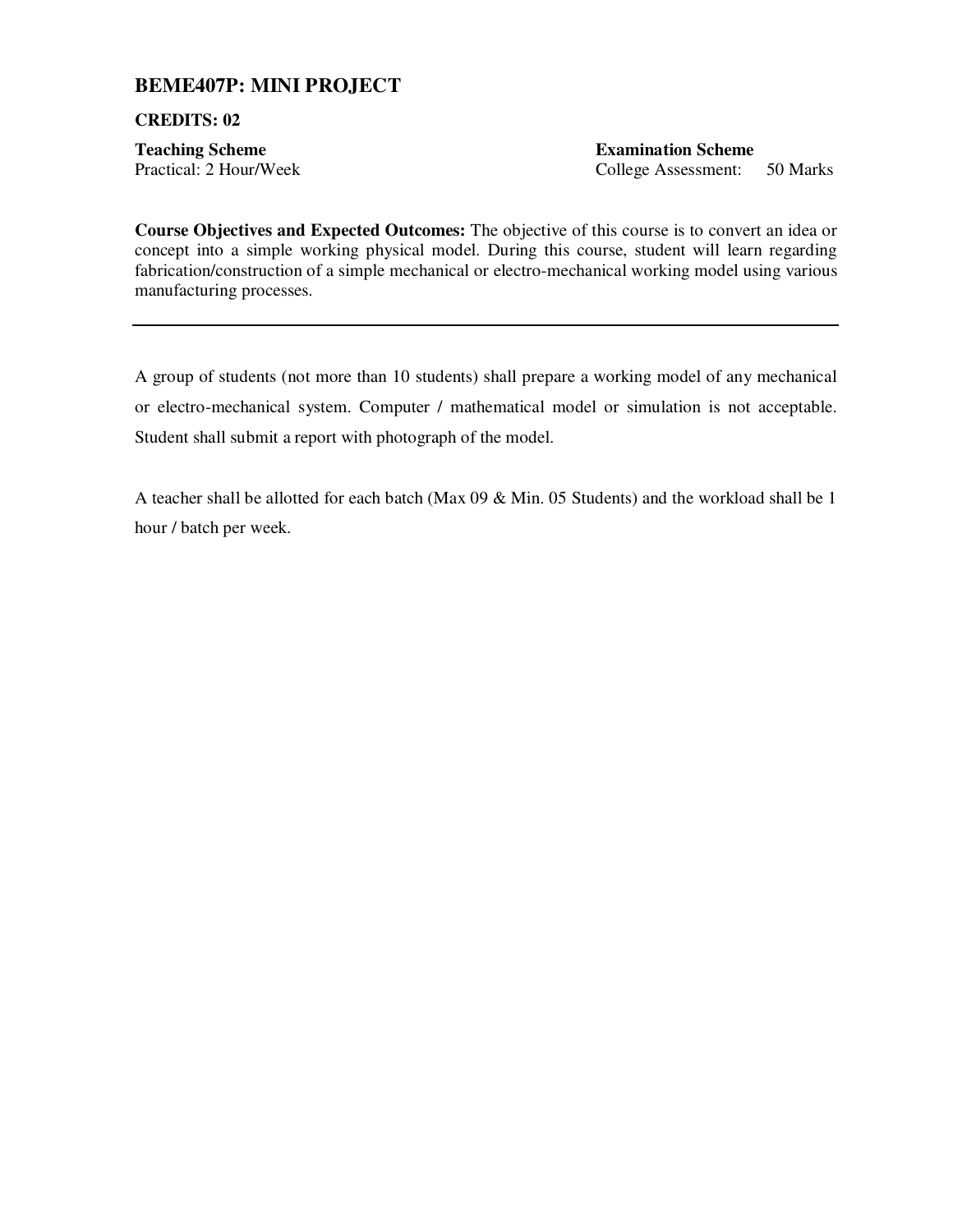## BEME407P: MINI PROJECT

**CREDITS: 02**

| **Teaching Scheme** | **Examination Scheme** |
| --- | --- |
| Practical: 2 Hour/Week | College Assessment: 50 Marks |

**Course Objectives and Expected Outcomes:** The objective of this course is to convert an idea or concept into a simple working physical model. During this course, student will learn regarding fabrication/construction of a simple mechanical or electro-mechanical working model using various manufacturing processes.

---

A group of students (not more than 10 students) shall prepare a working model of any mechanical or electro-mechanical system. Computer / mathematical model or simulation is not acceptable. Student shall submit a report with photograph of the model.

A teacher shall be allotted for each batch (Max 09 & Min. 05 Students) and the workload shall be 1 hour / batch per week.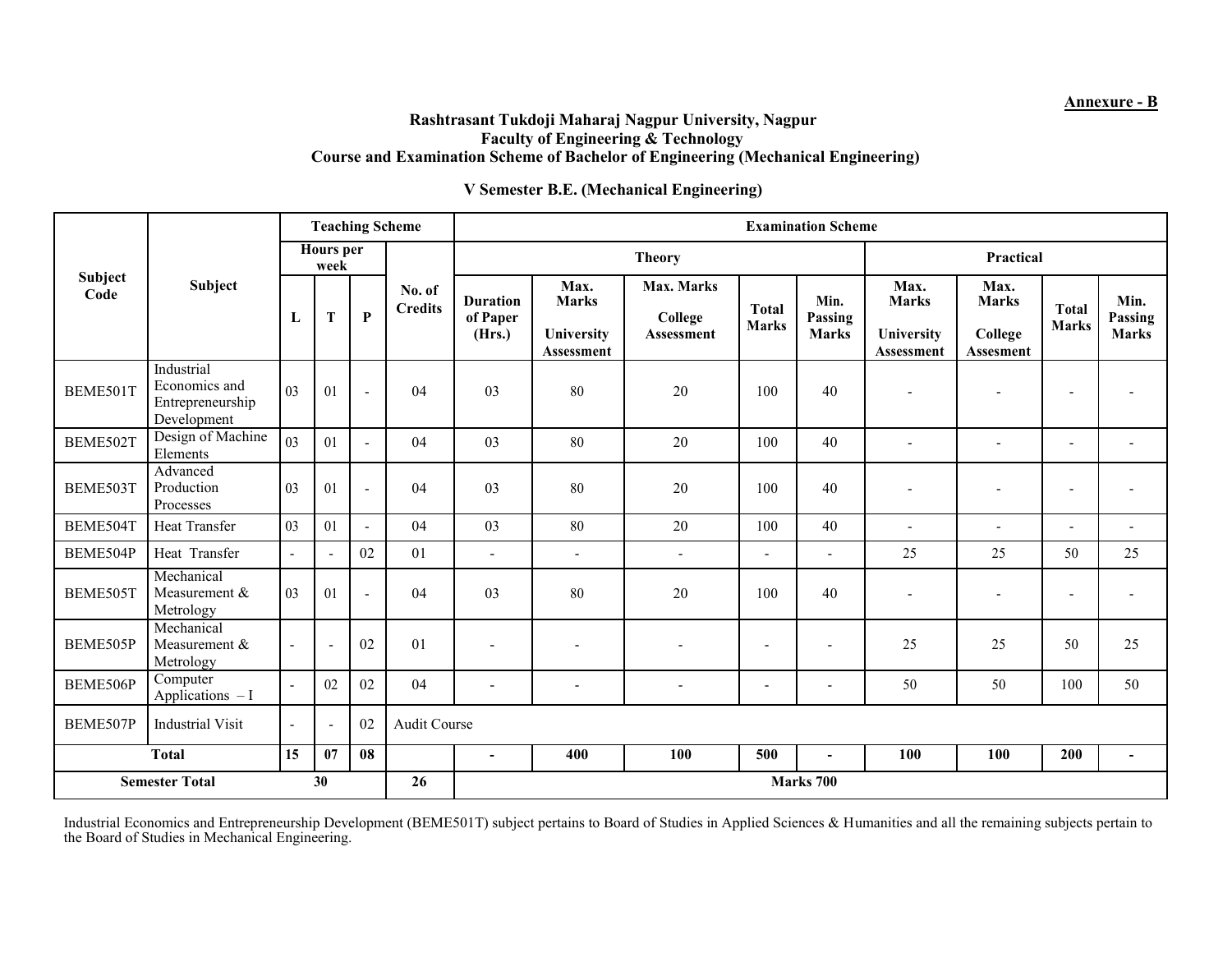**Annexure - B**

# Rashtrasant Tukdoji Maharaj Nagpur University, Nagpur
## Faculty of Engineering & Technology
## Course and Examination Scheme of Bachelor of Engineering (Mechanical Engineering)

### V Semester B.E. (Mechanical Engineering)

| Subject Code | Subject | Teaching Scheme | | | | Examination Scheme | | | | | | | | |
|---|---|---|---|---|---|---|---|---|---|---|---|---|---|---|
| | | Hours per week | | | No. of Credits | Theory | | | | | Practical | | | |
| | | L | T | P | | Duration of Paper (Hrs.) | Max. Marks University Assessment | Max. Marks College Assessment | Total Marks | Min. Passing Marks | Max. Marks University Assessment | Max. Marks College Assesment | Total Marks | Min. Passing Marks |
| BEME501T | Industrial Economics and Entrepreneurship Development | 03 | 01 | - | 04 | 03 | 80 | 20 | 100 | 40 | - | - | - | - |
| BEME502T | Design of Machine Elements | 03 | 01 | - | 04 | 03 | 80 | 20 | 100 | 40 | - | - | - | - |
| BEME503T | Advanced Production Processes | 03 | 01 | - | 04 | 03 | 80 | 20 | 100 | 40 | - | - | - | - |
| BEME504T | Heat Transfer | 03 | 01 | - | 04 | 03 | 80 | 20 | 100 | 40 | - | - | - | - |
| BEME504P | Heat Transfer | - | - | 02 | 01 | - | - | - | - | - | 25 | 25 | 50 | 25 |
| BEME505T | Mechanical Measurement & Metrology | 03 | 01 | - | 04 | 03 | 80 | 20 | 100 | 40 | - | - | - | - |
| BEME505P | Mechanical Measurement & Metrology | - | - | 02 | 01 | - | - | - | - | - | 25 | 25 | 50 | 25 |
| BEME506P | Computer Applications – I | - | 02 | 02 | 04 | - | - | - | - | - | 50 | 50 | 100 | 50 |
| BEME507P | Industrial Visit | - | - | 02 | Audit Course | | | | | | | | | |
| **Total** | | **15** | **07** | **08** | | **-** | **400** | **100** | **500** | **-** | **100** | **100** | **200** | **-** |
| **Semester Total** | | **30** | | | **26** | **Marks 700** | | | | | | | | |

Industrial Economics and Entrepreneurship Development (BEME501T) subject pertains to Board of Studies in Applied Sciences & Humanities and all the remaining subjects pertain to the Board of Studies in Mechanical Engineering.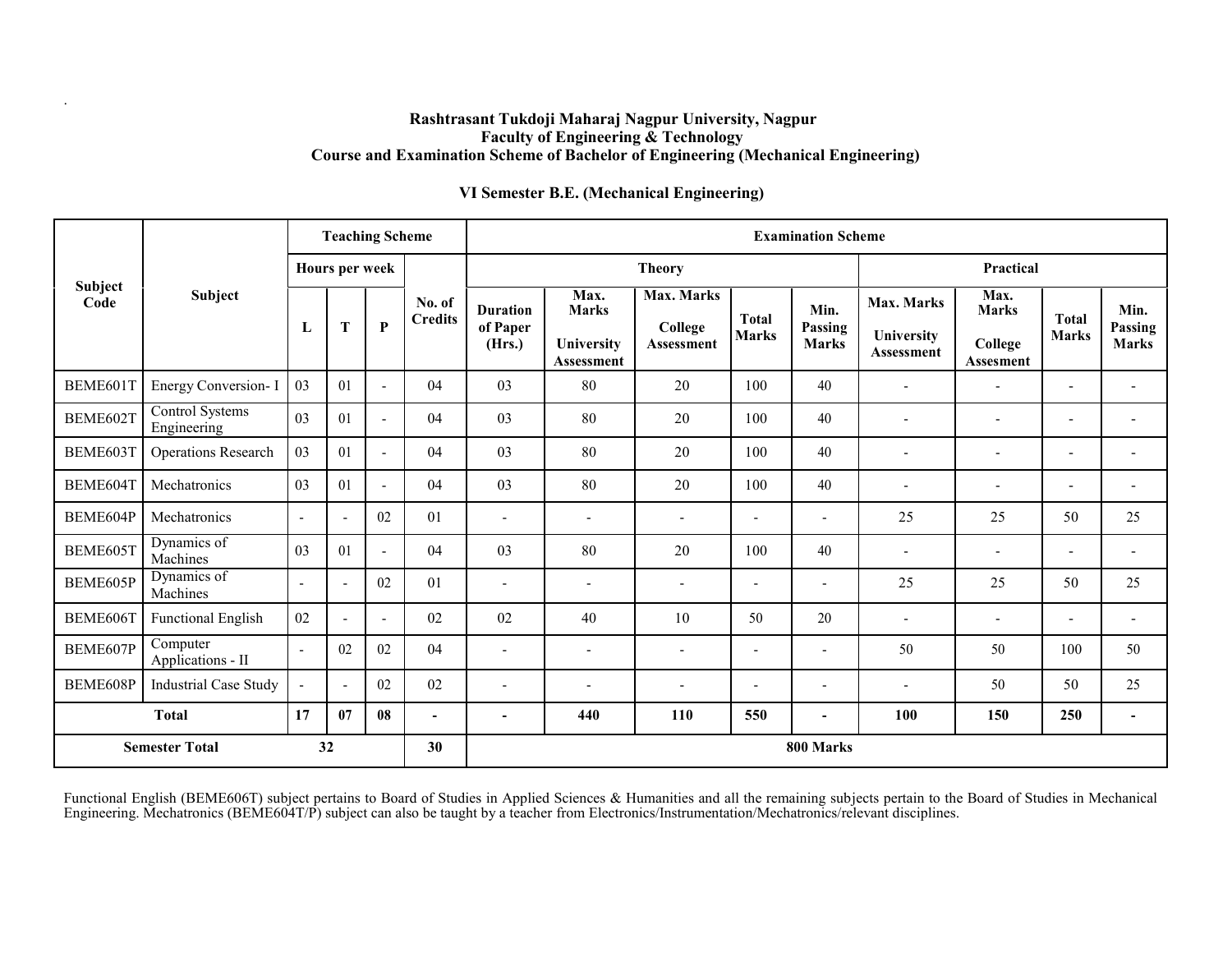**Rashtrasant Tukdoji Maharaj Nagpur University, Nagpur**
**Faculty of Engineering & Technology**
**Course and Examination Scheme of Bachelor of Engineering (Mechanical Engineering)**

**VI Semester B.E. (Mechanical Engineering)**

| Subject Code | Subject | Teaching Scheme | | | | Examination Scheme | | | | | | | | |
|---|---|---|---|---|---|---|---|---|---|---|---|---|---|---|
| | | Hours per week | | | No. of Credits | Theory | | | | | Practical | | | |
| | | L | T | P | | Duration of Paper (Hrs.) | Max. Marks University Assessment | Max. Marks College Assessment | Total Marks | Min. Passing Marks | Max. Marks University Assessment | Max. Marks College Assesment | Total Marks | Min. Passing Marks |
| BEME601T | Energy Conversion- I | 03 | 01 | - | 04 | 03 | 80 | 20 | 100 | 40 | - | - | - | - |
| BEME602T | Control Systems Engineering | 03 | 01 | - | 04 | 03 | 80 | 20 | 100 | 40 | - | - | - | - |
| BEME603T | Operations Research | 03 | 01 | - | 04 | 03 | 80 | 20 | 100 | 40 | - | - | - | - |
| BEME604T | Mechatronics | 03 | 01 | - | 04 | 03 | 80 | 20 | 100 | 40 | - | - | - | - |
| BEME604P | Mechatronics | - | - | 02 | 01 | - | - | - | - | - | 25 | 25 | 50 | 25 |
| BEME605T | Dynamics of Machines | 03 | 01 | - | 04 | 03 | 80 | 20 | 100 | 40 | - | - | - | - |
| BEME605P | Dynamics of Machines | - | - | 02 | 01 | - | - | - | - | - | 25 | 25 | 50 | 25 |
| BEME606T | Functional English | 02 | - | - | 02 | 02 | 40 | 10 | 50 | 20 | - | - | - | - |
| BEME607P | Computer Applications - II | - | 02 | 02 | 04 | - | - | - | - | - | 50 | 50 | 100 | 50 |
| BEME608P | Industrial Case Study | - | - | 02 | 02 | - | - | - | - | - | - | 50 | 50 | 25 |
| **Total** | | **17** | **07** | **08** | **-** | **-** | **440** | **110** | **550** | **-** | **100** | **150** | **250** | **-** |
| **Semester Total** | | **32** | | | **30** | **800 Marks** | | | | | | | | |

Functional English (BEME606T) subject pertains to Board of Studies in Applied Sciences & Humanities and all the remaining subjects pertain to the Board of Studies in Mechanical Engineering. Mechatronics (BEME604T/P) subject can also be taught by a teacher from Electronics/Instrumentation/Mechatronics/relevant disciplines.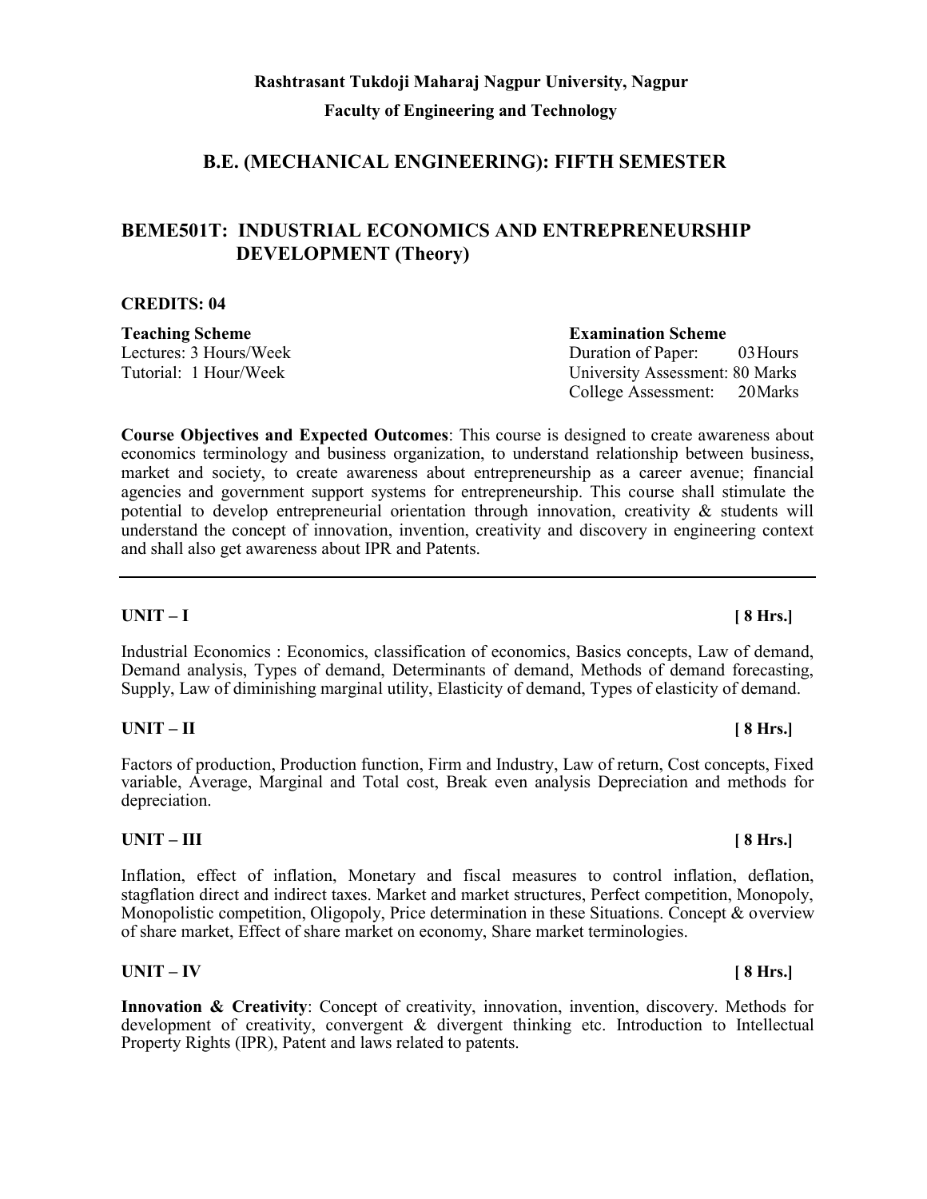**Rashtrasant Tukdoji Maharaj Nagpur University, Nagpur**

**Faculty of Engineering and Technology**

## B.E. (MECHANICAL ENGINEERING): FIFTH SEMESTER

## BEME501T: INDUSTRIAL ECONOMICS AND ENTREPRENEURSHIP DEVELOPMENT (Theory)

**CREDITS: 04**

| **Teaching Scheme** | **Examination Scheme** |
|---|---|
| Lectures: 3 Hours/Week | Duration of Paper: 03 Hours |
| Tutorial: 1 Hour/Week | University Assessment: 80 Marks |
| | College Assessment: 20 Marks |

**Course Objectives and Expected Outcomes**: This course is designed to create awareness about economics terminology and business organization, to understand relationship between business, market and society, to create awareness about entrepreneurship as a career avenue; financial agencies and government support systems for entrepreneurship. This course shall stimulate the potential to develop entrepreneurial orientation through innovation, creativity & students will understand the concept of innovation, invention, creativity and discovery in engineering context and shall also get awareness about IPR and Patents.

---

**UNIT – I** **[ 8 Hrs.]**

Industrial Economics : Economics, classification of economics, Basics concepts, Law of demand, Demand analysis, Types of demand, Determinants of demand, Methods of demand forecasting, Supply, Law of diminishing marginal utility, Elasticity of demand, Types of elasticity of demand.

**UNIT – II** **[ 8 Hrs.]**

Factors of production, Production function, Firm and Industry, Law of return, Cost concepts, Fixed variable, Average, Marginal and Total cost, Break even analysis Depreciation and methods for depreciation.

**UNIT – III** **[ 8 Hrs.]**

Inflation, effect of inflation, Monetary and fiscal measures to control inflation, deflation, stagflation direct and indirect taxes. Market and market structures, Perfect competition, Monopoly, Monopolistic competition, Oligopoly, Price determination in these Situations. Concept & overview of share market, Effect of share market on economy, Share market terminologies.

**UNIT – IV** **[ 8 Hrs.]**

**Innovation & Creativity**: Concept of creativity, innovation, invention, discovery. Methods for development of creativity, convergent & divergent thinking etc. Introduction to Intellectual Property Rights (IPR), Patent and laws related to patents.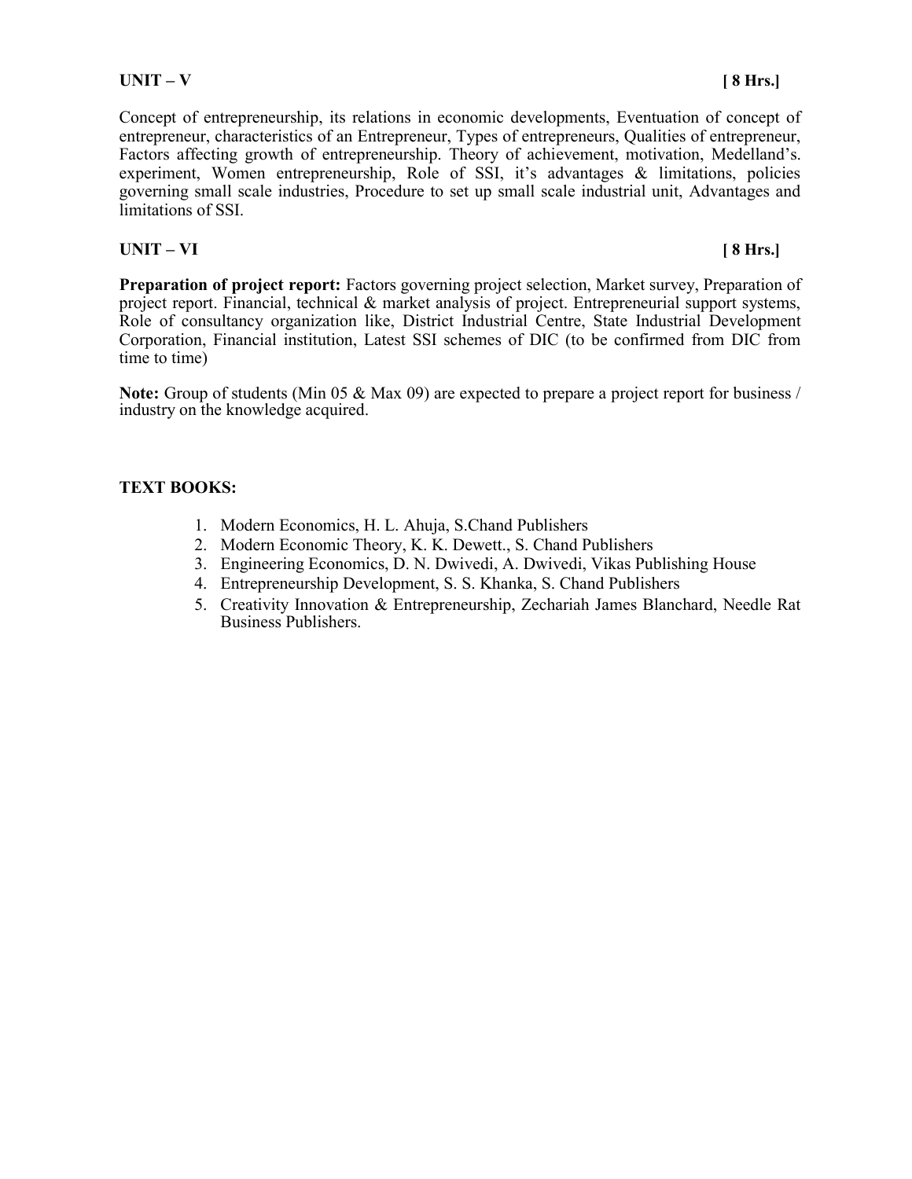**UNIT – V** **[ 8 Hrs.]**

Concept of entrepreneurship, its relations in economic developments, Eventuation of concept of entrepreneur, characteristics of an Entrepreneur, Types of entrepreneurs, Qualities of entrepreneur, Factors affecting growth of entrepreneurship. Theory of achievement, motivation, Medelland's. experiment, Women entrepreneurship, Role of SSI, it's advantages & limitations, policies governing small scale industries, Procedure to set up small scale industrial unit, Advantages and limitations of SSI.

**UNIT – VI** **[ 8 Hrs.]**

**Preparation of project report:** Factors governing project selection, Market survey, Preparation of project report. Financial, technical & market analysis of project. Entrepreneurial support systems, Role of consultancy organization like, District Industrial Centre, State Industrial Development Corporation, Financial institution, Latest SSI schemes of DIC (to be confirmed from DIC from time to time)

**Note:** Group of students (Min 05 & Max 09) are expected to prepare a project report for business / industry on the knowledge acquired.

**TEXT BOOKS:**

1. Modern Economics, H. L. Ahuja, S.Chand Publishers
2. Modern Economic Theory, K. K. Dewett., S. Chand Publishers
3. Engineering Economics, D. N. Dwivedi, A. Dwivedi, Vikas Publishing House
4. Entrepreneurship Development, S. S. Khanka, S. Chand Publishers
5. Creativity Innovation & Entrepreneurship, Zechariah James Blanchard, Needle Rat Business Publishers.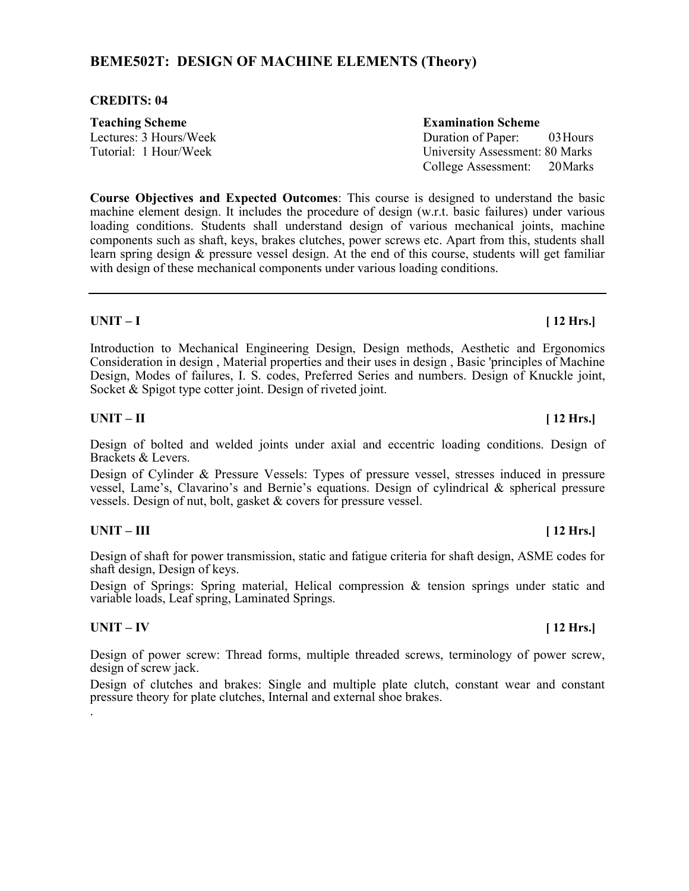## BEME502T: DESIGN OF MACHINE ELEMENTS (Theory)

**CREDITS: 04**

**Teaching Scheme**
Lectures: 3 Hours/Week
Tutorial: 1 Hour/Week

**Examination Scheme**
Duration of Paper: 03 Hours
University Assessment: 80 Marks
College Assessment: 20 Marks

**Course Objectives and Expected Outcomes**: This course is designed to understand the basic machine element design. It includes the procedure of design (w.r.t. basic failures) under various loading conditions. Students shall understand design of various mechanical joints, machine components such as shaft, keys, brakes clutches, power screws etc. Apart from this, students shall learn spring design & pressure vessel design. At the end of this course, students will get familiar with design of these mechanical components under various loading conditions.

---

**UNIT – I** **[ 12 Hrs.]**

Introduction to Mechanical Engineering Design, Design methods, Aesthetic and Ergonomics Consideration in design , Material properties and their uses in design , Basic 'principles of Machine Design, Modes of failures, I. S. codes, Preferred Series and numbers. Design of Knuckle joint, Socket & Spigot type cotter joint. Design of riveted joint.

**UNIT – II** **[ 12 Hrs.]**

Design of bolted and welded joints under axial and eccentric loading conditions. Design of Brackets & Levers.

Design of Cylinder & Pressure Vessels: Types of pressure vessel, stresses induced in pressure vessel, Lame's, Clavarino's and Bernie's equations. Design of cylindrical & spherical pressure vessels. Design of nut, bolt, gasket & covers for pressure vessel.

**UNIT – III** **[ 12 Hrs.]**

Design of shaft for power transmission, static and fatigue criteria for shaft design, ASME codes for shaft design, Design of keys.

Design of Springs: Spring material, Helical compression & tension springs under static and variable loads, Leaf spring, Laminated Springs.

**UNIT – IV** **[ 12 Hrs.]**

Design of power screw: Thread forms, multiple threaded screws, terminology of power screw, design of screw jack.

Design of clutches and brakes: Single and multiple plate clutch, constant wear and constant pressure theory for plate clutches, Internal and external shoe brakes.

.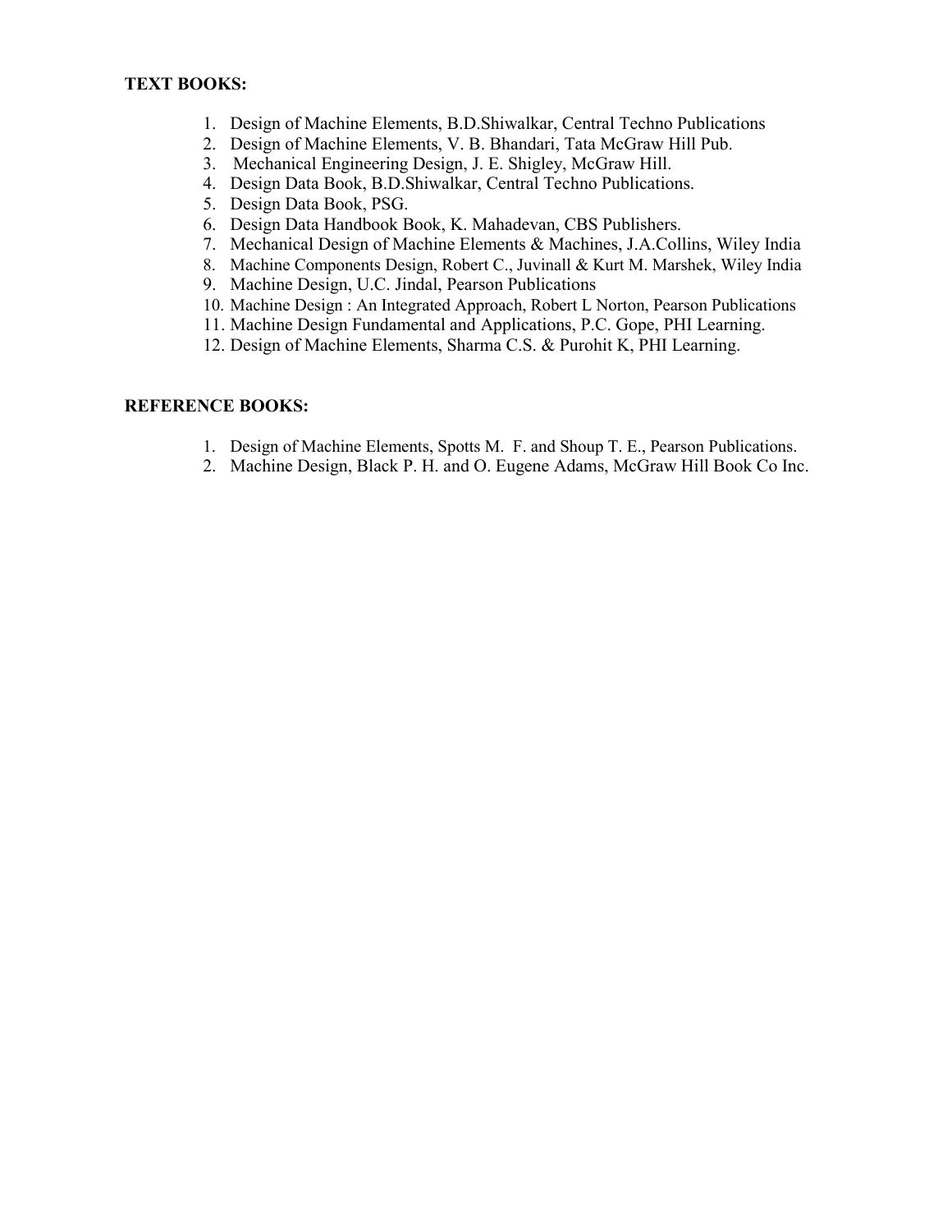**TEXT BOOKS:**

1. Design of Machine Elements, B.D.Shiwalkar, Central Techno Publications
2. Design of Machine Elements, V. B. Bhandari, Tata McGraw Hill Pub.
3. Mechanical Engineering Design, J. E. Shigley, McGraw Hill.
4. Design Data Book, B.D.Shiwalkar, Central Techno Publications.
5. Design Data Book, PSG.
6. Design Data Handbook Book, K. Mahadevan, CBS Publishers.
7. Mechanical Design of Machine Elements & Machines, J.A.Collins, Wiley India
8. Machine Components Design, Robert C., Juvinall & Kurt M. Marshek, Wiley India
9. Machine Design, U.C. Jindal, Pearson Publications
10. Machine Design : An Integrated Approach, Robert L Norton, Pearson Publications
11. Machine Design Fundamental and Applications, P.C. Gope, PHI Learning.
12. Design of Machine Elements, Sharma C.S. & Purohit K, PHI Learning.

**REFERENCE BOOKS:**

1. Design of Machine Elements, Spotts M. F. and Shoup T. E., Pearson Publications.
2. Machine Design, Black P. H. and O. Eugene Adams, McGraw Hill Book Co Inc.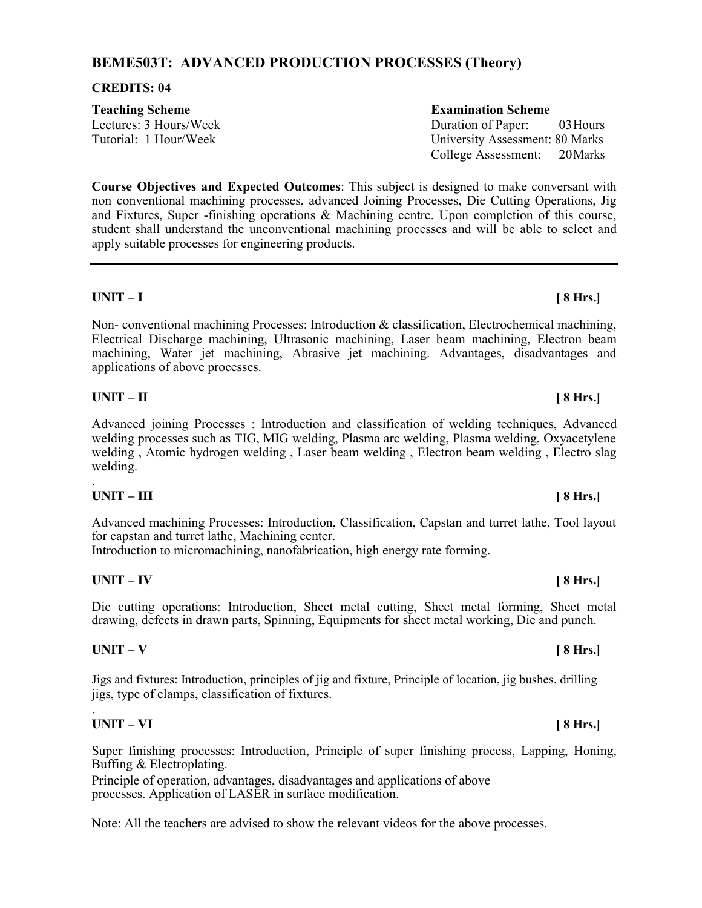## BEME503T: ADVANCED PRODUCTION PROCESSES (Theory)

**CREDITS: 04**

| **Teaching Scheme** | **Examination Scheme** |
|---|---|
| Lectures: 3 Hours/Week | Duration of Paper: 03 Hours |
| Tutorial: 1 Hour/Week | University Assessment: 80 Marks |
| | College Assessment: 20 Marks |

**Course Objectives and Expected Outcomes**: This subject is designed to make conversant with non conventional machining processes, advanced Joining Processes, Die Cutting Operations, Jig and Fixtures, Super -finishing operations & Machining centre. Upon completion of this course, student shall understand the unconventional machining processes and will be able to select and apply suitable processes for engineering products.

---

**UNIT – I** **[ 8 Hrs.]**

Non- conventional machining Processes: Introduction & classification, Electrochemical machining, Electrical Discharge machining, Ultrasonic machining, Laser beam machining, Electron beam machining, Water jet machining, Abrasive jet machining. Advantages, disadvantages and applications of above processes.

**UNIT – II** **[ 8 Hrs.]**

Advanced joining Processes : Introduction and classification of welding techniques, Advanced welding processes such as TIG, MIG welding, Plasma arc welding, Plasma welding, Oxyacetylene welding , Atomic hydrogen welding , Laser beam welding , Electron beam welding , Electro slag welding.

**UNIT – III** **[ 8 Hrs.]**

Advanced machining Processes: Introduction, Classification, Capstan and turret lathe, Tool layout for capstan and turret lathe, Machining center.

Introduction to micromachining, nanofabrication, high energy rate forming.

**UNIT – IV** **[ 8 Hrs.]**

Die cutting operations: Introduction, Sheet metal cutting, Sheet metal forming, Sheet metal drawing, defects in drawn parts, Spinning, Equipments for sheet metal working, Die and punch.

**UNIT – V** **[ 8 Hrs.]**

Jigs and fixtures: Introduction, principles of jig and fixture, Principle of location, jig bushes, drilling jigs, type of clamps, classification of fixtures.

**UNIT – VI** **[ 8 Hrs.]**

Super finishing processes: Introduction, Principle of super finishing process, Lapping, Honing, Buffing & Electroplating.

Principle of operation, advantages, disadvantages and applications of above processes. Application of LASER in surface modification.

Note: All the teachers are advised to show the relevant videos for the above processes.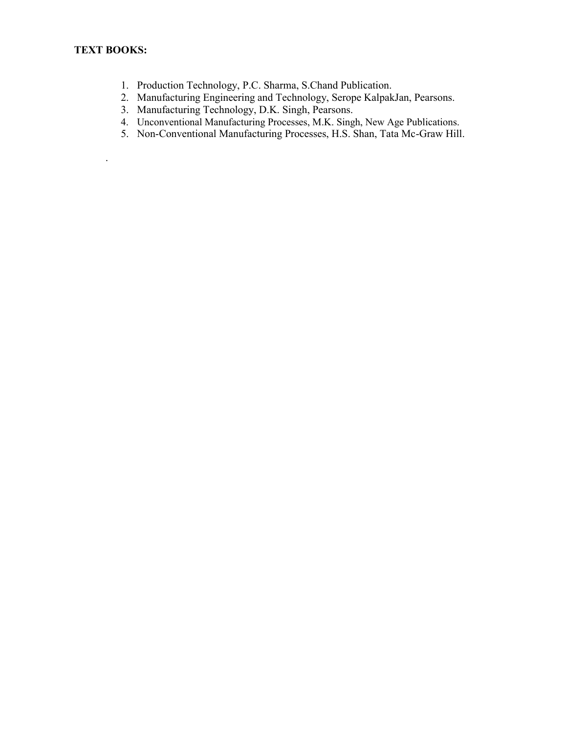**TEXT BOOKS:**

1. Production Technology, P.C. Sharma, S.Chand Publication.
2. Manufacturing Engineering and Technology, Serope KalpakJan, Pearsons.
3. Manufacturing Technology, D.K. Singh, Pearsons.
4. Unconventional Manufacturing Processes, M.K. Singh, New Age Publications.
5. Non-Conventional Manufacturing Processes, H.S. Shan, Tata Mc-Graw Hill.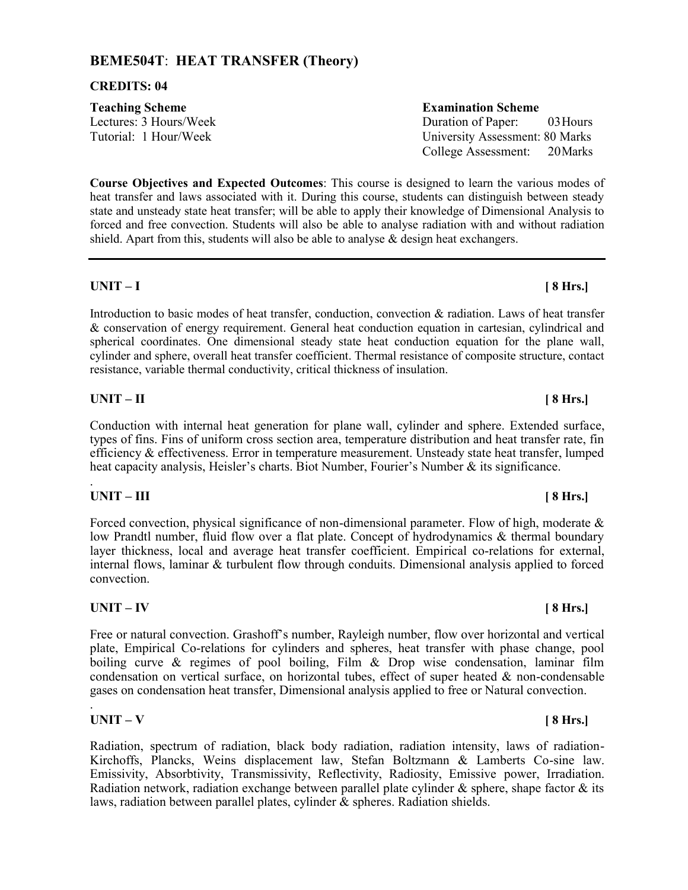## BEME504T: HEAT TRANSFER (Theory)

**CREDITS: 04**

**Teaching Scheme**
Lectures: 3 Hours/Week
Tutorial: 1 Hour/Week

**Examination Scheme**
Duration of Paper: 03 Hours
University Assessment: 80 Marks
College Assessment: 20 Marks

**Course Objectives and Expected Outcomes**: This course is designed to learn the various modes of heat transfer and laws associated with it. During this course, students can distinguish between steady state and unsteady state heat transfer; will be able to apply their knowledge of Dimensional Analysis to forced and free convection. Students will also be able to analyse radiation with and without radiation shield. Apart from this, students will also be able to analyse & design heat exchangers.

---

### UNIT – I [ 8 Hrs.]

Introduction to basic modes of heat transfer, conduction, convection & radiation. Laws of heat transfer & conservation of energy requirement. General heat conduction equation in cartesian, cylindrical and spherical coordinates. One dimensional steady state heat conduction equation for the plane wall, cylinder and sphere, overall heat transfer coefficient. Thermal resistance of composite structure, contact resistance, variable thermal conductivity, critical thickness of insulation.

### UNIT – II [ 8 Hrs.]

Conduction with internal heat generation for plane wall, cylinder and sphere. Extended surface, types of fins. Fins of uniform cross section area, temperature distribution and heat transfer rate, fin efficiency & effectiveness. Error in temperature measurement. Unsteady state heat transfer, lumped heat capacity analysis, Heisler's charts. Biot Number, Fourier's Number & its significance.

### UNIT – III [ 8 Hrs.]

Forced convection, physical significance of non-dimensional parameter. Flow of high, moderate & low Prandtl number, fluid flow over a flat plate. Concept of hydrodynamics & thermal boundary layer thickness, local and average heat transfer coefficient. Empirical co-relations for external, internal flows, laminar & turbulent flow through conduits. Dimensional analysis applied to forced convection.

### UNIT – IV [ 8 Hrs.]

Free or natural convection. Grashoff's number, Rayleigh number, flow over horizontal and vertical plate, Empirical Co-relations for cylinders and spheres, heat transfer with phase change, pool boiling curve & regimes of pool boiling, Film & Drop wise condensation, laminar film condensation on vertical surface, on horizontal tubes, effect of super heated & non-condensable gases on condensation heat transfer, Dimensional analysis applied to free or Natural convection.

### UNIT – V [ 8 Hrs.]

Radiation, spectrum of radiation, black body radiation, radiation intensity, laws of radiation-Kirchoffs, Plancks, Weins displacement law, Stefan Boltzmann & Lamberts Co-sine law. Emissivity, Absorbtivity, Transmissivity, Reflectivity, Radiosity, Emissive power, Irradiation. Radiation network, radiation exchange between parallel plate cylinder & sphere, shape factor & its laws, radiation between parallel plates, cylinder & spheres. Radiation shields.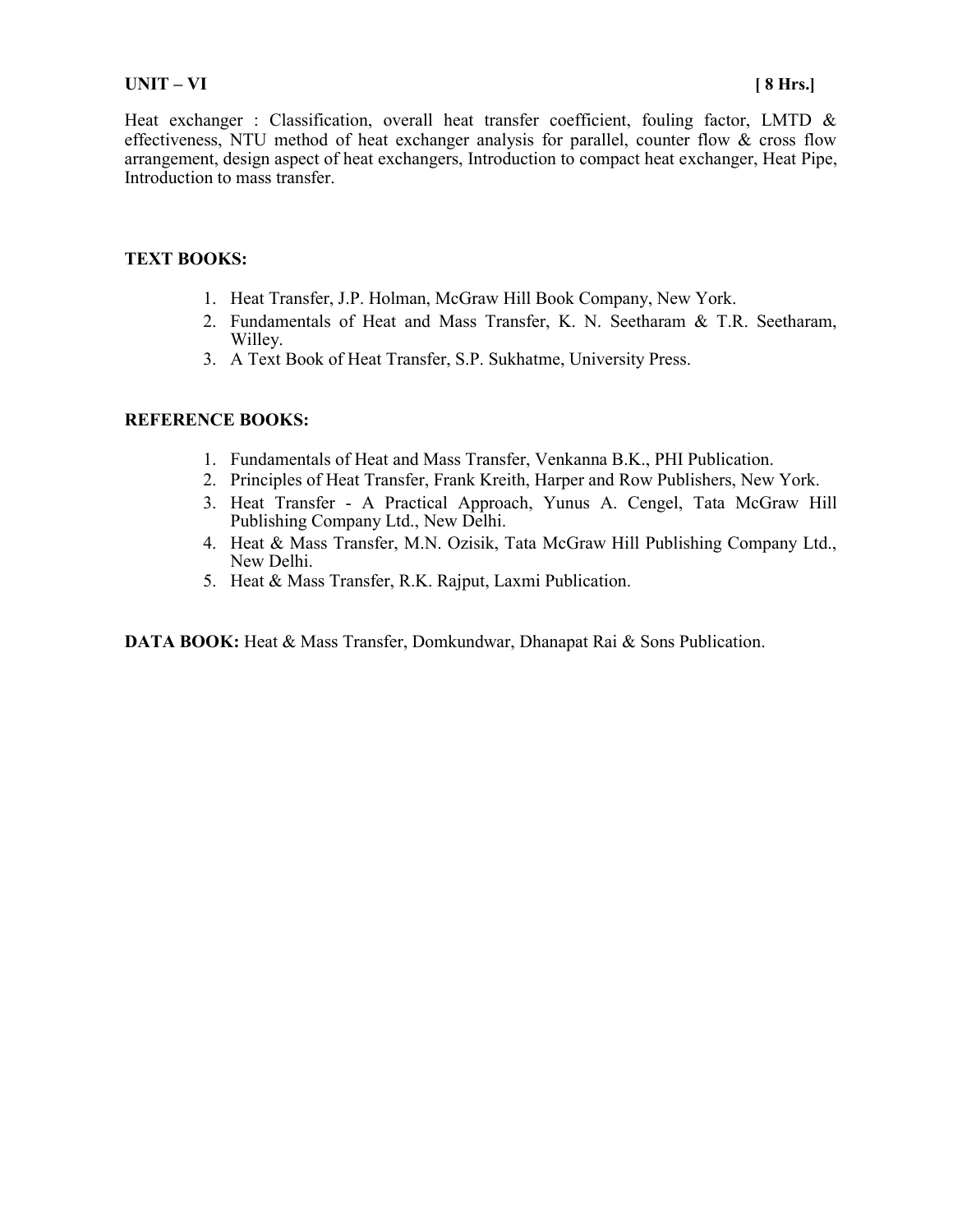**UNIT – VI** **[ 8 Hrs.]**

Heat exchanger : Classification, overall heat transfer coefficient, fouling factor, LMTD & effectiveness, NTU method of heat exchanger analysis for parallel, counter flow & cross flow arrangement, design aspect of heat exchangers, Introduction to compact heat exchanger, Heat Pipe, Introduction to mass transfer.

**TEXT BOOKS:**

1. Heat Transfer, J.P. Holman, McGraw Hill Book Company, New York.
2. Fundamentals of Heat and Mass Transfer, K. N. Seetharam & T.R. Seetharam, Willey.
3. A Text Book of Heat Transfer, S.P. Sukhatme, University Press.

**REFERENCE BOOKS:**

1. Fundamentals of Heat and Mass Transfer, Venkanna B.K., PHI Publication.
2. Principles of Heat Transfer, Frank Kreith, Harper and Row Publishers, New York.
3. Heat Transfer - A Practical Approach, Yunus A. Cengel, Tata McGraw Hill Publishing Company Ltd., New Delhi.
4. Heat & Mass Transfer, M.N. Ozisik, Tata McGraw Hill Publishing Company Ltd., New Delhi.
5. Heat & Mass Transfer, R.K. Rajput, Laxmi Publication.

**DATA BOOK:** Heat & Mass Transfer, Domkundwar, Dhanapat Rai & Sons Publication.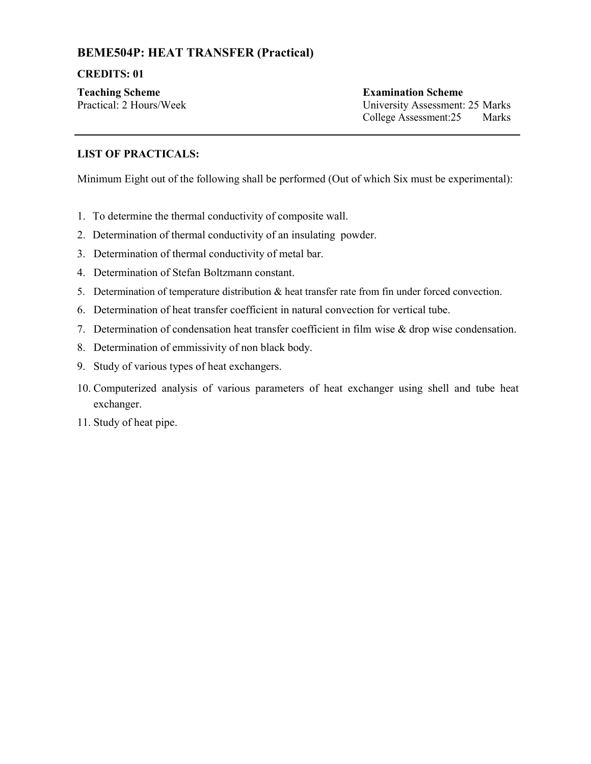## BEME504P: HEAT TRANSFER (Practical)

**CREDITS: 01**

| **Teaching Scheme** | **Examination Scheme** |
| --- | --- |
| Practical: 2 Hours/Week | University Assessment: 25 Marks |
| | College Assessment:25 Marks |

---

**LIST OF PRACTICALS:**

Minimum Eight out of the following shall be performed (Out of which Six must be experimental):

1. To determine the thermal conductivity of composite wall.
2. Determination of thermal conductivity of an insulating powder.
3. Determination of thermal conductivity of metal bar.
4. Determination of Stefan Boltzmann constant.
5. Determination of temperature distribution & heat transfer rate from fin under forced convection.
6. Determination of heat transfer coefficient in natural convection for vertical tube.
7. Determination of condensation heat transfer coefficient in film wise & drop wise condensation.
8. Determination of emmissivity of non black body.
9. Study of various types of heat exchangers.
10. Computerized analysis of various parameters of heat exchanger using shell and tube heat exchanger.
11. Study of heat pipe.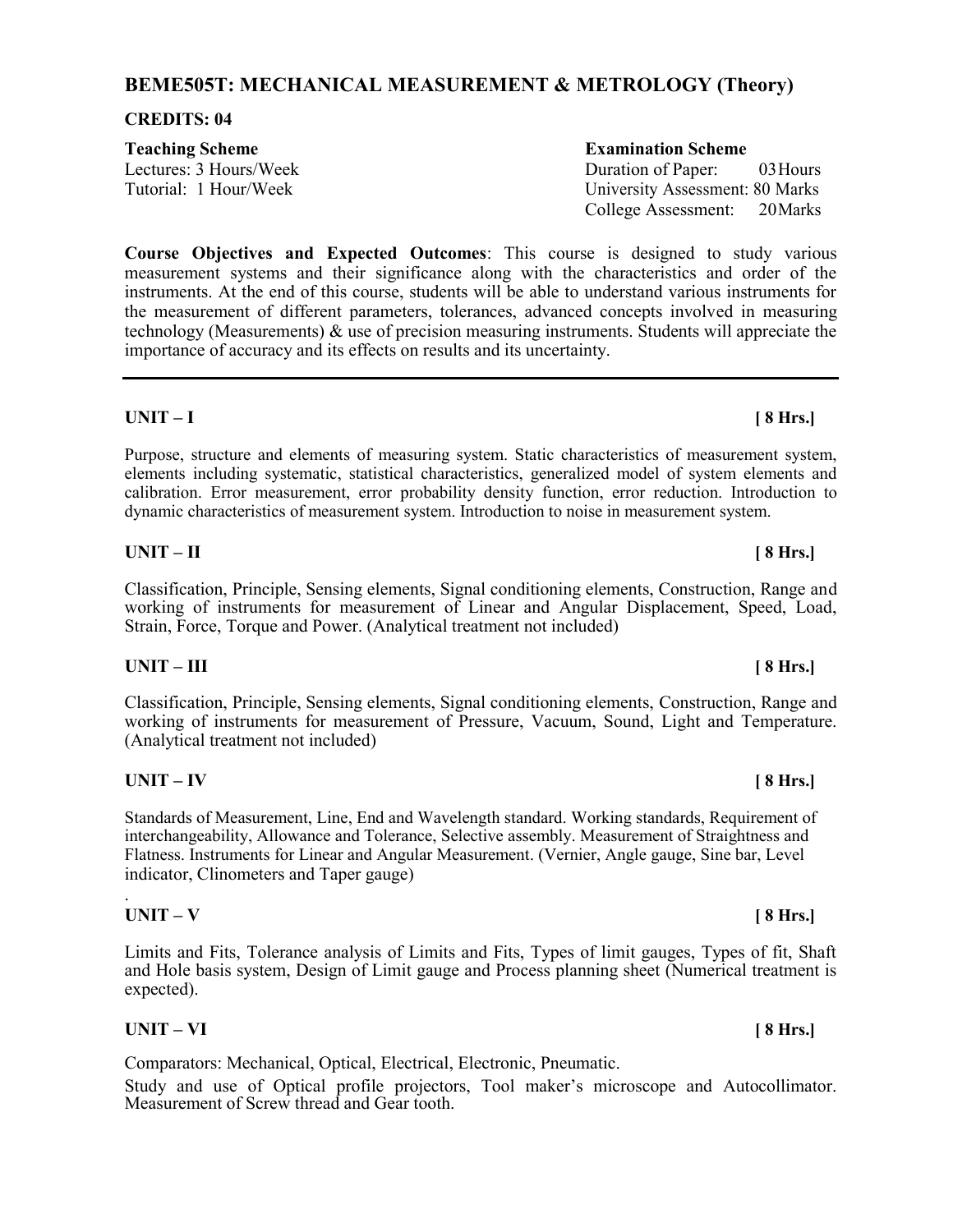## BEME505T: MECHANICAL MEASUREMENT & METROLOGY (Theory)

**CREDITS: 04**

| **Teaching Scheme** | **Examination Scheme** |
|---|---|
| Lectures: 3 Hours/Week | Duration of Paper: 03 Hours |
| Tutorial: 1 Hour/Week | University Assessment: 80 Marks |
| | College Assessment: 20 Marks |

**Course Objectives and Expected Outcomes**: This course is designed to study various measurement systems and their significance along with the characteristics and order of the instruments. At the end of this course, students will be able to understand various instruments for the measurement of different parameters, tolerances, advanced concepts involved in measuring technology (Measurements) & use of precision measuring instruments. Students will appreciate the importance of accuracy and its effects on results and its uncertainty.

---

**UNIT – I** **[ 8 Hrs.]**

Purpose, structure and elements of measuring system. Static characteristics of measurement system, elements including systematic, statistical characteristics, generalized model of system elements and calibration. Error measurement, error probability density function, error reduction. Introduction to dynamic characteristics of measurement system. Introduction to noise in measurement system.

**UNIT – II** **[ 8 Hrs.]**

Classification, Principle, Sensing elements, Signal conditioning elements, Construction, Range and working of instruments for measurement of Linear and Angular Displacement, Speed, Load, Strain, Force, Torque and Power. (Analytical treatment not included)

**UNIT – III** **[ 8 Hrs.]**

Classification, Principle, Sensing elements, Signal conditioning elements, Construction, Range and working of instruments for measurement of Pressure, Vacuum, Sound, Light and Temperature. (Analytical treatment not included)

**UNIT – IV** **[ 8 Hrs.]**

Standards of Measurement, Line, End and Wavelength standard. Working standards, Requirement of interchangeability, Allowance and Tolerance, Selective assembly. Measurement of Straightness and Flatness. Instruments for Linear and Angular Measurement. (Vernier, Angle gauge, Sine bar, Level indicator, Clinometers and Taper gauge)

**UNIT – V** **[ 8 Hrs.]**

Limits and Fits, Tolerance analysis of Limits and Fits, Types of limit gauges, Types of fit, Shaft and Hole basis system, Design of Limit gauge and Process planning sheet (Numerical treatment is expected).

**UNIT – VI** **[ 8 Hrs.]**

Comparators: Mechanical, Optical, Electrical, Electronic, Pneumatic.

Study and use of Optical profile projectors, Tool maker's microscope and Autocollimator. Measurement of Screw thread and Gear tooth.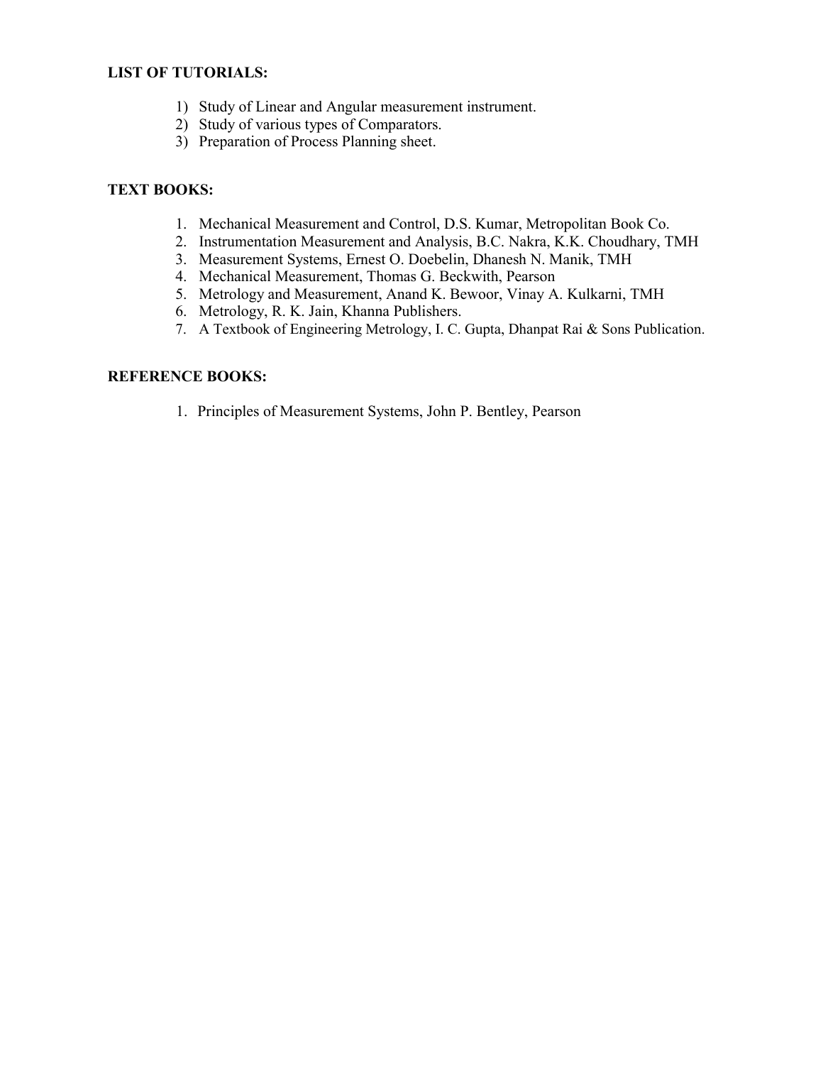**LIST OF TUTORIALS:**

1) Study of Linear and Angular measurement instrument.
2) Study of various types of Comparators.
3) Preparation of Process Planning sheet.

**TEXT BOOKS:**

1. Mechanical Measurement and Control, D.S. Kumar, Metropolitan Book Co.
2. Instrumentation Measurement and Analysis, B.C. Nakra, K.K. Choudhary, TMH
3. Measurement Systems, Ernest O. Doebelin, Dhanesh N. Manik, TMH
4. Mechanical Measurement, Thomas G. Beckwith, Pearson
5. Metrology and Measurement, Anand K. Bewoor, Vinay A. Kulkarni, TMH
6. Metrology, R. K. Jain, Khanna Publishers.
7. A Textbook of Engineering Metrology, I. C. Gupta, Dhanpat Rai & Sons Publication.

**REFERENCE BOOKS:**

1. Principles of Measurement Systems, John P. Bentley, Pearson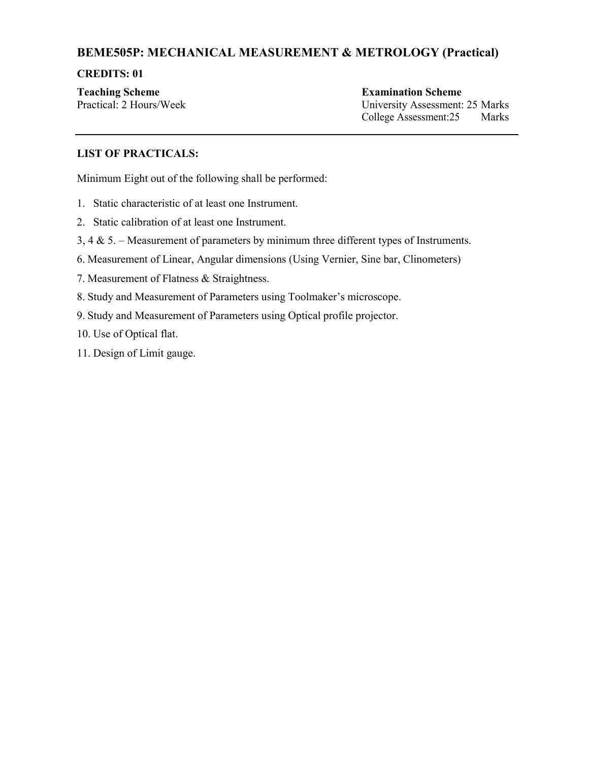## BEME505P: MECHANICAL MEASUREMENT & METROLOGY (Practical)

**CREDITS: 01**

| **Teaching Scheme** | **Examination Scheme** |
|---|---|
| Practical: 2 Hours/Week | University Assessment: 25 Marks |
| | College Assessment:25 Marks |

---

**LIST OF PRACTICALS:**

Minimum Eight out of the following shall be performed:

1. Static characteristic of at least one Instrument.
2. Static calibration of at least one Instrument.

3, 4 & 5. – Measurement of parameters by minimum three different types of Instruments.

6. Measurement of Linear, Angular dimensions (Using Vernier, Sine bar, Clinometers)

7. Measurement of Flatness & Straightness.

8. Study and Measurement of Parameters using Toolmaker's microscope.

9. Study and Measurement of Parameters using Optical profile projector.

10. Use of Optical flat.

11. Design of Limit gauge.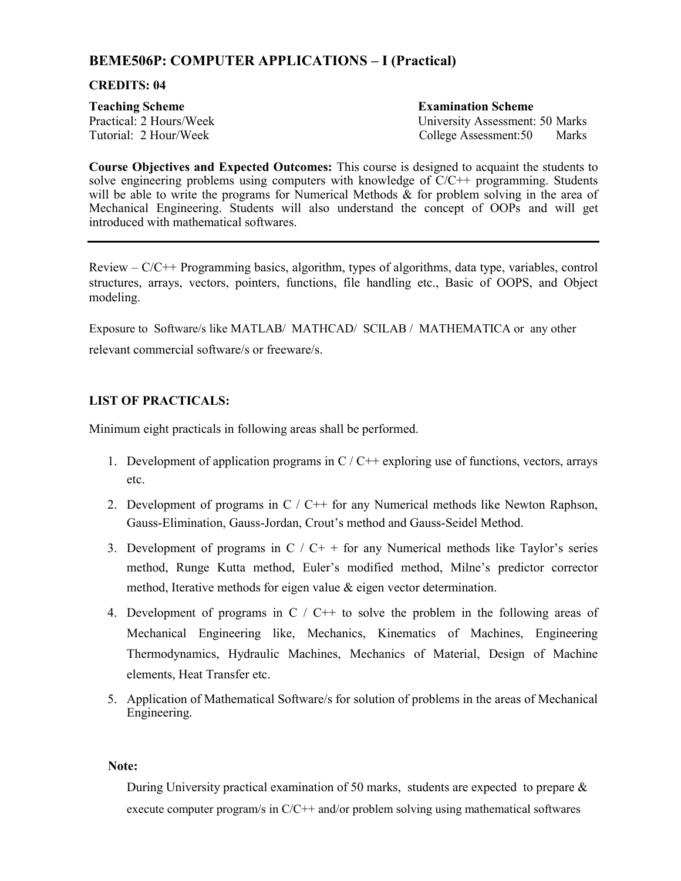## BEME506P: COMPUTER APPLICATIONS – I (Practical)

**CREDITS: 04**

**Teaching Scheme**
Practical: 2 Hours/Week
Tutorial: 2 Hour/Week

**Examination Scheme**
University Assessment: 50 Marks
College Assessment:50 Marks

**Course Objectives and Expected Outcomes:** This course is designed to acquaint the students to solve engineering problems using computers with knowledge of C/C++ programming. Students will be able to write the programs for Numerical Methods & for problem solving in the area of Mechanical Engineering. Students will also understand the concept of OOPs and will get introduced with mathematical softwares.

---

Review – C/C++ Programming basics, algorithm, types of algorithms, data type, variables, control structures, arrays, vectors, pointers, functions, file handling etc., Basic of OOPS, and Object modeling.

Exposure to Software/s like MATLAB/ MATHCAD/ SCILAB / MATHEMATICA or any other relevant commercial software/s or freeware/s.

### LIST OF PRACTICALS:

Minimum eight practicals in following areas shall be performed.

1. Development of application programs in C / C++ exploring use of functions, vectors, arrays etc.
2. Development of programs in C / C++ for any Numerical methods like Newton Raphson, Gauss-Elimination, Gauss-Jordan, Crout's method and Gauss-Seidel Method.
3. Development of programs in C / C+ + for any Numerical methods like Taylor's series method, Runge Kutta method, Euler's modified method, Milne's predictor corrector method, Iterative methods for eigen value & eigen vector determination.
4. Development of programs in C / C++ to solve the problem in the following areas of Mechanical Engineering like, Mechanics, Kinematics of Machines, Engineering Thermodynamics, Hydraulic Machines, Mechanics of Material, Design of Machine elements, Heat Transfer etc.
5. Application of Mathematical Software/s for solution of problems in the areas of Mechanical Engineering.

**Note:**

During University practical examination of 50 marks, students are expected to prepare & execute computer program/s in C/C++ and/or problem solving using mathematical softwares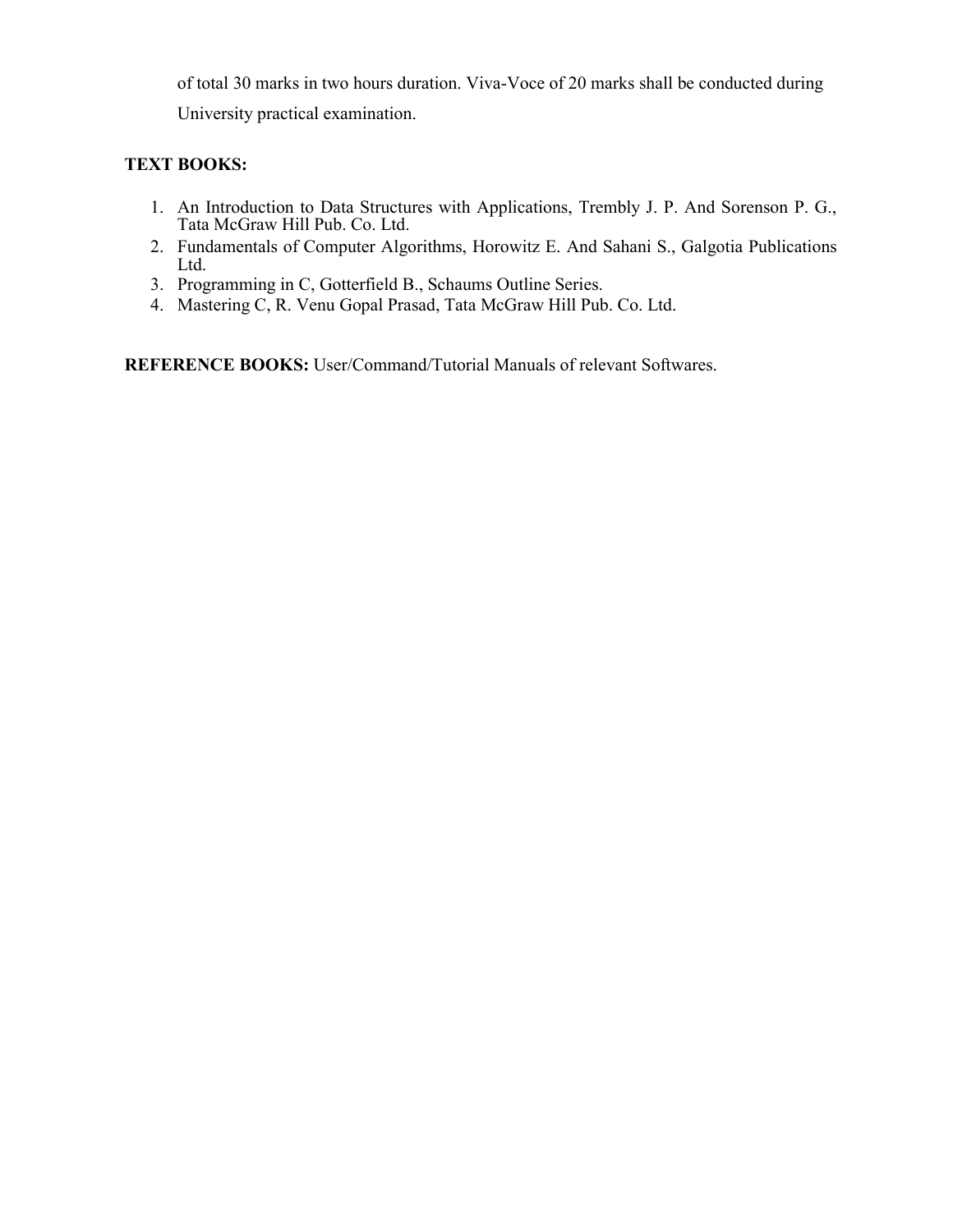of total 30 marks in two hours duration. Viva-Voce of 20 marks shall be conducted during University practical examination.

**TEXT BOOKS:**

1. An Introduction to Data Structures with Applications, Trembly J. P. And Sorenson P. G., Tata McGraw Hill Pub. Co. Ltd.
2. Fundamentals of Computer Algorithms, Horowitz E. And Sahani S., Galgotia Publications Ltd.
3. Programming in C, Gotterfield B., Schaums Outline Series.
4. Mastering C, R. Venu Gopal Prasad, Tata McGraw Hill Pub. Co. Ltd.

**REFERENCE BOOKS:** User/Command/Tutorial Manuals of relevant Softwares.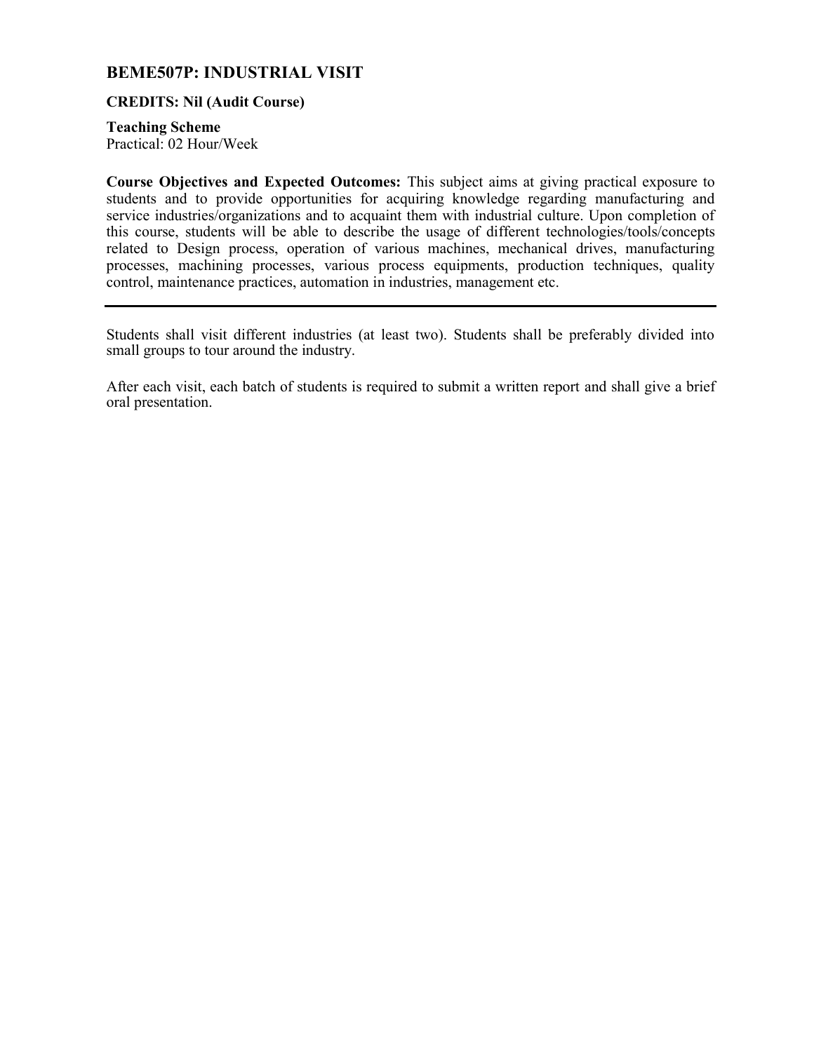## BEME507P: INDUSTRIAL VISIT

**CREDITS: Nil (Audit Course)**

**Teaching Scheme**
Practical: 02 Hour/Week

**Course Objectives and Expected Outcomes:** This subject aims at giving practical exposure to students and to provide opportunities for acquiring knowledge regarding manufacturing and service industries/organizations and to acquaint them with industrial culture. Upon completion of this course, students will be able to describe the usage of different technologies/tools/concepts related to Design process, operation of various machines, mechanical drives, manufacturing processes, machining processes, various process equipments, production techniques, quality control, maintenance practices, automation in industries, management etc.

---

Students shall visit different industries (at least two). Students shall be preferably divided into small groups to tour around the industry.

After each visit, each batch of students is required to submit a written report and shall give a brief oral presentation.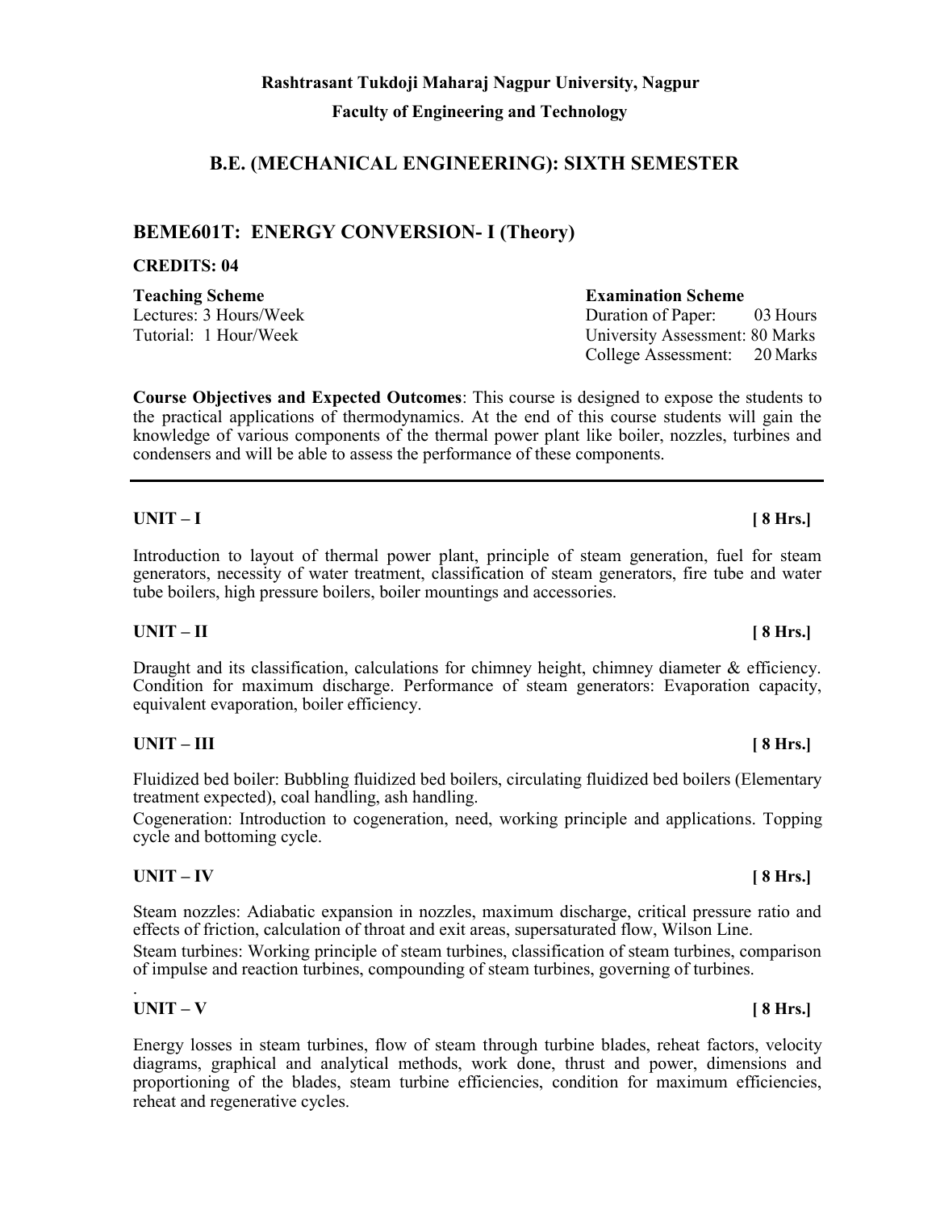**Rashtrasant Tukdoji Maharaj Nagpur University, Nagpur**

**Faculty of Engineering and Technology**

## B.E. (MECHANICAL ENGINEERING): SIXTH SEMESTER

## BEME601T: ENERGY CONVERSION- I (Theory)

**CREDITS: 04**

| **Teaching Scheme** | **Examination Scheme** |
|---|---|
| Lectures: 3 Hours/Week | Duration of Paper: 03 Hours |
| Tutorial: 1 Hour/Week | University Assessment: 80 Marks |
| | College Assessment: 20 Marks |

**Course Objectives and Expected Outcomes**: This course is designed to expose the students to the practical applications of thermodynamics. At the end of this course students will gain the knowledge of various components of the thermal power plant like boiler, nozzles, turbines and condensers and will be able to assess the performance of these components.

---

**UNIT – I** **[ 8 Hrs.]**

Introduction to layout of thermal power plant, principle of steam generation, fuel for steam generators, necessity of water treatment, classification of steam generators, fire tube and water tube boilers, high pressure boilers, boiler mountings and accessories.

**UNIT – II** **[ 8 Hrs.]**

Draught and its classification, calculations for chimney height, chimney diameter & efficiency. Condition for maximum discharge. Performance of steam generators: Evaporation capacity, equivalent evaporation, boiler efficiency.

**UNIT – III** **[ 8 Hrs.]**

Fluidized bed boiler: Bubbling fluidized bed boilers, circulating fluidized bed boilers (Elementary treatment expected), coal handling, ash handling.

Cogeneration: Introduction to cogeneration, need, working principle and applications. Topping cycle and bottoming cycle.

**UNIT – IV** **[ 8 Hrs.]**

Steam nozzles: Adiabatic expansion in nozzles, maximum discharge, critical pressure ratio and effects of friction, calculation of throat and exit areas, supersaturated flow, Wilson Line.

Steam turbines: Working principle of steam turbines, classification of steam turbines, comparison of impulse and reaction turbines, compounding of steam turbines, governing of turbines.

**UNIT – V** **[ 8 Hrs.]**

Energy losses in steam turbines, flow of steam through turbine blades, reheat factors, velocity diagrams, graphical and analytical methods, work done, thrust and power, dimensions and proportioning of the blades, steam turbine efficiencies, condition for maximum efficiencies, reheat and regenerative cycles.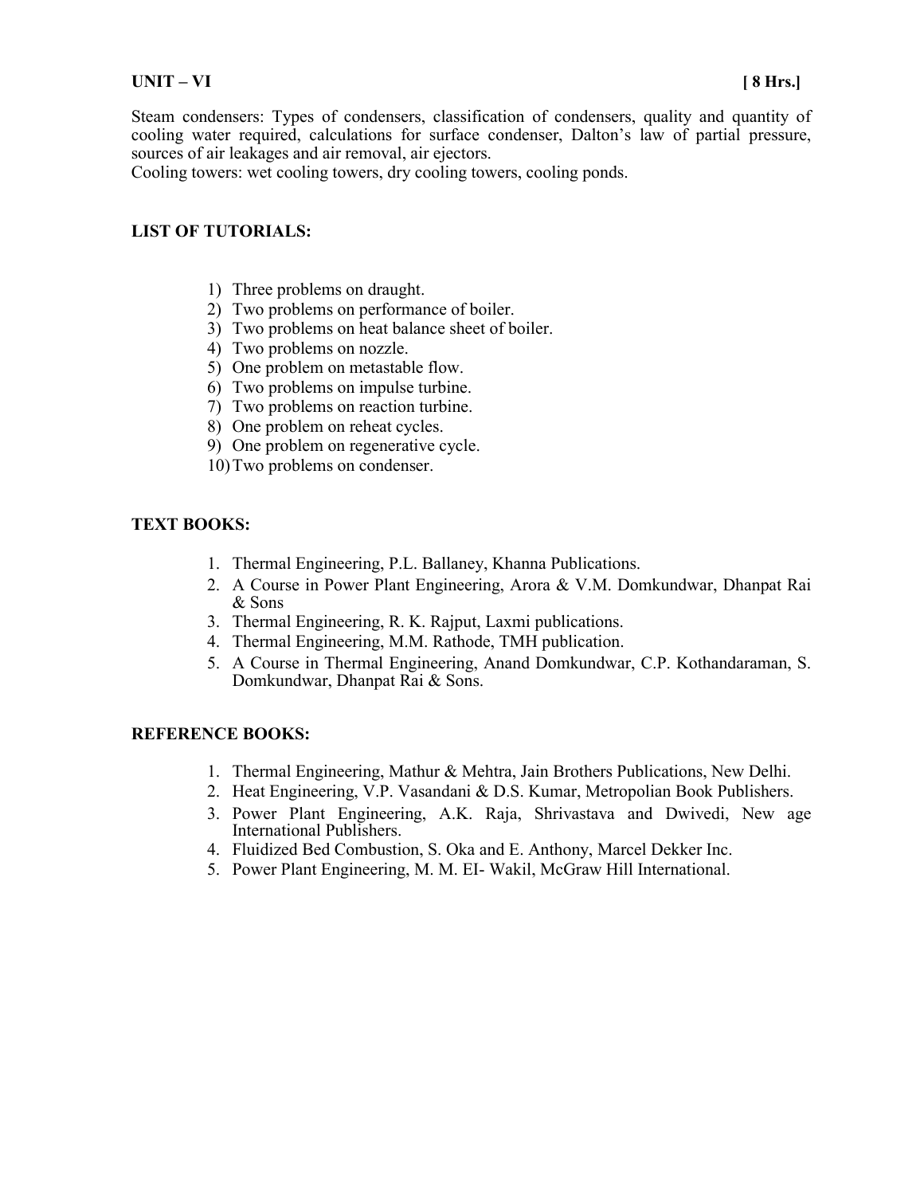**UNIT – VI** **[ 8 Hrs.]**

Steam condensers: Types of condensers, classification of condensers, quality and quantity of cooling water required, calculations for surface condenser, Dalton's law of partial pressure, sources of air leakages and air removal, air ejectors.
Cooling towers: wet cooling towers, dry cooling towers, cooling ponds.

**LIST OF TUTORIALS:**

1) Three problems on draught.
2) Two problems on performance of boiler.
3) Two problems on heat balance sheet of boiler.
4) Two problems on nozzle.
5) One problem on metastable flow.
6) Two problems on impulse turbine.
7) Two problems on reaction turbine.
8) One problem on reheat cycles.
9) One problem on regenerative cycle.
10) Two problems on condenser.

**TEXT BOOKS:**

1. Thermal Engineering, P.L. Ballaney, Khanna Publications.
2. A Course in Power Plant Engineering, Arora & V.M. Domkundwar, Dhanpat Rai & Sons
3. Thermal Engineering, R. K. Rajput, Laxmi publications.
4. Thermal Engineering, M.M. Rathode, TMH publication.
5. A Course in Thermal Engineering, Anand Domkundwar, C.P. Kothandaraman, S. Domkundwar, Dhanpat Rai & Sons.

**REFERENCE BOOKS:**

1. Thermal Engineering, Mathur & Mehtra, Jain Brothers Publications, New Delhi.
2. Heat Engineering, V.P. Vasandani & D.S. Kumar, Metropolian Book Publishers.
3. Power Plant Engineering, A.K. Raja, Shrivastava and Dwivedi, New age International Publishers.
4. Fluidized Bed Combustion, S. Oka and E. Anthony, Marcel Dekker Inc.
5. Power Plant Engineering, M. M. EI- Wakil, McGraw Hill International.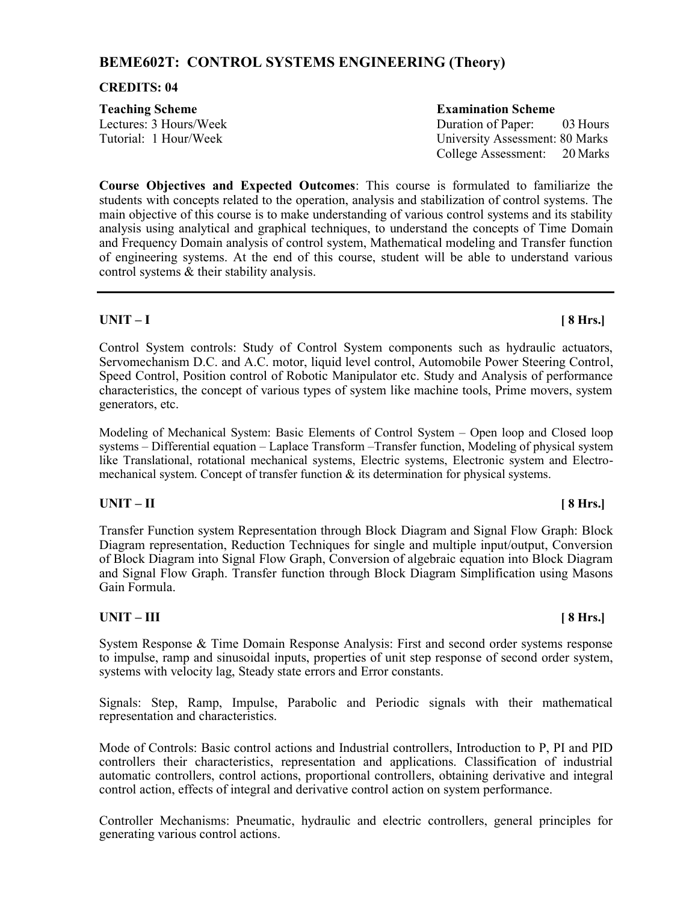## BEME602T: CONTROL SYSTEMS ENGINEERING (Theory)

**CREDITS: 04**

| **Teaching Scheme** | **Examination Scheme** |
|---|---|
| Lectures: 3 Hours/Week | Duration of Paper: 03 Hours |
| Tutorial: 1 Hour/Week | University Assessment: 80 Marks |
| | College Assessment: 20 Marks |

**Course Objectives and Expected Outcomes**: This course is formulated to familiarize the students with concepts related to the operation, analysis and stabilization of control systems. The main objective of this course is to make understanding of various control systems and its stability analysis using analytical and graphical techniques, to understand the concepts of Time Domain and Frequency Domain analysis of control system, Mathematical modeling and Transfer function of engineering systems. At the end of this course, student will be able to understand various control systems & their stability analysis.

---

### UNIT – I [ 8 Hrs.]

Control System controls: Study of Control System components such as hydraulic actuators, Servomechanism D.C. and A.C. motor, liquid level control, Automobile Power Steering Control, Speed Control, Position control of Robotic Manipulator etc. Study and Analysis of performance characteristics, the concept of various types of system like machine tools, Prime movers, system generators, etc.

Modeling of Mechanical System: Basic Elements of Control System – Open loop and Closed loop systems – Differential equation – Laplace Transform –Transfer function, Modeling of physical system like Translational, rotational mechanical systems, Electric systems, Electronic system and Electro-mechanical system. Concept of transfer function & its determination for physical systems.

### UNIT – II [ 8 Hrs.]

Transfer Function system Representation through Block Diagram and Signal Flow Graph: Block Diagram representation, Reduction Techniques for single and multiple input/output, Conversion of Block Diagram into Signal Flow Graph, Conversion of algebraic equation into Block Diagram and Signal Flow Graph. Transfer function through Block Diagram Simplification using Masons Gain Formula.

### UNIT – III [ 8 Hrs.]

System Response & Time Domain Response Analysis: First and second order systems response to impulse, ramp and sinusoidal inputs, properties of unit step response of second order system, systems with velocity lag, Steady state errors and Error constants.

Signals: Step, Ramp, Impulse, Parabolic and Periodic signals with their mathematical representation and characteristics.

Mode of Controls: Basic control actions and Industrial controllers, Introduction to P, PI and PID controllers their characteristics, representation and applications. Classification of industrial automatic controllers, control actions, proportional controllers, obtaining derivative and integral control action, effects of integral and derivative control action on system performance.

Controller Mechanisms: Pneumatic, hydraulic and electric controllers, general principles for generating various control actions.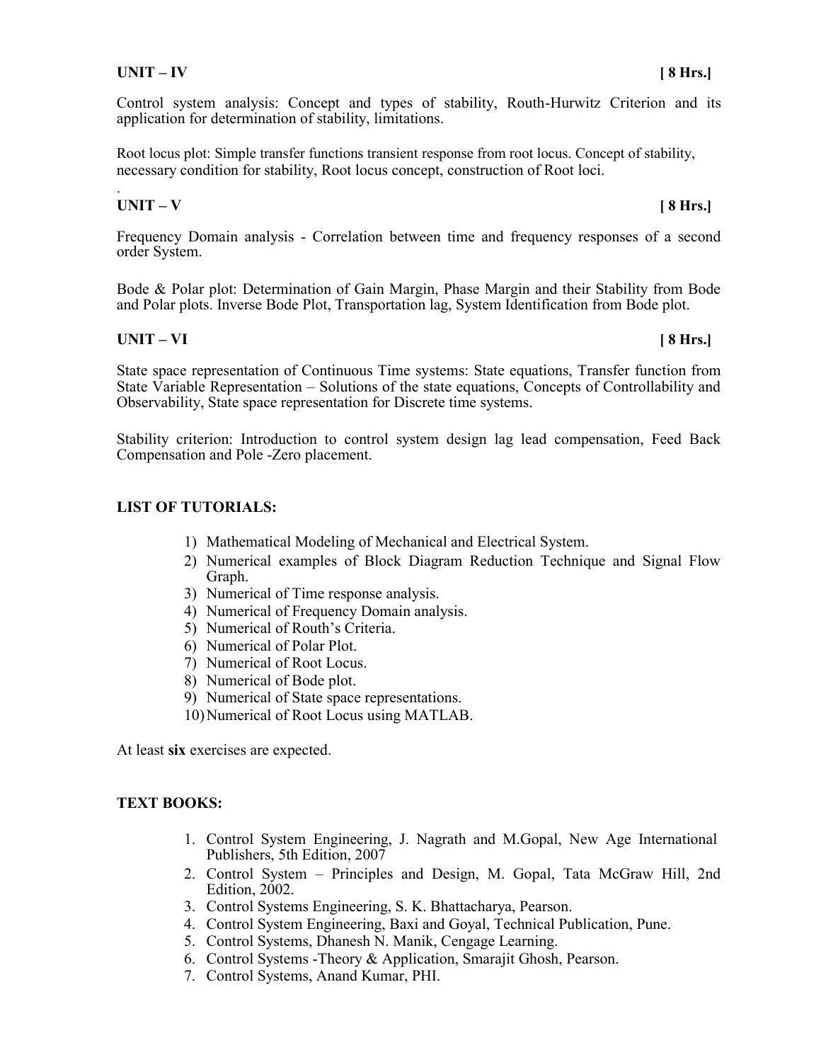**UNIT – IV** **[ 8 Hrs.]**

Control system analysis: Concept and types of stability, Routh-Hurwitz Criterion and its application for determination of stability, limitations.

Root locus plot: Simple transfer functions transient response from root locus. Concept of stability, necessary condition for stability, Root locus concept, construction of Root loci.

.

**UNIT – V** **[ 8 Hrs.]**

Frequency Domain analysis - Correlation between time and frequency responses of a second order System.

Bode & Polar plot: Determination of Gain Margin, Phase Margin and their Stability from Bode and Polar plots. Inverse Bode Plot, Transportation lag, System Identification from Bode plot.

**UNIT – VI** **[ 8 Hrs.]**

State space representation of Continuous Time systems: State equations, Transfer function from State Variable Representation – Solutions of the state equations, Concepts of Controllability and Observability, State space representation for Discrete time systems.

Stability criterion: Introduction to control system design lag lead compensation, Feed Back Compensation and Pole -Zero placement.

**LIST OF TUTORIALS:**

1) Mathematical Modeling of Mechanical and Electrical System.
2) Numerical examples of Block Diagram Reduction Technique and Signal Flow Graph.
3) Numerical of Time response analysis.
4) Numerical of Frequency Domain analysis.
5) Numerical of Routh's Criteria.
6) Numerical of Polar Plot.
7) Numerical of Root Locus.
8) Numerical of Bode plot.
9) Numerical of State space representations.
10) Numerical of Root Locus using MATLAB.

At least **six** exercises are expected.

**TEXT BOOKS:**

1. Control System Engineering, J. Nagrath and M.Gopal, New Age International Publishers, 5th Edition, 2007
2. Control System – Principles and Design, M. Gopal, Tata McGraw Hill, 2nd Edition, 2002.
3. Control Systems Engineering, S. K. Bhattacharya, Pearson.
4. Control System Engineering, Baxi and Goyal, Technical Publication, Pune.
5. Control Systems, Dhanesh N. Manik, Cengage Learning.
6. Control Systems -Theory & Application, Smarajit Ghosh, Pearson.
7. Control Systems, Anand Kumar, PHI.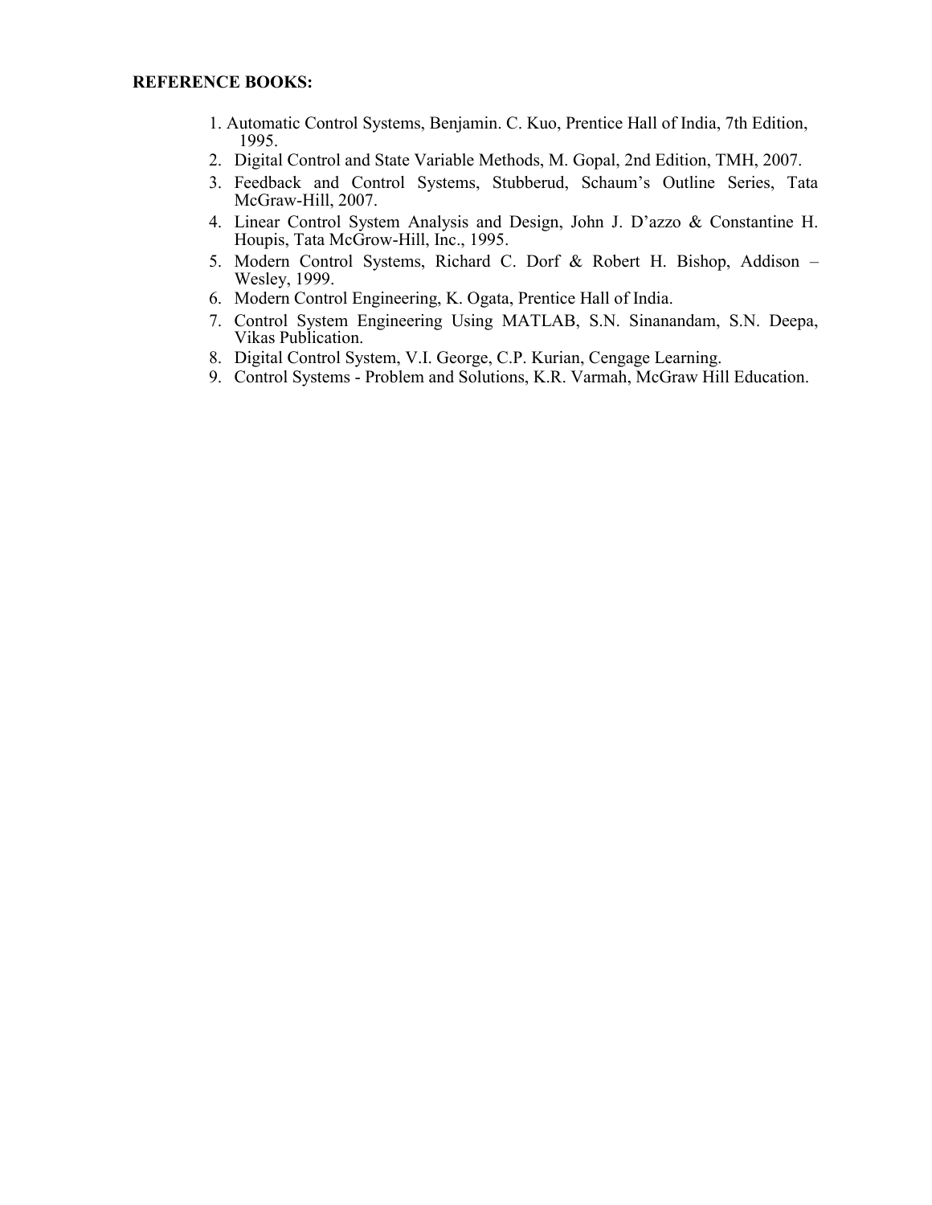**REFERENCE BOOKS:**

1. Automatic Control Systems, Benjamin. C. Kuo, Prentice Hall of India, 7th Edition, 1995.
2. Digital Control and State Variable Methods, M. Gopal, 2nd Edition, TMH, 2007.
3. Feedback and Control Systems, Stubberud, Schaum's Outline Series, Tata McGraw-Hill, 2007.
4. Linear Control System Analysis and Design, John J. D'azzo & Constantine H. Houpis, Tata McGrow-Hill, Inc., 1995.
5. Modern Control Systems, Richard C. Dorf & Robert H. Bishop, Addison – Wesley, 1999.
6. Modern Control Engineering, K. Ogata, Prentice Hall of India.
7. Control System Engineering Using MATLAB, S.N. Sinanandam, S.N. Deepa, Vikas Publication.
8. Digital Control System, V.I. George, C.P. Kurian, Cengage Learning.
9. Control Systems - Problem and Solutions, K.R. Varmah, McGraw Hill Education.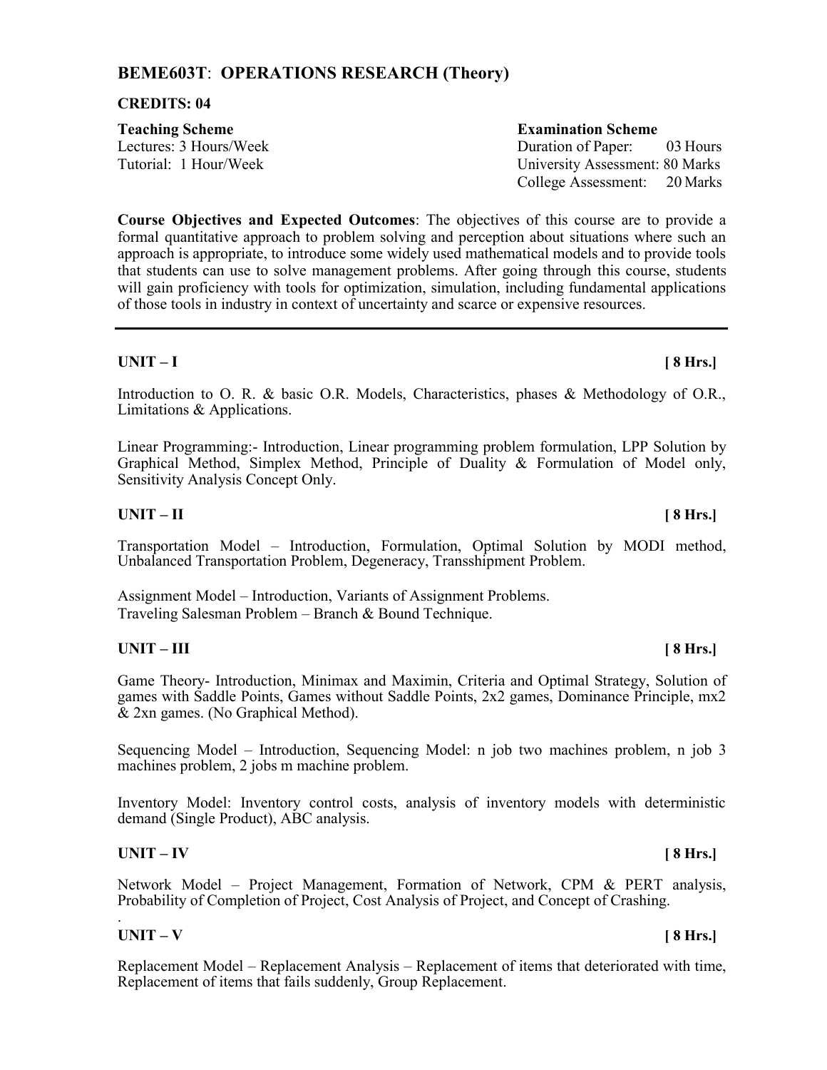## BEME603T: OPERATIONS RESEARCH (Theory)

**CREDITS: 04**

| **Teaching Scheme** | **Examination Scheme** |
|---|---|
| Lectures: 3 Hours/Week | Duration of Paper: 03 Hours |
| Tutorial: 1 Hour/Week | University Assessment: 80 Marks |
| | College Assessment: 20 Marks |

**Course Objectives and Expected Outcomes**: The objectives of this course are to provide a formal quantitative approach to problem solving and perception about situations where such an approach is appropriate, to introduce some widely used mathematical models and to provide tools that students can use to solve management problems. After going through this course, students will gain proficiency with tools for optimization, simulation, including fundamental applications of those tools in industry in context of uncertainty and scarce or expensive resources.

---

**UNIT – I** **[ 8 Hrs.]**

Introduction to O. R. & basic O.R. Models, Characteristics, phases & Methodology of O.R., Limitations & Applications.

Linear Programming:- Introduction, Linear programming problem formulation, LPP Solution by Graphical Method, Simplex Method, Principle of Duality & Formulation of Model only, Sensitivity Analysis Concept Only.

**UNIT – II** **[ 8 Hrs.]**

Transportation Model – Introduction, Formulation, Optimal Solution by MODI method, Unbalanced Transportation Problem, Degeneracy, Transshipment Problem.

Assignment Model – Introduction, Variants of Assignment Problems.
Traveling Salesman Problem – Branch & Bound Technique.

**UNIT – III** **[ 8 Hrs.]**

Game Theory- Introduction, Minimax and Maximin, Criteria and Optimal Strategy, Solution of games with Saddle Points, Games without Saddle Points, 2x2 games, Dominance Principle, mx2 & 2xn games. (No Graphical Method).

Sequencing Model – Introduction, Sequencing Model: n job two machines problem, n job 3 machines problem, 2 jobs m machine problem.

Inventory Model: Inventory control costs, analysis of inventory models with deterministic demand (Single Product), ABC analysis.

**UNIT – IV** **[ 8 Hrs.]**

Network Model – Project Management, Formation of Network, CPM & PERT analysis, Probability of Completion of Project, Cost Analysis of Project, and Concept of Crashing.

**UNIT – V** **[ 8 Hrs.]**

Replacement Model – Replacement Analysis – Replacement of items that deteriorated with time, Replacement of items that fails suddenly, Group Replacement.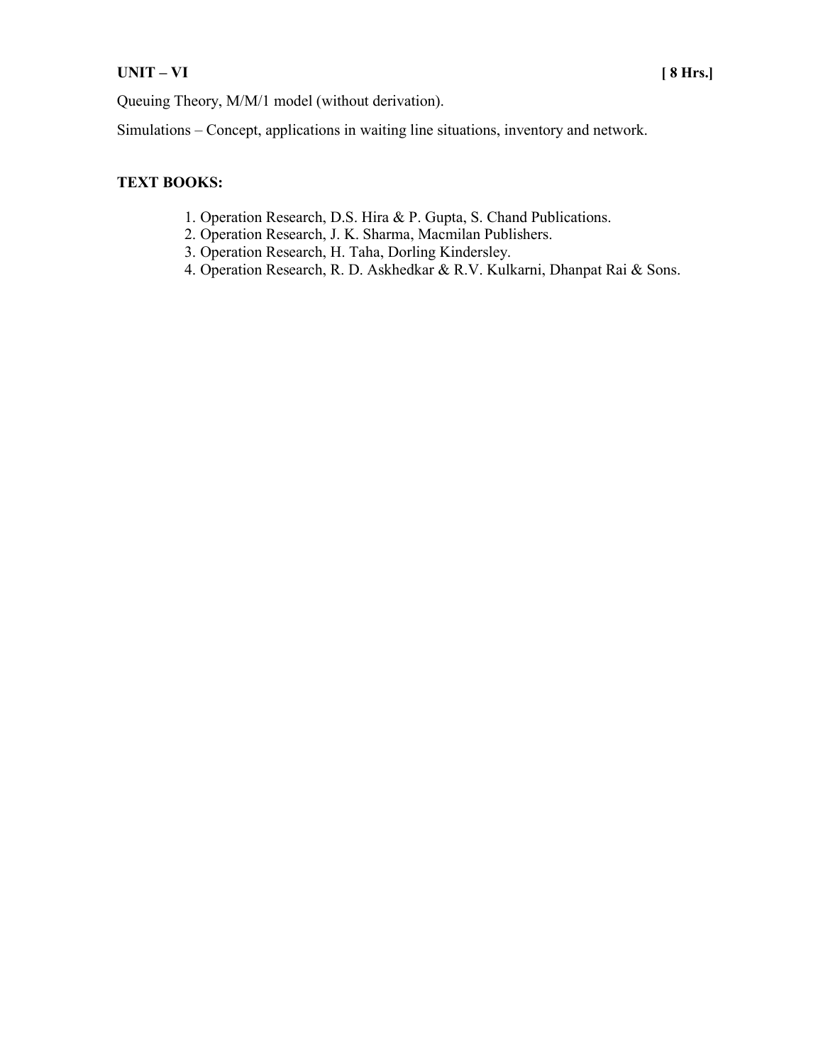**UNIT – VI** **[ 8 Hrs.]**

Queuing Theory, M/M/1 model (without derivation).

Simulations – Concept, applications in waiting line situations, inventory and network.

**TEXT BOOKS:**

1. Operation Research, D.S. Hira & P. Gupta, S. Chand Publications.
2. Operation Research, J. K. Sharma, Macmilan Publishers.
3. Operation Research, H. Taha, Dorling Kindersley.
4. Operation Research, R. D. Askhedkar & R.V. Kulkarni, Dhanpat Rai & Sons.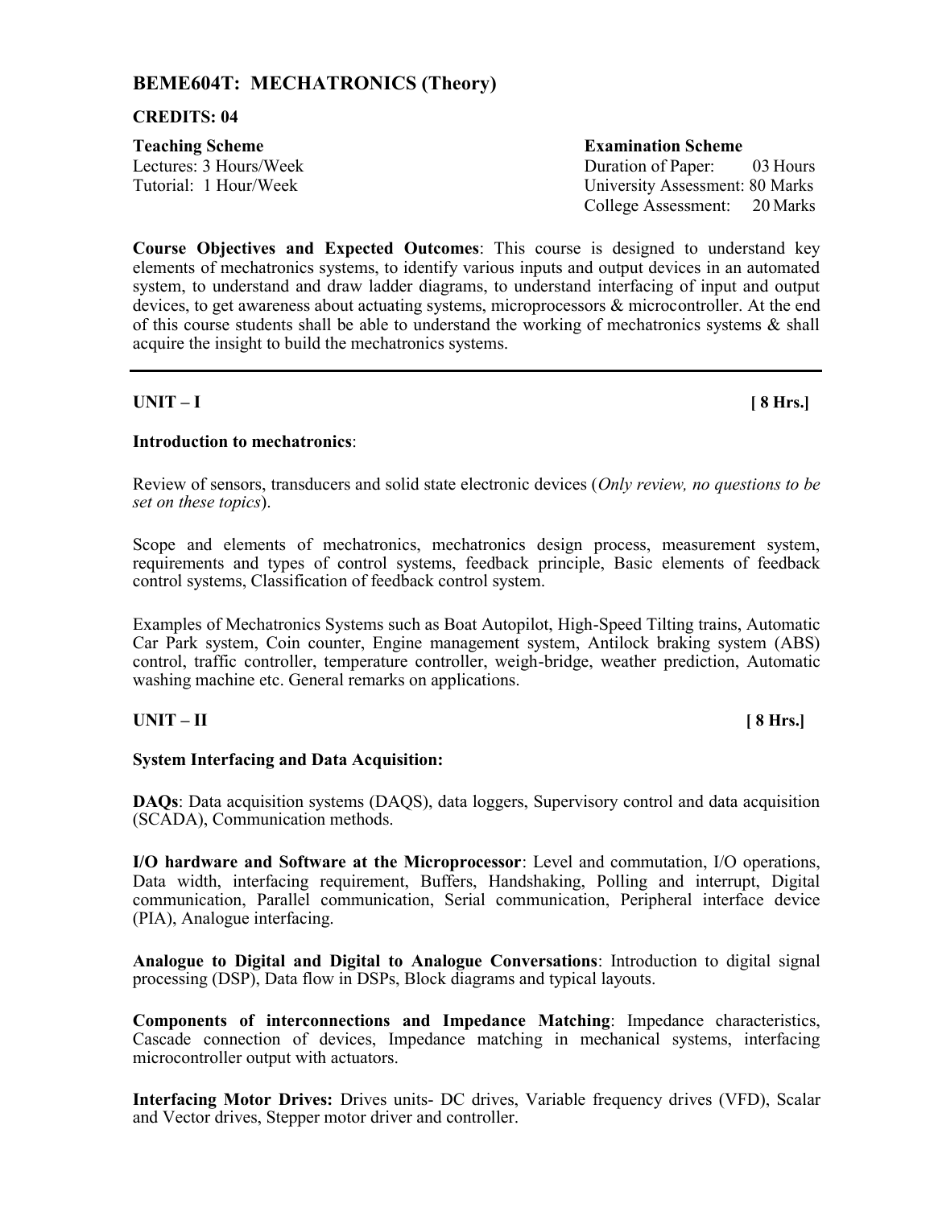## BEME604T: MECHATRONICS (Theory)

**CREDITS: 04**

| **Teaching Scheme** | **Examination Scheme** |
|---|---|
| Lectures: 3 Hours/Week | Duration of Paper: 03 Hours |
| Tutorial: 1 Hour/Week | University Assessment: 80 Marks |
| | College Assessment: 20 Marks |

**Course Objectives and Expected Outcomes**: This course is designed to understand key elements of mechatronics systems, to identify various inputs and output devices in an automated system, to understand and draw ladder diagrams, to understand interfacing of input and output devices, to get awareness about actuating systems, microprocessors & microcontroller. At the end of this course students shall be able to understand the working of mechatronics systems & shall acquire the insight to build the mechatronics systems.

---

### UNIT – I [ 8 Hrs.]

**Introduction to mechatronics**:

Review of sensors, transducers and solid state electronic devices (*Only review, no questions to be set on these topics*).

Scope and elements of mechatronics, mechatronics design process, measurement system, requirements and types of control systems, feedback principle, Basic elements of feedback control systems, Classification of feedback control system.

Examples of Mechatronics Systems such as Boat Autopilot, High-Speed Tilting trains, Automatic Car Park system, Coin counter, Engine management system, Antilock braking system (ABS) control, traffic controller, temperature controller, weigh-bridge, weather prediction, Automatic washing machine etc. General remarks on applications.

### UNIT – II [ 8 Hrs.]

**System Interfacing and Data Acquisition:**

**DAQs**: Data acquisition systems (DAQS), data loggers, Supervisory control and data acquisition (SCADA), Communication methods.

**I/O hardware and Software at the Microprocessor**: Level and commutation, I/O operations, Data width, interfacing requirement, Buffers, Handshaking, Polling and interrupt, Digital communication, Parallel communication, Serial communication, Peripheral interface device (PIA), Analogue interfacing.

**Analogue to Digital and Digital to Analogue Conversations**: Introduction to digital signal processing (DSP), Data flow in DSPs, Block diagrams and typical layouts.

**Components of interconnections and Impedance Matching**: Impedance characteristics, Cascade connection of devices, Impedance matching in mechanical systems, interfacing microcontroller output with actuators.

**Interfacing Motor Drives:** Drives units- DC drives, Variable frequency drives (VFD), Scalar and Vector drives, Stepper motor driver and controller.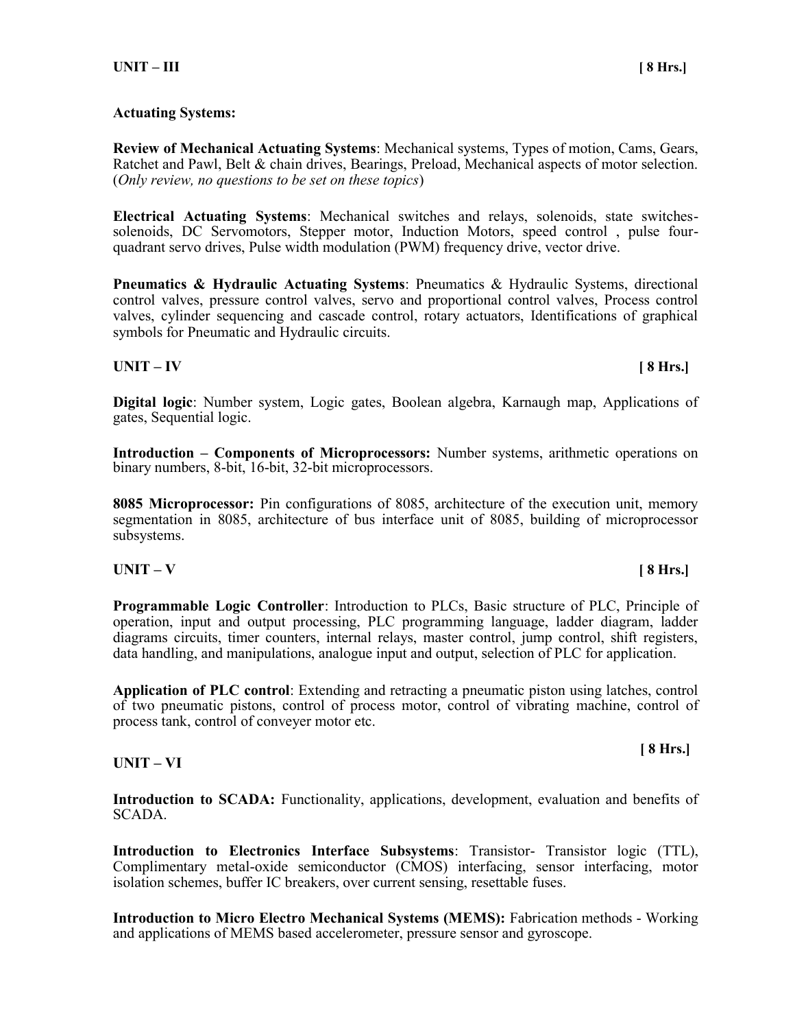**UNIT – III** **[ 8 Hrs.]**

**Actuating Systems:**

**Review of Mechanical Actuating Systems**: Mechanical systems, Types of motion, Cams, Gears, Ratchet and Pawl, Belt & chain drives, Bearings, Preload, Mechanical aspects of motor selection. (*Only review, no questions to be set on these topics*)

**Electrical Actuating Systems**: Mechanical switches and relays, solenoids, state switches-solenoids, DC Servomotors, Stepper motor, Induction Motors, speed control , pulse four-quadrant servo drives, Pulse width modulation (PWM) frequency drive, vector drive.

**Pneumatics & Hydraulic Actuating Systems**: Pneumatics & Hydraulic Systems, directional control valves, pressure control valves, servo and proportional control valves, Process control valves, cylinder sequencing and cascade control, rotary actuators, Identifications of graphical symbols for Pneumatic and Hydraulic circuits.

**UNIT – IV** **[ 8 Hrs.]**

**Digital logic**: Number system, Logic gates, Boolean algebra, Karnaugh map, Applications of gates, Sequential logic.

**Introduction – Components of Microprocessors:** Number systems, arithmetic operations on binary numbers, 8-bit, 16-bit, 32-bit microprocessors.

**8085 Microprocessor:** Pin configurations of 8085, architecture of the execution unit, memory segmentation in 8085, architecture of bus interface unit of 8085, building of microprocessor subsystems.

**UNIT – V** **[ 8 Hrs.]**

**Programmable Logic Controller**: Introduction to PLCs, Basic structure of PLC, Principle of operation, input and output processing, PLC programming language, ladder diagram, ladder diagrams circuits, timer counters, internal relays, master control, jump control, shift registers, data handling, and manipulations, analogue input and output, selection of PLC for application.

**Application of PLC control**: Extending and retracting a pneumatic piston using latches, control of two pneumatic pistons, control of process motor, control of vibrating machine, control of process tank, control of conveyer motor etc.

**UNIT – VI** **[ 8 Hrs.]**

**Introduction to SCADA:** Functionality, applications, development, evaluation and benefits of SCADA.

**Introduction to Electronics Interface Subsystems**: Transistor- Transistor logic (TTL), Complimentary metal-oxide semiconductor (CMOS) interfacing, sensor interfacing, motor isolation schemes, buffer IC breakers, over current sensing, resettable fuses.

**Introduction to Micro Electro Mechanical Systems (MEMS):** Fabrication methods - Working and applications of MEMS based accelerometer, pressure sensor and gyroscope.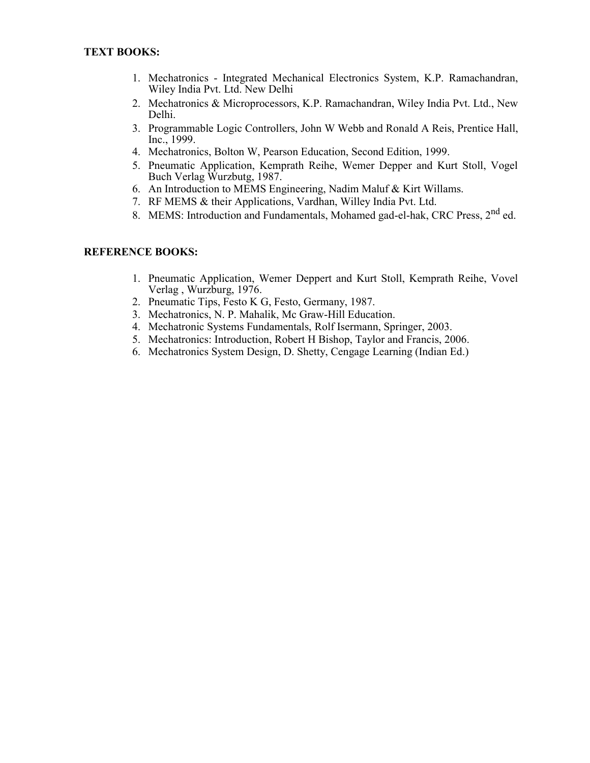**TEXT BOOKS:**

1. Mechatronics - Integrated Mechanical Electronics System, K.P. Ramachandran, Wiley India Pvt. Ltd. New Delhi
2. Mechatronics & Microprocessors, K.P. Ramachandran, Wiley India Pvt. Ltd., New Delhi.
3. Programmable Logic Controllers, John W Webb and Ronald A Reis, Prentice Hall, Inc., 1999.
4. Mechatronics, Bolton W, Pearson Education, Second Edition, 1999.
5. Pneumatic Application, Kemprath Reihe, Wemer Depper and Kurt Stoll, Vogel Buch Verlag Wurzbutg, 1987.
6. An Introduction to MEMS Engineering, Nadim Maluf & Kirt Willams.
7. RF MEMS & their Applications, Vardhan, Willey India Pvt. Ltd.
8. MEMS: Introduction and Fundamentals, Mohamed gad-el-hak, CRC Press, 2nd ed.

**REFERENCE BOOKS:**

1. Pneumatic Application, Wemer Deppert and Kurt Stoll, Kemprath Reihe, Vovel Verlag , Wurzburg, 1976.
2. Pneumatic Tips, Festo K G, Festo, Germany, 1987.
3. Mechatronics, N. P. Mahalik, Mc Graw-Hill Education.
4. Mechatronic Systems Fundamentals, Rolf Isermann, Springer, 2003.
5. Mechatronics: Introduction, Robert H Bishop, Taylor and Francis, 2006.
6. Mechatronics System Design, D. Shetty, Cengage Learning (Indian Ed.)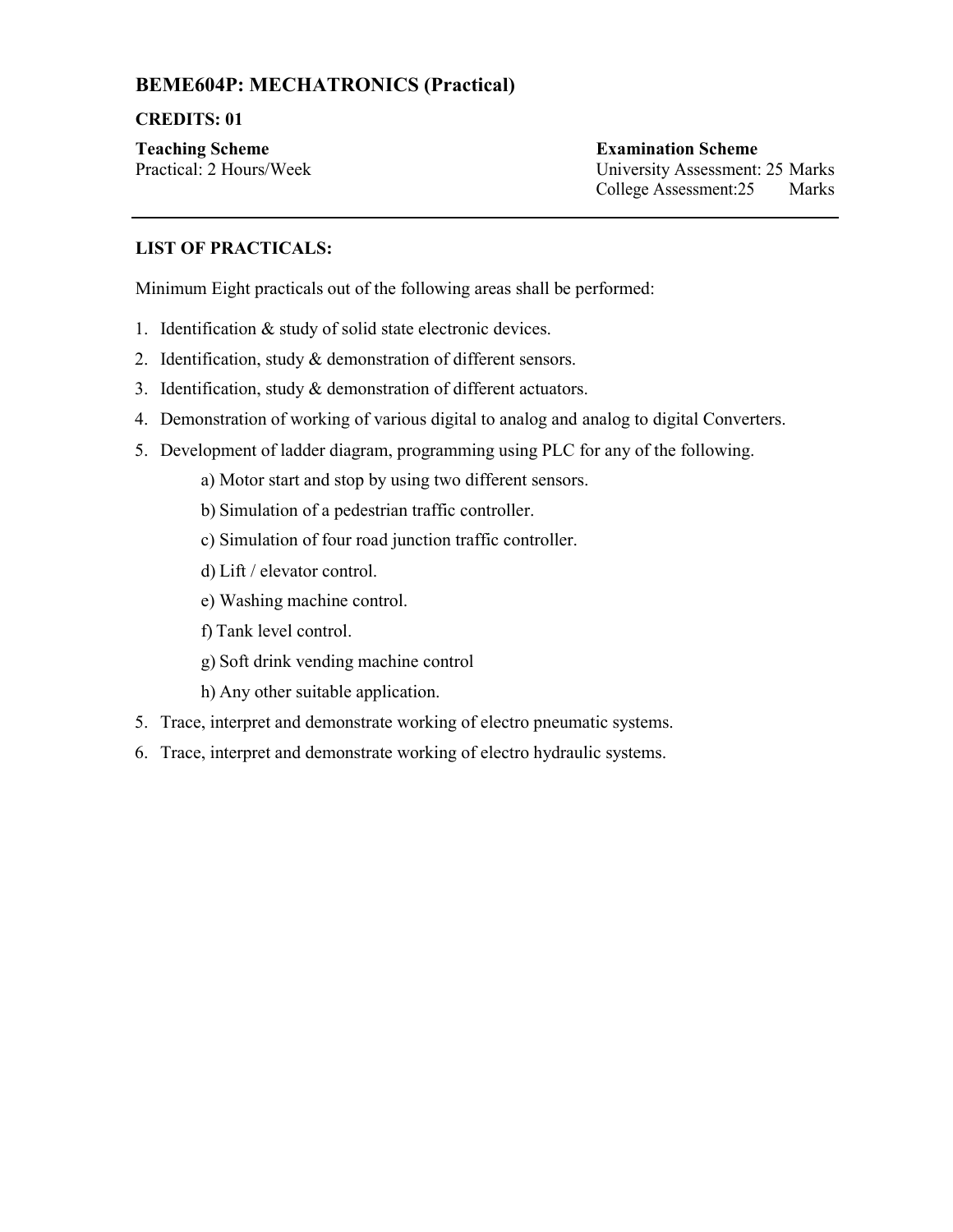## BEME604P: MECHATRONICS (Practical)

**CREDITS: 01**

| **Teaching Scheme** | **Examination Scheme** |
| --- | --- |
| Practical: 2 Hours/Week | University Assessment: 25 Marks |
| | College Assessment:25 Marks |

---

**LIST OF PRACTICALS:**

Minimum Eight practicals out of the following areas shall be performed:

1. Identification & study of solid state electronic devices.
2. Identification, study & demonstration of different sensors.
3. Identification, study & demonstration of different actuators.
4. Demonstration of working of various digital to analog and analog to digital Converters.
5. Development of ladder diagram, programming using PLC for any of the following.
   - a) Motor start and stop by using two different sensors.
   - b) Simulation of a pedestrian traffic controller.
   - c) Simulation of four road junction traffic controller.
   - d) Lift / elevator control.
   - e) Washing machine control.
   - f) Tank level control.
   - g) Soft drink vending machine control
   - h) Any other suitable application.

5\. Trace, interpret and demonstrate working of electro pneumatic systems.

6\. Trace, interpret and demonstrate working of electro hydraulic systems.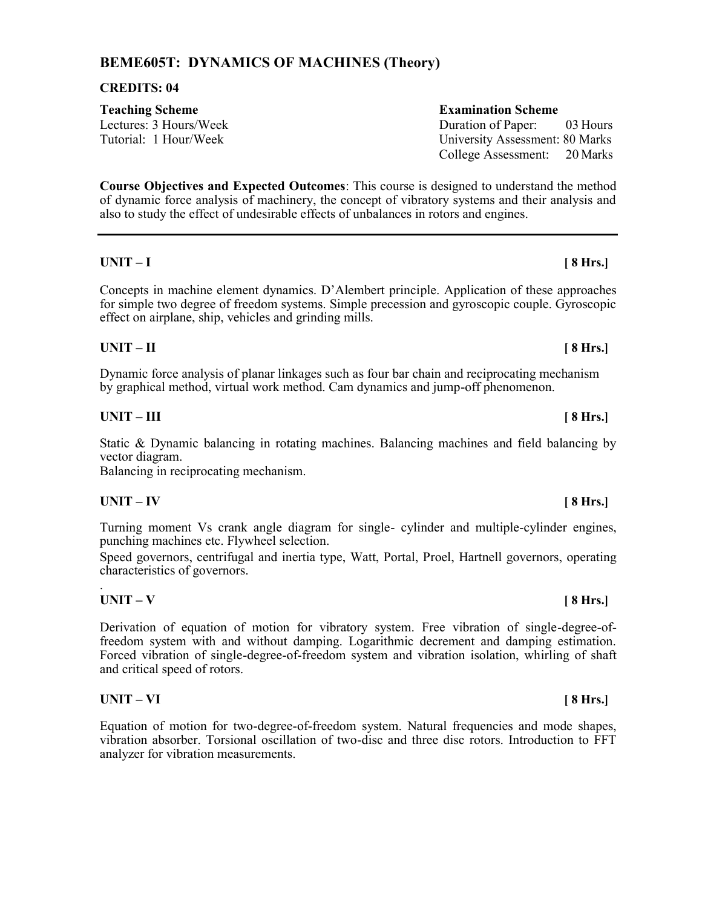## BEME605T: DYNAMICS OF MACHINES (Theory)

**CREDITS: 04**

| **Teaching Scheme** | **Examination Scheme** |
|---|---|
| Lectures: 3 Hours/Week | Duration of Paper: 03 Hours |
| Tutorial: 1 Hour/Week | University Assessment: 80 Marks |
| | College Assessment: 20 Marks |

**Course Objectives and Expected Outcomes**: This course is designed to understand the method of dynamic force analysis of machinery, the concept of vibratory systems and their analysis and also to study the effect of undesirable effects of unbalances in rotors and engines.

---

**UNIT – I** **[ 8 Hrs.]**

Concepts in machine element dynamics. D'Alembert principle. Application of these approaches for simple two degree of freedom systems. Simple precession and gyroscopic couple. Gyroscopic effect on airplane, ship, vehicles and grinding mills.

**UNIT – II** **[ 8 Hrs.]**

Dynamic force analysis of planar linkages such as four bar chain and reciprocating mechanism by graphical method, virtual work method. Cam dynamics and jump-off phenomenon.

**UNIT – III** **[ 8 Hrs.]**

Static & Dynamic balancing in rotating machines. Balancing machines and field balancing by vector diagram.

Balancing in reciprocating mechanism.

**UNIT – IV** **[ 8 Hrs.]**

Turning moment Vs crank angle diagram for single- cylinder and multiple-cylinder engines, punching machines etc. Flywheel selection.

Speed governors, centrifugal and inertia type, Watt, Portal, Proel, Hartnell governors, operating characteristics of governors.

**UNIT – V** **[ 8 Hrs.]**

Derivation of equation of motion for vibratory system. Free vibration of single-degree-of-freedom system with and without damping. Logarithmic decrement and damping estimation. Forced vibration of single-degree-of-freedom system and vibration isolation, whirling of shaft and critical speed of rotors.

**UNIT – VI** **[ 8 Hrs.]**

Equation of motion for two-degree-of-freedom system. Natural frequencies and mode shapes, vibration absorber. Torsional oscillation of two-disc and three disc rotors. Introduction to FFT analyzer for vibration measurements.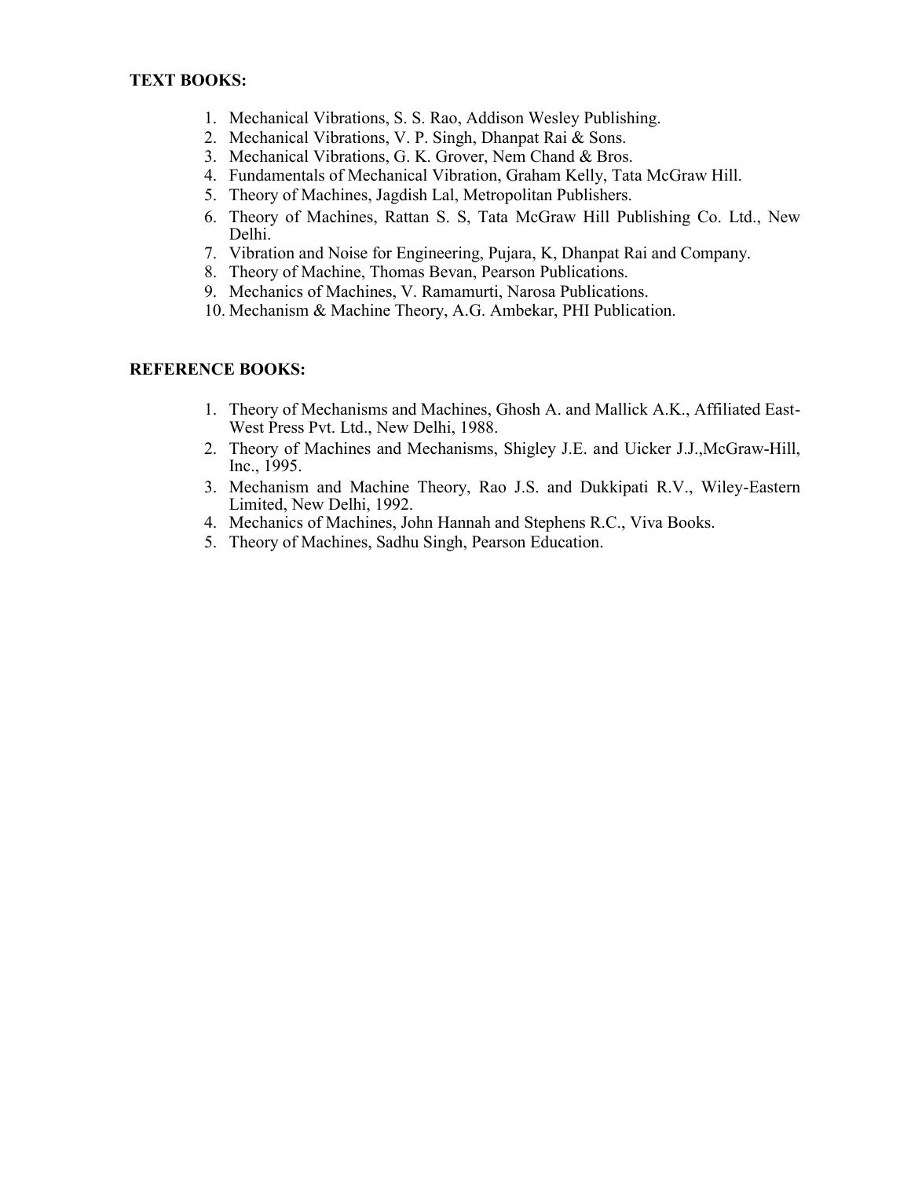**TEXT BOOKS:**

1. Mechanical Vibrations, S. S. Rao, Addison Wesley Publishing.
2. Mechanical Vibrations, V. P. Singh, Dhanpat Rai & Sons.
3. Mechanical Vibrations, G. K. Grover, Nem Chand & Bros.
4. Fundamentals of Mechanical Vibration, Graham Kelly, Tata McGraw Hill.
5. Theory of Machines, Jagdish Lal, Metropolitan Publishers.
6. Theory of Machines, Rattan S. S, Tata McGraw Hill Publishing Co. Ltd., New Delhi.
7. Vibration and Noise for Engineering, Pujara, K, Dhanpat Rai and Company.
8. Theory of Machine, Thomas Bevan, Pearson Publications.
9. Mechanics of Machines, V. Ramamurti, Narosa Publications.
10. Mechanism & Machine Theory, A.G. Ambekar, PHI Publication.

**REFERENCE BOOKS:**

1. Theory of Mechanisms and Machines, Ghosh A. and Mallick A.K., Affiliated East-West Press Pvt. Ltd., New Delhi, 1988.
2. Theory of Machines and Mechanisms, Shigley J.E. and Uicker J.J.,McGraw-Hill, Inc., 1995.
3. Mechanism and Machine Theory, Rao J.S. and Dukkipati R.V., Wiley-Eastern Limited, New Delhi, 1992.
4. Mechanics of Machines, John Hannah and Stephens R.C., Viva Books.
5. Theory of Machines, Sadhu Singh, Pearson Education.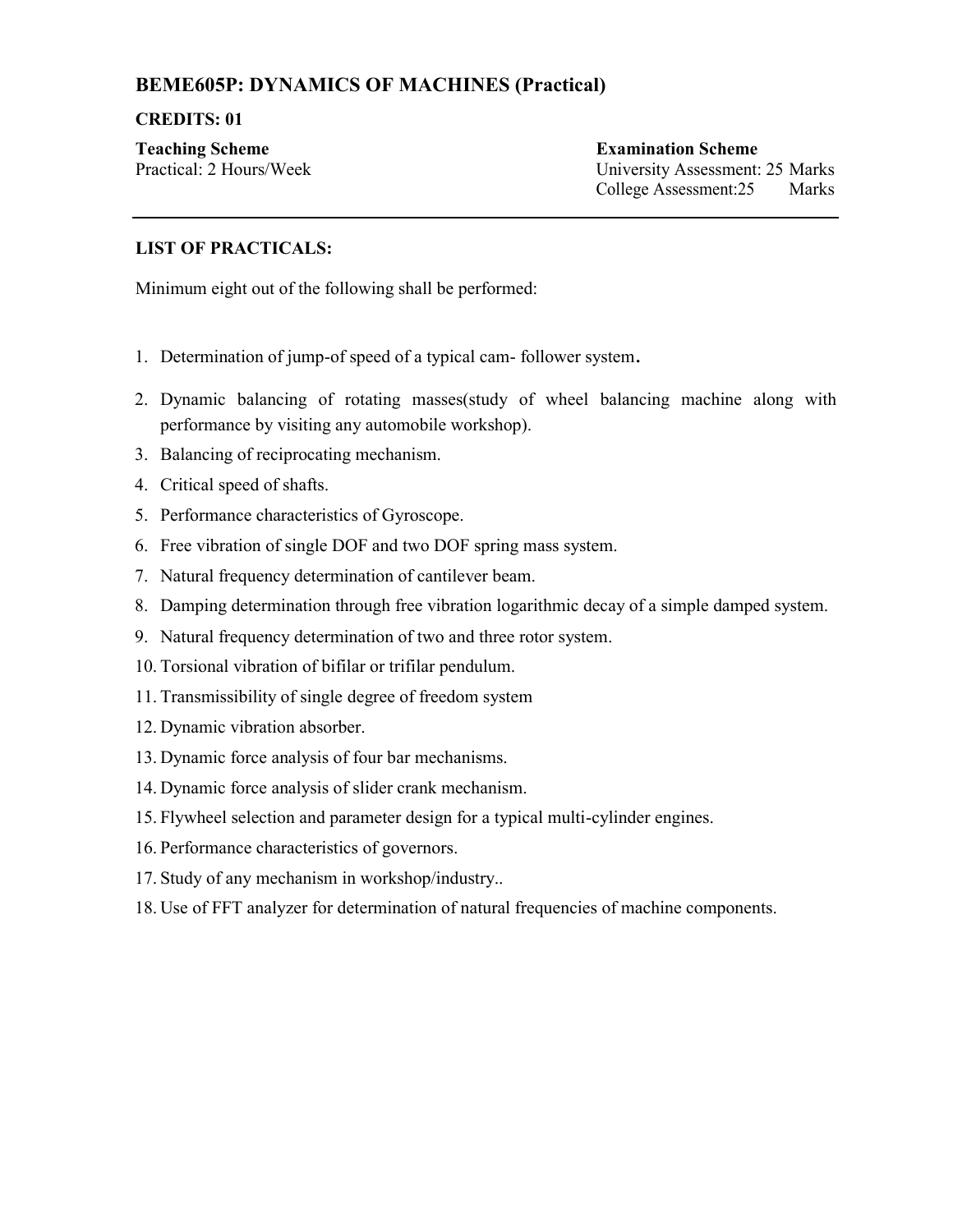## BEME605P: DYNAMICS OF MACHINES (Practical)

**CREDITS: 01**

**Teaching Scheme**
Practical: 2 Hours/Week

**Examination Scheme**
University Assessment: 25 Marks
College Assessment:25 Marks

---

**LIST OF PRACTICALS:**

Minimum eight out of the following shall be performed:

1. Determination of jump-of speed of a typical cam- follower system.
2. Dynamic balancing of rotating masses(study of wheel balancing machine along with performance by visiting any automobile workshop).
3. Balancing of reciprocating mechanism.
4. Critical speed of shafts.
5. Performance characteristics of Gyroscope.
6. Free vibration of single DOF and two DOF spring mass system.
7. Natural frequency determination of cantilever beam.
8. Damping determination through free vibration logarithmic decay of a simple damped system.
9. Natural frequency determination of two and three rotor system.
10. Torsional vibration of bifilar or trifilar pendulum.
11. Transmissibility of single degree of freedom system
12. Dynamic vibration absorber.
13. Dynamic force analysis of four bar mechanisms.
14. Dynamic force analysis of slider crank mechanism.
15. Flywheel selection and parameter design for a typical multi-cylinder engines.
16. Performance characteristics of governors.
17. Study of any mechanism in workshop/industry..
18. Use of FFT analyzer for determination of natural frequencies of machine components.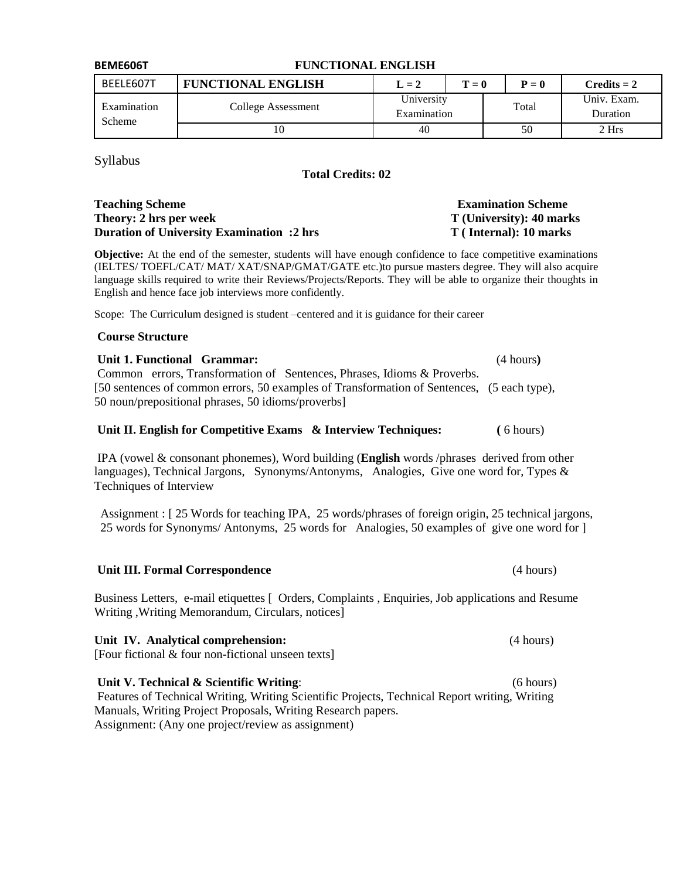**BEME606T** **FUNCTIONAL ENGLISH**

| BEELE607T | **FUNCTIONAL ENGLISH** | **L = 2** | **T = 0** | **P = 0** | **Credits = 2** |
|---|---|---|---|---|---|
| Examination Scheme | College Assessment | University Examination | | Total | Univ. Exam. Duration |
| | 10 | 40 | | 50 | 2 Hrs |

Syllabus

**Total Credits: 02**

**Teaching Scheme**
**Theory: 2 hrs per week**
**Duration of University Examination :2 hrs**

**Examination Scheme**
**T (University): 40 marks**
**T ( Internal): 10 marks**

**Objective:** At the end of the semester, students will have enough confidence to face competitive examinations (IELTES/ TOEFL/CAT/ MAT/ XAT/SNAP/GMAT/GATE etc.)to pursue masters degree. They will also acquire language skills required to write their Reviews/Projects/Reports. They will be able to organize their thoughts in English and hence face job interviews more confidently.

Scope: The Curriculum designed is student –centered and it is guidance for their career

**Course Structure**

**Unit 1. Functional Grammar:** (4 hours**)**

Common errors, Transformation of Sentences, Phrases, Idioms & Proverbs.
[50 sentences of common errors, 50 examples of Transformation of Sentences, (5 each type), 50 noun/prepositional phrases, 50 idioms/proverbs]

**Unit II. English for Competitive Exams & Interview Techniques:** **(** 6 hours)

IPA (vowel & consonant phonemes), Word building (**English** words /phrases derived from other languages), Technical Jargons, Synonyms/Antonyms, Analogies, Give one word for, Types & Techniques of Interview

Assignment : [ 25 Words for teaching IPA, 25 words/phrases of foreign origin, 25 technical jargons, 25 words for Synonyms/ Antonyms, 25 words for Analogies, 50 examples of give one word for ]

**Unit III. Formal Correspondence** (4 hours)

Business Letters, e-mail etiquettes [ Orders, Complaints , Enquiries, Job applications and Resume Writing ,Writing Memorandum, Circulars, notices]

**Unit IV. Analytical comprehension:** (4 hours)
[Four fictional & four non-fictional unseen texts]

**Unit V. Technical & Scientific Writing**: (6 hours)

Features of Technical Writing, Writing Scientific Projects, Technical Report writing, Writing Manuals, Writing Project Proposals, Writing Research papers.
Assignment: (Any one project/review as assignment)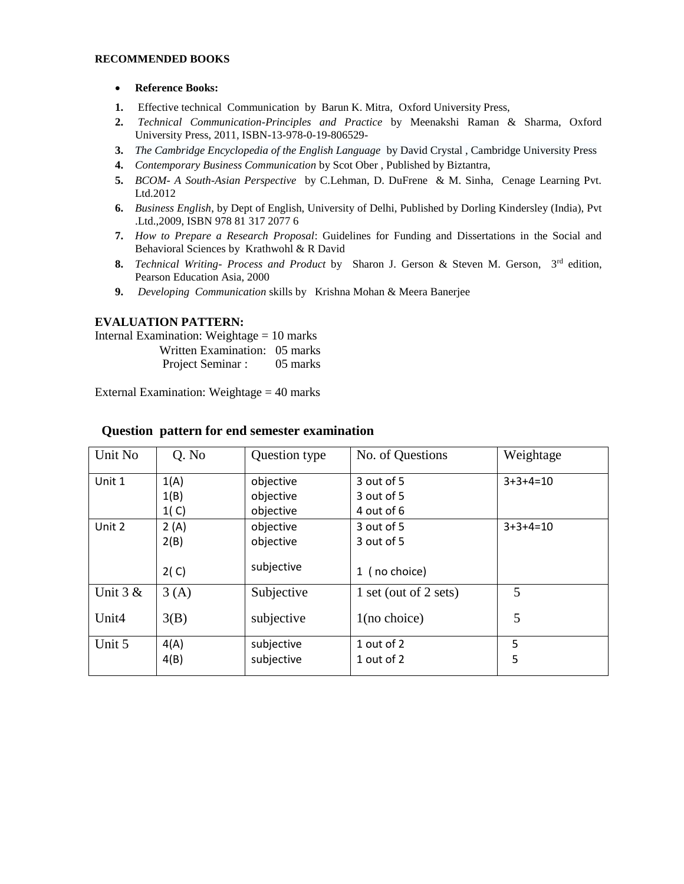**RECOMMENDED BOOKS**

- **Reference Books:**

1. Effective technical Communication by Barun K. Mitra, Oxford University Press,
2. *Technical Communication-Principles and Practice* by Meenakshi Raman & Sharma, Oxford University Press, 2011, ISBN-13-978-0-19-806529-
3. *The Cambridge Encyclopedia of the English Language* by David Crystal , Cambridge University Press
4. *Contemporary Business Communication* by Scot Ober , Published by Biztantra,
5. *BCOM- A South-Asian Perspective* by C.Lehman, D. DuFrene & M. Sinha, Cenage Learning Pvt. Ltd.2012
6. *Business English*, by Dept of English, University of Delhi, Published by Dorling Kindersley (India), Pvt .Ltd.,2009, ISBN 978 81 317 2077 6
7. *How to Prepare a Research Proposal*: Guidelines for Funding and Dissertations in the Social and Behavioral Sciences by Krathwohl & R David
8. *Technical Writing- Process and Product* by Sharon J. Gerson & Steven M. Gerson, 3rd edition, Pearson Education Asia, 2000
9. *Developing Communication* skills by Krishna Mohan & Meera Banerjee

**EVALUATION PATTERN:**

Internal Examination: Weightage = 10 marks

Written Examination: 05 marks

Project Seminar : 05 marks

External Examination: Weightage = 40 marks

**Question pattern for end semester examination**

| Unit No | Q. No | Question type | No. of Questions | Weightage |
|---|---|---|---|---|
| Unit 1 | 1(A)<br>1(B)<br>1( C) | objective<br>objective<br>objective | 3 out of 5<br>3 out of 5<br>4 out of 6 | 3+3+4=10 |
| Unit 2 | 2 (A)<br>2(B)<br>2( C) | objective<br>objective<br>subjective | 3 out of 5<br>3 out of 5<br>1 ( no choice) | 3+3+4=10 |
| Unit 3 & Unit4 | 3 (A)<br>3(B) | Subjective<br>subjective | 1 set (out of 2 sets)<br>1(no choice) | 5<br>5 |
| Unit 5 | 4(A)<br>4(B) | subjective<br>subjective | 1 out of 2<br>1 out of 2 | 5<br>5 |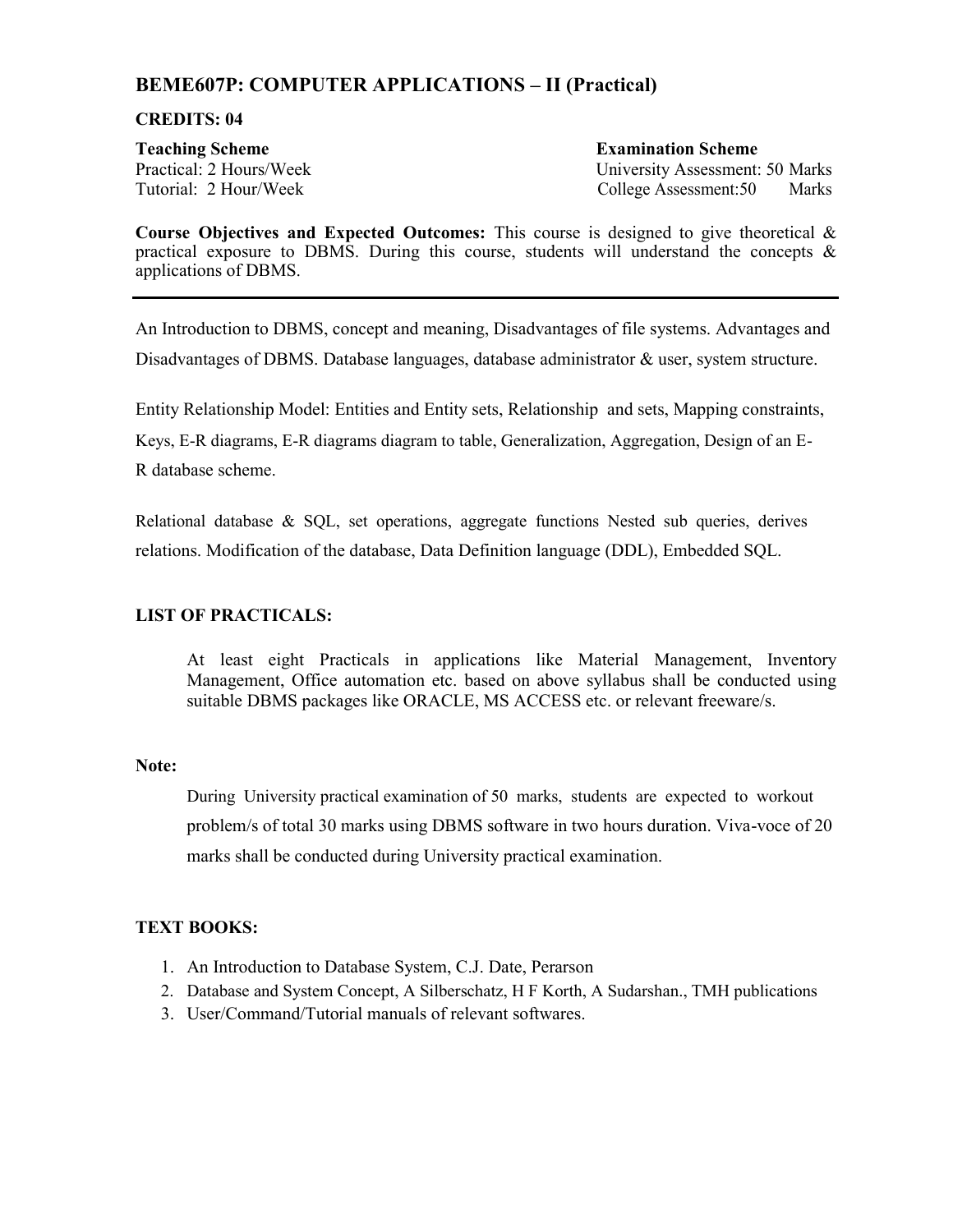## BEME607P: COMPUTER APPLICATIONS – II (Practical)

**CREDITS: 04**

| **Teaching Scheme** | **Examination Scheme** |
|---|---|
| Practical: 2 Hours/Week | University Assessment: 50 Marks |
| Tutorial: 2 Hour/Week | College Assessment:50 Marks |

**Course Objectives and Expected Outcomes:** This course is designed to give theoretical & practical exposure to DBMS. During this course, students will understand the concepts & applications of DBMS.

---

An Introduction to DBMS, concept and meaning, Disadvantages of file systems. Advantages and Disadvantages of DBMS. Database languages, database administrator & user, system structure.

Entity Relationship Model: Entities and Entity sets, Relationship and sets, Mapping constraints, Keys, E-R diagrams, E-R diagrams diagram to table, Generalization, Aggregation, Design of an E-R database scheme.

Relational database & SQL, set operations, aggregate functions Nested sub queries, derives relations. Modification of the database, Data Definition language (DDL), Embedded SQL.

### LIST OF PRACTICALS:

At least eight Practicals in applications like Material Management, Inventory Management, Office automation etc. based on above syllabus shall be conducted using suitable DBMS packages like ORACLE, MS ACCESS etc. or relevant freeware/s.

**Note:**

During University practical examination of 50 marks, students are expected to workout problem/s of total 30 marks using DBMS software in two hours duration. Viva-voce of 20 marks shall be conducted during University practical examination.

### TEXT BOOKS:

1. An Introduction to Database System, C.J. Date, Perarson
2. Database and System Concept, A Silberschatz, H F Korth, A Sudarshan., TMH publications
3. User/Command/Tutorial manuals of relevant softwares.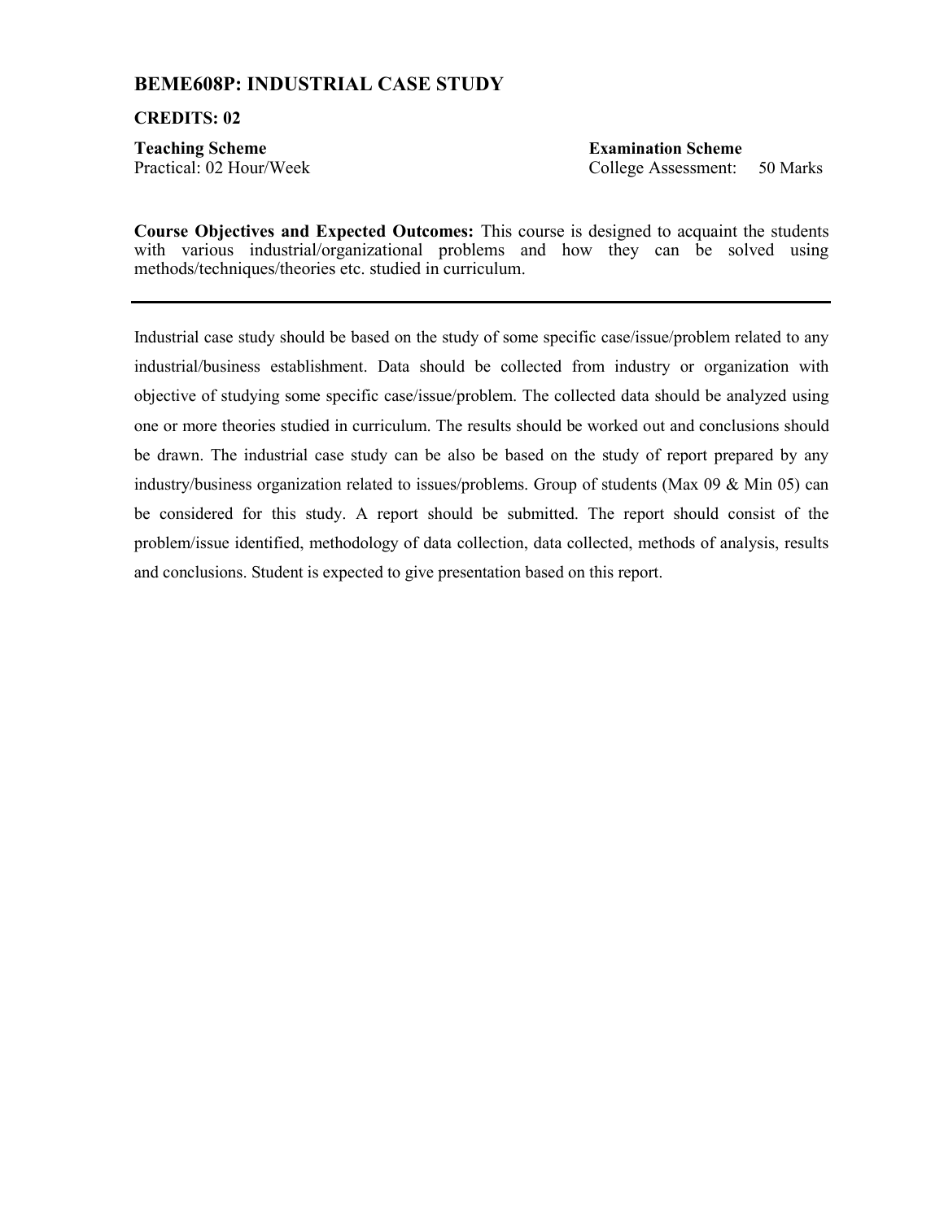## BEME608P: INDUSTRIAL CASE STUDY

**CREDITS: 02**

**Teaching Scheme**
Practical: 02 Hour/Week

**Examination Scheme**
College Assessment: 50 Marks

**Course Objectives and Expected Outcomes:** This course is designed to acquaint the students with various industrial/organizational problems and how they can be solved using methods/techniques/theories etc. studied in curriculum.

---

Industrial case study should be based on the study of some specific case/issue/problem related to any industrial/business establishment. Data should be collected from industry or organization with objective of studying some specific case/issue/problem. The collected data should be analyzed using one or more theories studied in curriculum. The results should be worked out and conclusions should be drawn. The industrial case study can be also be based on the study of report prepared by any industry/business organization related to issues/problems. Group of students (Max 09 & Min 05) can be considered for this study. A report should be submitted. The report should consist of the problem/issue identified, methodology of data collection, data collected, methods of analysis, results and conclusions. Student is expected to give presentation based on this report.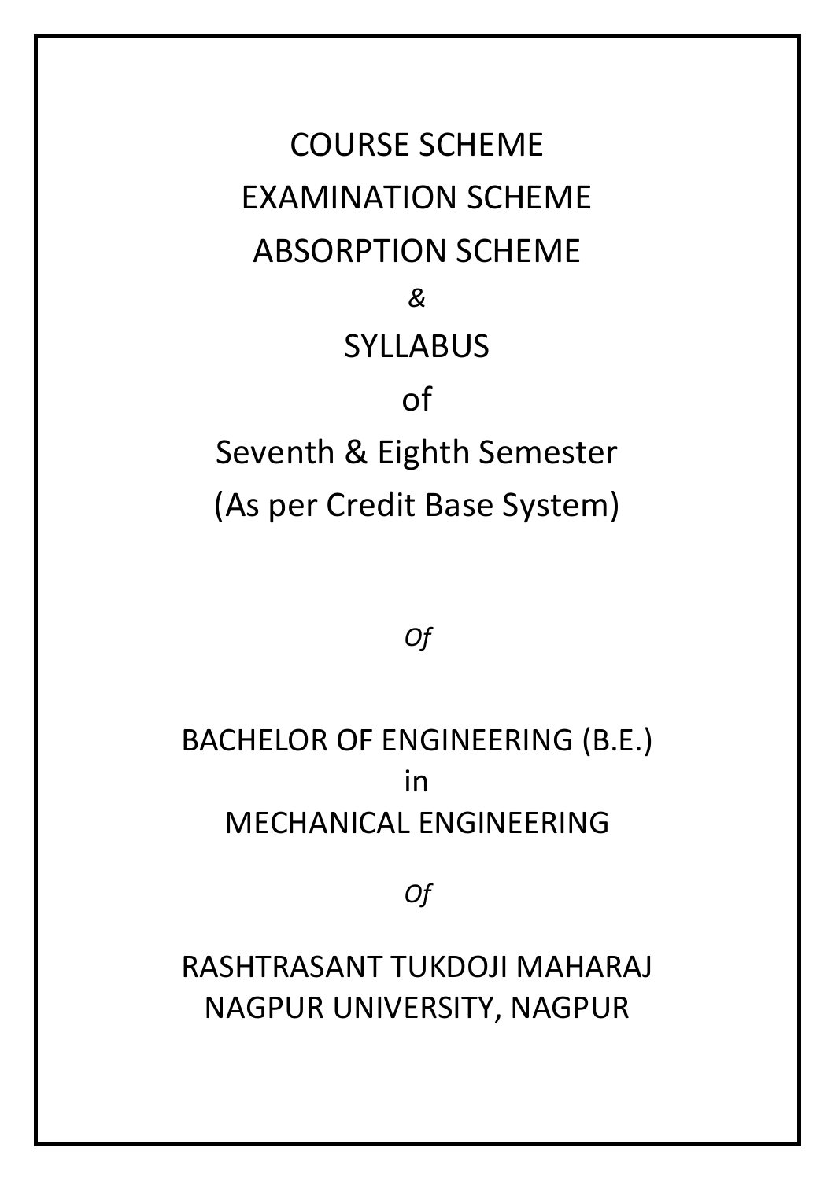# COURSE SCHEME

# EXAMINATION SCHEME

# ABSORPTION SCHEME

*&*

# SYLLABUS

of

Seventh & Eighth Semester

(As per Credit Base System)

*Of*

## BACHELOR OF ENGINEERING (B.E.)

in

## MECHANICAL ENGINEERING

*Of*

## RASHTRASANT TUKDOJI MAHARAJ NAGPUR UNIVERSITY, NAGPUR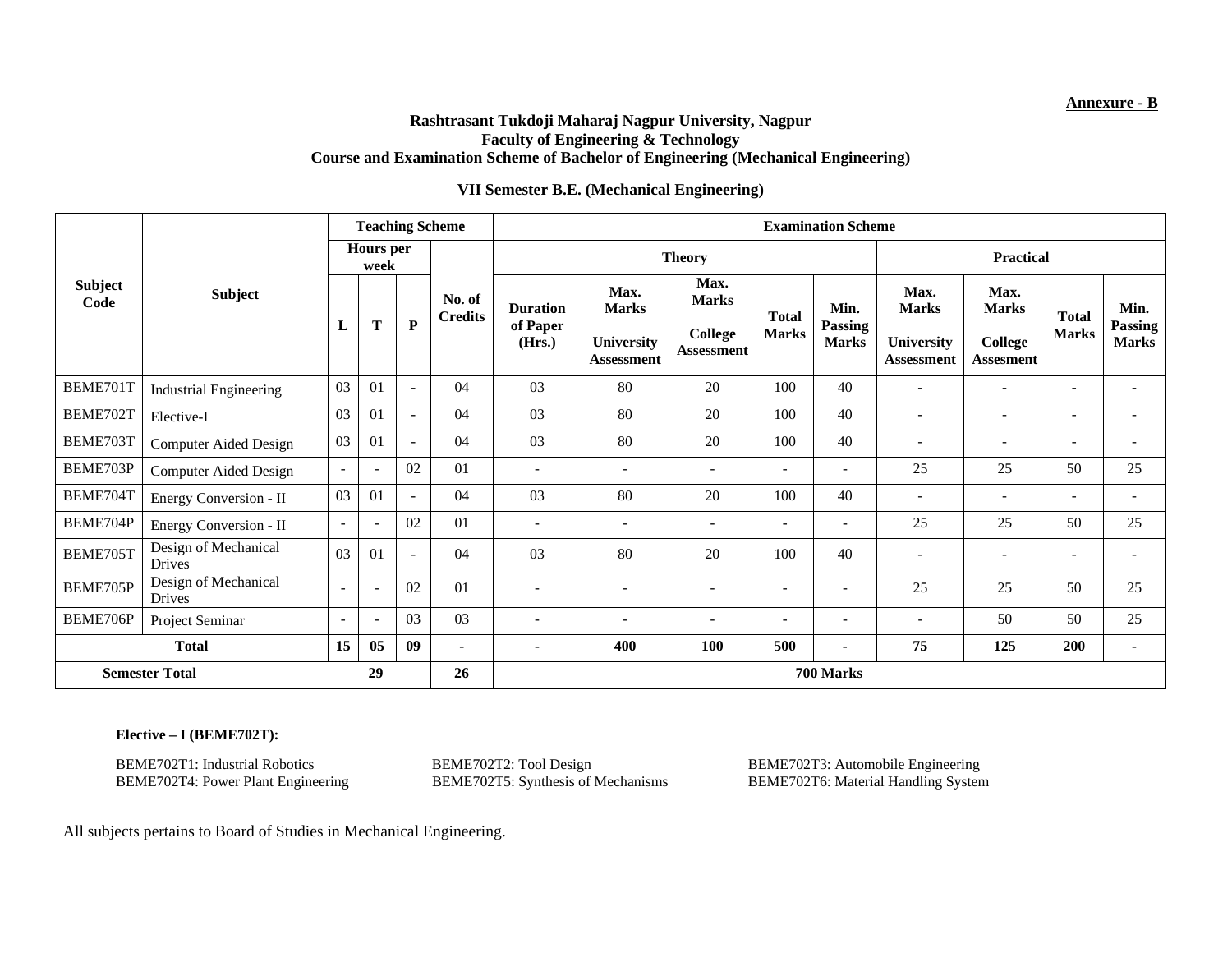**Annexure - B**

**Rashtrasant Tukdoji Maharaj Nagpur University, Nagpur**
**Faculty of Engineering & Technology**
**Course and Examination Scheme of Bachelor of Engineering (Mechanical Engineering)**

**VII Semester B.E. (Mechanical Engineering)**

| Subject Code | Subject | Teaching Scheme | | | | Examination Scheme | | | | | | | | |
|---|---|---|---|---|---|---|---|---|---|---|---|---|---|---|
| | | Hours per week | | | No. of Credits | Theory | | | | | Practical | | | |
| | | L | T | P | | Duration of Paper (Hrs.) | Max. Marks University Assessment | Max. Marks College Assessment | Total Marks | Min. Passing Marks | Max. Marks University Assessment | Max. Marks College Assesment | Total Marks | Min. Passing Marks |
| BEME701T | Industrial Engineering | 03 | 01 | - | 04 | 03 | 80 | 20 | 100 | 40 | - | - | - | - |
| BEME702T | Elective-I | 03 | 01 | - | 04 | 03 | 80 | 20 | 100 | 40 | - | - | - | - |
| BEME703T | Computer Aided Design | 03 | 01 | - | 04 | 03 | 80 | 20 | 100 | 40 | - | - | - | - |
| BEME703P | Computer Aided Design | - | - | 02 | 01 | - | - | - | - | - | 25 | 25 | 50 | 25 |
| BEME704T | Energy Conversion - II | 03 | 01 | - | 04 | 03 | 80 | 20 | 100 | 40 | - | - | - | - |
| BEME704P | Energy Conversion - II | - | - | 02 | 01 | - | - | - | - | - | 25 | 25 | 50 | 25 |
| BEME705T | Design of Mechanical Drives | 03 | 01 | - | 04 | 03 | 80 | 20 | 100 | 40 | - | - | - | - |
| BEME705P | Design of Mechanical Drives | - | - | 02 | 01 | - | - | - | - | - | 25 | 25 | 50 | 25 |
| BEME706P | Project Seminar | - | - | 03 | 03 | - | - | - | - | - | - | 50 | 50 | 25 |
| **Total** | | **15** | **05** | **09** | **-** | **-** | **400** | **100** | **500** | **-** | **75** | **125** | **200** | **-** |
| **Semester Total** | | **29** | | | **26** | **700 Marks** | | | | | | | | |

**Elective – I (BEME702T):**

BEME702T1: Industrial Robotics
BEME702T2: Tool Design
BEME702T3: Automobile Engineering
BEME702T4: Power Plant Engineering
BEME702T5: Synthesis of Mechanisms
BEME702T6: Material Handling System

All subjects pertains to Board of Studies in Mechanical Engineering.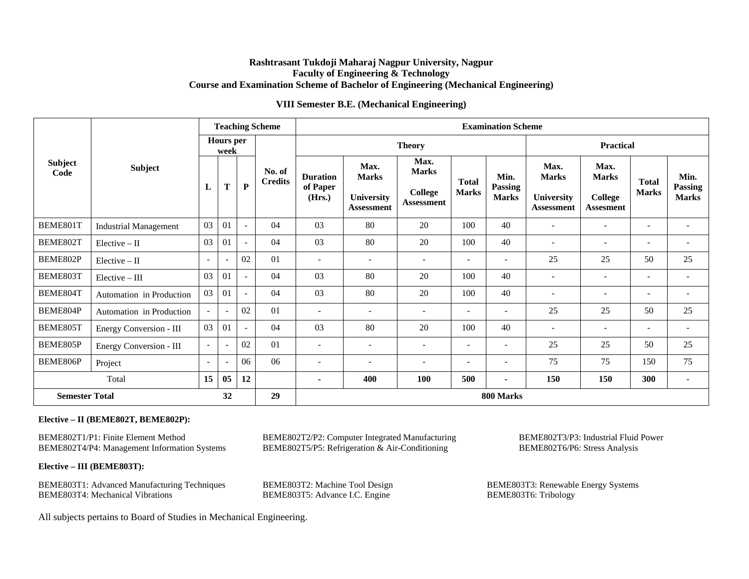**Rashtrasant Tukdoji Maharaj Nagpur University, Nagpur**
**Faculty of Engineering & Technology**
**Course and Examination Scheme of Bachelor of Engineering (Mechanical Engineering)**

**VIII Semester B.E. (Mechanical Engineering)**

| Subject Code | Subject | Teaching Scheme | | | | Examination Scheme | | | | | | | | |
|---|---|---|---|---|---|---|---|---|---|---|---|---|---|---|
| | | Hours per week | | | No. of Credits | Theory | | | | | Practical | | | |
| | | L | T | P | | Duration of Paper (Hrs.) | Max. Marks University Assessment | Max. Marks College Assessment | Total Marks | Min. Passing Marks | Max. Marks University Assessment | Max. Marks College Assesment | Total Marks | Min. Passing Marks |
| BEME801T | Industrial Management | 03 | 01 | - | 04 | 03 | 80 | 20 | 100 | 40 | - | - | - | - |
| BEME802T | Elective – II | 03 | 01 | - | 04 | 03 | 80 | 20 | 100 | 40 | - | - | - | - |
| BEME802P | Elective – II | - | - | 02 | 01 | - | - | - | - | - | 25 | 25 | 50 | 25 |
| BEME803T | Elective – III | 03 | 01 | - | 04 | 03 | 80 | 20 | 100 | 40 | - | - | - | - |
| BEME804T | Automation in Production | 03 | 01 | - | 04 | 03 | 80 | 20 | 100 | 40 | - | - | - | - |
| BEME804P | Automation in Production | - | - | 02 | 01 | - | - | - | - | - | 25 | 25 | 50 | 25 |
| BEME805T | Energy Conversion - III | 03 | 01 | - | 04 | 03 | 80 | 20 | 100 | 40 | - | - | - | - |
| BEME805P | Energy Conversion - III | - | - | 02 | 01 | - | - | - | - | - | 25 | 25 | 50 | 25 |
| BEME806P | Project | - | - | 06 | 06 | - | - | - | - | - | 75 | 75 | 150 | 75 |
| Total | | **15** | **05** | **12** | | **-** | **400** | **100** | **500** | **-** | **150** | **150** | **300** | - |
| **Semester Total** | | **32** | | | **29** | **800 Marks** | | | | | | | | |

**Elective – II (BEME802T, BEME802P):**

BEME802T1/P1: Finite Element Method
BEME802T2/P2: Computer Integrated Manufacturing
BEME802T3/P3: Industrial Fluid Power
BEME802T4/P4: Management Information Systems
BEME802T5/P5: Refrigeration & Air-Conditioning
BEME802T6/P6: Stress Analysis

**Elective – III (BEME803T):**

BEME803T1: Advanced Manufacturing Techniques
BEME803T2: Machine Tool Design
BEME803T3: Renewable Energy Systems
BEME803T4: Mechanical Vibrations
BEME803T5: Advance I.C. Engine
BEME803T6: Tribology

All subjects pertains to Board of Studies in Mechanical Engineering.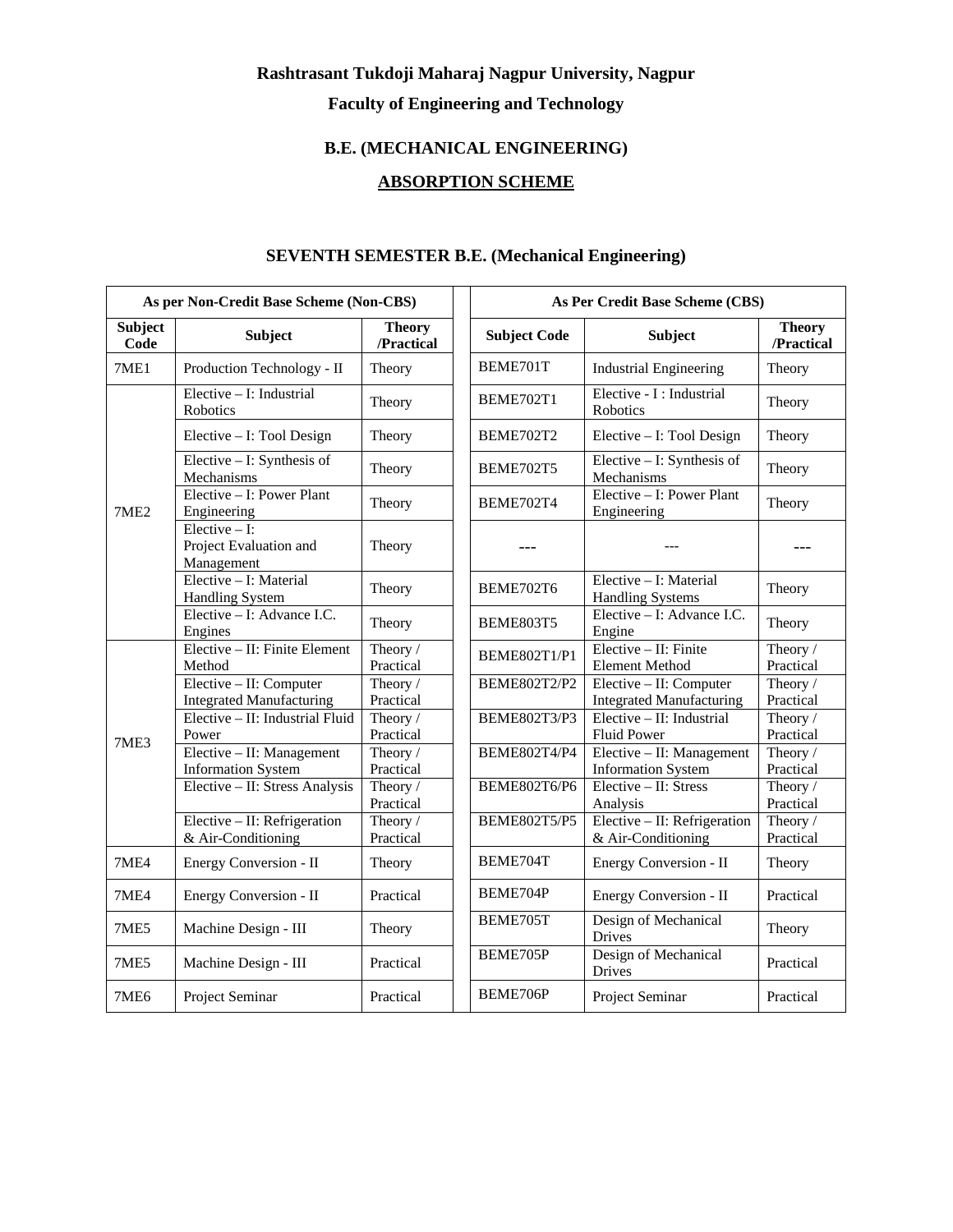**Rashtrasant Tukdoji Maharaj Nagpur University, Nagpur**

**Faculty of Engineering and Technology**

**B.E. (MECHANICAL ENGINEERING)**

**ABSORPTION SCHEME**

## SEVENTH SEMESTER B.E. (Mechanical Engineering)

| As per Non-Credit Base Scheme (Non-CBS) | | | | As Per Credit Base Scheme (CBS) | | |
|---|---|---|---|---|---|---|
| **Subject Code** | **Subject** | **Theory /Practical** | | **Subject Code** | **Subject** | **Theory /Practical** |
| 7ME1 | Production Technology - II | Theory | | BEME701T | Industrial Engineering | Theory |
| 7ME2 | Elective – I: Industrial Robotics | Theory | | BEME702T1 | Elective - I : Industrial Robotics | Theory |
| | Elective – I: Tool Design | Theory | | BEME702T2 | Elective – I: Tool Design | Theory |
| | Elective – I: Synthesis of Mechanisms | Theory | | BEME702T5 | Elective – I: Synthesis of Mechanisms | Theory |
| | Elective – I: Power Plant Engineering | Theory | | BEME702T4 | Elective – I: Power Plant Engineering | Theory |
| | Elective – I: Project Evaluation and Management | Theory | | --- | --- | --- |
| | Elective – I: Material Handling System | Theory | | BEME702T6 | Elective – I: Material Handling Systems | Theory |
| | Elective – I: Advance I.C. Engines | Theory | | BEME803T5 | Elective – I: Advance I.C. Engine | Theory |
| 7ME3 | Elective – II: Finite Element Method | Theory / Practical | | BEME802T1/P1 | Elective – II: Finite Element Method | Theory / Practical |
| | Elective – II: Computer Integrated Manufacturing | Theory / Practical | | BEME802T2/P2 | Elective – II: Computer Integrated Manufacturing | Theory / Practical |
| | Elective – II: Industrial Fluid Power | Theory / Practical | | BEME802T3/P3 | Elective – II: Industrial Fluid Power | Theory / Practical |
| | Elective – II: Management Information System | Theory / Practical | | BEME802T4/P4 | Elective – II: Management Information System | Theory / Practical |
| | Elective – II: Stress Analysis | Theory / Practical | | BEME802T6/P6 | Elective – II: Stress Analysis | Theory / Practical |
| | Elective – II: Refrigeration & Air-Conditioning | Theory / Practical | | BEME802T5/P5 | Elective – II: Refrigeration & Air-Conditioning | Theory / Practical |
| 7ME4 | Energy Conversion - II | Theory | | BEME704T | Energy Conversion - II | Theory |
| 7ME4 | Energy Conversion - II | Practical | | BEME704P | Energy Conversion - II | Practical |
| 7ME5 | Machine Design - III | Theory | | BEME705T | Design of Mechanical Drives | Theory |
| 7ME5 | Machine Design - III | Practical | | BEME705P | Design of Mechanical Drives | Practical |
| 7ME6 | Project Seminar | Practical | | BEME706P | Project Seminar | Practical |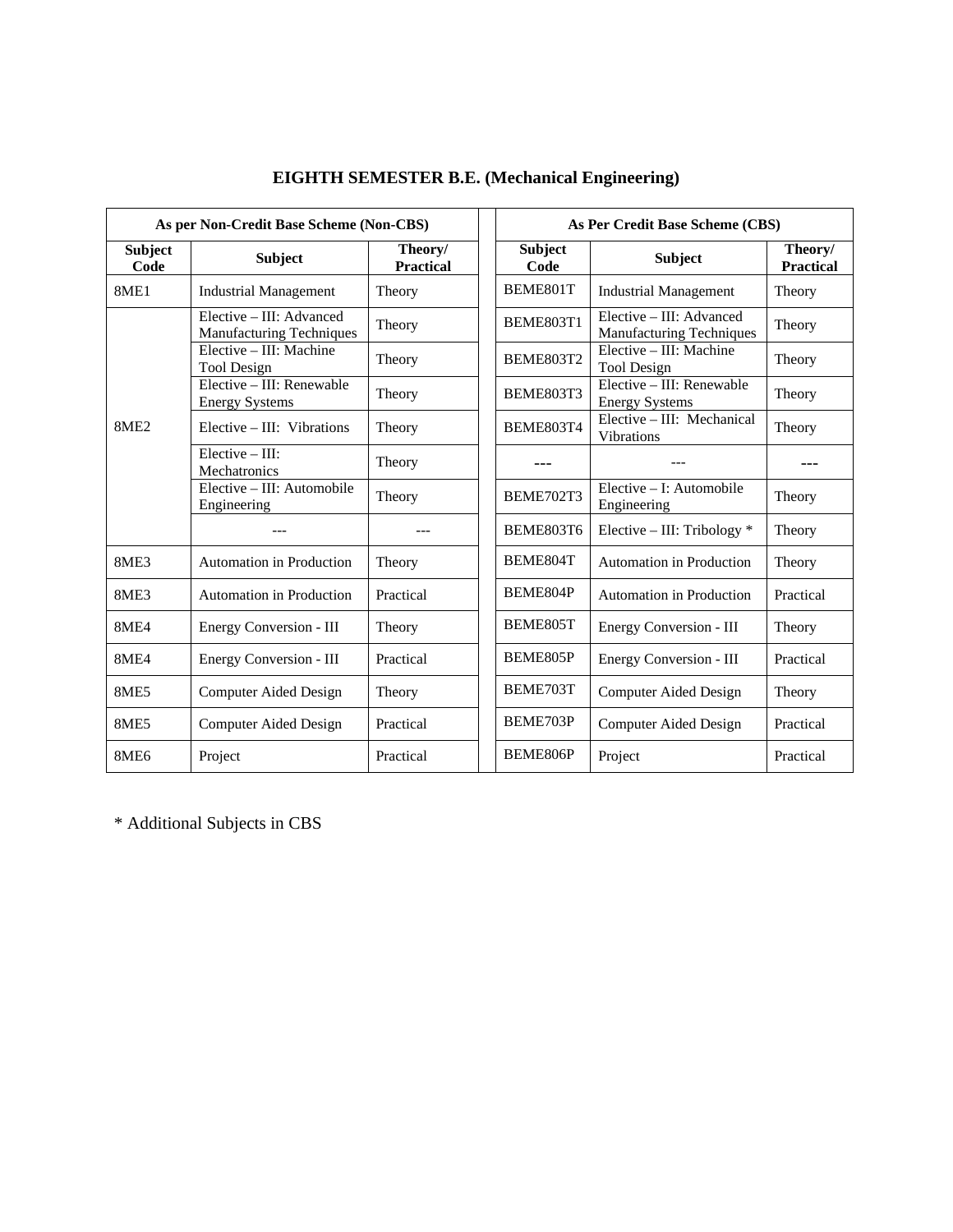# EIGHTH SEMESTER B.E. (Mechanical Engineering)

| As per Non-Credit Base Scheme (Non-CBS) | | | As Per Credit Base Scheme (CBS) | | |
|---|---|---|---|---|---|
| **Subject Code** | **Subject** | **Theory/ Practical** | **Subject Code** | **Subject** | **Theory/ Practical** |
| 8ME1 | Industrial Management | Theory | BEME801T | Industrial Management | Theory |
| 8ME2 | Elective – III: Advanced Manufacturing Techniques | Theory | BEME803T1 | Elective – III: Advanced Manufacturing Techniques | Theory |
| | Elective – III: Machine Tool Design | Theory | BEME803T2 | Elective – III: Machine Tool Design | Theory |
| | Elective – III: Renewable Energy Systems | Theory | BEME803T3 | Elective – III: Renewable Energy Systems | Theory |
| | Elective – III: Vibrations | Theory | BEME803T4 | Elective – III: Mechanical Vibrations | Theory |
| | Elective – III: Mechatronics | Theory | --- | --- | --- |
| | Elective – III: Automobile Engineering | Theory | BEME702T3 | Elective – I: Automobile Engineering | Theory |
| | --- | --- | BEME803T6 | Elective – III: Tribology * | Theory |
| 8ME3 | Automation in Production | Theory | BEME804T | Automation in Production | Theory |
| 8ME3 | Automation in Production | Practical | BEME804P | Automation in Production | Practical |
| 8ME4 | Energy Conversion - III | Theory | BEME805T | Energy Conversion - III | Theory |
| 8ME4 | Energy Conversion - III | Practical | BEME805P | Energy Conversion - III | Practical |
| 8ME5 | Computer Aided Design | Theory | BEME703T | Computer Aided Design | Theory |
| 8ME5 | Computer Aided Design | Practical | BEME703P | Computer Aided Design | Practical |
| 8ME6 | Project | Practical | BEME806P | Project | Practical |

* Additional Subjects in CBS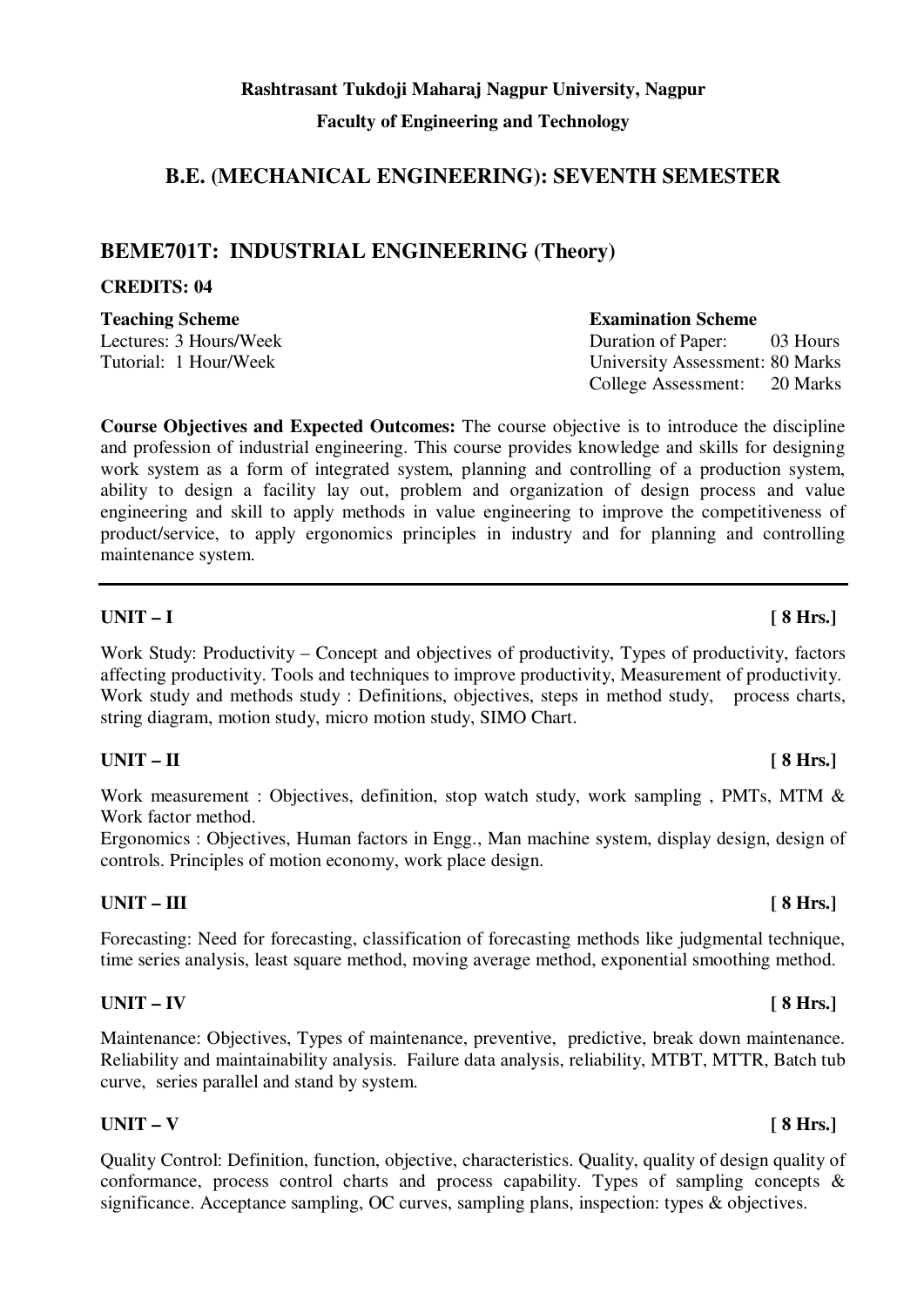**Rashtrasant Tukdoji Maharaj Nagpur University, Nagpur**

**Faculty of Engineering and Technology**

## B.E. (MECHANICAL ENGINEERING): SEVENTH SEMESTER

## BEME701T: INDUSTRIAL ENGINEERING (Theory)

**CREDITS: 04**

| **Teaching Scheme** | **Examination Scheme** |
|---|---|
| Lectures: 3 Hours/Week | Duration of Paper: 03 Hours |
| Tutorial: 1 Hour/Week | University Assessment: 80 Marks |
| | College Assessment: 20 Marks |

**Course Objectives and Expected Outcomes:** The course objective is to introduce the discipline and profession of industrial engineering. This course provides knowledge and skills for designing work system as a form of integrated system, planning and controlling of a production system, ability to design a facility lay out, problem and organization of design process and value engineering and skill to apply methods in value engineering to improve the competitiveness of product/service, to apply ergonomics principles in industry and for planning and controlling maintenance system.

---

**UNIT – I [ 8 Hrs.]**

Work Study: Productivity – Concept and objectives of productivity, Types of productivity, factors affecting productivity. Tools and techniques to improve productivity, Measurement of productivity. Work study and methods study : Definitions, objectives, steps in method study, process charts, string diagram, motion study, micro motion study, SIMO Chart.

**UNIT – II [ 8 Hrs.]**

Work measurement : Objectives, definition, stop watch study, work sampling , PMTs, MTM & Work factor method.

Ergonomics : Objectives, Human factors in Engg., Man machine system, display design, design of controls. Principles of motion economy, work place design.

**UNIT – III [ 8 Hrs.]**

Forecasting: Need for forecasting, classification of forecasting methods like judgmental technique, time series analysis, least square method, moving average method, exponential smoothing method.

**UNIT – IV [ 8 Hrs.]**

Maintenance: Objectives, Types of maintenance, preventive, predictive, break down maintenance. Reliability and maintainability analysis. Failure data analysis, reliability, MTBT, MTTR, Batch tub curve, series parallel and stand by system.

**UNIT – V [ 8 Hrs.]**

Quality Control: Definition, function, objective, characteristics. Quality, quality of design quality of conformance, process control charts and process capability. Types of sampling concepts & significance. Acceptance sampling, OC curves, sampling plans, inspection: types & objectives.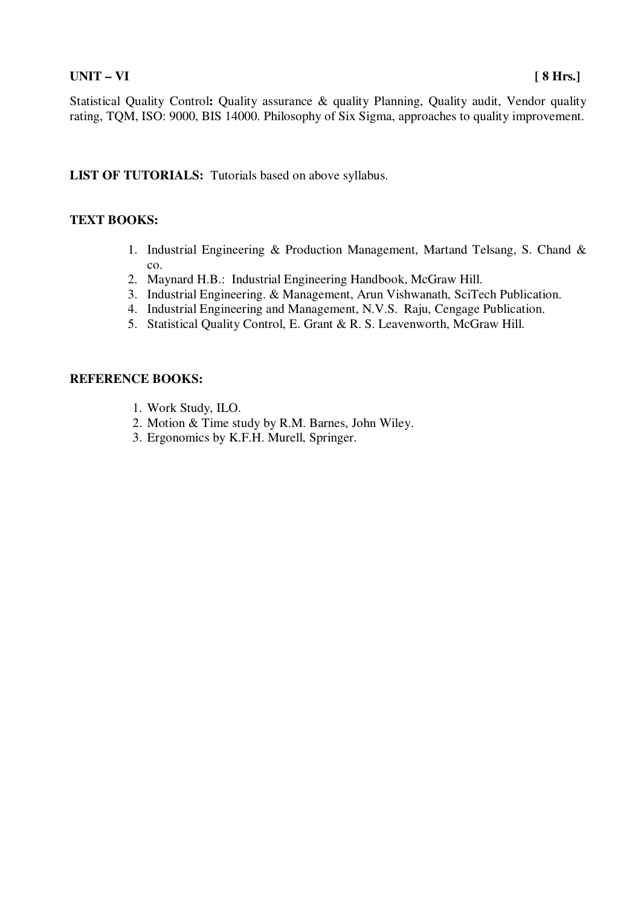**UNIT – VI** **[ 8 Hrs.]**

**Statistical Quality Control:** Quality assurance & quality Planning, Quality audit, Vendor quality rating, TQM, ISO: 9000, BIS 14000. Philosophy of Six Sigma, approaches to quality improvement.

**LIST OF TUTORIALS:** Tutorials based on above syllabus.

**TEXT BOOKS:**

1. Industrial Engineering & Production Management, Martand Telsang, S. Chand & co.
2. Maynard H.B.: Industrial Engineering Handbook, McGraw Hill.
3. Industrial Engineering. & Management, Arun Vishwanath, SciTech Publication.
4. Industrial Engineering and Management, N.V.S. Raju, Cengage Publication.
5. Statistical Quality Control, E. Grant & R. S. Leavenworth, McGraw Hill.

**REFERENCE BOOKS:**

1. Work Study, ILO.
2. Motion & Time study by R.M. Barnes, John Wiley.
3. Ergonomics by K.F.H. Murell, Springer.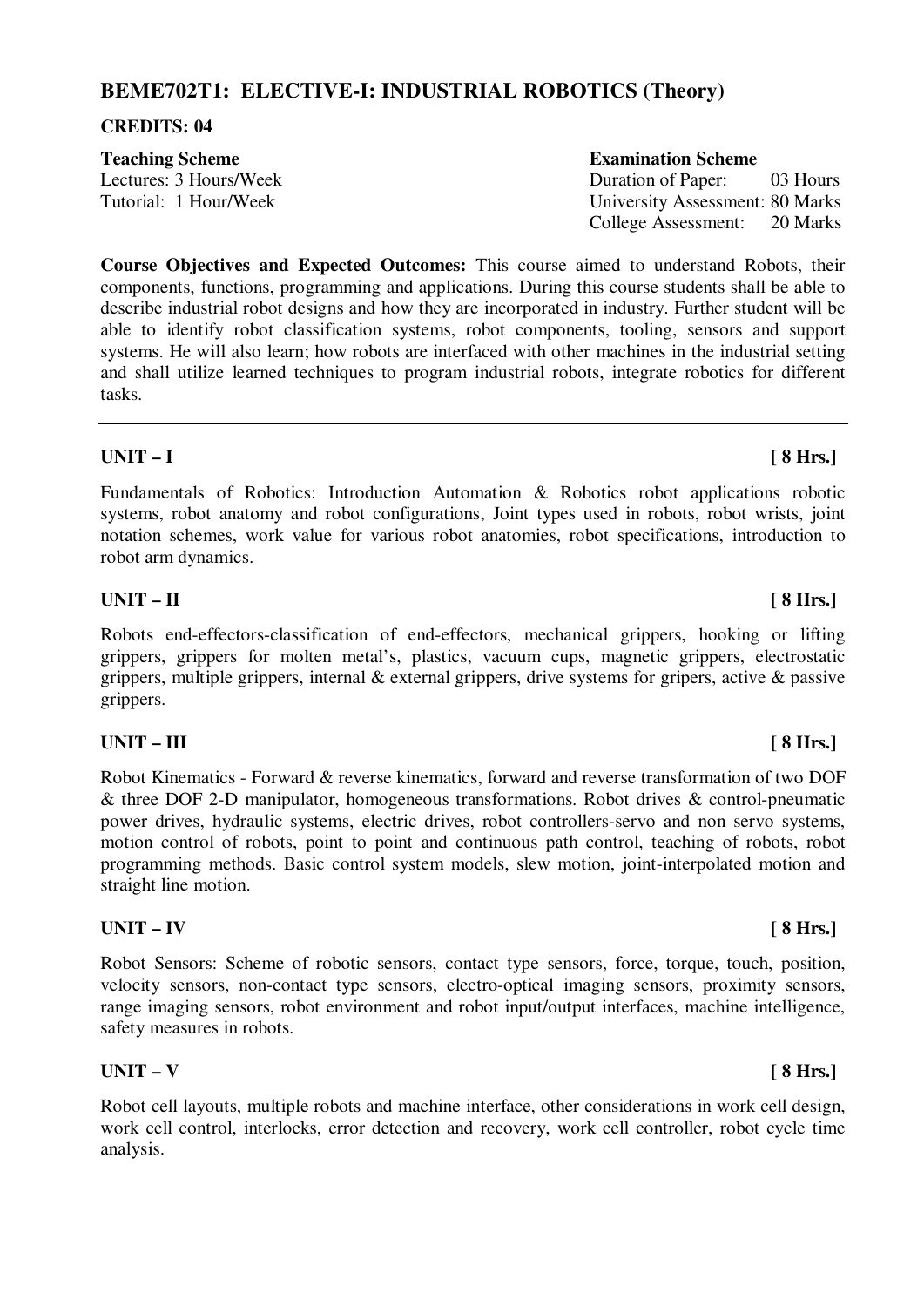## BEME702T1: ELECTIVE-I: INDUSTRIAL ROBOTICS (Theory)

**CREDITS: 04**

| **Teaching Scheme** | **Examination Scheme** |
|---|---|
| Lectures: 3 Hours/Week | Duration of Paper: 03 Hours |
| Tutorial: 1 Hour/Week | University Assessment: 80 Marks |
| | College Assessment: 20 Marks |

**Course Objectives and Expected Outcomes:** This course aimed to understand Robots, their components, functions, programming and applications. During this course students shall be able to describe industrial robot designs and how they are incorporated in industry. Further student will be able to identify robot classification systems, robot components, tooling, sensors and support systems. He will also learn; how robots are interfaced with other machines in the industrial setting and shall utilize learned techniques to program industrial robots, integrate robotics for different tasks.

---

**UNIT – I** **[ 8 Hrs.]**

Fundamentals of Robotics: Introduction Automation & Robotics robot applications robotic systems, robot anatomy and robot configurations, Joint types used in robots, robot wrists, joint notation schemes, work value for various robot anatomies, robot specifications, introduction to robot arm dynamics.

**UNIT – II** **[ 8 Hrs.]**

Robots end-effectors-classification of end-effectors, mechanical grippers, hooking or lifting grippers, grippers for molten metal's, plastics, vacuum cups, magnetic grippers, electrostatic grippers, multiple grippers, internal & external grippers, drive systems for gripers, active & passive grippers.

**UNIT – III** **[ 8 Hrs.]**

Robot Kinematics - Forward & reverse kinematics, forward and reverse transformation of two DOF & three DOF 2-D manipulator, homogeneous transformations. Robot drives & control-pneumatic power drives, hydraulic systems, electric drives, robot controllers-servo and non servo systems, motion control of robots, point to point and continuous path control, teaching of robots, robot programming methods. Basic control system models, slew motion, joint-interpolated motion and straight line motion.

**UNIT – IV** **[ 8 Hrs.]**

Robot Sensors: Scheme of robotic sensors, contact type sensors, force, torque, touch, position, velocity sensors, non-contact type sensors, electro-optical imaging sensors, proximity sensors, range imaging sensors, robot environment and robot input/output interfaces, machine intelligence, safety measures in robots.

**UNIT – V** **[ 8 Hrs.]**

Robot cell layouts, multiple robots and machine interface, other considerations in work cell design, work cell control, interlocks, error detection and recovery, work cell controller, robot cycle time analysis.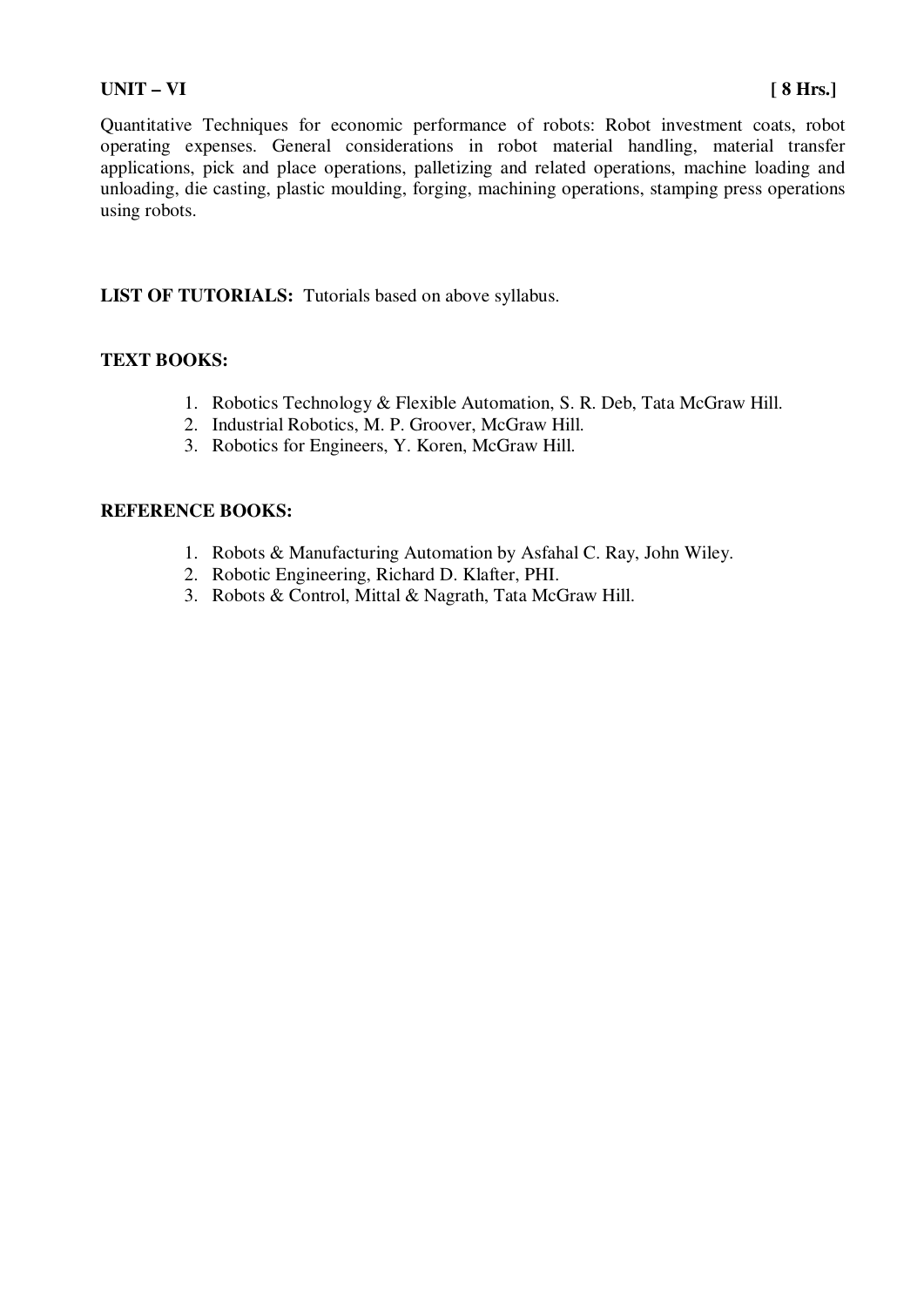**UNIT – VI** **[ 8 Hrs.]**

Quantitative Techniques for economic performance of robots: Robot investment coats, robot operating expenses. General considerations in robot material handling, material transfer applications, pick and place operations, palletizing and related operations, machine loading and unloading, die casting, plastic moulding, forging, machining operations, stamping press operations using robots.

**LIST OF TUTORIALS:** Tutorials based on above syllabus.

**TEXT BOOKS:**

1. Robotics Technology & Flexible Automation, S. R. Deb, Tata McGraw Hill.
2. Industrial Robotics, M. P. Groover, McGraw Hill.
3. Robotics for Engineers, Y. Koren, McGraw Hill.

**REFERENCE BOOKS:**

1. Robots & Manufacturing Automation by Asfahal C. Ray, John Wiley.
2. Robotic Engineering, Richard D. Klafter, PHI.
3. Robots & Control, Mittal & Nagrath, Tata McGraw Hill.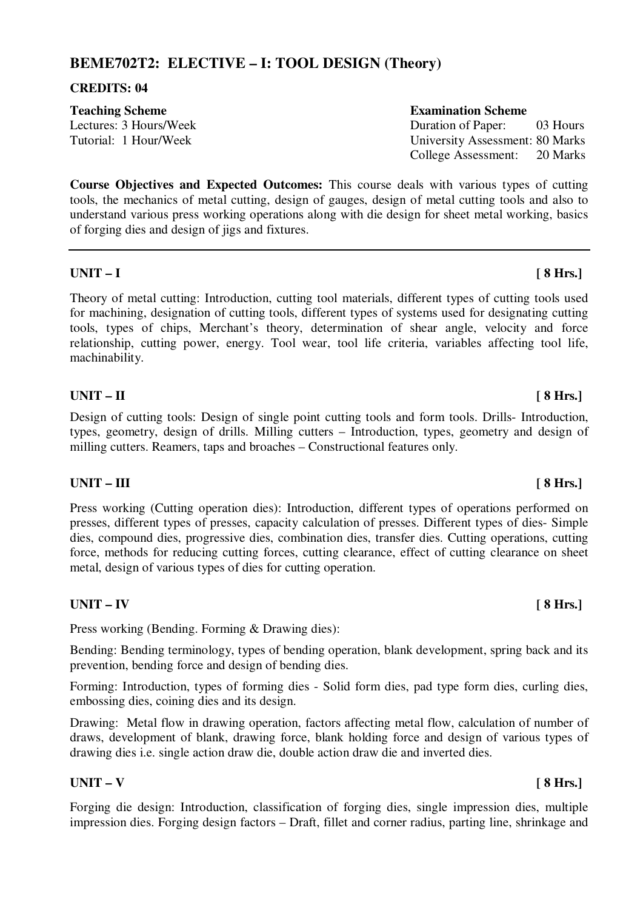## BEME702T2: ELECTIVE – I: TOOL DESIGN (Theory)

**CREDITS: 04**

| **Teaching Scheme** | **Examination Scheme** |
|---|---|
| Lectures: 3 Hours/Week | Duration of Paper: 03 Hours |
| Tutorial: 1 Hour/Week | University Assessment: 80 Marks |
| | College Assessment: 20 Marks |

**Course Objectives and Expected Outcomes:** This course deals with various types of cutting tools, the mechanics of metal cutting, design of gauges, design of metal cutting tools and also to understand various press working operations along with die design for sheet metal working, basics of forging dies and design of jigs and fixtures.

---

### UNIT – I [ 8 Hrs.]

Theory of metal cutting: Introduction, cutting tool materials, different types of cutting tools used for machining, designation of cutting tools, different types of systems used for designating cutting tools, types of chips, Merchant's theory, determination of shear angle, velocity and force relationship, cutting power, energy. Tool wear, tool life criteria, variables affecting tool life, machinability.

### UNIT – II [ 8 Hrs.]

Design of cutting tools: Design of single point cutting tools and form tools. Drills- Introduction, types, geometry, design of drills. Milling cutters – Introduction, types, geometry and design of milling cutters. Reamers, taps and broaches – Constructional features only.

### UNIT – III [ 8 Hrs.]

Press working (Cutting operation dies): Introduction, different types of operations performed on presses, different types of presses, capacity calculation of presses. Different types of dies- Simple dies, compound dies, progressive dies, combination dies, transfer dies. Cutting operations, cutting force, methods for reducing cutting forces, cutting clearance, effect of cutting clearance on sheet metal, design of various types of dies for cutting operation.

### UNIT – IV [ 8 Hrs.]

Press working (Bending. Forming & Drawing dies):

Bending: Bending terminology, types of bending operation, blank development, spring back and its prevention, bending force and design of bending dies.

Forming: Introduction, types of forming dies - Solid form dies, pad type form dies, curling dies, embossing dies, coining dies and its design.

Drawing: Metal flow in drawing operation, factors affecting metal flow, calculation of number of draws, development of blank, drawing force, blank holding force and design of various types of drawing dies i.e. single action draw die, double action draw die and inverted dies.

### UNIT – V [ 8 Hrs.]

Forging die design: Introduction, classification of forging dies, single impression dies, multiple impression dies. Forging design factors – Draft, fillet and corner radius, parting line, shrinkage and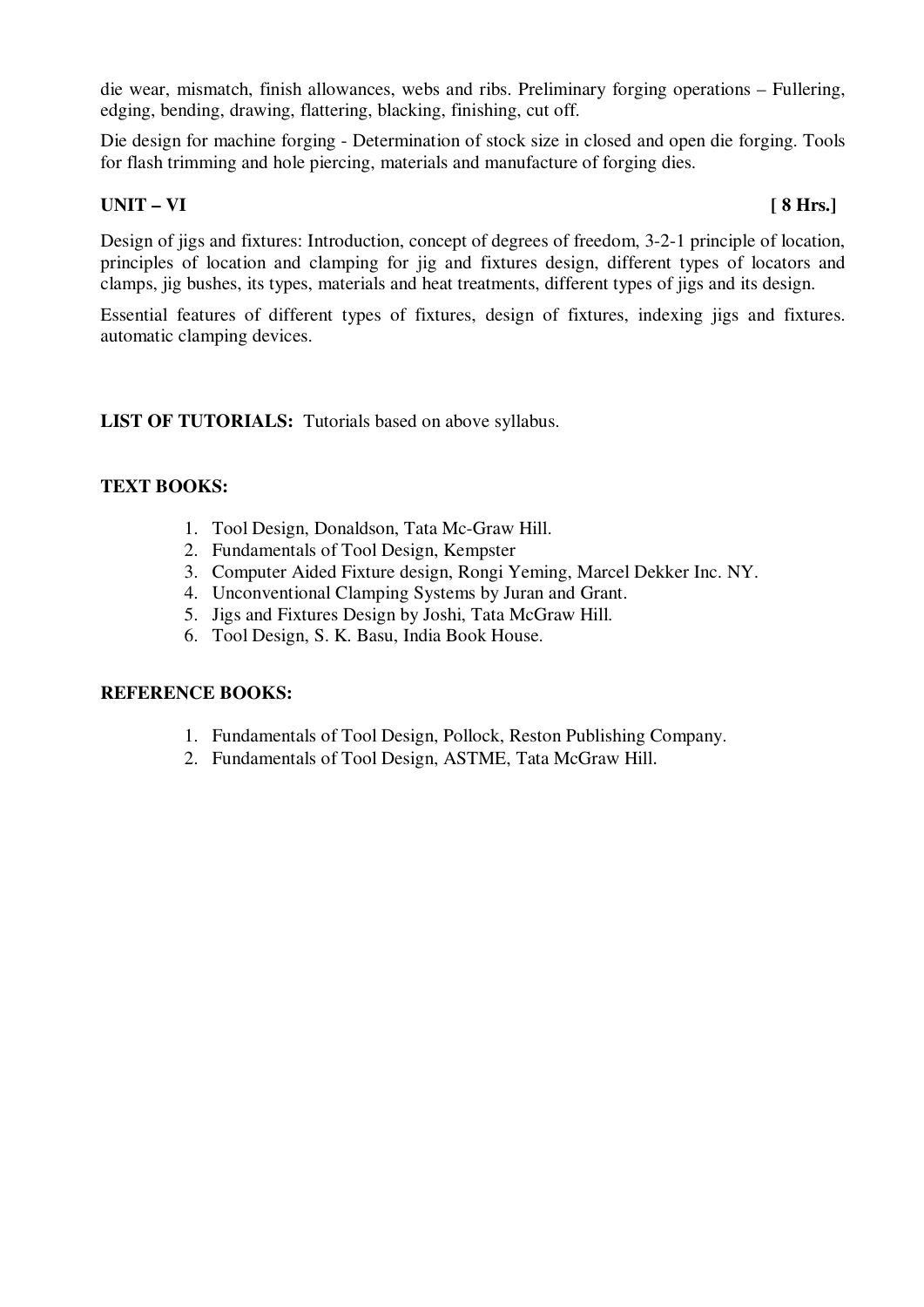die wear, mismatch, finish allowances, webs and ribs. Preliminary forging operations – Fullering, edging, bending, drawing, flattering, blacking, finishing, cut off.

Die design for machine forging - Determination of stock size in closed and open die forging. Tools for flash trimming and hole piercing, materials and manufacture of forging dies.

**UNIT – VI** **[ 8 Hrs.]**

Design of jigs and fixtures: Introduction, concept of degrees of freedom, 3-2-1 principle of location, principles of location and clamping for jig and fixtures design, different types of locators and clamps, jig bushes, its types, materials and heat treatments, different types of jigs and its design.

Essential features of different types of fixtures, design of fixtures, indexing jigs and fixtures. automatic clamping devices.

**LIST OF TUTORIALS:** Tutorials based on above syllabus.

**TEXT BOOKS:**

1. Tool Design, Donaldson, Tata Mc-Graw Hill.
2. Fundamentals of Tool Design, Kempster
3. Computer Aided Fixture design, Rongi Yeming, Marcel Dekker Inc. NY.
4. Unconventional Clamping Systems by Juran and Grant.
5. Jigs and Fixtures Design by Joshi, Tata McGraw Hill.
6. Tool Design, S. K. Basu, India Book House.

**REFERENCE BOOKS:**

1. Fundamentals of Tool Design, Pollock, Reston Publishing Company.
2. Fundamentals of Tool Design, ASTME, Tata McGraw Hill.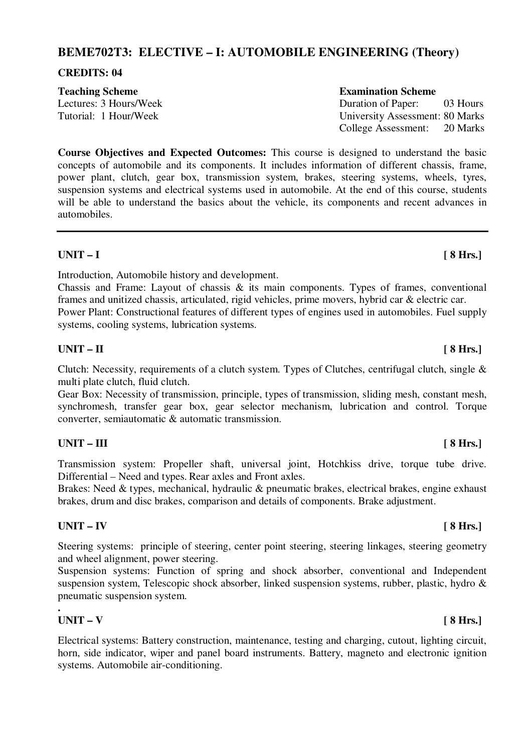## BEME702T3: ELECTIVE – I: AUTOMOBILE ENGINEERING (Theory)

**CREDITS: 04**

| **Teaching Scheme** | **Examination Scheme** |
|---|---|
| Lectures: 3 Hours/Week | Duration of Paper: 03 Hours |
| Tutorial: 1 Hour/Week | University Assessment: 80 Marks |
| | College Assessment: 20 Marks |

**Course Objectives and Expected Outcomes:** This course is designed to understand the basic concepts of automobile and its components. It includes information of different chassis, frame, power plant, clutch, gear box, transmission system, brakes, steering systems, wheels, tyres, suspension systems and electrical systems used in automobile. At the end of this course, students will be able to understand the basics about the vehicle, its components and recent advances in automobiles.

---

### UNIT – I [ 8 Hrs.]

Introduction, Automobile history and development.

Chassis and Frame: Layout of chassis & its main components. Types of frames, conventional frames and unitized chassis, articulated, rigid vehicles, prime movers, hybrid car & electric car.

Power Plant: Constructional features of different types of engines used in automobiles. Fuel supply systems, cooling systems, lubrication systems.

### UNIT – II [ 8 Hrs.]

Clutch: Necessity, requirements of a clutch system. Types of Clutches, centrifugal clutch, single & multi plate clutch, fluid clutch.

Gear Box: Necessity of transmission, principle, types of transmission, sliding mesh, constant mesh, synchromesh, transfer gear box, gear selector mechanism, lubrication and control. Torque converter, semiautomatic & automatic transmission.

### UNIT – III [ 8 Hrs.]

Transmission system: Propeller shaft, universal joint, Hotchkiss drive, torque tube drive. Differential – Need and types. Rear axles and Front axles.

Brakes: Need & types, mechanical, hydraulic & pneumatic brakes, electrical brakes, engine exhaust brakes, drum and disc brakes, comparison and details of components. Brake adjustment.

### UNIT – IV [ 8 Hrs.]

Steering systems: principle of steering, center point steering, steering linkages, steering geometry and wheel alignment, power steering.

Suspension systems: Function of spring and shock absorber, conventional and Independent suspension system, Telescopic shock absorber, linked suspension systems, rubber, plastic, hydro & pneumatic suspension system.

.

### UNIT – V [ 8 Hrs.]

Electrical systems: Battery construction, maintenance, testing and charging, cutout, lighting circuit, horn, side indicator, wiper and panel board instruments. Battery, magneto and electronic ignition systems. Automobile air-conditioning.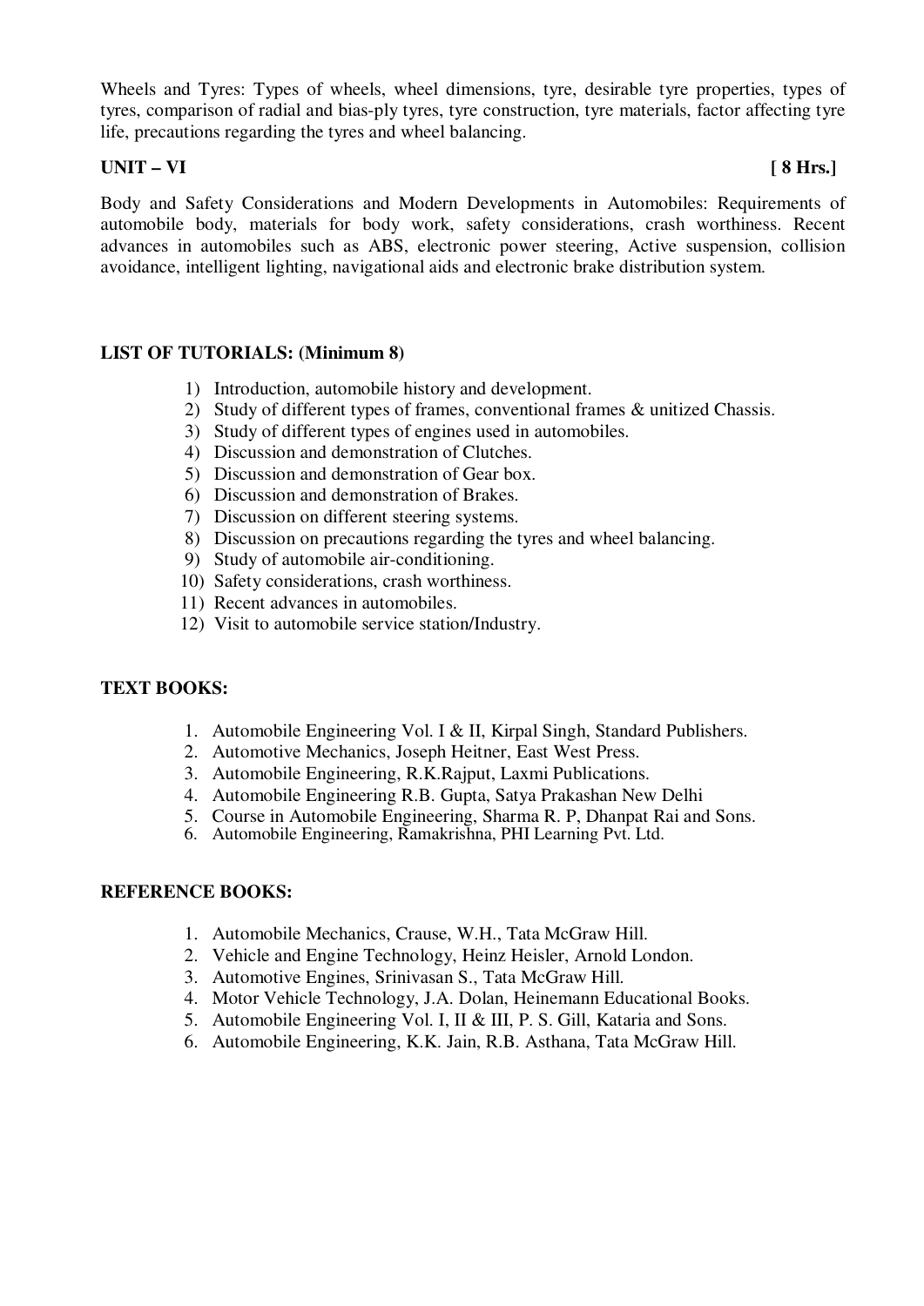Wheels and Tyres: Types of wheels, wheel dimensions, tyre, desirable tyre properties, types of tyres, comparison of radial and bias-ply tyres, tyre construction, tyre materials, factor affecting tyre life, precautions regarding the tyres and wheel balancing.

**UNIT – VI** **[ 8 Hrs.]**

Body and Safety Considerations and Modern Developments in Automobiles: Requirements of automobile body, materials for body work, safety considerations, crash worthiness. Recent advances in automobiles such as ABS, electronic power steering, Active suspension, collision avoidance, intelligent lighting, navigational aids and electronic brake distribution system.

**LIST OF TUTORIALS: (Minimum 8)**

1) Introduction, automobile history and development.
2) Study of different types of frames, conventional frames & unitized Chassis.
3) Study of different types of engines used in automobiles.
4) Discussion and demonstration of Clutches.
5) Discussion and demonstration of Gear box.
6) Discussion and demonstration of Brakes.
7) Discussion on different steering systems.
8) Discussion on precautions regarding the tyres and wheel balancing.
9) Study of automobile air-conditioning.
10) Safety considerations, crash worthiness.
11) Recent advances in automobiles.
12) Visit to automobile service station/Industry.

**TEXT BOOKS:**

1. Automobile Engineering Vol. I & II, Kirpal Singh, Standard Publishers.
2. Automotive Mechanics, Joseph Heitner, East West Press.
3. Automobile Engineering, R.K.Rajput, Laxmi Publications.
4. Automobile Engineering R.B. Gupta, Satya Prakashan New Delhi
5. Course in Automobile Engineering, Sharma R. P, Dhanpat Rai and Sons.
6. Automobile Engineering, Ramakrishna, PHI Learning Pvt. Ltd.

**REFERENCE BOOKS:**

1. Automobile Mechanics, Crause, W.H., Tata McGraw Hill.
2. Vehicle and Engine Technology, Heinz Heisler, Arnold London.
3. Automotive Engines, Srinivasan S., Tata McGraw Hill.
4. Motor Vehicle Technology, J.A. Dolan, Heinemann Educational Books.
5. Automobile Engineering Vol. I, II & III, P. S. Gill, Kataria and Sons.
6. Automobile Engineering, K.K. Jain, R.B. Asthana, Tata McGraw Hill.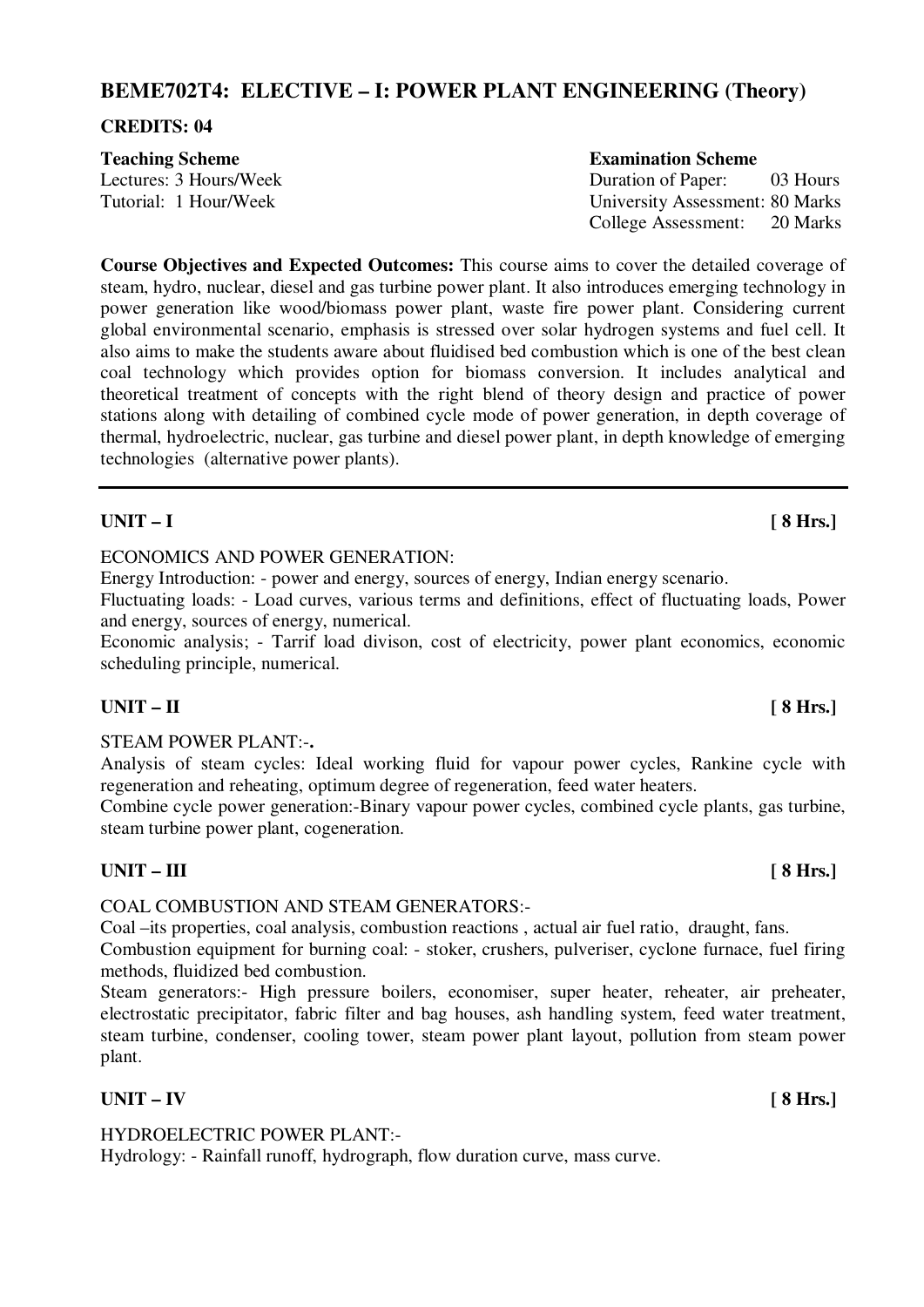## BEME702T4: ELECTIVE – I: POWER PLANT ENGINEERING (Theory)

**CREDITS: 04**

| **Teaching Scheme** | **Examination Scheme** |
| --- | --- |
| Lectures: 3 Hours/Week | Duration of Paper: 03 Hours |
| Tutorial: 1 Hour/Week | University Assessment: 80 Marks |
| | College Assessment: 20 Marks |

**Course Objectives and Expected Outcomes:** This course aims to cover the detailed coverage of steam, hydro, nuclear, diesel and gas turbine power plant. It also introduces emerging technology in power generation like wood/biomass power plant, waste fire power plant. Considering current global environmental scenario, emphasis is stressed over solar hydrogen systems and fuel cell. It also aims to make the students aware about fluidised bed combustion which is one of the best clean coal technology which provides option for biomass conversion. It includes analytical and theoretical treatment of concepts with the right blend of theory design and practice of power stations along with detailing of combined cycle mode of power generation, in depth coverage of thermal, hydroelectric, nuclear, gas turbine and diesel power plant, in depth knowledge of emerging technologies (alternative power plants).

---

**UNIT – I** **[ 8 Hrs.]**

ECONOMICS AND POWER GENERATION:

Energy Introduction: - power and energy, sources of energy, Indian energy scenario.

Fluctuating loads: - Load curves, various terms and definitions, effect of fluctuating loads, Power and energy, sources of energy, numerical.

Economic analysis; - Tarrif load divison, cost of electricity, power plant economics, economic scheduling principle, numerical.

**UNIT – II** **[ 8 Hrs.]**

STEAM POWER PLANT:-**.**

Analysis of steam cycles: Ideal working fluid for vapour power cycles, Rankine cycle with regeneration and reheating, optimum degree of regeneration, feed water heaters.

Combine cycle power generation:-Binary vapour power cycles, combined cycle plants, gas turbine, steam turbine power plant, cogeneration.

**UNIT – III** **[ 8 Hrs.]**

COAL COMBUSTION AND STEAM GENERATORS:-

Coal –its properties, coal analysis, combustion reactions , actual air fuel ratio, draught, fans.

Combustion equipment for burning coal: - stoker, crushers, pulveriser, cyclone furnace, fuel firing methods, fluidized bed combustion.

Steam generators:- High pressure boilers, economiser, super heater, reheater, air preheater, electrostatic precipitator, fabric filter and bag houses, ash handling system, feed water treatment, steam turbine, condenser, cooling tower, steam power plant layout, pollution from steam power plant.

**UNIT – IV** **[ 8 Hrs.]**

HYDROELECTRIC POWER PLANT:-

Hydrology: - Rainfall runoff, hydrograph, flow duration curve, mass curve.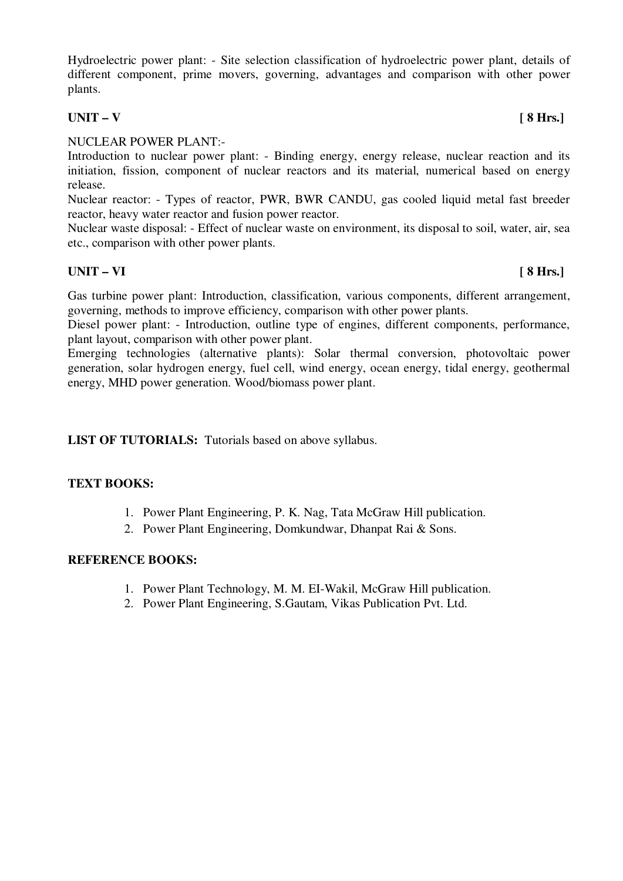Hydroelectric power plant: - Site selection classification of hydroelectric power plant, details of different component, prime movers, governing, advantages and comparison with other power plants.

**UNIT – V** **[ 8 Hrs.]**

NUCLEAR POWER PLANT:-

Introduction to nuclear power plant: - Binding energy, energy release, nuclear reaction and its initiation, fission, component of nuclear reactors and its material, numerical based on energy release.

Nuclear reactor: - Types of reactor, PWR, BWR CANDU, gas cooled liquid metal fast breeder reactor, heavy water reactor and fusion power reactor.

Nuclear waste disposal: - Effect of nuclear waste on environment, its disposal to soil, water, air, sea etc., comparison with other power plants.

**UNIT – VI** **[ 8 Hrs.]**

Gas turbine power plant: Introduction, classification, various components, different arrangement, governing, methods to improve efficiency, comparison with other power plants.

Diesel power plant: - Introduction, outline type of engines, different components, performance, plant layout, comparison with other power plant.

Emerging technologies (alternative plants): Solar thermal conversion, photovoltaic power generation, solar hydrogen energy, fuel cell, wind energy, ocean energy, tidal energy, geothermal energy, MHD power generation. Wood/biomass power plant.

**LIST OF TUTORIALS:** Tutorials based on above syllabus.

**TEXT BOOKS:**

1. Power Plant Engineering, P. K. Nag, Tata McGraw Hill publication.
2. Power Plant Engineering, Domkundwar, Dhanpat Rai & Sons.

**REFERENCE BOOKS:**

1. Power Plant Technology, M. M. EI-Wakil, McGraw Hill publication.
2. Power Plant Engineering, S.Gautam, Vikas Publication Pvt. Ltd.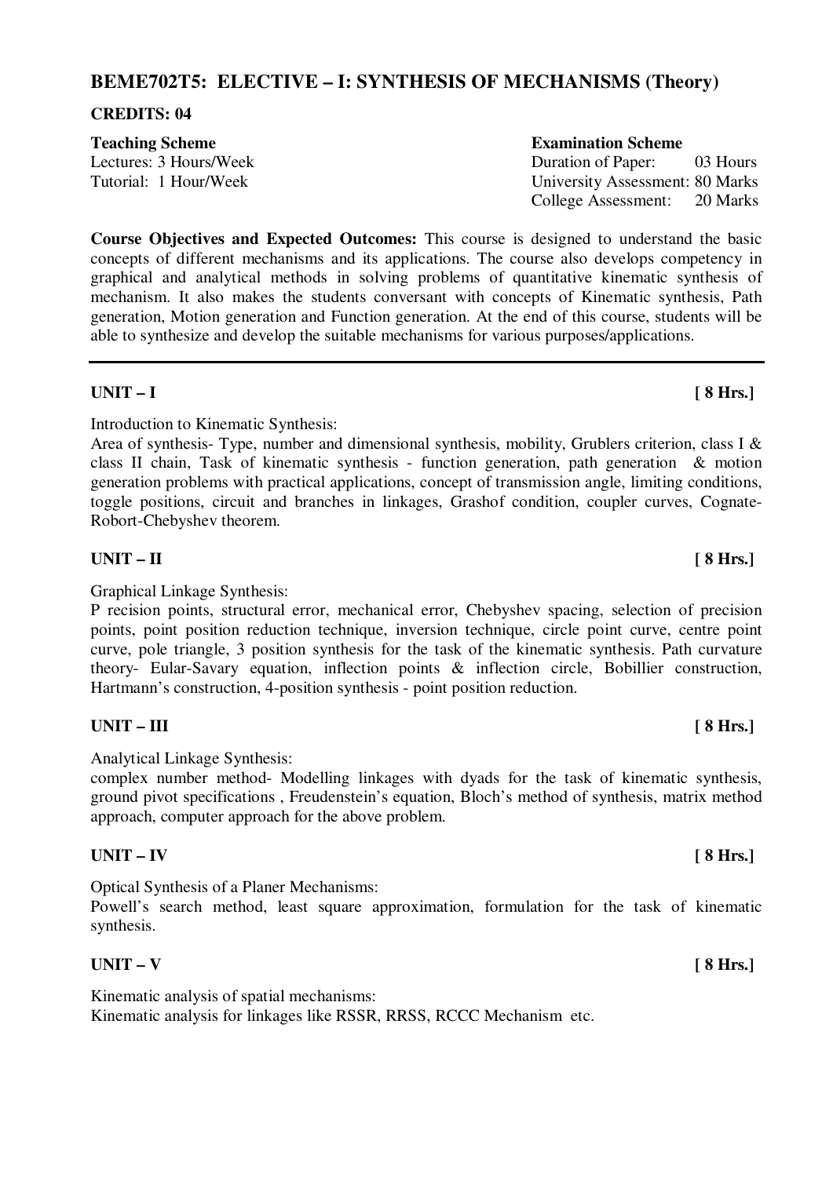## BEME702T5: ELECTIVE – I: SYNTHESIS OF MECHANISMS (Theory)

**CREDITS: 04**

| **Teaching Scheme** | **Examination Scheme** | |
|---|---|---|
| Lectures: 3 Hours/Week | Duration of Paper: | 03 Hours |
| Tutorial: 1 Hour/Week | University Assessment: | 80 Marks |
| | College Assessment: | 20 Marks |

**Course Objectives and Expected Outcomes:** This course is designed to understand the basic concepts of different mechanisms and its applications. The course also develops competency in graphical and analytical methods in solving problems of quantitative kinematic synthesis of mechanism. It also makes the students conversant with concepts of Kinematic synthesis, Path generation, Motion generation and Function generation. At the end of this course, students will be able to synthesize and develop the suitable mechanisms for various purposes/applications.

---

**UNIT – I** **[ 8 Hrs.]**

Introduction to Kinematic Synthesis:
Area of synthesis- Type, number and dimensional synthesis, mobility, Grublers criterion, class I & class II chain, Task of kinematic synthesis - function generation, path generation & motion generation problems with practical applications, concept of transmission angle, limiting conditions, toggle positions, circuit and branches in linkages, Grashof condition, coupler curves, Cognate-Robort-Chebyshev theorem.

**UNIT – II** **[ 8 Hrs.]**

Graphical Linkage Synthesis:
P recision points, structural error, mechanical error, Chebyshev spacing, selection of precision points, point position reduction technique, inversion technique, circle point curve, centre point curve, pole triangle, 3 position synthesis for the task of the kinematic synthesis. Path curvature theory- Eular-Savary equation, inflection points & inflection circle, Bobillier construction, Hartmann's construction, 4-position synthesis - point position reduction.

**UNIT – III** **[ 8 Hrs.]**

Analytical Linkage Synthesis:
complex number method- Modelling linkages with dyads for the task of kinematic synthesis, ground pivot specifications , Freudenstein's equation, Bloch's method of synthesis, matrix method approach, computer approach for the above problem.

**UNIT – IV** **[ 8 Hrs.]**

Optical Synthesis of a Planer Mechanisms:
Powell's search method, least square approximation, formulation for the task of kinematic synthesis.

**UNIT – V** **[ 8 Hrs.]**

Kinematic analysis of spatial mechanisms:
Kinematic analysis for linkages like RSSR, RRSS, RCCC Mechanism etc.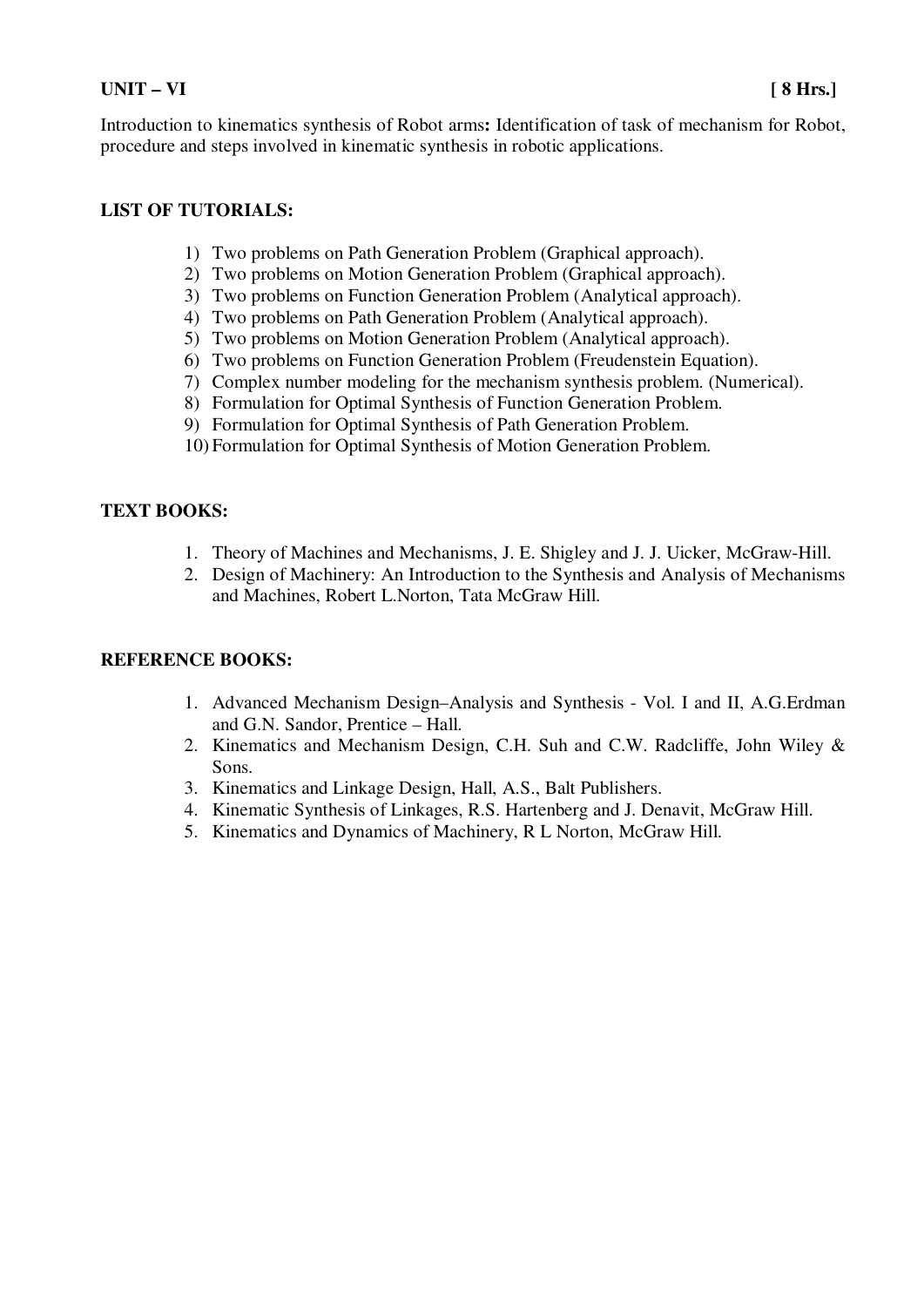**UNIT – VI** **[ 8 Hrs.]**

Introduction to kinematics synthesis of Robot arms**:** Identification of task of mechanism for Robot, procedure and steps involved in kinematic synthesis in robotic applications.

**LIST OF TUTORIALS:**

1) Two problems on Path Generation Problem (Graphical approach).
2) Two problems on Motion Generation Problem (Graphical approach).
3) Two problems on Function Generation Problem (Analytical approach).
4) Two problems on Path Generation Problem (Analytical approach).
5) Two problems on Motion Generation Problem (Analytical approach).
6) Two problems on Function Generation Problem (Freudenstein Equation).
7) Complex number modeling for the mechanism synthesis problem. (Numerical).
8) Formulation for Optimal Synthesis of Function Generation Problem.
9) Formulation for Optimal Synthesis of Path Generation Problem.
10) Formulation for Optimal Synthesis of Motion Generation Problem.

**TEXT BOOKS:**

1. Theory of Machines and Mechanisms, J. E. Shigley and J. J. Uicker, McGraw-Hill.
2. Design of Machinery: An Introduction to the Synthesis and Analysis of Mechanisms and Machines, Robert L.Norton, Tata McGraw Hill.

**REFERENCE BOOKS:**

1. Advanced Mechanism Design–Analysis and Synthesis - Vol. I and II, A.G.Erdman and G.N. Sandor, Prentice – Hall.
2. Kinematics and Mechanism Design, C.H. Suh and C.W. Radcliffe, John Wiley & Sons.
3. Kinematics and Linkage Design, Hall, A.S., Balt Publishers.
4. Kinematic Synthesis of Linkages, R.S. Hartenberg and J. Denavit, McGraw Hill.
5. Kinematics and Dynamics of Machinery, R L Norton, McGraw Hill.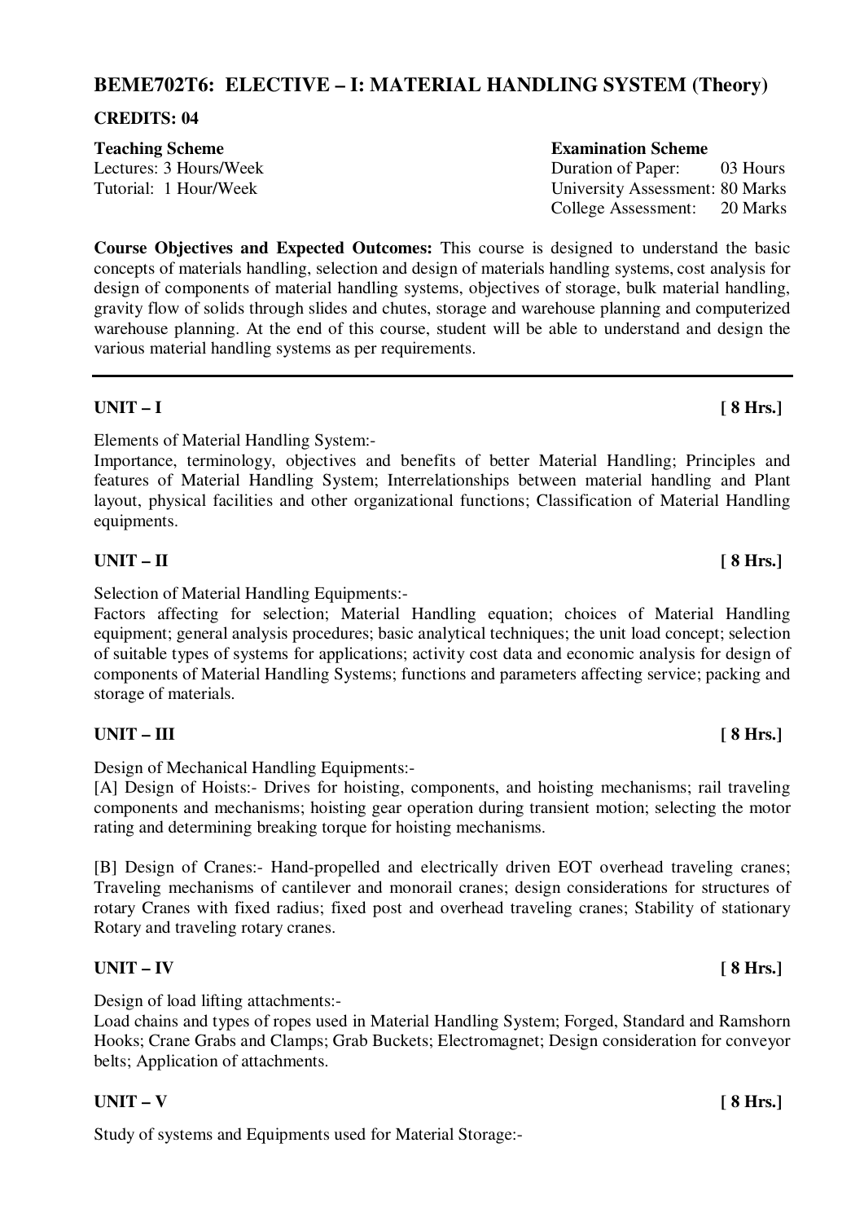## BEME702T6: ELECTIVE – I: MATERIAL HANDLING SYSTEM (Theory)

**CREDITS: 04**

| **Teaching Scheme** | **Examination Scheme** |
|---|---|
| Lectures: 3 Hours/Week | Duration of Paper: 03 Hours |
| Tutorial: 1 Hour/Week | University Assessment: 80 Marks |
| | College Assessment: 20 Marks |

**Course Objectives and Expected Outcomes:** This course is designed to understand the basic concepts of materials handling, selection and design of materials handling systems, cost analysis for design of components of material handling systems, objectives of storage, bulk material handling, gravity flow of solids through slides and chutes, storage and warehouse planning and computerized warehouse planning. At the end of this course, student will be able to understand and design the various material handling systems as per requirements.

---

**UNIT – I** **[ 8 Hrs.]**

Elements of Material Handling System:-

Importance, terminology, objectives and benefits of better Material Handling; Principles and features of Material Handling System; Interrelationships between material handling and Plant layout, physical facilities and other organizational functions; Classification of Material Handling equipments.

**UNIT – II** **[ 8 Hrs.]**

Selection of Material Handling Equipments:-

Factors affecting for selection; Material Handling equation; choices of Material Handling equipment; general analysis procedures; basic analytical techniques; the unit load concept; selection of suitable types of systems for applications; activity cost data and economic analysis for design of components of Material Handling Systems; functions and parameters affecting service; packing and storage of materials.

**UNIT – III** **[ 8 Hrs.]**

Design of Mechanical Handling Equipments:-

[A] Design of Hoists:- Drives for hoisting, components, and hoisting mechanisms; rail traveling components and mechanisms; hoisting gear operation during transient motion; selecting the motor rating and determining breaking torque for hoisting mechanisms.

[B] Design of Cranes:- Hand-propelled and electrically driven EOT overhead traveling cranes; Traveling mechanisms of cantilever and monorail cranes; design considerations for structures of rotary Cranes with fixed radius; fixed post and overhead traveling cranes; Stability of stationary Rotary and traveling rotary cranes.

**UNIT – IV** **[ 8 Hrs.]**

Design of load lifting attachments:-

Load chains and types of ropes used in Material Handling System; Forged, Standard and Ramshorn Hooks; Crane Grabs and Clamps; Grab Buckets; Electromagnet; Design consideration for conveyor belts; Application of attachments.

**UNIT – V** **[ 8 Hrs.]**

Study of systems and Equipments used for Material Storage:-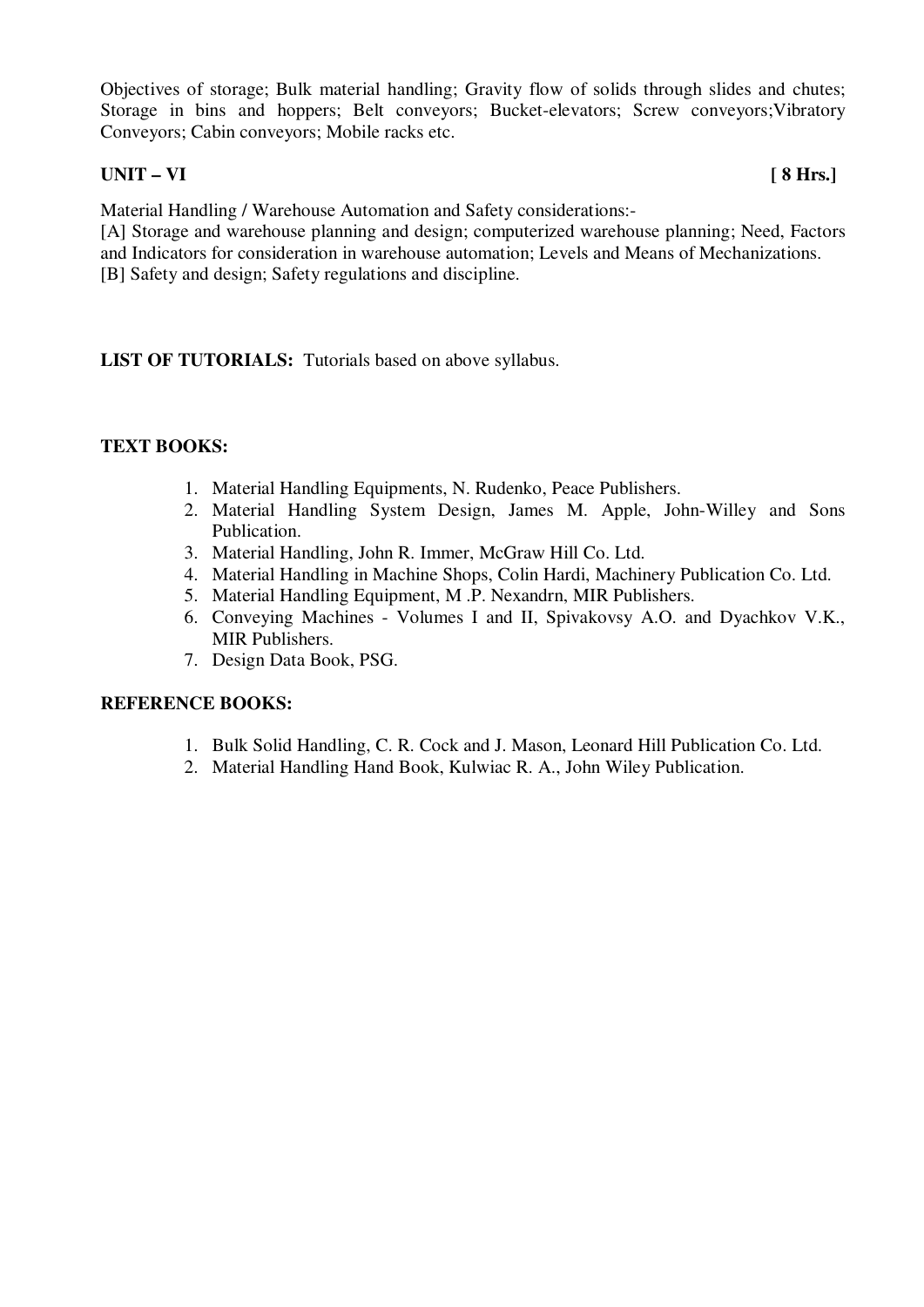Objectives of storage; Bulk material handling; Gravity flow of solids through slides and chutes; Storage in bins and hoppers; Belt conveyors; Bucket-elevators; Screw conveyors;Vibratory Conveyors; Cabin conveyors; Mobile racks etc.

**UNIT – VI** **[ 8 Hrs.]**

Material Handling / Warehouse Automation and Safety considerations:-

[A] Storage and warehouse planning and design; computerized warehouse planning; Need, Factors and Indicators for consideration in warehouse automation; Levels and Means of Mechanizations.

[B] Safety and design; Safety regulations and discipline.

**LIST OF TUTORIALS:** Tutorials based on above syllabus.

**TEXT BOOKS:**

1. Material Handling Equipments, N. Rudenko, Peace Publishers.
2. Material Handling System Design, James M. Apple, John-Willey and Sons Publication.
3. Material Handling, John R. Immer, McGraw Hill Co. Ltd.
4. Material Handling in Machine Shops, Colin Hardi, Machinery Publication Co. Ltd.
5. Material Handling Equipment, M .P. Nexandrn, MIR Publishers.
6. Conveying Machines - Volumes I and II, Spivakovsy A.O. and Dyachkov V.K., MIR Publishers.
7. Design Data Book, PSG.

**REFERENCE BOOKS:**

1. Bulk Solid Handling, C. R. Cock and J. Mason, Leonard Hill Publication Co. Ltd.
2. Material Handling Hand Book, Kulwiac R. A., John Wiley Publication.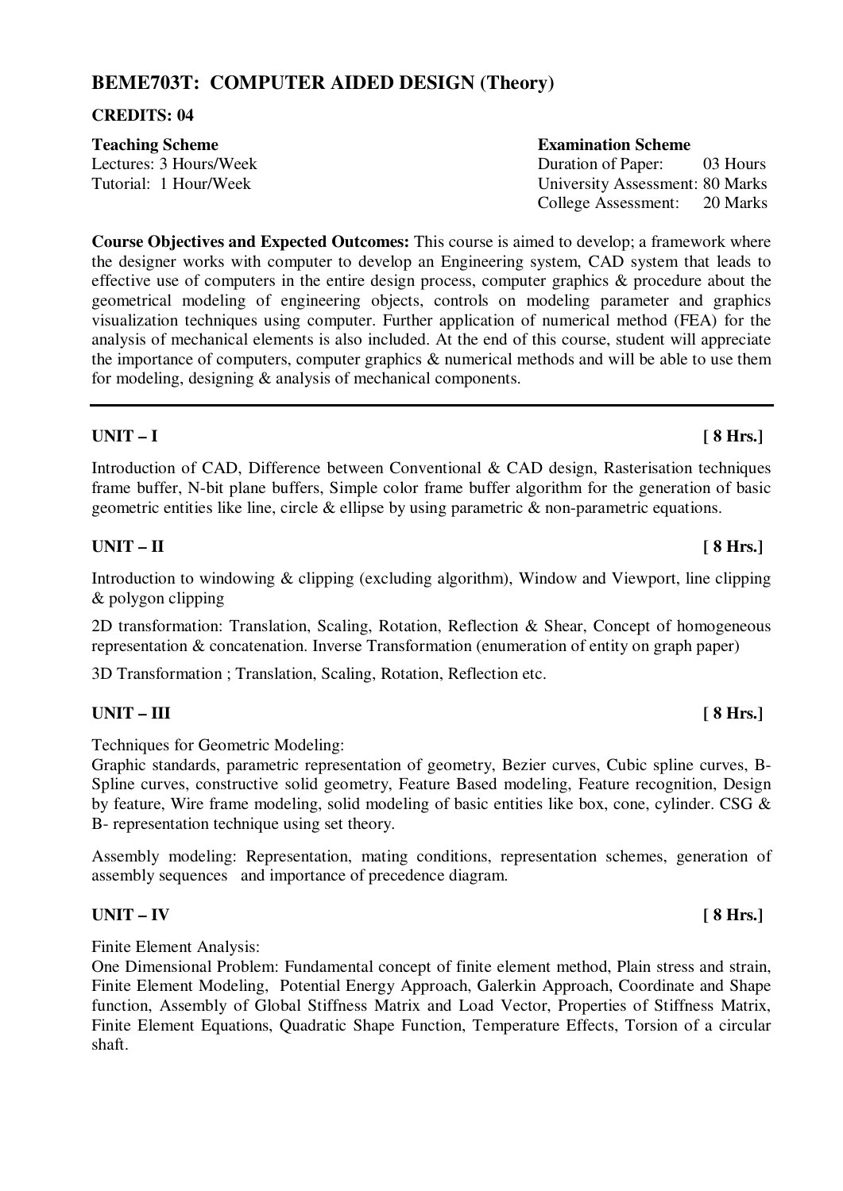## BEME703T: COMPUTER AIDED DESIGN (Theory)

**CREDITS: 04**

| **Teaching Scheme** | **Examination Scheme** |
|---|---|
| Lectures: 3 Hours/Week | Duration of Paper: 03 Hours |
| Tutorial: 1 Hour/Week | University Assessment: 80 Marks |
| | College Assessment: 20 Marks |

**Course Objectives and Expected Outcomes:** This course is aimed to develop; a framework where the designer works with computer to develop an Engineering system, CAD system that leads to effective use of computers in the entire design process, computer graphics & procedure about the geometrical modeling of engineering objects, controls on modeling parameter and graphics visualization techniques using computer. Further application of numerical method (FEA) for the analysis of mechanical elements is also included. At the end of this course, student will appreciate the importance of computers, computer graphics & numerical methods and will be able to use them for modeling, designing & analysis of mechanical components.

---

### UNIT – I [ 8 Hrs.]

Introduction of CAD, Difference between Conventional & CAD design, Rasterisation techniques frame buffer, N-bit plane buffers, Simple color frame buffer algorithm for the generation of basic geometric entities like line, circle & ellipse by using parametric & non-parametric equations.

### UNIT – II [ 8 Hrs.]

Introduction to windowing & clipping (excluding algorithm), Window and Viewport, line clipping & polygon clipping

2D transformation: Translation, Scaling, Rotation, Reflection & Shear, Concept of homogeneous representation & concatenation. Inverse Transformation (enumeration of entity on graph paper)

3D Transformation ; Translation, Scaling, Rotation, Reflection etc.

### UNIT – III [ 8 Hrs.]

Techniques for Geometric Modeling:
Graphic standards, parametric representation of geometry, Bezier curves, Cubic spline curves, B-Spline curves, constructive solid geometry, Feature Based modeling, Feature recognition, Design by feature, Wire frame modeling, solid modeling of basic entities like box, cone, cylinder. CSG & B- representation technique using set theory.

Assembly modeling: Representation, mating conditions, representation schemes, generation of assembly sequences and importance of precedence diagram.

### UNIT – IV [ 8 Hrs.]

Finite Element Analysis:
One Dimensional Problem: Fundamental concept of finite element method, Plain stress and strain, Finite Element Modeling, Potential Energy Approach, Galerkin Approach, Coordinate and Shape function, Assembly of Global Stiffness Matrix and Load Vector, Properties of Stiffness Matrix, Finite Element Equations, Quadratic Shape Function, Temperature Effects, Torsion of a circular shaft.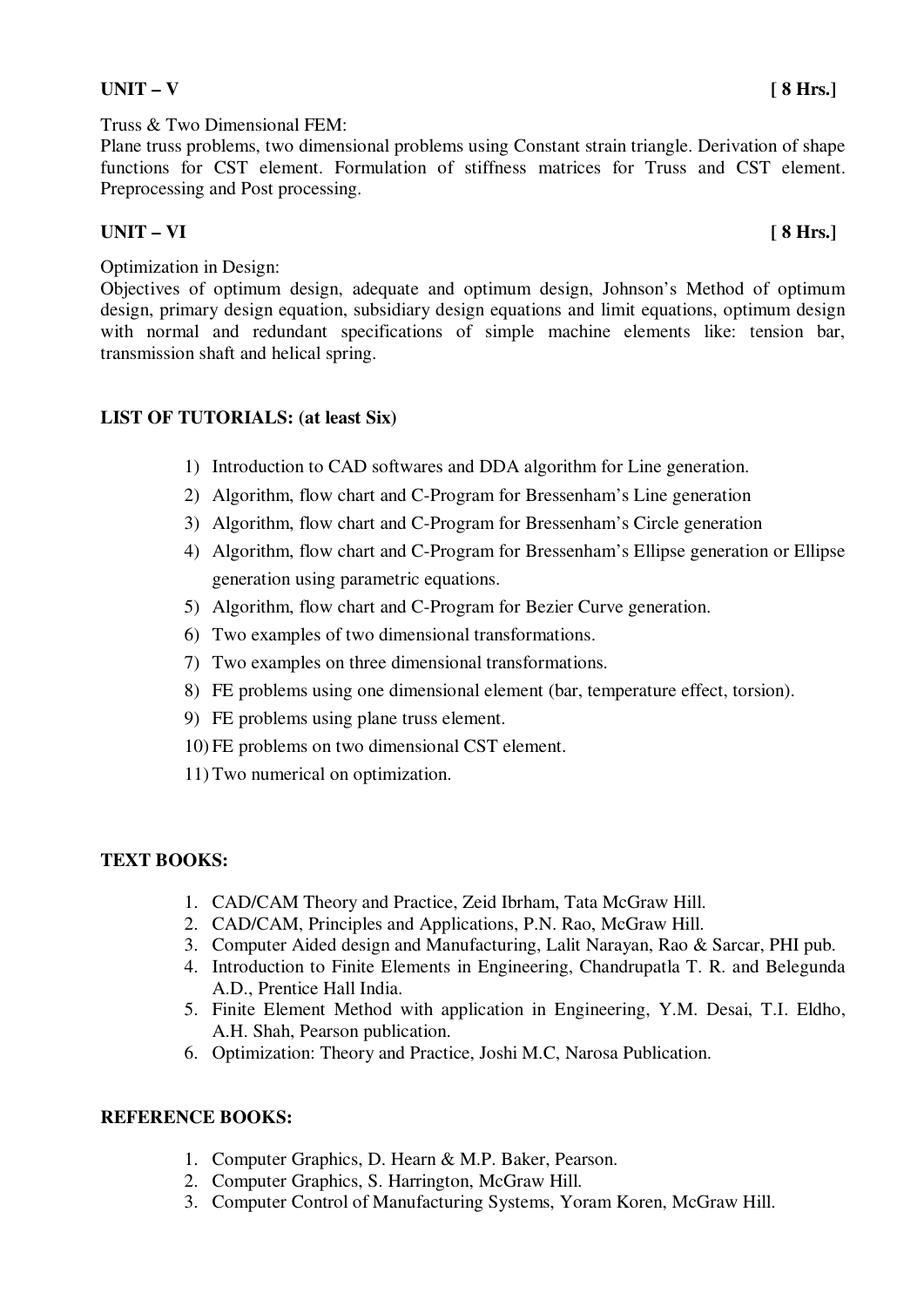**UNIT – V** **[ 8 Hrs.]**

Truss & Two Dimensional FEM:
Plane truss problems, two dimensional problems using Constant strain triangle. Derivation of shape functions for CST element. Formulation of stiffness matrices for Truss and CST element. Preprocessing and Post processing.

**UNIT – VI** **[ 8 Hrs.]**

Optimization in Design:
Objectives of optimum design, adequate and optimum design, Johnson's Method of optimum design, primary design equation, subsidiary design equations and limit equations, optimum design with normal and redundant specifications of simple machine elements like: tension bar, transmission shaft and helical spring.

**LIST OF TUTORIALS: (at least Six)**

1) Introduction to CAD softwares and DDA algorithm for Line generation.
2) Algorithm, flow chart and C-Program for Bressenham's Line generation
3) Algorithm, flow chart and C-Program for Bressenham's Circle generation
4) Algorithm, flow chart and C-Program for Bressenham's Ellipse generation or Ellipse generation using parametric equations.
5) Algorithm, flow chart and C-Program for Bezier Curve generation.
6) Two examples of two dimensional transformations.
7) Two examples on three dimensional transformations.
8) FE problems using one dimensional element (bar, temperature effect, torsion).
9) FE problems using plane truss element.
10) FE problems on two dimensional CST element.
11) Two numerical on optimization.

**TEXT BOOKS:**

1. CAD/CAM Theory and Practice, Zeid Ibrham, Tata McGraw Hill.
2. CAD/CAM, Principles and Applications, P.N. Rao, McGraw Hill.
3. Computer Aided design and Manufacturing, Lalit Narayan, Rao & Sarcar, PHI pub.
4. Introduction to Finite Elements in Engineering, Chandrupatla T. R. and Belegunda A.D., Prentice Hall India.
5. Finite Element Method with application in Engineering, Y.M. Desai, T.I. Eldho, A.H. Shah, Pearson publication.
6. Optimization: Theory and Practice, Joshi M.C, Narosa Publication.

**REFERENCE BOOKS:**

1. Computer Graphics, D. Hearn & M.P. Baker, Pearson.
2. Computer Graphics, S. Harrington, McGraw Hill.
3. Computer Control of Manufacturing Systems, Yoram Koren, McGraw Hill.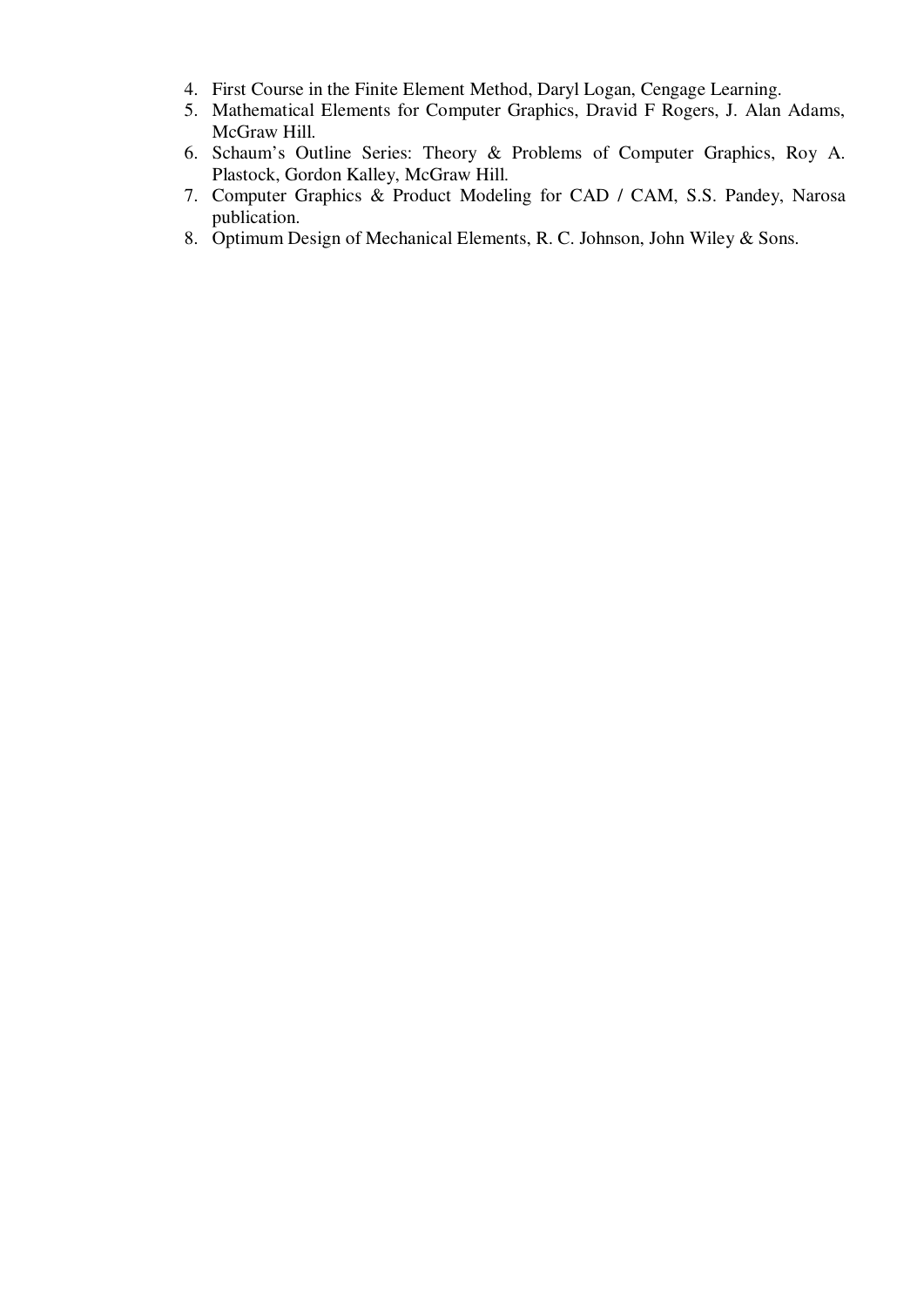4. First Course in the Finite Element Method, Daryl Logan, Cengage Learning.
5. Mathematical Elements for Computer Graphics, Dravid F Rogers, J. Alan Adams, McGraw Hill.
6. Schaum's Outline Series: Theory & Problems of Computer Graphics, Roy A. Plastock, Gordon Kalley, McGraw Hill.
7. Computer Graphics & Product Modeling for CAD / CAM, S.S. Pandey, Narosa publication.
8. Optimum Design of Mechanical Elements, R. C. Johnson, John Wiley & Sons.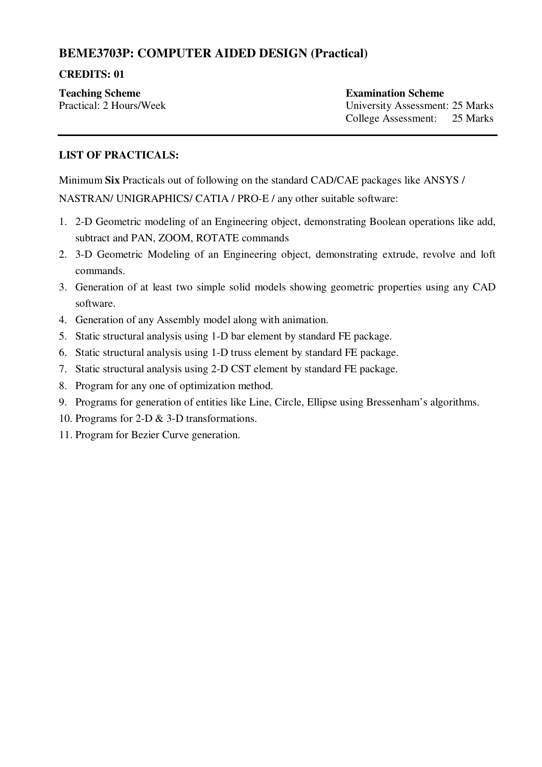## BEME3703P: COMPUTER AIDED DESIGN (Practical)

**CREDITS: 01**

**Teaching Scheme**
Practical: 2 Hours/Week

**Examination Scheme**
University Assessment: 25 Marks
College Assessment: 25 Marks

---

**LIST OF PRACTICALS:**

Minimum **Six** Practicals out of following on the standard CAD/CAE packages like ANSYS / NASTRAN/ UNIGRAPHICS/ CATIA / PRO-E / any other suitable software:

1. 2-D Geometric modeling of an Engineering object, demonstrating Boolean operations like add, subtract and PAN, ZOOM, ROTATE commands
2. 3-D Geometric Modeling of an Engineering object, demonstrating extrude, revolve and loft commands.
3. Generation of at least two simple solid models showing geometric properties using any CAD software.
4. Generation of any Assembly model along with animation.
5. Static structural analysis using 1-D bar element by standard FE package.
6. Static structural analysis using 1-D truss element by standard FE package.
7. Static structural analysis using 2-D CST element by standard FE package.
8. Program for any one of optimization method.
9. Programs for generation of entities like Line, Circle, Ellipse using Bressenham's algorithms.
10. Programs for 2-D & 3-D transformations.
11. Program for Bezier Curve generation.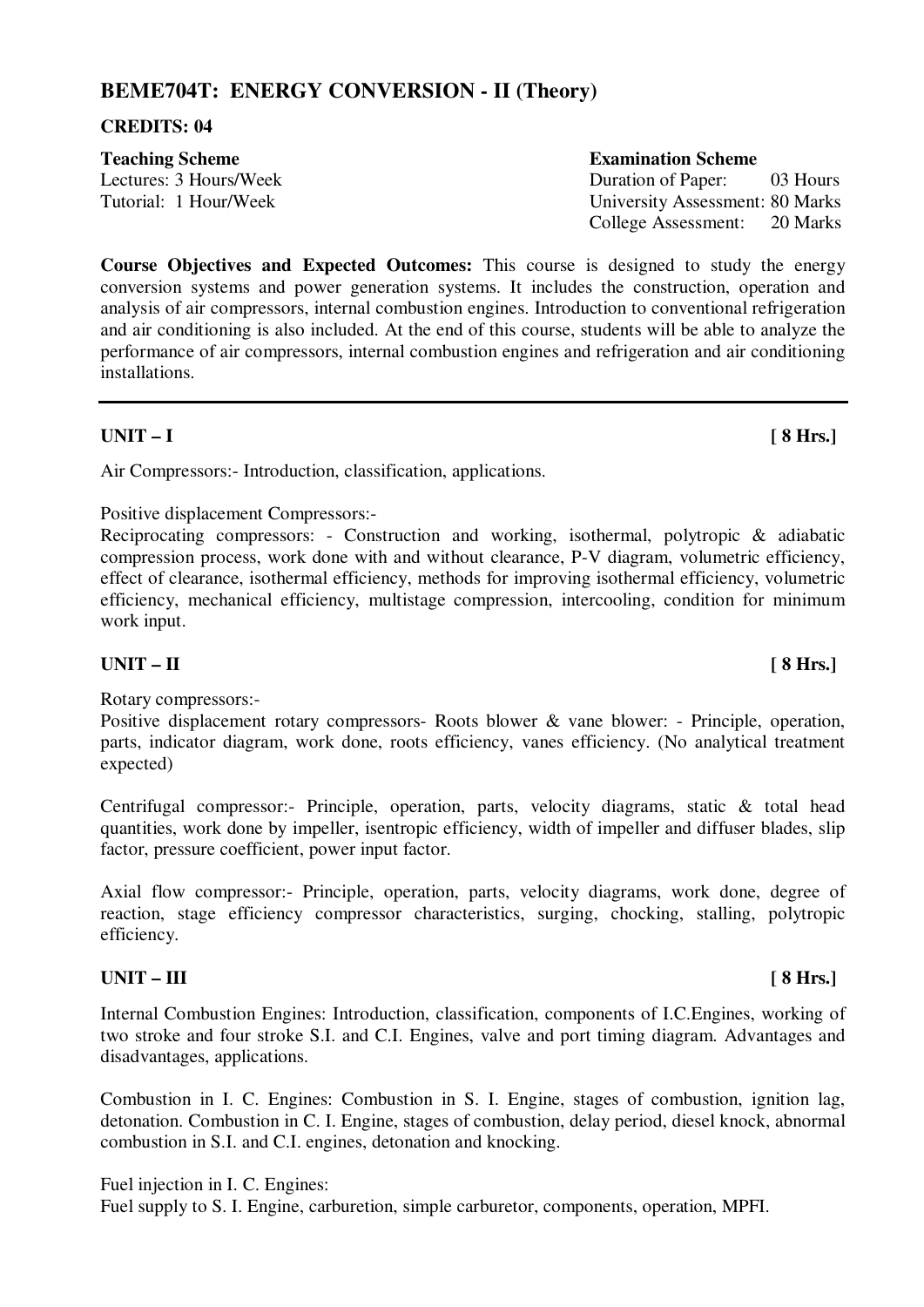## BEME704T: ENERGY CONVERSION - II (Theory)

**CREDITS: 04**

| **Teaching Scheme** | **Examination Scheme** |
|---|---|
| Lectures: 3 Hours/Week | Duration of Paper: 03 Hours |
| Tutorial: 1 Hour/Week | University Assessment: 80 Marks |
| | College Assessment: 20 Marks |

**Course Objectives and Expected Outcomes:** This course is designed to study the energy conversion systems and power generation systems. It includes the construction, operation and analysis of air compressors, internal combustion engines. Introduction to conventional refrigeration and air conditioning is also included. At the end of this course, students will be able to analyze the performance of air compressors, internal combustion engines and refrigeration and air conditioning installations.

---

### UNIT – I [ 8 Hrs.]

Air Compressors:- Introduction, classification, applications.

Positive displacement Compressors:-
Reciprocating compressors: - Construction and working, isothermal, polytropic & adiabatic compression process, work done with and without clearance, P-V diagram, volumetric efficiency, effect of clearance, isothermal efficiency, methods for improving isothermal efficiency, volumetric efficiency, mechanical efficiency, multistage compression, intercooling, condition for minimum work input.

### UNIT – II [ 8 Hrs.]

Rotary compressors:-
Positive displacement rotary compressors- Roots blower & vane blower: - Principle, operation, parts, indicator diagram, work done, roots efficiency, vanes efficiency. (No analytical treatment expected)

Centrifugal compressor:- Principle, operation, parts, velocity diagrams, static & total head quantities, work done by impeller, isentropic efficiency, width of impeller and diffuser blades, slip factor, pressure coefficient, power input factor.

Axial flow compressor:- Principle, operation, parts, velocity diagrams, work done, degree of reaction, stage efficiency compressor characteristics, surging, chocking, stalling, polytropic efficiency.

### UNIT – III [ 8 Hrs.]

Internal Combustion Engines: Introduction, classification, components of I.C.Engines, working of two stroke and four stroke S.I. and C.I. Engines, valve and port timing diagram. Advantages and disadvantages, applications.

Combustion in I. C. Engines: Combustion in S. I. Engine, stages of combustion, ignition lag, detonation. Combustion in C. I. Engine, stages of combustion, delay period, diesel knock, abnormal combustion in S.I. and C.I. engines, detonation and knocking.

Fuel injection in I. C. Engines:
Fuel supply to S. I. Engine, carburetion, simple carburetor, components, operation, MPFI.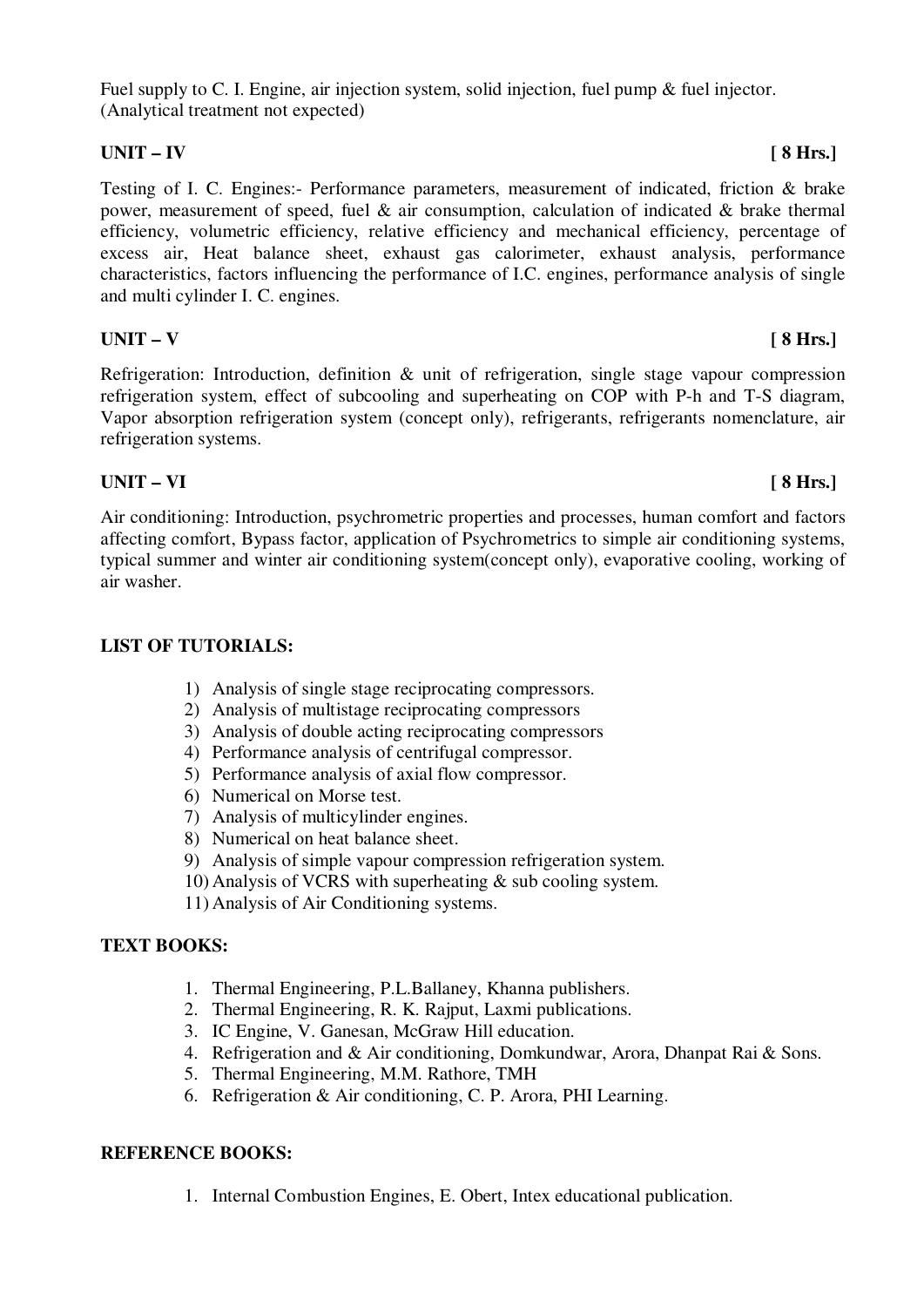Fuel supply to C. I. Engine, air injection system, solid injection, fuel pump & fuel injector. (Analytical treatment not expected)

**UNIT – IV** **[ 8 Hrs.]**

Testing of I. C. Engines:- Performance parameters, measurement of indicated, friction & brake power, measurement of speed, fuel & air consumption, calculation of indicated & brake thermal efficiency, volumetric efficiency, relative efficiency and mechanical efficiency, percentage of excess air, Heat balance sheet, exhaust gas calorimeter, exhaust analysis, performance characteristics, factors influencing the performance of I.C. engines, performance analysis of single and multi cylinder I. C. engines.

**UNIT – V** **[ 8 Hrs.]**

Refrigeration: Introduction, definition & unit of refrigeration, single stage vapour compression refrigeration system, effect of subcooling and superheating on COP with P-h and T-S diagram, Vapor absorption refrigeration system (concept only), refrigerants, refrigerants nomenclature, air refrigeration systems.

**UNIT – VI** **[ 8 Hrs.]**

Air conditioning: Introduction, psychrometric properties and processes, human comfort and factors affecting comfort, Bypass factor, application of Psychrometrics to simple air conditioning systems, typical summer and winter air conditioning system(concept only), evaporative cooling, working of air washer.

**LIST OF TUTORIALS:**

1) Analysis of single stage reciprocating compressors.
2) Analysis of multistage reciprocating compressors
3) Analysis of double acting reciprocating compressors
4) Performance analysis of centrifugal compressor.
5) Performance analysis of axial flow compressor.
6) Numerical on Morse test.
7) Analysis of multicylinder engines.
8) Numerical on heat balance sheet.
9) Analysis of simple vapour compression refrigeration system.
10) Analysis of VCRS with superheating & sub cooling system.
11) Analysis of Air Conditioning systems.

**TEXT BOOKS:**

1. Thermal Engineering, P.L.Ballaney, Khanna publishers.
2. Thermal Engineering, R. K. Rajput, Laxmi publications.
3. IC Engine, V. Ganesan, McGraw Hill education.
4. Refrigeration and & Air conditioning, Domkundwar, Arora, Dhanpat Rai & Sons.
5. Thermal Engineering, M.M. Rathore, TMH
6. Refrigeration & Air conditioning, C. P. Arora, PHI Learning.

**REFERENCE BOOKS:**

1. Internal Combustion Engines, E. Obert, Intex educational publication.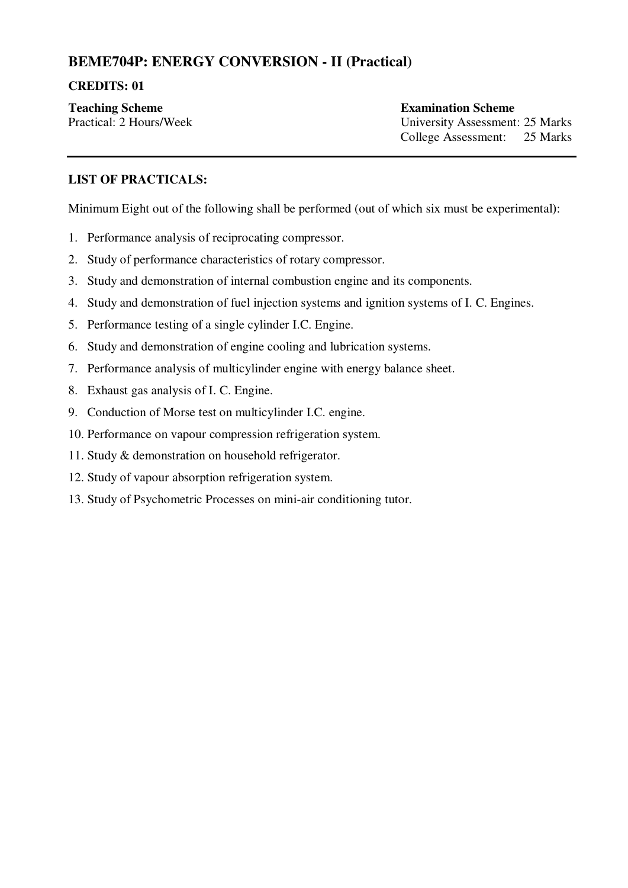## BEME704P: ENERGY CONVERSION - II (Practical)

**CREDITS: 01**

| **Teaching Scheme** | **Examination Scheme** |
|---|---|
| Practical: 2 Hours/Week | University Assessment: 25 Marks |
| | College Assessment: 25 Marks |

---

**LIST OF PRACTICALS:**

Minimum Eight out of the following shall be performed (out of which six must be experimental):

1. Performance analysis of reciprocating compressor.
2. Study of performance characteristics of rotary compressor.
3. Study and demonstration of internal combustion engine and its components.
4. Study and demonstration of fuel injection systems and ignition systems of I. C. Engines.
5. Performance testing of a single cylinder I.C. Engine.
6. Study and demonstration of engine cooling and lubrication systems.
7. Performance analysis of multicylinder engine with energy balance sheet.
8. Exhaust gas analysis of I. C. Engine.
9. Conduction of Morse test on multicylinder I.C. engine.
10. Performance on vapour compression refrigeration system.
11. Study & demonstration on household refrigerator.
12. Study of vapour absorption refrigeration system.
13. Study of Psychometric Processes on mini-air conditioning tutor.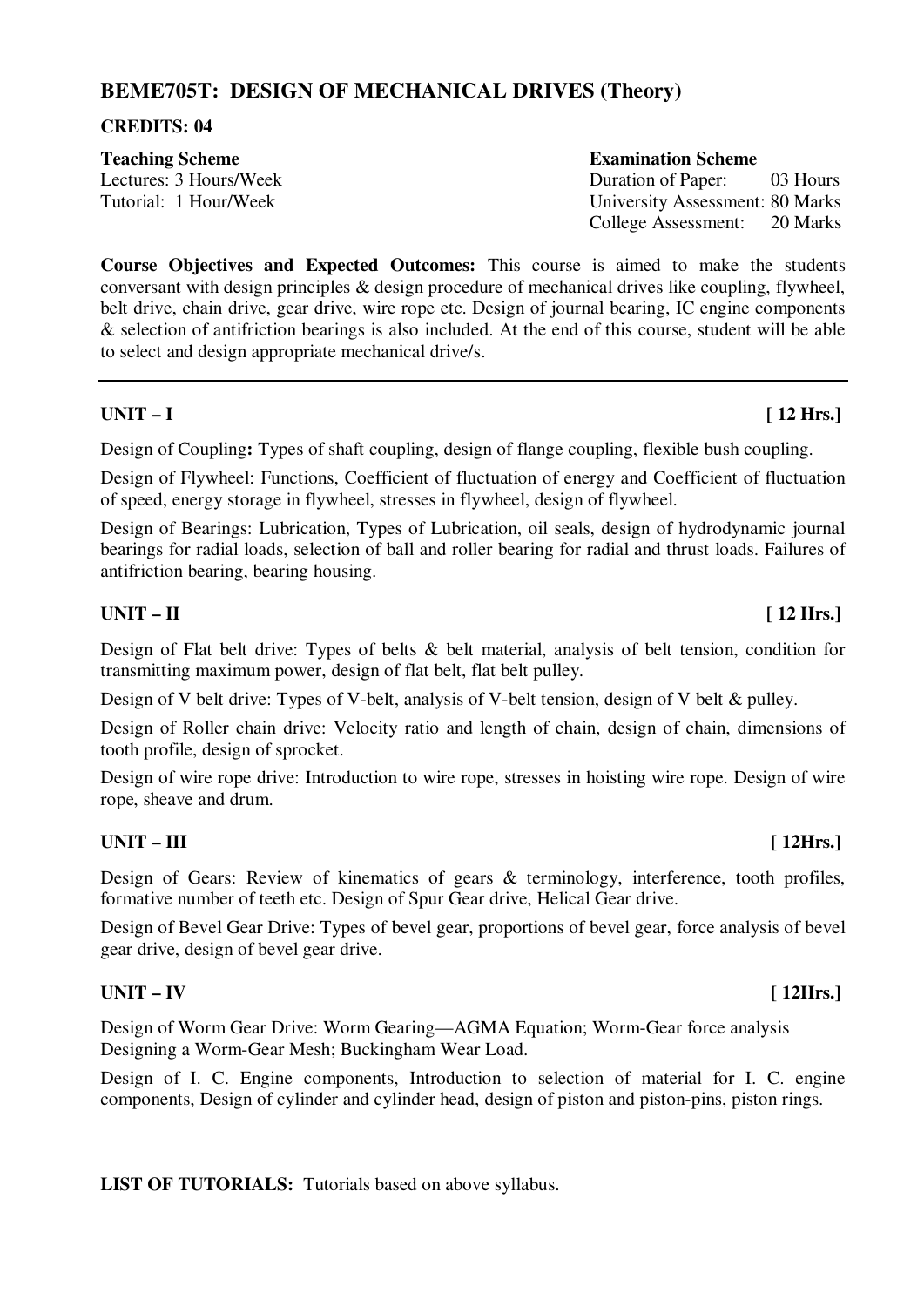## BEME705T: DESIGN OF MECHANICAL DRIVES (Theory)

**CREDITS: 04**

**Teaching Scheme**
Lectures: 3 Hours/Week
Tutorial: 1 Hour/Week

**Examination Scheme**
Duration of Paper: 03 Hours
University Assessment: 80 Marks
College Assessment: 20 Marks

**Course Objectives and Expected Outcomes:** This course is aimed to make the students conversant with design principles & design procedure of mechanical drives like coupling, flywheel, belt drive, chain drive, gear drive, wire rope etc. Design of journal bearing, IC engine components & selection of antifriction bearings is also included. At the end of this course, student will be able to select and design appropriate mechanical drive/s.

---

### UNIT – I [ 12 Hrs.]

Design of Coupling**:** Types of shaft coupling, design of flange coupling, flexible bush coupling.

Design of Flywheel: Functions, Coefficient of fluctuation of energy and Coefficient of fluctuation of speed, energy storage in flywheel, stresses in flywheel, design of flywheel.

Design of Bearings: Lubrication, Types of Lubrication, oil seals, design of hydrodynamic journal bearings for radial loads, selection of ball and roller bearing for radial and thrust loads. Failures of antifriction bearing, bearing housing.

### UNIT – II [ 12 Hrs.]

Design of Flat belt drive: Types of belts & belt material, analysis of belt tension, condition for transmitting maximum power, design of flat belt, flat belt pulley.

Design of V belt drive: Types of V-belt, analysis of V-belt tension, design of V belt & pulley.

Design of Roller chain drive: Velocity ratio and length of chain, design of chain, dimensions of tooth profile, design of sprocket.

Design of wire rope drive: Introduction to wire rope, stresses in hoisting wire rope. Design of wire rope, sheave and drum.

### UNIT – III [ 12Hrs.]

Design of Gears: Review of kinematics of gears & terminology, interference, tooth profiles, formative number of teeth etc. Design of Spur Gear drive, Helical Gear drive.

Design of Bevel Gear Drive: Types of bevel gear, proportions of bevel gear, force analysis of bevel gear drive, design of bevel gear drive.

### UNIT – IV [ 12Hrs.]

Design of Worm Gear Drive: Worm Gearing—AGMA Equation; Worm-Gear force analysis Designing a Worm-Gear Mesh; Buckingham Wear Load.

Design of I. C. Engine components, Introduction to selection of material for I. C. engine components, Design of cylinder and cylinder head, design of piston and piston-pins, piston rings.

**LIST OF TUTORIALS:** Tutorials based on above syllabus.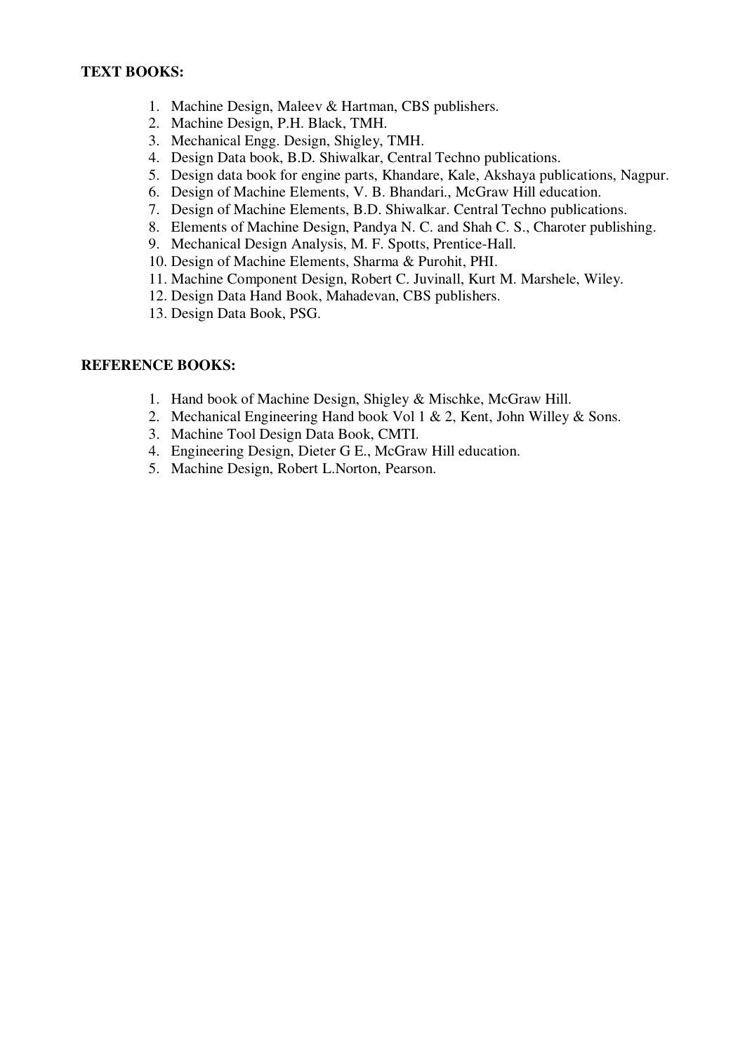**TEXT BOOKS:**

1. Machine Design, Maleev & Hartman, CBS publishers.
2. Machine Design, P.H. Black, TMH.
3. Mechanical Engg. Design, Shigley, TMH.
4. Design Data book, B.D. Shiwalkar, Central Techno publications.
5. Design data book for engine parts, Khandare, Kale, Akshaya publications, Nagpur.
6. Design of Machine Elements, V. B. Bhandari., McGraw Hill education.
7. Design of Machine Elements, B.D. Shiwalkar. Central Techno publications.
8. Elements of Machine Design, Pandya N. C. and Shah C. S., Charoter publishing.
9. Mechanical Design Analysis, M. F. Spotts, Prentice-Hall.
10. Design of Machine Elements, Sharma & Purohit, PHI.
11. Machine Component Design, Robert C. Juvinall, Kurt M. Marshele, Wiley.
12. Design Data Hand Book, Mahadevan, CBS publishers.
13. Design Data Book, PSG.

**REFERENCE BOOKS:**

1. Hand book of Machine Design, Shigley & Mischke, McGraw Hill.
2. Mechanical Engineering Hand book Vol 1 & 2, Kent, John Willey & Sons.
3. Machine Tool Design Data Book, CMTI.
4. Engineering Design, Dieter G E., McGraw Hill education.
5. Machine Design, Robert L.Norton, Pearson.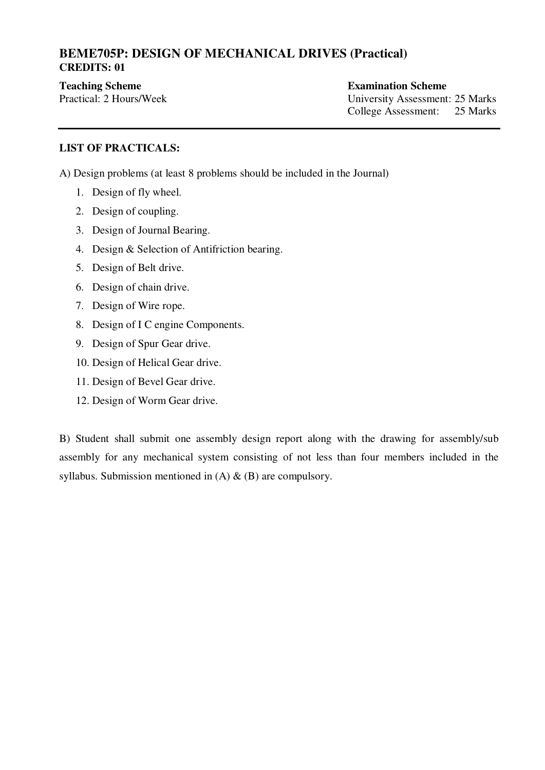## BEME705P: DESIGN OF MECHANICAL DRIVES (Practical)

**CREDITS: 01**

| **Teaching Scheme** | **Examination Scheme** |
| --- | --- |
| Practical: 2 Hours/Week | University Assessment: 25 Marks |
| | College Assessment: 25 Marks |

---

**LIST OF PRACTICALS:**

A) Design problems (at least 8 problems should be included in the Journal)

1. Design of fly wheel.
2. Design of coupling.
3. Design of Journal Bearing.
4. Design & Selection of Antifriction bearing.
5. Design of Belt drive.
6. Design of chain drive.
7. Design of Wire rope.
8. Design of I C engine Components.
9. Design of Spur Gear drive.
10. Design of Helical Gear drive.
11. Design of Bevel Gear drive.
12. Design of Worm Gear drive.

B) Student shall submit one assembly design report along with the drawing for assembly/sub assembly for any mechanical system consisting of not less than four members included in the syllabus. Submission mentioned in (A) & (B) are compulsory.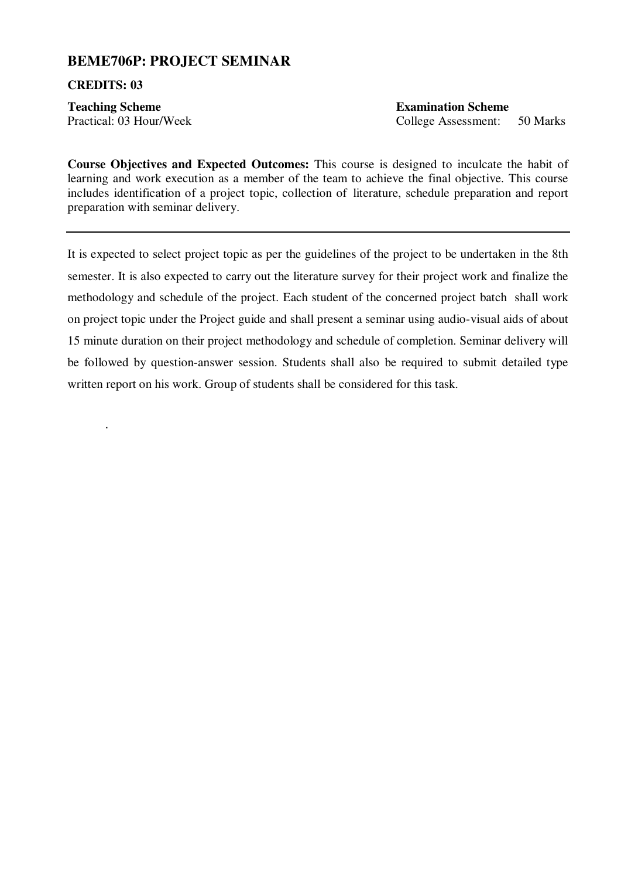## BEME706P: PROJECT SEMINAR

**CREDITS: 03**

| **Teaching Scheme** | **Examination Scheme** |
| --- | --- |
| Practical: 03 Hour/Week | College Assessment: 50 Marks |

**Course Objectives and Expected Outcomes:** This course is designed to inculcate the habit of learning and work execution as a member of the team to achieve the final objective. This course includes identification of a project topic, collection of literature, schedule preparation and report preparation with seminar delivery.

---

It is expected to select project topic as per the guidelines of the project to be undertaken in the 8th semester. It is also expected to carry out the literature survey for their project work and finalize the methodology and schedule of the project. Each student of the concerned project batch shall work on project topic under the Project guide and shall present a seminar using audio-visual aids of about 15 minute duration on their project methodology and schedule of completion. Seminar delivery will be followed by question-answer session. Students shall also be required to submit detailed type written report on his work. Group of students shall be considered for this task.

.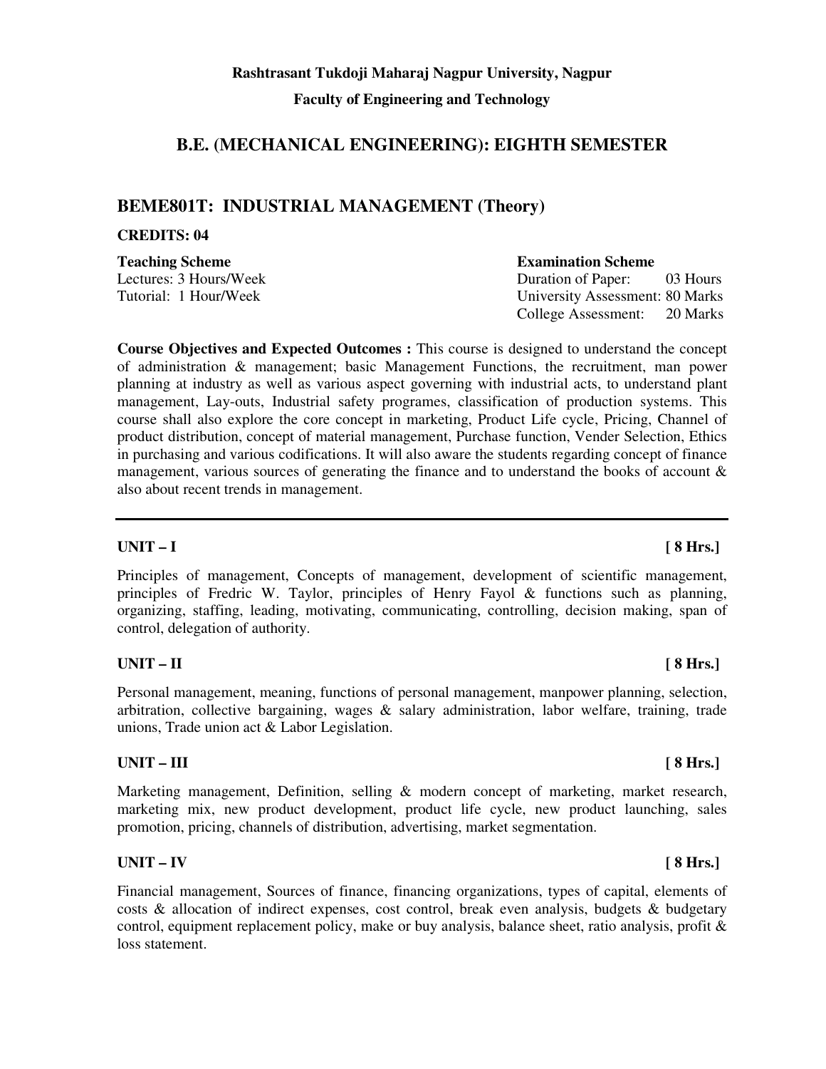**Rashtrasant Tukdoji Maharaj Nagpur University, Nagpur**

**Faculty of Engineering and Technology**

## B.E. (MECHANICAL ENGINEERING): EIGHTH SEMESTER

### BEME801T: INDUSTRIAL MANAGEMENT (Theory)

**CREDITS: 04**

| **Teaching Scheme** | **Examination Scheme** |
|---|---|
| Lectures: 3 Hours/Week | Duration of Paper: 03 Hours |
| Tutorial: 1 Hour/Week | University Assessment: 80 Marks |
| | College Assessment: 20 Marks |

**Course Objectives and Expected Outcomes :** This course is designed to understand the concept of administration & management; basic Management Functions, the recruitment, man power planning at industry as well as various aspect governing with industrial acts, to understand plant management, Lay-outs, Industrial safety programes, classification of production systems. This course shall also explore the core concept in marketing, Product Life cycle, Pricing, Channel of product distribution, concept of material management, Purchase function, Vender Selection, Ethics in purchasing and various codifications. It will also aware the students regarding concept of finance management, various sources of generating the finance and to understand the books of account & also about recent trends in management.

---

**UNIT – I** **[ 8 Hrs.]**

Principles of management, Concepts of management, development of scientific management, principles of Fredric W. Taylor, principles of Henry Fayol & functions such as planning, organizing, staffing, leading, motivating, communicating, controlling, decision making, span of control, delegation of authority.

**UNIT – II** **[ 8 Hrs.]**

Personal management, meaning, functions of personal management, manpower planning, selection, arbitration, collective bargaining, wages & salary administration, labor welfare, training, trade unions, Trade union act & Labor Legislation.

**UNIT – III** **[ 8 Hrs.]**

Marketing management, Definition, selling & modern concept of marketing, market research, marketing mix, new product development, product life cycle, new product launching, sales promotion, pricing, channels of distribution, advertising, market segmentation.

**UNIT – IV** **[ 8 Hrs.]**

Financial management, Sources of finance, financing organizations, types of capital, elements of costs & allocation of indirect expenses, cost control, break even analysis, budgets & budgetary control, equipment replacement policy, make or buy analysis, balance sheet, ratio analysis, profit & loss statement.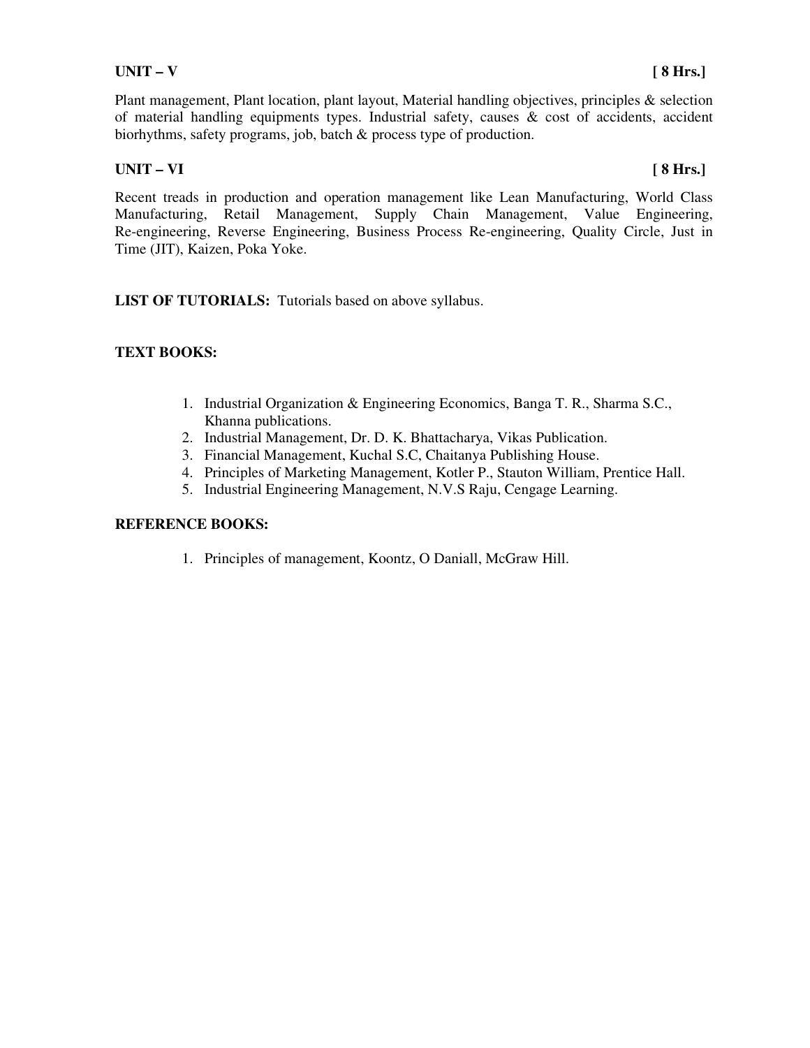**UNIT – V** **[ 8 Hrs.]**

Plant management, Plant location, plant layout, Material handling objectives, principles & selection of material handling equipments types. Industrial safety, causes & cost of accidents, accident biorhythms, safety programs, job, batch & process type of production.

**UNIT – VI** **[ 8 Hrs.]**

Recent treads in production and operation management like Lean Manufacturing, World Class Manufacturing, Retail Management, Supply Chain Management, Value Engineering, Re-engineering, Reverse Engineering, Business Process Re-engineering, Quality Circle, Just in Time (JIT), Kaizen, Poka Yoke.

**LIST OF TUTORIALS:** Tutorials based on above syllabus.

**TEXT BOOKS:**

1. Industrial Organization & Engineering Economics, Banga T. R., Sharma S.C., Khanna publications.
2. Industrial Management, Dr. D. K. Bhattacharya, Vikas Publication.
3. Financial Management, Kuchal S.C, Chaitanya Publishing House.
4. Principles of Marketing Management, Kotler P., Stauton William, Prentice Hall.
5. Industrial Engineering Management, N.V.S Raju, Cengage Learning.

**REFERENCE BOOKS:**

1. Principles of management, Koontz, O Daniall, McGraw Hill.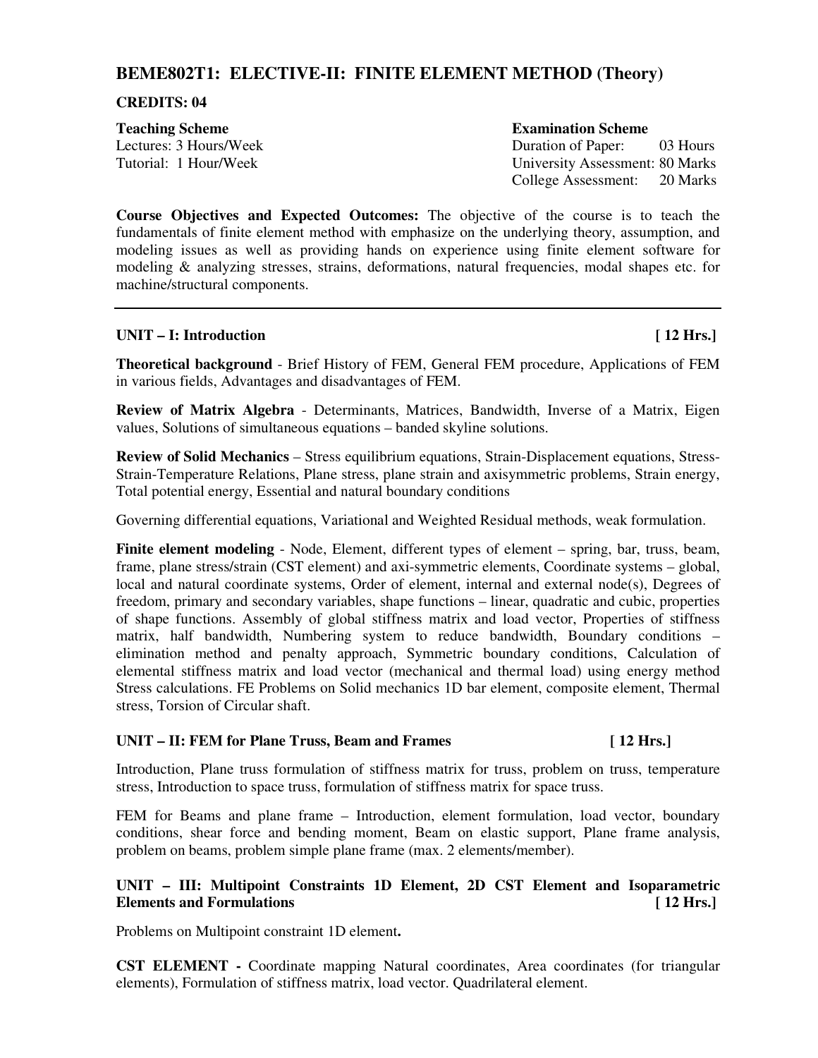## BEME802T1: ELECTIVE-II: FINITE ELEMENT METHOD (Theory)

**CREDITS: 04**

| **Teaching Scheme** | **Examination Scheme** |
|---|---|
| Lectures: 3 Hours/Week | Duration of Paper: 03 Hours |
| Tutorial: 1 Hour/Week | University Assessment: 80 Marks |
| | College Assessment: 20 Marks |

**Course Objectives and Expected Outcomes:** The objective of the course is to teach the fundamentals of finite element method with emphasize on the underlying theory, assumption, and modeling issues as well as providing hands on experience using finite element software for modeling & analyzing stresses, strains, deformations, natural frequencies, modal shapes etc. for machine/structural components.

---

### UNIT – I: Introduction [ 12 Hrs.]

**Theoretical background** - Brief History of FEM, General FEM procedure, Applications of FEM in various fields, Advantages and disadvantages of FEM.

**Review of Matrix Algebra** - Determinants, Matrices, Bandwidth, Inverse of a Matrix, Eigen values, Solutions of simultaneous equations – banded skyline solutions.

**Review of Solid Mechanics** – Stress equilibrium equations, Strain-Displacement equations, Stress-Strain-Temperature Relations, Plane stress, plane strain and axisymmetric problems, Strain energy, Total potential energy, Essential and natural boundary conditions

Governing differential equations, Variational and Weighted Residual methods, weak formulation.

**Finite element modeling** - Node, Element, different types of element – spring, bar, truss, beam, frame, plane stress/strain (CST element) and axi-symmetric elements, Coordinate systems – global, local and natural coordinate systems, Order of element, internal and external node(s), Degrees of freedom, primary and secondary variables, shape functions – linear, quadratic and cubic, properties of shape functions. Assembly of global stiffness matrix and load vector, Properties of stiffness matrix, half bandwidth, Numbering system to reduce bandwidth, Boundary conditions – elimination method and penalty approach, Symmetric boundary conditions, Calculation of elemental stiffness matrix and load vector (mechanical and thermal load) using energy method Stress calculations. FE Problems on Solid mechanics 1D bar element, composite element, Thermal stress, Torsion of Circular shaft.

### UNIT – II: FEM for Plane Truss, Beam and Frames [ 12 Hrs.]

Introduction, Plane truss formulation of stiffness matrix for truss, problem on truss, temperature stress, Introduction to space truss, formulation of stiffness matrix for space truss.

FEM for Beams and plane frame – Introduction, element formulation, load vector, boundary conditions, shear force and bending moment, Beam on elastic support, Plane frame analysis, problem on beams, problem simple plane frame (max. 2 elements/member).

### UNIT – III: Multipoint Constraints 1D Element, 2D CST Element and Isoparametric Elements and Formulations [ 12 Hrs.]

Problems on Multipoint constraint 1D element**.**

**CST ELEMENT -** Coordinate mapping Natural coordinates, Area coordinates (for triangular elements), Formulation of stiffness matrix, load vector. Quadrilateral element.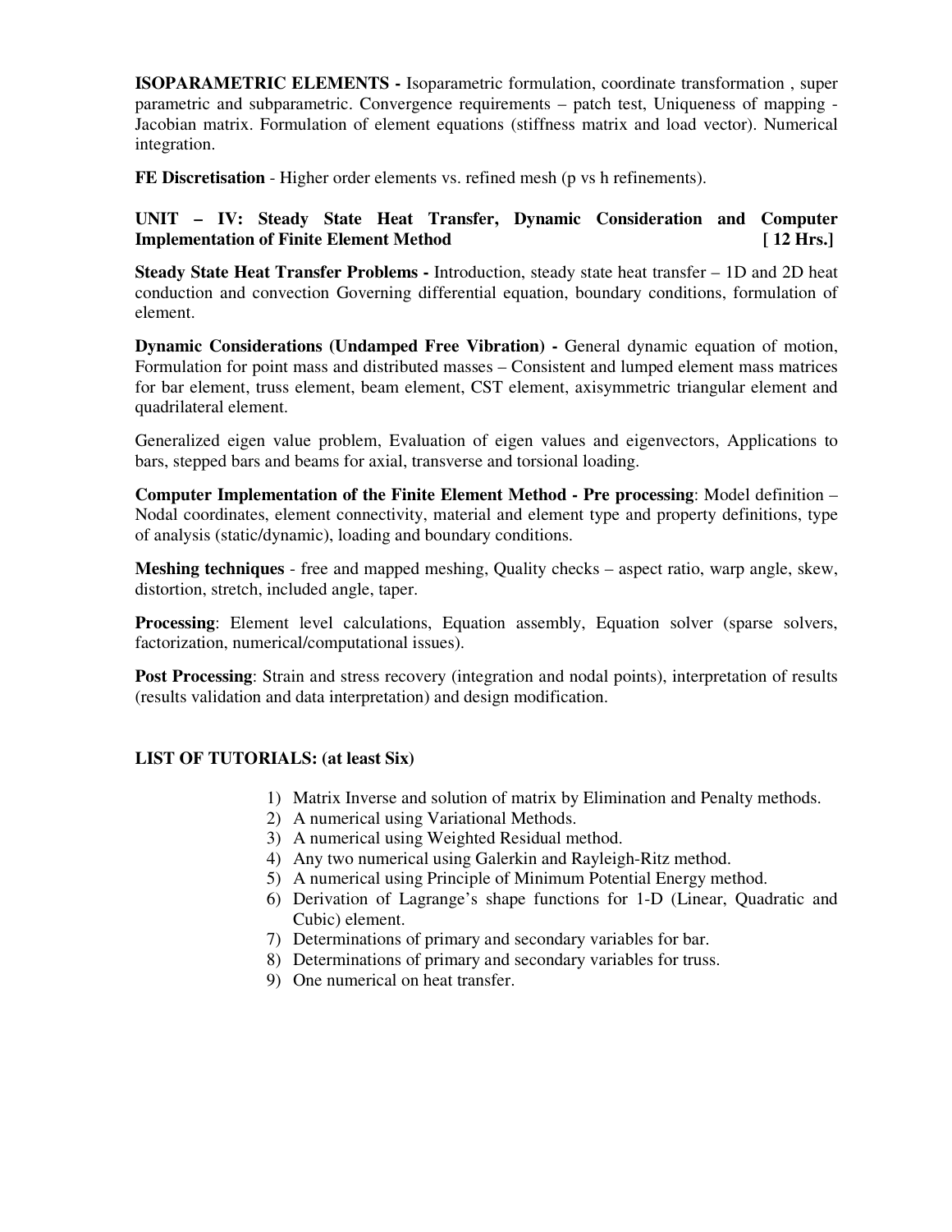**ISOPARAMETRIC ELEMENTS -** Isoparametric formulation, coordinate transformation , super parametric and subparametric. Convergence requirements – patch test, Uniqueness of mapping - Jacobian matrix. Formulation of element equations (stiffness matrix and load vector). Numerical integration.

**FE Discretisation** - Higher order elements vs. refined mesh (p vs h refinements).

### UNIT – IV: Steady State Heat Transfer, Dynamic Consideration and Computer Implementation of Finite Element Method [ 12 Hrs.]

**Steady State Heat Transfer Problems -** Introduction, steady state heat transfer – 1D and 2D heat conduction and convection Governing differential equation, boundary conditions, formulation of element.

**Dynamic Considerations (Undamped Free Vibration) -** General dynamic equation of motion, Formulation for point mass and distributed masses – Consistent and lumped element mass matrices for bar element, truss element, beam element, CST element, axisymmetric triangular element and quadrilateral element.

Generalized eigen value problem, Evaluation of eigen values and eigenvectors, Applications to bars, stepped bars and beams for axial, transverse and torsional loading.

**Computer Implementation of the Finite Element Method - Pre processing**: Model definition – Nodal coordinates, element connectivity, material and element type and property definitions, type of analysis (static/dynamic), loading and boundary conditions.

**Meshing techniques** - free and mapped meshing, Quality checks – aspect ratio, warp angle, skew, distortion, stretch, included angle, taper.

**Processing**: Element level calculations, Equation assembly, Equation solver (sparse solvers, factorization, numerical/computational issues).

**Post Processing**: Strain and stress recovery (integration and nodal points), interpretation of results (results validation and data interpretation) and design modification.

**LIST OF TUTORIALS: (at least Six)**

1) Matrix Inverse and solution of matrix by Elimination and Penalty methods.
2) A numerical using Variational Methods.
3) A numerical using Weighted Residual method.
4) Any two numerical using Galerkin and Rayleigh-Ritz method.
5) A numerical using Principle of Minimum Potential Energy method.
6) Derivation of Lagrange's shape functions for 1-D (Linear, Quadratic and Cubic) element.
7) Determinations of primary and secondary variables for bar.
8) Determinations of primary and secondary variables for truss.
9) One numerical on heat transfer.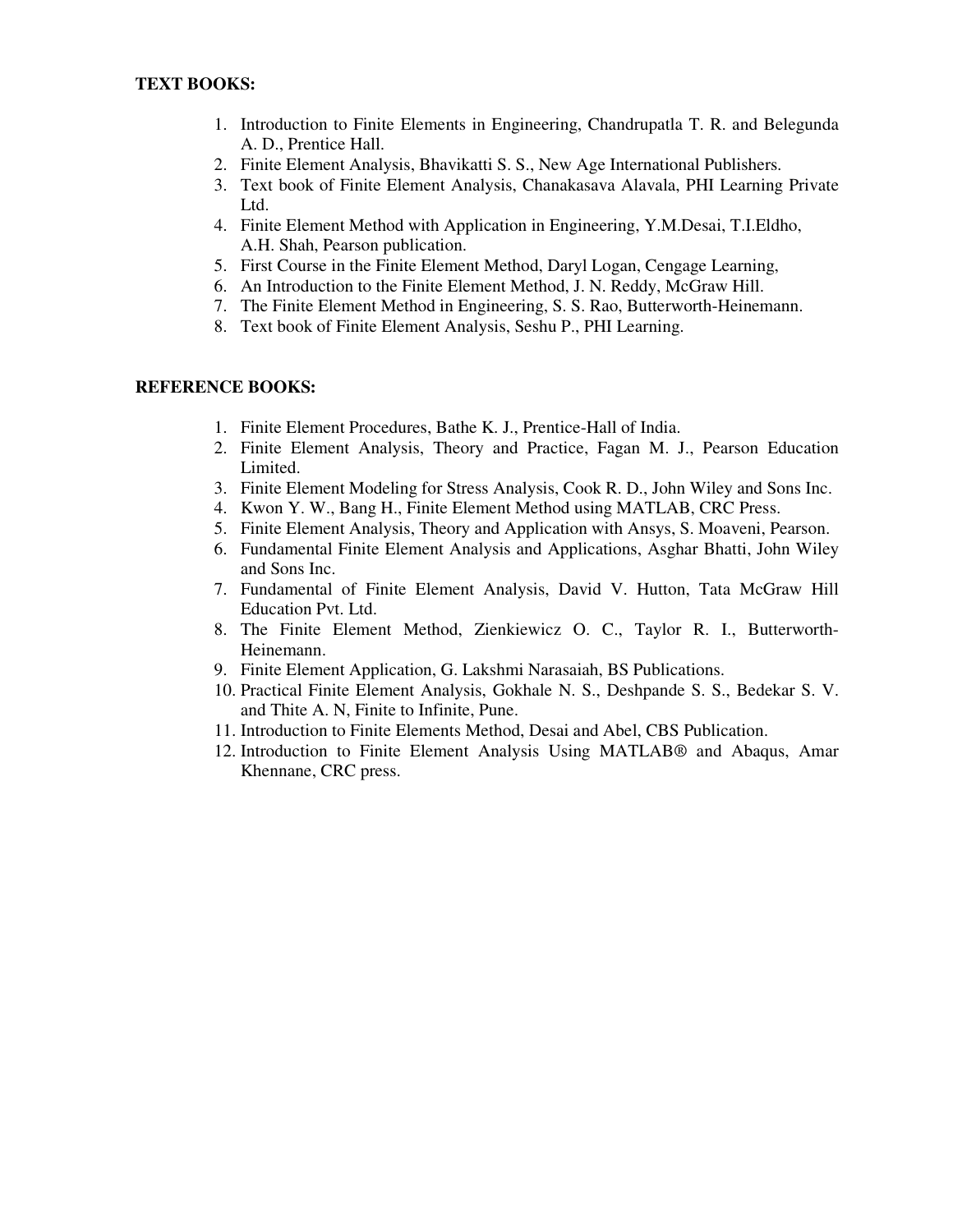**TEXT BOOKS:**

1. Introduction to Finite Elements in Engineering, Chandrupatla T. R. and Belegunda A. D., Prentice Hall.
2. Finite Element Analysis, Bhavikatti S. S., New Age International Publishers.
3. Text book of Finite Element Analysis, Chanakasava Alavala, PHI Learning Private Ltd.
4. Finite Element Method with Application in Engineering, Y.M.Desai, T.I.Eldho, A.H. Shah, Pearson publication.
5. First Course in the Finite Element Method, Daryl Logan, Cengage Learning,
6. An Introduction to the Finite Element Method, J. N. Reddy, McGraw Hill.
7. The Finite Element Method in Engineering, S. S. Rao, Butterworth-Heinemann.
8. Text book of Finite Element Analysis, Seshu P., PHI Learning.

**REFERENCE BOOKS:**

1. Finite Element Procedures, Bathe K. J., Prentice-Hall of India.
2. Finite Element Analysis, Theory and Practice, Fagan M. J., Pearson Education Limited.
3. Finite Element Modeling for Stress Analysis, Cook R. D., John Wiley and Sons Inc.
4. Kwon Y. W., Bang H., Finite Element Method using MATLAB, CRC Press.
5. Finite Element Analysis, Theory and Application with Ansys, S. Moaveni, Pearson.
6. Fundamental Finite Element Analysis and Applications, Asghar Bhatti, John Wiley and Sons Inc.
7. Fundamental of Finite Element Analysis, David V. Hutton, Tata McGraw Hill Education Pvt. Ltd.
8. The Finite Element Method, Zienkiewicz O. C., Taylor R. I., Butterworth-Heinemann.
9. Finite Element Application, G. Lakshmi Narasaiah, BS Publications.
10. Practical Finite Element Analysis, Gokhale N. S., Deshpande S. S., Bedekar S. V. and Thite A. N, Finite to Infinite, Pune.
11. Introduction to Finite Elements Method, Desai and Abel, CBS Publication.
12. Introduction to Finite Element Analysis Using MATLAB® and Abaqus, Amar Khennane, CRC press.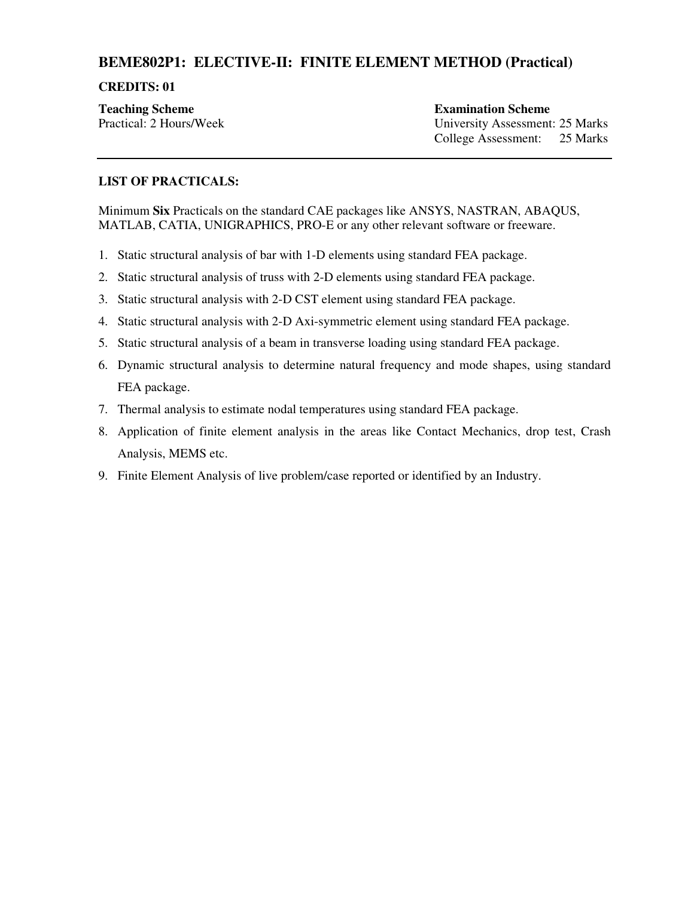## BEME802P1: ELECTIVE-II: FINITE ELEMENT METHOD (Practical)

**CREDITS: 01**

| **Teaching Scheme** | **Examination Scheme** |
| --- | --- |
| Practical: 2 Hours/Week | University Assessment: 25 Marks |
| | College Assessment: 25 Marks |

---

**LIST OF PRACTICALS:**

Minimum **Six** Practicals on the standard CAE packages like ANSYS, NASTRAN, ABAQUS, MATLAB, CATIA, UNIGRAPHICS, PRO-E or any other relevant software or freeware.

1. Static structural analysis of bar with 1-D elements using standard FEA package.
2. Static structural analysis of truss with 2-D elements using standard FEA package.
3. Static structural analysis with 2-D CST element using standard FEA package.
4. Static structural analysis with 2-D Axi-symmetric element using standard FEA package.
5. Static structural analysis of a beam in transverse loading using standard FEA package.
6. Dynamic structural analysis to determine natural frequency and mode shapes, using standard FEA package.
7. Thermal analysis to estimate nodal temperatures using standard FEA package.
8. Application of finite element analysis in the areas like Contact Mechanics, drop test, Crash Analysis, MEMS etc.
9. Finite Element Analysis of live problem/case reported or identified by an Industry.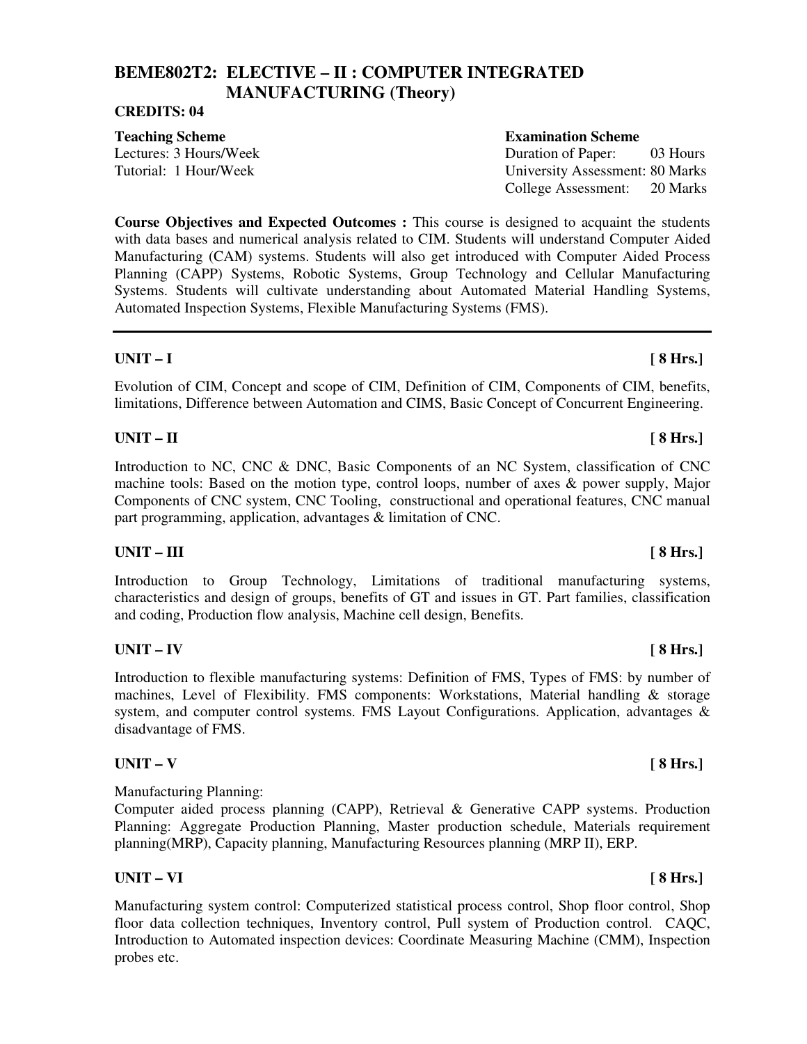# BEME802T2: ELECTIVE – II : COMPUTER INTEGRATED MANUFACTURING (Theory)

**CREDITS: 04**

| **Teaching Scheme** | **Examination Scheme** |
|---|---|
| Lectures: 3 Hours/Week | Duration of Paper: 03 Hours |
| Tutorial: 1 Hour/Week | University Assessment: 80 Marks |
| | College Assessment: 20 Marks |

**Course Objectives and Expected Outcomes :** This course is designed to acquaint the students with data bases and numerical analysis related to CIM. Students will understand Computer Aided Manufacturing (CAM) systems. Students will also get introduced with Computer Aided Process Planning (CAPP) Systems, Robotic Systems, Group Technology and Cellular Manufacturing Systems. Students will cultivate understanding about Automated Material Handling Systems, Automated Inspection Systems, Flexible Manufacturing Systems (FMS).

---

### UNIT – I [ 8 Hrs.]

Evolution of CIM, Concept and scope of CIM, Definition of CIM, Components of CIM, benefits, limitations, Difference between Automation and CIMS, Basic Concept of Concurrent Engineering.

### UNIT – II [ 8 Hrs.]

Introduction to NC, CNC & DNC, Basic Components of an NC System, classification of CNC machine tools: Based on the motion type, control loops, number of axes & power supply, Major Components of CNC system, CNC Tooling, constructional and operational features, CNC manual part programming, application, advantages & limitation of CNC.

### UNIT – III [ 8 Hrs.]

Introduction to Group Technology, Limitations of traditional manufacturing systems, characteristics and design of groups, benefits of GT and issues in GT. Part families, classification and coding, Production flow analysis, Machine cell design, Benefits.

### UNIT – IV [ 8 Hrs.]

Introduction to flexible manufacturing systems: Definition of FMS, Types of FMS: by number of machines, Level of Flexibility. FMS components: Workstations, Material handling & storage system, and computer control systems. FMS Layout Configurations. Application, advantages & disadvantage of FMS.

### UNIT – V [ 8 Hrs.]

Manufacturing Planning:

Computer aided process planning (CAPP), Retrieval & Generative CAPP systems. Production Planning: Aggregate Production Planning, Master production schedule, Materials requirement planning(MRP), Capacity planning, Manufacturing Resources planning (MRP II), ERP.

### UNIT – VI [ 8 Hrs.]

Manufacturing system control: Computerized statistical process control, Shop floor control, Shop floor data collection techniques, Inventory control, Pull system of Production control. CAQC, Introduction to Automated inspection devices: Coordinate Measuring Machine (CMM), Inspection probes etc.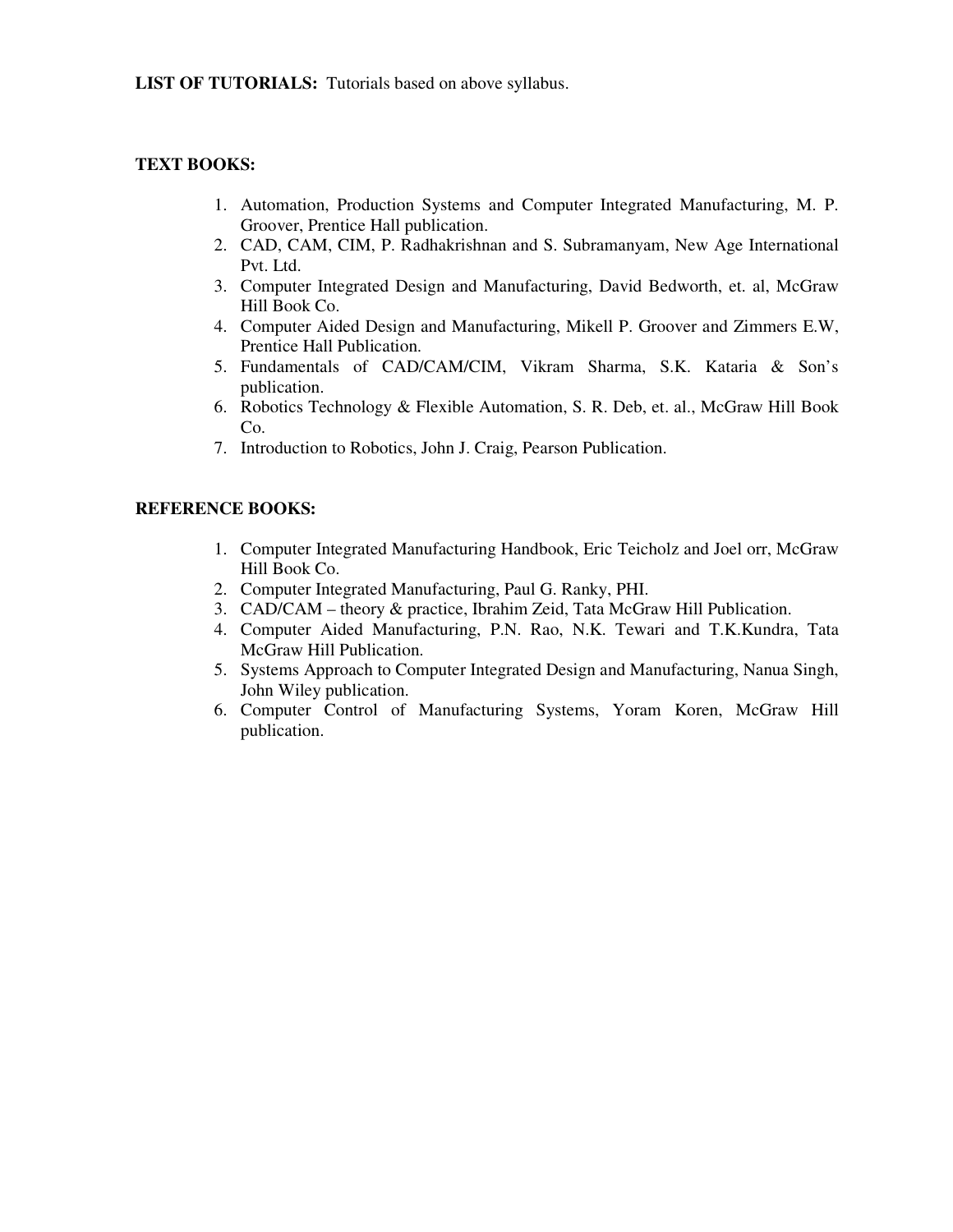**LIST OF TUTORIALS:** Tutorials based on above syllabus.

**TEXT BOOKS:**

1. Automation, Production Systems and Computer Integrated Manufacturing, M. P. Groover, Prentice Hall publication.
2. CAD, CAM, CIM, P. Radhakrishnan and S. Subramanyam, New Age International Pvt. Ltd.
3. Computer Integrated Design and Manufacturing, David Bedworth, et. al, McGraw Hill Book Co.
4. Computer Aided Design and Manufacturing, Mikell P. Groover and Zimmers E.W, Prentice Hall Publication.
5. Fundamentals of CAD/CAM/CIM, Vikram Sharma, S.K. Kataria & Son's publication.
6. Robotics Technology & Flexible Automation, S. R. Deb, et. al., McGraw Hill Book Co.
7. Introduction to Robotics, John J. Craig, Pearson Publication.

**REFERENCE BOOKS:**

1. Computer Integrated Manufacturing Handbook, Eric Teicholz and Joel orr, McGraw Hill Book Co.
2. Computer Integrated Manufacturing, Paul G. Ranky, PHI.
3. CAD/CAM – theory & practice, Ibrahim Zeid, Tata McGraw Hill Publication.
4. Computer Aided Manufacturing, P.N. Rao, N.K. Tewari and T.K.Kundra, Tata McGraw Hill Publication.
5. Systems Approach to Computer Integrated Design and Manufacturing, Nanua Singh, John Wiley publication.
6. Computer Control of Manufacturing Systems, Yoram Koren, McGraw Hill publication.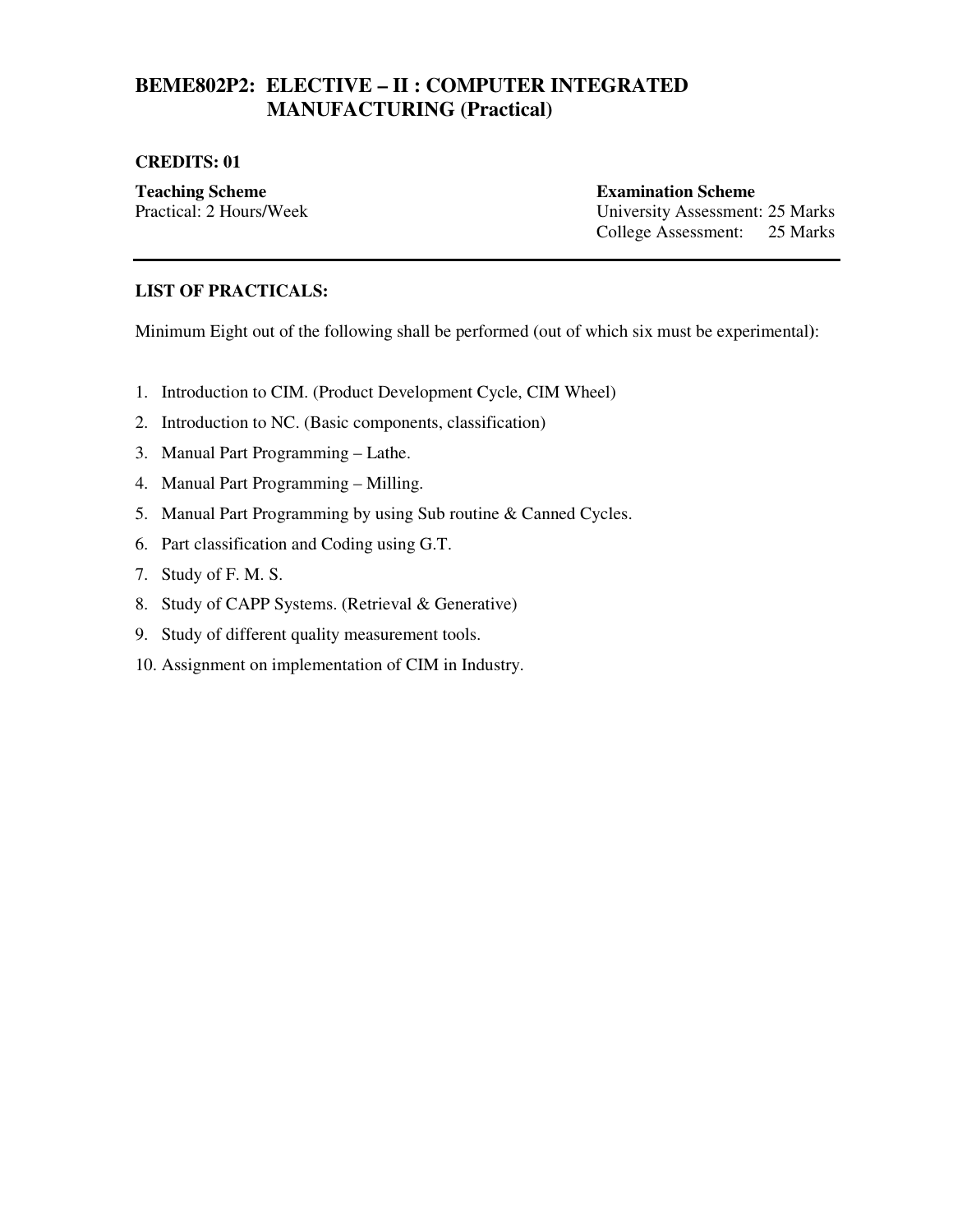## BEME802P2: ELECTIVE – II : COMPUTER INTEGRATED MANUFACTURING (Practical)

**CREDITS: 01**

**Teaching Scheme**
Practical: 2 Hours/Week

**Examination Scheme**
University Assessment: 25 Marks
College Assessment: 25 Marks

---

**LIST OF PRACTICALS:**

Minimum Eight out of the following shall be performed (out of which six must be experimental):

1. Introduction to CIM. (Product Development Cycle, CIM Wheel)
2. Introduction to NC. (Basic components, classification)
3. Manual Part Programming – Lathe.
4. Manual Part Programming – Milling.
5. Manual Part Programming by using Sub routine & Canned Cycles.
6. Part classification and Coding using G.T.
7. Study of F. M. S.
8. Study of CAPP Systems. (Retrieval & Generative)
9. Study of different quality measurement tools.
10. Assignment on implementation of CIM in Industry.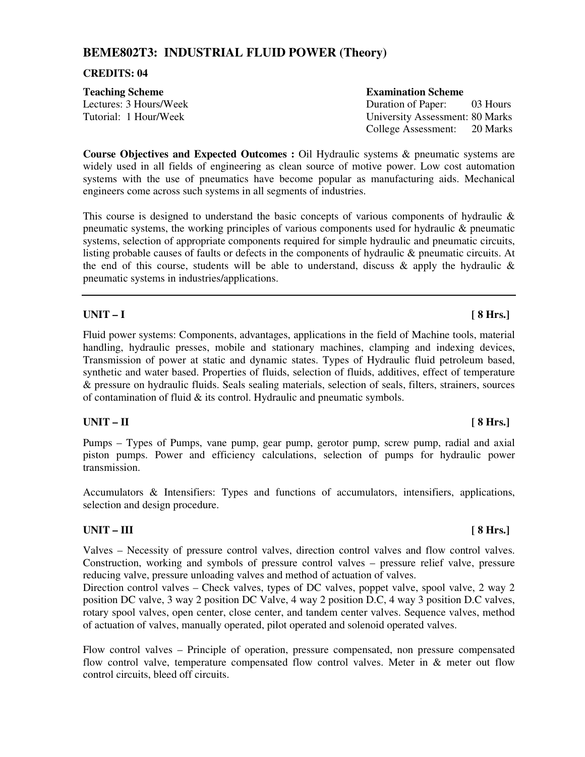## BEME802T3: INDUSTRIAL FLUID POWER (Theory)

**CREDITS: 04**

| **Teaching Scheme** | **Examination Scheme** |
|---|---|
| Lectures: 3 Hours/Week | Duration of Paper: 03 Hours |
| Tutorial: 1 Hour/Week | University Assessment: 80 Marks |
| | College Assessment: 20 Marks |

**Course Objectives and Expected Outcomes :** Oil Hydraulic systems & pneumatic systems are widely used in all fields of engineering as clean source of motive power. Low cost automation systems with the use of pneumatics have become popular as manufacturing aids. Mechanical engineers come across such systems in all segments of industries.

This course is designed to understand the basic concepts of various components of hydraulic & pneumatic systems, the working principles of various components used for hydraulic & pneumatic systems, selection of appropriate components required for simple hydraulic and pneumatic circuits, listing probable causes of faults or defects in the components of hydraulic & pneumatic circuits. At the end of this course, students will be able to understand, discuss & apply the hydraulic & pneumatic systems in industries/applications.

---

### UNIT – I [ 8 Hrs.]

Fluid power systems: Components, advantages, applications in the field of Machine tools, material handling, hydraulic presses, mobile and stationary machines, clamping and indexing devices, Transmission of power at static and dynamic states. Types of Hydraulic fluid petroleum based, synthetic and water based. Properties of fluids, selection of fluids, additives, effect of temperature & pressure on hydraulic fluids. Seals sealing materials, selection of seals, filters, strainers, sources of contamination of fluid & its control. Hydraulic and pneumatic symbols.

### UNIT – II [ 8 Hrs.]

Pumps – Types of Pumps, vane pump, gear pump, gerotor pump, screw pump, radial and axial piston pumps. Power and efficiency calculations, selection of pumps for hydraulic power transmission.

Accumulators & Intensifiers: Types and functions of accumulators, intensifiers, applications, selection and design procedure.

### UNIT – III [ 8 Hrs.]

Valves – Necessity of pressure control valves, direction control valves and flow control valves. Construction, working and symbols of pressure control valves – pressure relief valve, pressure reducing valve, pressure unloading valves and method of actuation of valves.
Direction control valves – Check valves, types of DC valves, poppet valve, spool valve, 2 way 2 position DC valve, 3 way 2 position DC Valve, 4 way 2 position D.C, 4 way 3 position D.C valves, rotary spool valves, open center, close center, and tandem center valves. Sequence valves, method of actuation of valves, manually operated, pilot operated and solenoid operated valves.

Flow control valves – Principle of operation, pressure compensated, non pressure compensated flow control valve, temperature compensated flow control valves. Meter in & meter out flow control circuits, bleed off circuits.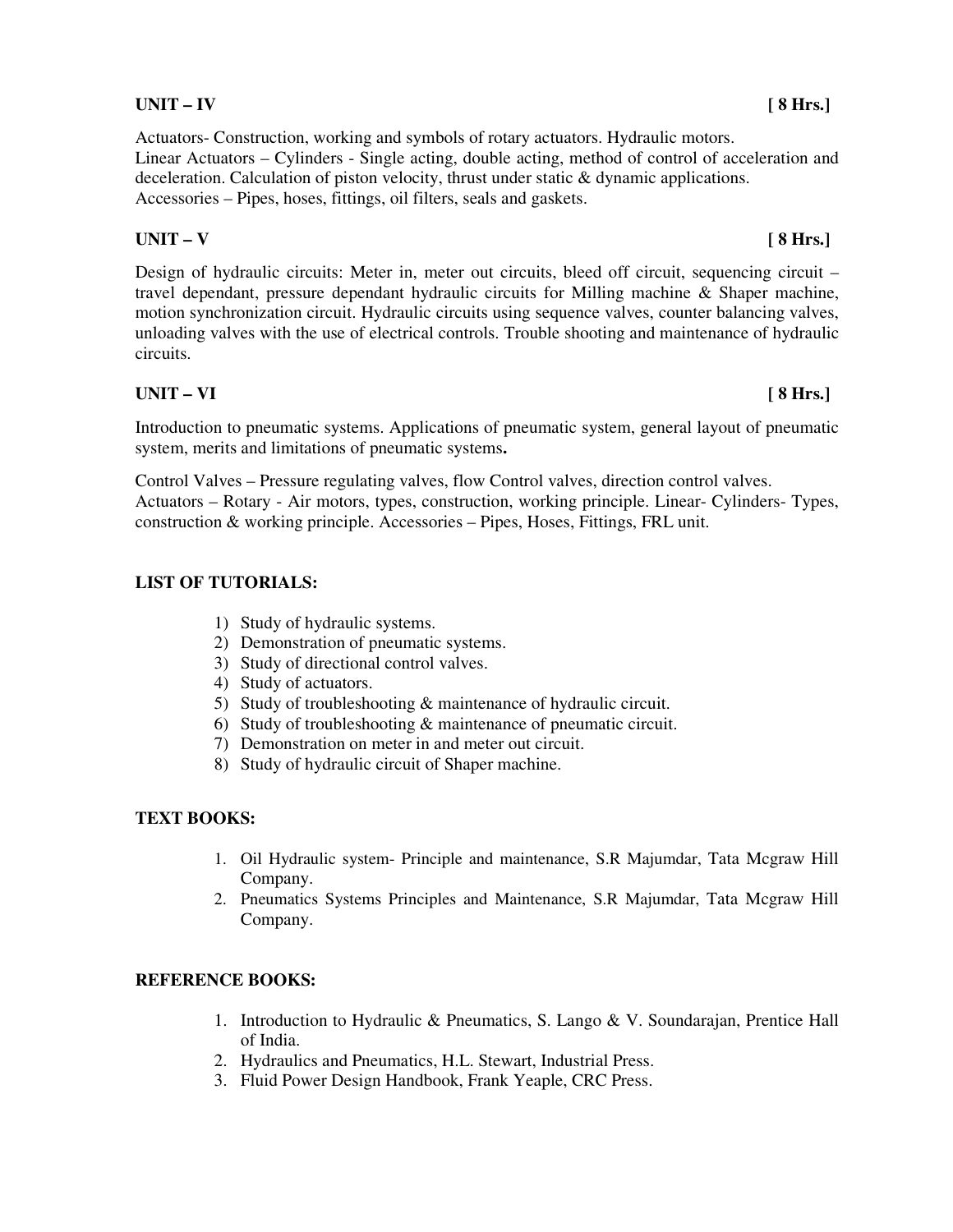**UNIT – IV** **[ 8 Hrs.]**

Actuators- Construction, working and symbols of rotary actuators. Hydraulic motors.
Linear Actuators – Cylinders - Single acting, double acting, method of control of acceleration and deceleration. Calculation of piston velocity, thrust under static & dynamic applications.
Accessories – Pipes, hoses, fittings, oil filters, seals and gaskets.

**UNIT – V** **[ 8 Hrs.]**

Design of hydraulic circuits: Meter in, meter out circuits, bleed off circuit, sequencing circuit – travel dependant, pressure dependant hydraulic circuits for Milling machine & Shaper machine, motion synchronization circuit. Hydraulic circuits using sequence valves, counter balancing valves, unloading valves with the use of electrical controls. Trouble shooting and maintenance of hydraulic circuits.

**UNIT – VI** **[ 8 Hrs.]**

Introduction to pneumatic systems. Applications of pneumatic system, general layout of pneumatic system, merits and limitations of pneumatic systems**.**

Control Valves – Pressure regulating valves, flow Control valves, direction control valves.
Actuators – Rotary - Air motors, types, construction, working principle. Linear- Cylinders- Types, construction & working principle. Accessories – Pipes, Hoses, Fittings, FRL unit.

**LIST OF TUTORIALS:**

1) Study of hydraulic systems.
2) Demonstration of pneumatic systems.
3) Study of directional control valves.
4) Study of actuators.
5) Study of troubleshooting & maintenance of hydraulic circuit.
6) Study of troubleshooting & maintenance of pneumatic circuit.
7) Demonstration on meter in and meter out circuit.
8) Study of hydraulic circuit of Shaper machine.

**TEXT BOOKS:**

1. Oil Hydraulic system- Principle and maintenance, S.R Majumdar, Tata Mcgraw Hill Company.
2. Pneumatics Systems Principles and Maintenance, S.R Majumdar, Tata Mcgraw Hill Company.

**REFERENCE BOOKS:**

1. Introduction to Hydraulic & Pneumatics, S. Lango & V. Soundarajan, Prentice Hall of India.
2. Hydraulics and Pneumatics, H.L. Stewart, Industrial Press.
3. Fluid Power Design Handbook, Frank Yeaple, CRC Press.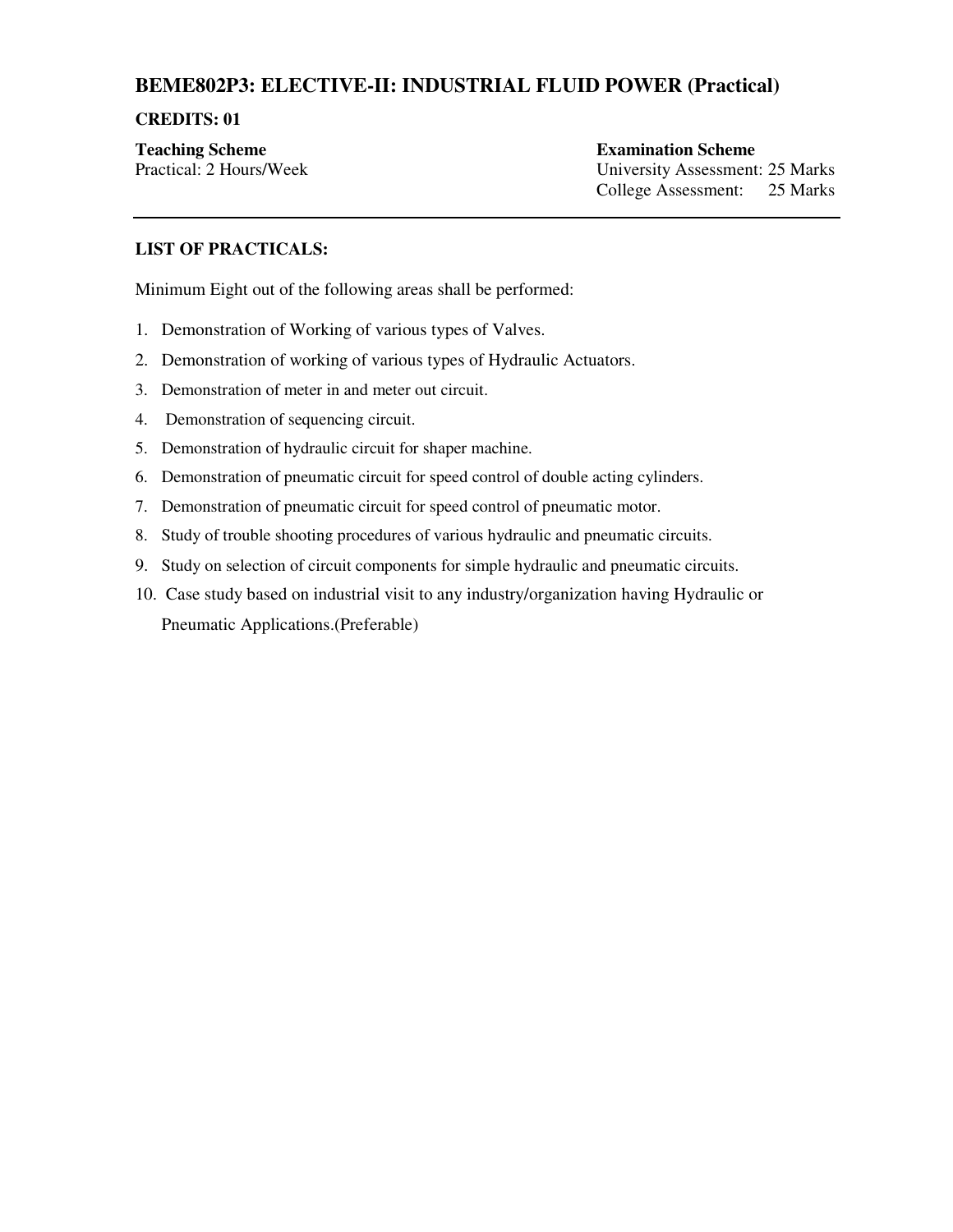## BEME802P3: ELECTIVE-II: INDUSTRIAL FLUID POWER (Practical)

**CREDITS: 01**

| **Teaching Scheme** | **Examination Scheme** |
|---|---|
| Practical: 2 Hours/Week | University Assessment: 25 Marks |
| | College Assessment: 25 Marks |

---

**LIST OF PRACTICALS:**

Minimum Eight out of the following areas shall be performed:

1. Demonstration of Working of various types of Valves.
2. Demonstration of working of various types of Hydraulic Actuators.
3. Demonstration of meter in and meter out circuit.
4. Demonstration of sequencing circuit.
5. Demonstration of hydraulic circuit for shaper machine.
6. Demonstration of pneumatic circuit for speed control of double acting cylinders.
7. Demonstration of pneumatic circuit for speed control of pneumatic motor.
8. Study of trouble shooting procedures of various hydraulic and pneumatic circuits.
9. Study on selection of circuit components for simple hydraulic and pneumatic circuits.
10. Case study based on industrial visit to any industry/organization having Hydraulic or Pneumatic Applications.(Preferable)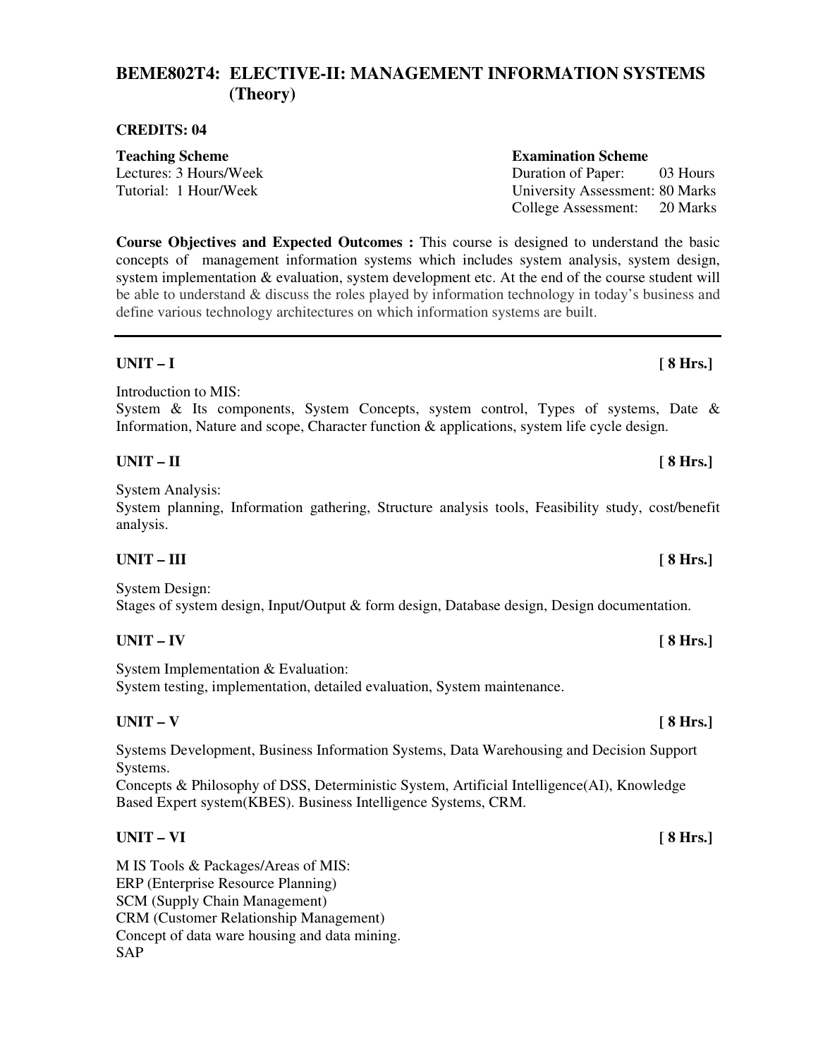## BEME802T4: ELECTIVE-II: MANAGEMENT INFORMATION SYSTEMS (Theory)

**CREDITS: 04**

| **Teaching Scheme** | **Examination Scheme** |
|---|---|
| Lectures: 3 Hours/Week | Duration of Paper: 03 Hours |
| Tutorial: 1 Hour/Week | University Assessment: 80 Marks |
| | College Assessment: 20 Marks |

**Course Objectives and Expected Outcomes :** This course is designed to understand the basic concepts of management information systems which includes system analysis, system design, system implementation & evaluation, system development etc. At the end of the course student will be able to understand & discuss the roles played by information technology in today's business and define various technology architectures on which information systems are built.

---

### UNIT – I [ 8 Hrs.]

Introduction to MIS:
System & Its components, System Concepts, system control, Types of systems, Date & Information, Nature and scope, Character function & applications, system life cycle design.

### UNIT – II [ 8 Hrs.]

System Analysis:
System planning, Information gathering, Structure analysis tools, Feasibility study, cost/benefit analysis.

### UNIT – III [ 8 Hrs.]

System Design:
Stages of system design, Input/Output & form design, Database design, Design documentation.

### UNIT – IV [ 8 Hrs.]

System Implementation & Evaluation:
System testing, implementation, detailed evaluation, System maintenance.

### UNIT – V [ 8 Hrs.]

Systems Development, Business Information Systems, Data Warehousing and Decision Support Systems.
Concepts & Philosophy of DSS, Deterministic System, Artificial Intelligence(AI), Knowledge Based Expert system(KBES). Business Intelligence Systems, CRM.

### UNIT – VI [ 8 Hrs.]

M IS Tools & Packages/Areas of MIS:
ERP (Enterprise Resource Planning)
SCM (Supply Chain Management)
CRM (Customer Relationship Management)
Concept of data ware housing and data mining.
SAP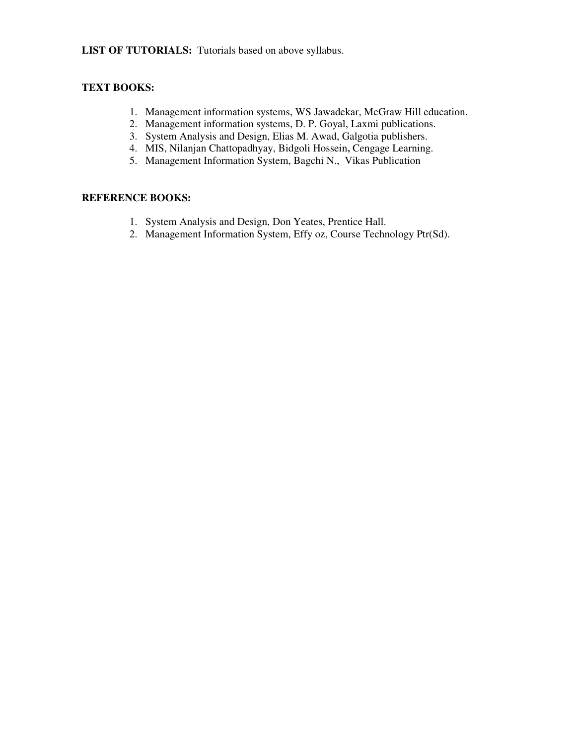**LIST OF TUTORIALS:** Tutorials based on above syllabus.

**TEXT BOOKS:**

1. Management information systems, WS Jawadekar, McGraw Hill education.
2. Management information systems, D. P. Goyal, Laxmi publications.
3. System Analysis and Design, Elias M. Awad, Galgotia publishers.
4. MIS, Nilanjan Chattopadhyay, Bidgoli Hossein, Cengage Learning.
5. Management Information System, Bagchi N., Vikas Publication

**REFERENCE BOOKS:**

1. System Analysis and Design, Don Yeates, Prentice Hall.
2. Management Information System, Effy oz, Course Technology Ptr(Sd).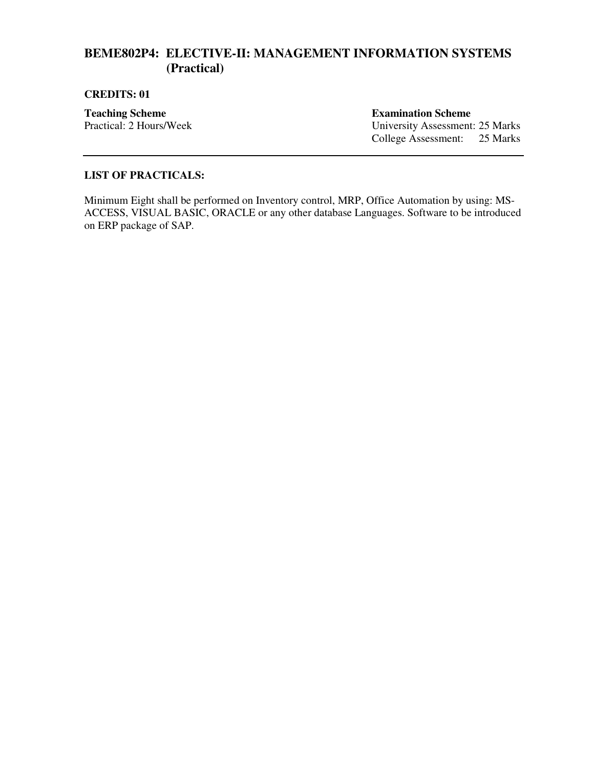## BEME802P4: ELECTIVE-II: MANAGEMENT INFORMATION SYSTEMS (Practical)

**CREDITS: 01**

| **Teaching Scheme** | **Examination Scheme** |
| --- | --- |
| Practical: 2 Hours/Week | University Assessment: 25 Marks |
| | College Assessment: 25 Marks |

---

**LIST OF PRACTICALS:**

Minimum Eight shall be performed on Inventory control, MRP, Office Automation by using: MS-ACCESS, VISUAL BASIC, ORACLE or any other database Languages. Software to be introduced on ERP package of SAP.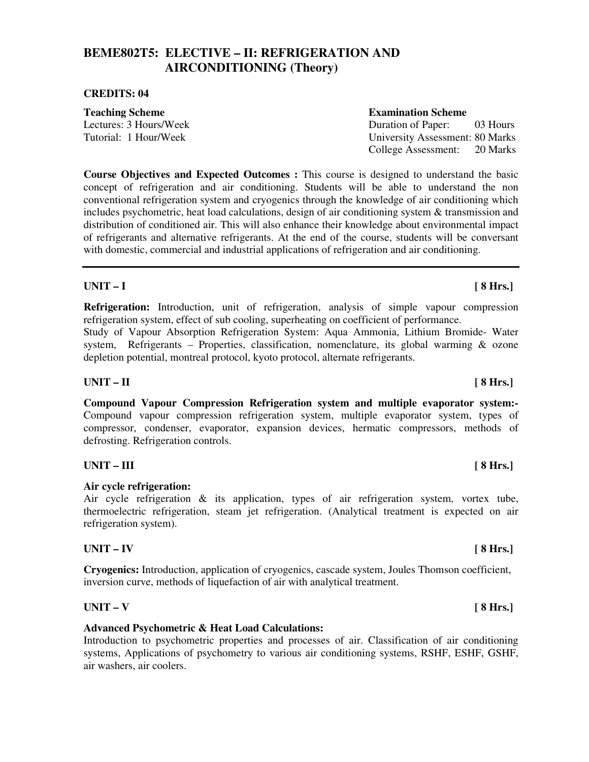# BEME802T5: ELECTIVE – II: REFRIGERATION AND AIRCONDITIONING (Theory)

**CREDITS: 04**

**Teaching Scheme**
Lectures: 3 Hours/Week
Tutorial: 1 Hour/Week

**Examination Scheme**
Duration of Paper: 03 Hours
University Assessment: 80 Marks
College Assessment: 20 Marks

**Course Objectives and Expected Outcomes :** This course is designed to understand the basic concept of refrigeration and air conditioning. Students will be able to understand the non conventional refrigeration system and cryogenics through the knowledge of air conditioning which includes psychometric, heat load calculations, design of air conditioning system & transmission and distribution of conditioned air. This will also enhance their knowledge about environmental impact of refrigerants and alternative refrigerants. At the end of the course, students will be conversant with domestic, commercial and industrial applications of refrigeration and air conditioning.

---

## UNIT – I [ 8 Hrs.]

**Refrigeration:** Introduction, unit of refrigeration, analysis of simple vapour compression refrigeration system, effect of sub cooling, superheating on coefficient of performance.
Study of Vapour Absorption Refrigeration System: Aqua Ammonia, Lithium Bromide- Water system, Refrigerants – Properties, classification, nomenclature, its global warming & ozone depletion potential, montreal protocol, kyoto protocol, alternate refrigerants.

## UNIT – II [ 8 Hrs.]

**Compound Vapour Compression Refrigeration system and multiple evaporator system:-** Compound vapour compression refrigeration system, multiple evaporator system, types of compressor, condenser, evaporator, expansion devices, hermatic compressors, methods of defrosting. Refrigeration controls.

## UNIT – III [ 8 Hrs.]

**Air cycle refrigeration:**
Air cycle refrigeration & its application, types of air refrigeration system, vortex tube, thermoelectric refrigeration, steam jet refrigeration. (Analytical treatment is expected on air refrigeration system).

## UNIT – IV [ 8 Hrs.]

**Cryogenics:** Introduction, application of cryogenics, cascade system, Joules Thomson coefficient, inversion curve, methods of liquefaction of air with analytical treatment.

## UNIT – V [ 8 Hrs.]

**Advanced Psychometric & Heat Load Calculations:**
Introduction to psychometric properties and processes of air. Classification of air conditioning systems, Applications of psychometry to various air conditioning systems, RSHF, ESHF, GSHF, air washers, air coolers.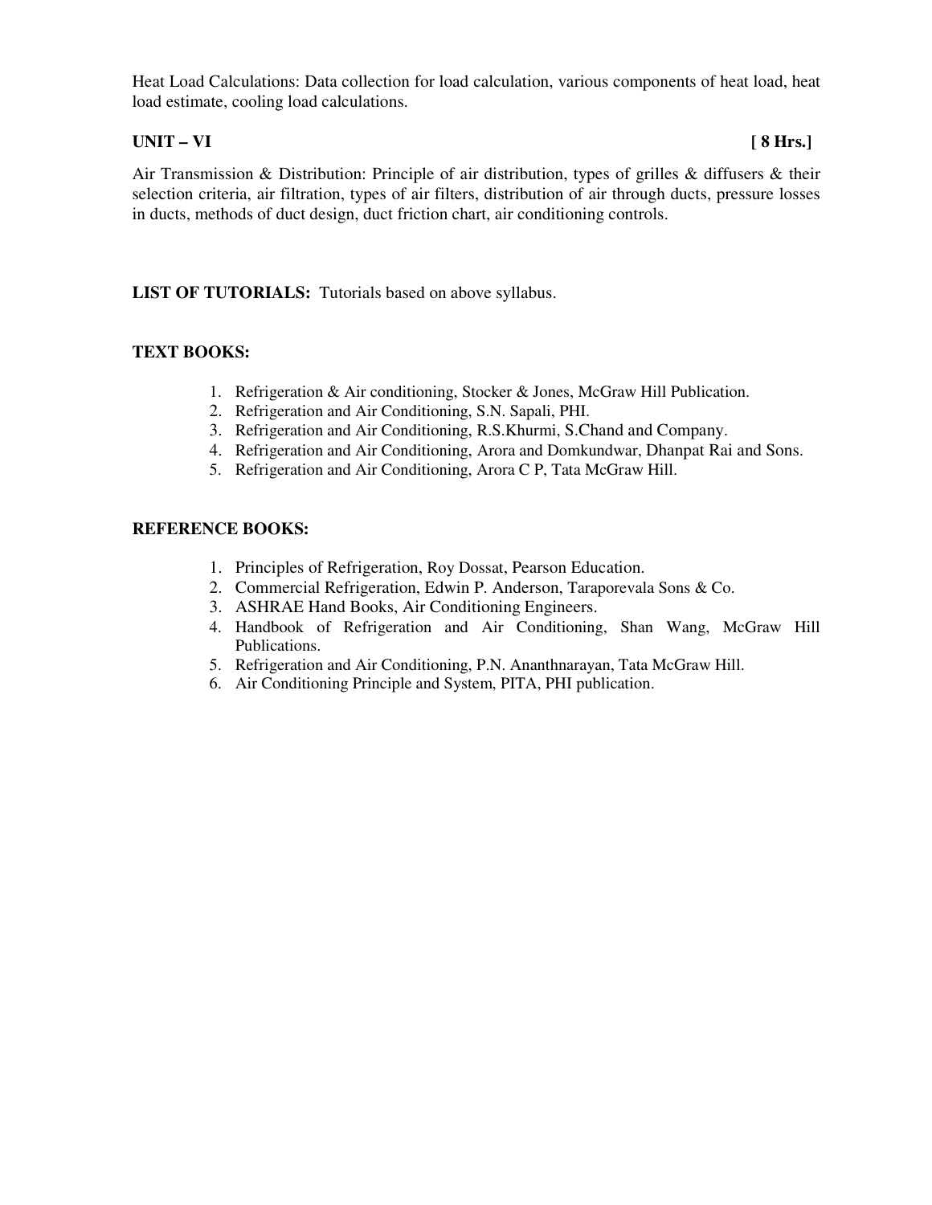Heat Load Calculations: Data collection for load calculation, various components of heat load, heat load estimate, cooling load calculations.

**UNIT – VI** **[ 8 Hrs.]**

Air Transmission & Distribution: Principle of air distribution, types of grilles & diffusers & their selection criteria, air filtration, types of air filters, distribution of air through ducts, pressure losses in ducts, methods of duct design, duct friction chart, air conditioning controls.

**LIST OF TUTORIALS:** Tutorials based on above syllabus.

**TEXT BOOKS:**

1. Refrigeration & Air conditioning, Stocker & Jones, McGraw Hill Publication.
2. Refrigeration and Air Conditioning, S.N. Sapali, PHI.
3. Refrigeration and Air Conditioning, R.S.Khurmi, S.Chand and Company.
4. Refrigeration and Air Conditioning, Arora and Domkundwar, Dhanpat Rai and Sons.
5. Refrigeration and Air Conditioning, Arora C P, Tata McGraw Hill.

**REFERENCE BOOKS:**

1. Principles of Refrigeration, Roy Dossat, Pearson Education.
2. Commercial Refrigeration, Edwin P. Anderson, Taraporevala Sons & Co.
3. ASHRAE Hand Books, Air Conditioning Engineers.
4. Handbook of Refrigeration and Air Conditioning, Shan Wang, McGraw Hill Publications.
5. Refrigeration and Air Conditioning, P.N. Ananthnarayan, Tata McGraw Hill.
6. Air Conditioning Principle and System, PITA, PHI publication.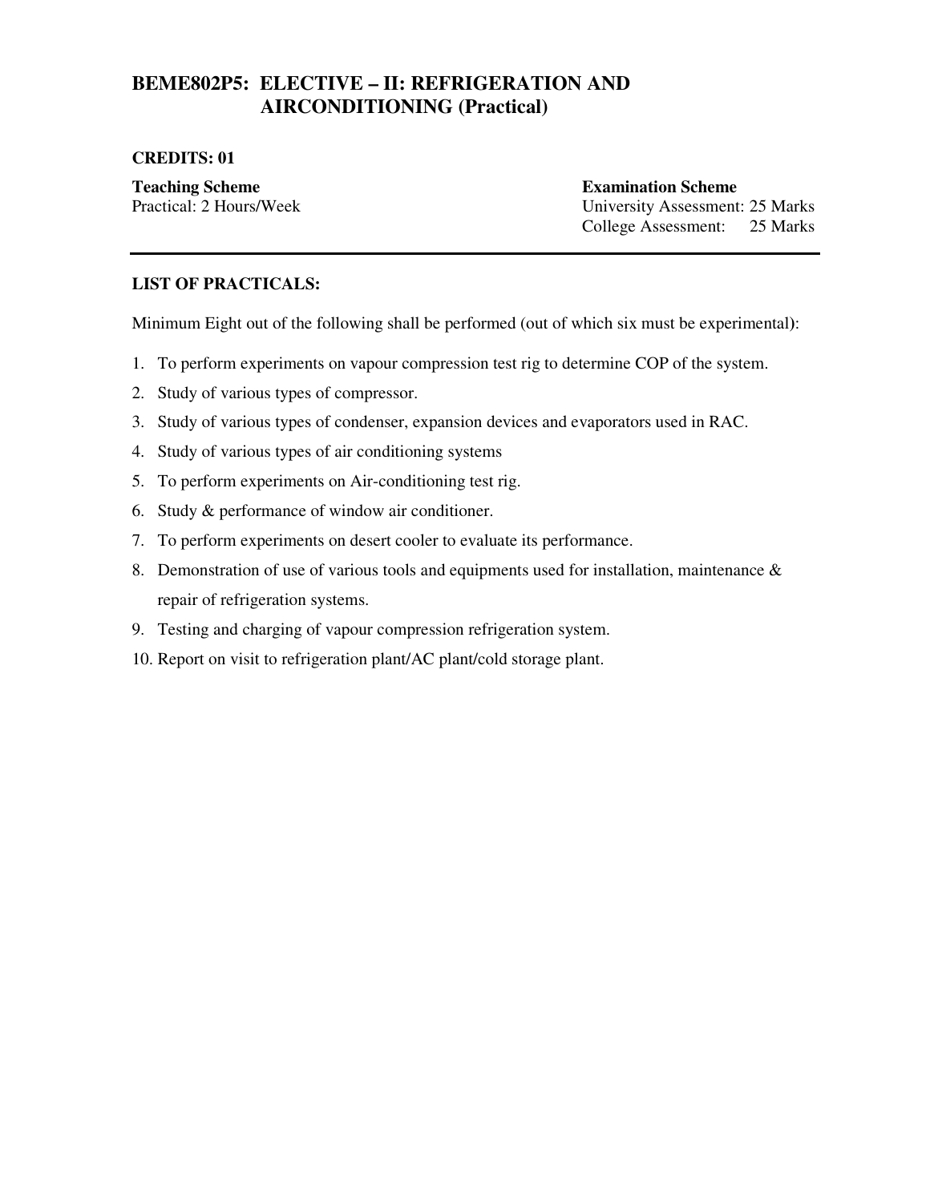# BEME802P5: ELECTIVE – II: REFRIGERATION AND AIRCONDITIONING (Practical)

**CREDITS: 01**

| **Teaching Scheme** | **Examination Scheme** |
| --- | --- |
| Practical: 2 Hours/Week | University Assessment: 25 Marks |
| | College Assessment: 25 Marks |

---

**LIST OF PRACTICALS:**

Minimum Eight out of the following shall be performed (out of which six must be experimental):

1. To perform experiments on vapour compression test rig to determine COP of the system.
2. Study of various types of compressor.
3. Study of various types of condenser, expansion devices and evaporators used in RAC.
4. Study of various types of air conditioning systems
5. To perform experiments on Air-conditioning test rig.
6. Study & performance of window air conditioner.
7. To perform experiments on desert cooler to evaluate its performance.
8. Demonstration of use of various tools and equipments used for installation, maintenance & repair of refrigeration systems.
9. Testing and charging of vapour compression refrigeration system.
10. Report on visit to refrigeration plant/AC plant/cold storage plant.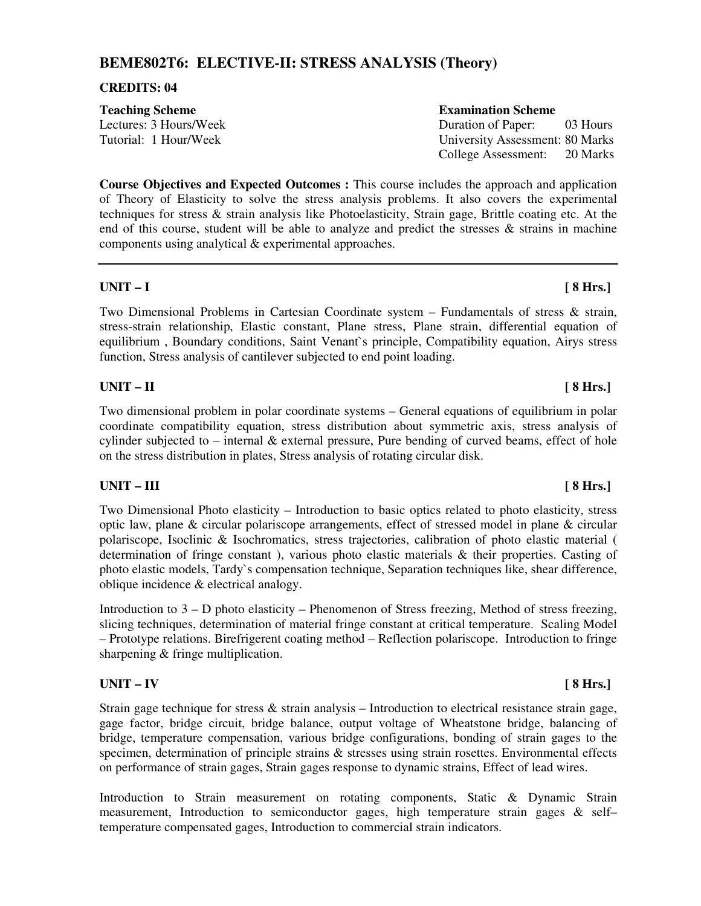## BEME802T6: ELECTIVE-II: STRESS ANALYSIS (Theory)

**CREDITS: 04**

| **Teaching Scheme** | **Examination Scheme** |
|---|---|
| Lectures: 3 Hours/Week | Duration of Paper: 03 Hours |
| Tutorial: 1 Hour/Week | University Assessment: 80 Marks |
| | College Assessment: 20 Marks |

**Course Objectives and Expected Outcomes :** This course includes the approach and application of Theory of Elasticity to solve the stress analysis problems. It also covers the experimental techniques for stress & strain analysis like Photoelasticity, Strain gage, Brittle coating etc. At the end of this course, student will be able to analyze and predict the stresses & strains in machine components using analytical & experimental approaches.

---

**UNIT – I** **[ 8 Hrs.]**

Two Dimensional Problems in Cartesian Coordinate system – Fundamentals of stress & strain, stress-strain relationship, Elastic constant, Plane stress, Plane strain, differential equation of equilibrium , Boundary conditions, Saint Venant`s principle, Compatibility equation, Airys stress function, Stress analysis of cantilever subjected to end point loading.

**UNIT – II** **[ 8 Hrs.]**

Two dimensional problem in polar coordinate systems – General equations of equilibrium in polar coordinate compatibility equation, stress distribution about symmetric axis, stress analysis of cylinder subjected to – internal & external pressure, Pure bending of curved beams, effect of hole on the stress distribution in plates, Stress analysis of rotating circular disk.

**UNIT – III** **[ 8 Hrs.]**

Two Dimensional Photo elasticity – Introduction to basic optics related to photo elasticity, stress optic law, plane & circular polariscope arrangements, effect of stressed model in plane & circular polariscope, Isoclinic & Isochromatics, stress trajectories, calibration of photo elastic material ( determination of fringe constant ), various photo elastic materials & their properties. Casting of photo elastic models, Tardy`s compensation technique, Separation techniques like, shear difference, oblique incidence & electrical analogy.

Introduction to 3 – D photo elasticity – Phenomenon of Stress freezing, Method of stress freezing, slicing techniques, determination of material fringe constant at critical temperature. Scaling Model – Prototype relations. Birefrigerent coating method – Reflection polariscope. Introduction to fringe sharpening & fringe multiplication.

**UNIT – IV** **[ 8 Hrs.]**

Strain gage technique for stress & strain analysis – Introduction to electrical resistance strain gage, gage factor, bridge circuit, bridge balance, output voltage of Wheatstone bridge, balancing of bridge, temperature compensation, various bridge configurations, bonding of strain gages to the specimen, determination of principle strains & stresses using strain rosettes. Environmental effects on performance of strain gages, Strain gages response to dynamic strains, Effect of lead wires.

Introduction to Strain measurement on rotating components, Static & Dynamic Strain measurement, Introduction to semiconductor gages, high temperature strain gages & self–temperature compensated gages, Introduction to commercial strain indicators.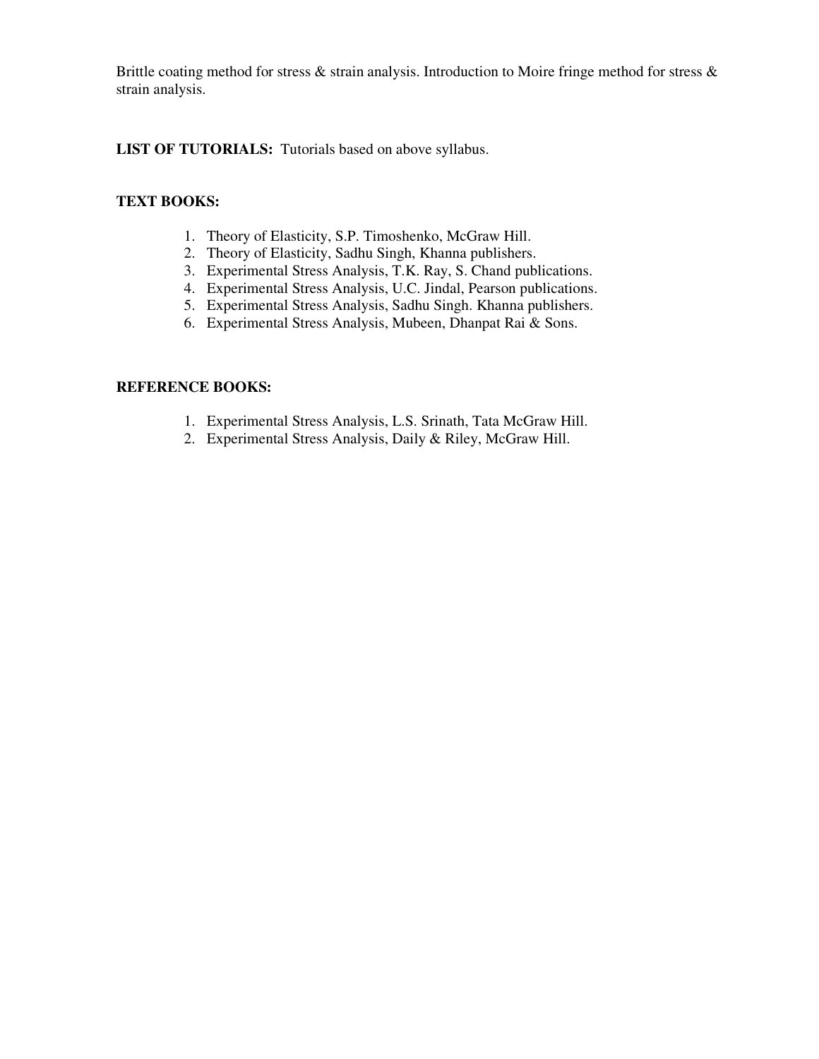Brittle coating method for stress & strain analysis. Introduction to Moire fringe method for stress & strain analysis.

**LIST OF TUTORIALS:** Tutorials based on above syllabus.

**TEXT BOOKS:**

1. Theory of Elasticity, S.P. Timoshenko, McGraw Hill.
2. Theory of Elasticity, Sadhu Singh, Khanna publishers.
3. Experimental Stress Analysis, T.K. Ray, S. Chand publications.
4. Experimental Stress Analysis, U.C. Jindal, Pearson publications.
5. Experimental Stress Analysis, Sadhu Singh. Khanna publishers.
6. Experimental Stress Analysis, Mubeen, Dhanpat Rai & Sons.

**REFERENCE BOOKS:**

1. Experimental Stress Analysis, L.S. Srinath, Tata McGraw Hill.
2. Experimental Stress Analysis, Daily & Riley, McGraw Hill.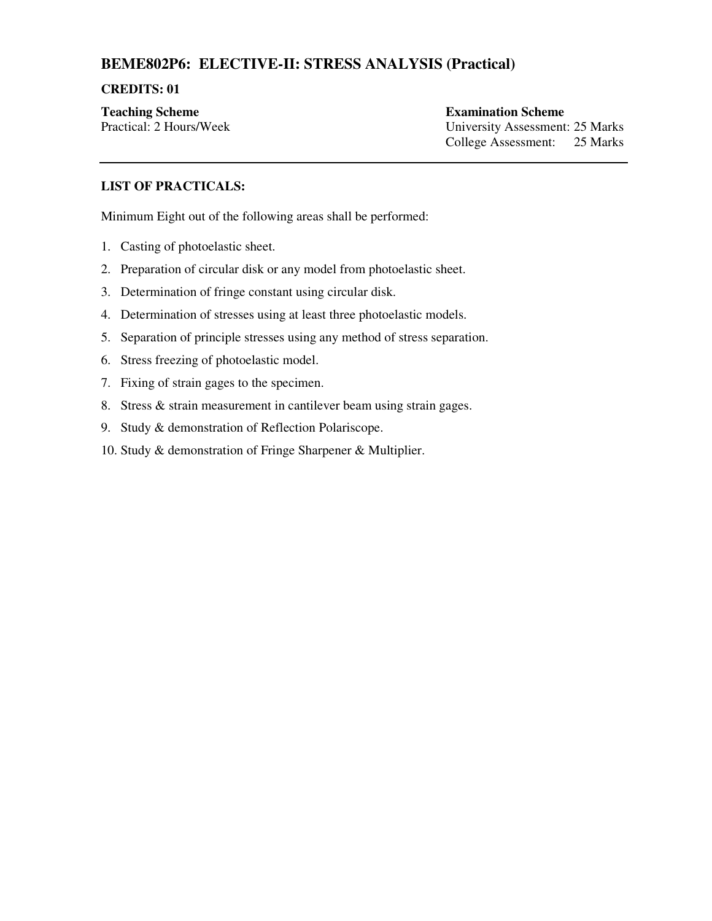## BEME802P6: ELECTIVE-II: STRESS ANALYSIS (Practical)

**CREDITS: 01**

| **Teaching Scheme** | **Examination Scheme** |
|---|---|
| Practical: 2 Hours/Week | University Assessment: 25 Marks |
| | College Assessment: 25 Marks |

---

**LIST OF PRACTICALS:**

Minimum Eight out of the following areas shall be performed:

1. Casting of photoelastic sheet.
2. Preparation of circular disk or any model from photoelastic sheet.
3. Determination of fringe constant using circular disk.
4. Determination of stresses using at least three photoelastic models.
5. Separation of principle stresses using any method of stress separation.
6. Stress freezing of photoelastic model.
7. Fixing of strain gages to the specimen.
8. Stress & strain measurement in cantilever beam using strain gages.
9. Study & demonstration of Reflection Polariscope.
10. Study & demonstration of Fringe Sharpener & Multiplier.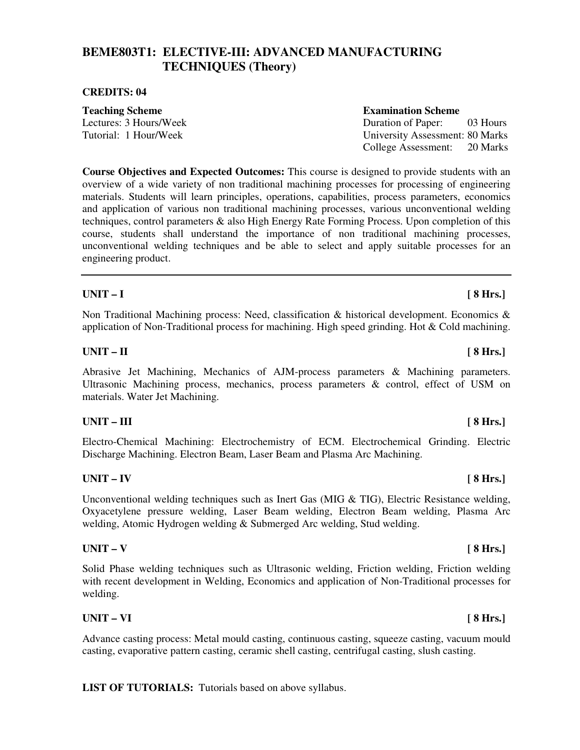# BEME803T1: ELECTIVE-III: ADVANCED MANUFACTURING TECHNIQUES (Theory)

**CREDITS: 04**

**Teaching Scheme**
Lectures: 3 Hours/Week
Tutorial: 1 Hour/Week

**Examination Scheme**
Duration of Paper: 03 Hours
University Assessment: 80 Marks
College Assessment: 20 Marks

**Course Objectives and Expected Outcomes:** This course is designed to provide students with an overview of a wide variety of non traditional machining processes for processing of engineering materials. Students will learn principles, operations, capabilities, process parameters, economics and application of various non traditional machining processes, various unconventional welding techniques, control parameters & also High Energy Rate Forming Process. Upon completion of this course, students shall understand the importance of non traditional machining processes, unconventional welding techniques and be able to select and apply suitable processes for an engineering product.

---

**UNIT – I** **[ 8 Hrs.]**

Non Traditional Machining process: Need, classification & historical development. Economics & application of Non-Traditional process for machining. High speed grinding. Hot & Cold machining.

**UNIT – II** **[ 8 Hrs.]**

Abrasive Jet Machining, Mechanics of AJM-process parameters & Machining parameters. Ultrasonic Machining process, mechanics, process parameters & control, effect of USM on materials. Water Jet Machining.

**UNIT – III** **[ 8 Hrs.]**

Electro-Chemical Machining: Electrochemistry of ECM. Electrochemical Grinding. Electric Discharge Machining. Electron Beam, Laser Beam and Plasma Arc Machining.

**UNIT – IV** **[ 8 Hrs.]**

Unconventional welding techniques such as Inert Gas (MIG & TIG), Electric Resistance welding, Oxyacetylene pressure welding, Laser Beam welding, Electron Beam welding, Plasma Arc welding, Atomic Hydrogen welding & Submerged Arc welding, Stud welding.

**UNIT – V** **[ 8 Hrs.]**

Solid Phase welding techniques such as Ultrasonic welding, Friction welding, Friction welding with recent development in Welding, Economics and application of Non-Traditional processes for welding.

**UNIT – VI** **[ 8 Hrs.]**

Advance casting process: Metal mould casting, continuous casting, squeeze casting, vacuum mould casting, evaporative pattern casting, ceramic shell casting, centrifugal casting, slush casting.

**LIST OF TUTORIALS:** Tutorials based on above syllabus.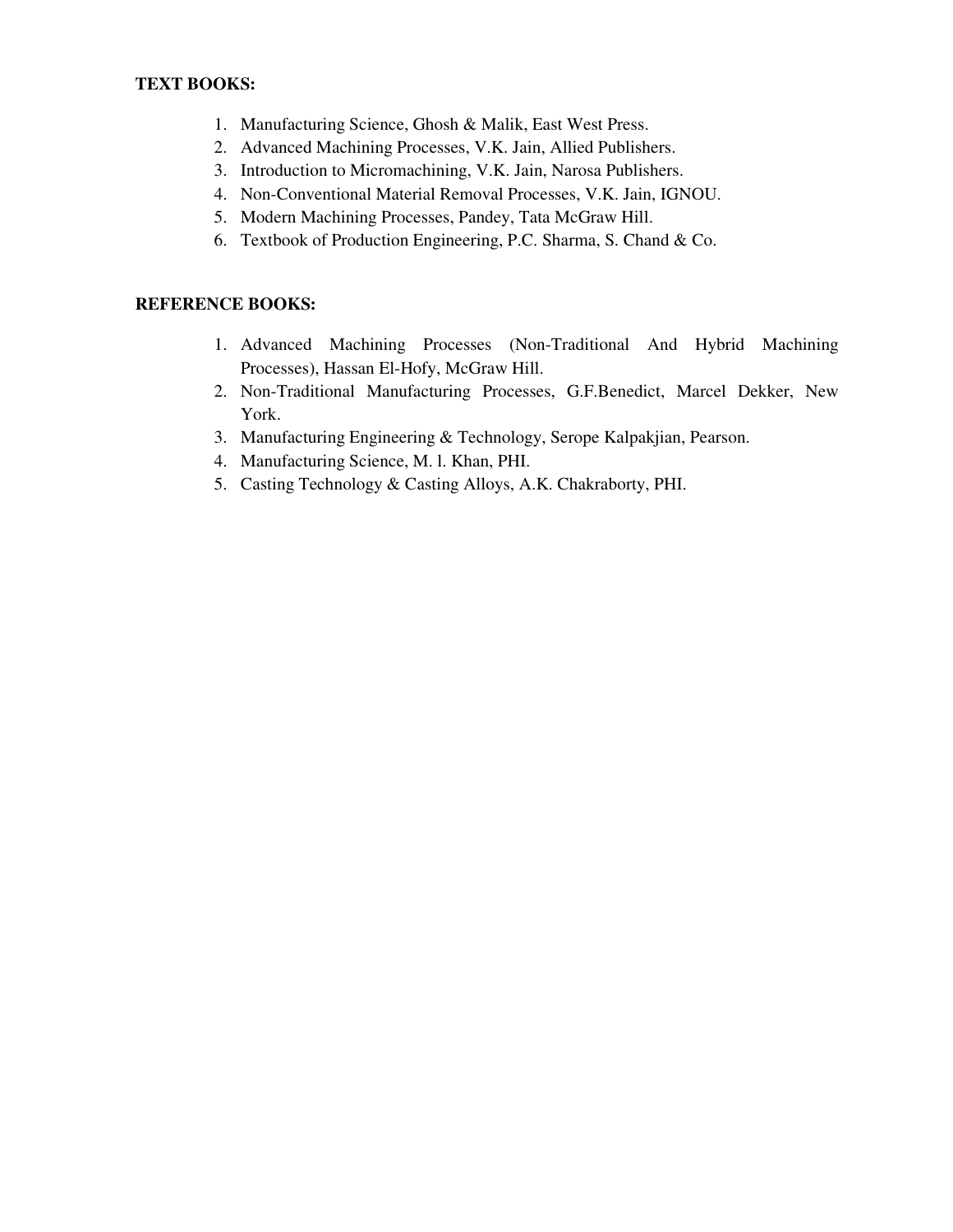**TEXT BOOKS:**

1. Manufacturing Science, Ghosh & Malik, East West Press.
2. Advanced Machining Processes, V.K. Jain, Allied Publishers.
3. Introduction to Micromachining, V.K. Jain, Narosa Publishers.
4. Non-Conventional Material Removal Processes, V.K. Jain, IGNOU.
5. Modern Machining Processes, Pandey, Tata McGraw Hill.
6. Textbook of Production Engineering, P.C. Sharma, S. Chand & Co.

**REFERENCE BOOKS:**

1. Advanced Machining Processes (Non-Traditional And Hybrid Machining Processes), Hassan El-Hofy, McGraw Hill.
2. Non-Traditional Manufacturing Processes, G.F.Benedict, Marcel Dekker, New York.
3. Manufacturing Engineering & Technology, Serope Kalpakjian, Pearson.
4. Manufacturing Science, M. l. Khan, PHI.
5. Casting Technology & Casting Alloys, A.K. Chakraborty, PHI.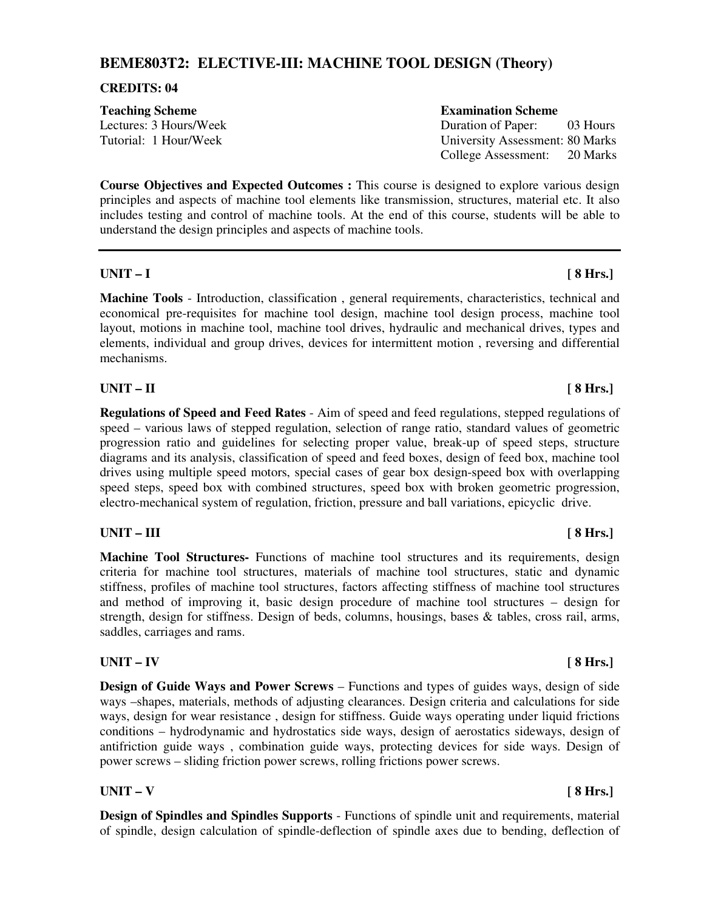## BEME803T2: ELECTIVE-III: MACHINE TOOL DESIGN (Theory)

**CREDITS: 04**

| **Teaching Scheme** | **Examination Scheme** |
|---|---|
| Lectures: 3 Hours/Week | Duration of Paper: 03 Hours |
| Tutorial: 1 Hour/Week | University Assessment: 80 Marks |
| | College Assessment: 20 Marks |

**Course Objectives and Expected Outcomes :** This course is designed to explore various design principles and aspects of machine tool elements like transmission, structures, material etc. It also includes testing and control of machine tools. At the end of this course, students will be able to understand the design principles and aspects of machine tools.

---

### UNIT – I [ 8 Hrs.]

**Machine Tools** - Introduction, classification , general requirements, characteristics, technical and economical pre-requisites for machine tool design, machine tool design process, machine tool layout, motions in machine tool, machine tool drives, hydraulic and mechanical drives, types and elements, individual and group drives, devices for intermittent motion , reversing and differential mechanisms.

### UNIT – II [ 8 Hrs.]

**Regulations of Speed and Feed Rates** - Aim of speed and feed regulations, stepped regulations of speed – various laws of stepped regulation, selection of range ratio, standard values of geometric progression ratio and guidelines for selecting proper value, break-up of speed steps, structure diagrams and its analysis, classification of speed and feed boxes, design of feed box, machine tool drives using multiple speed motors, special cases of gear box design-speed box with overlapping speed steps, speed box with combined structures, speed box with broken geometric progression, electro-mechanical system of regulation, friction, pressure and ball variations, epicyclic drive.

### UNIT – III [ 8 Hrs.]

**Machine Tool Structures-** Functions of machine tool structures and its requirements, design criteria for machine tool structures, materials of machine tool structures, static and dynamic stiffness, profiles of machine tool structures, factors affecting stiffness of machine tool structures and method of improving it, basic design procedure of machine tool structures – design for strength, design for stiffness. Design of beds, columns, housings, bases & tables, cross rail, arms, saddles, carriages and rams.

### UNIT – IV [ 8 Hrs.]

**Design of Guide Ways and Power Screws** – Functions and types of guides ways, design of side ways –shapes, materials, methods of adjusting clearances. Design criteria and calculations for side ways, design for wear resistance , design for stiffness. Guide ways operating under liquid frictions conditions – hydrodynamic and hydrostatics side ways, design of aerostatics sideways, design of antifriction guide ways , combination guide ways, protecting devices for side ways. Design of power screws – sliding friction power screws, rolling frictions power screws.

### UNIT – V [ 8 Hrs.]

**Design of Spindles and Spindles Supports** - Functions of spindle unit and requirements, material of spindle, design calculation of spindle-deflection of spindle axes due to bending, deflection of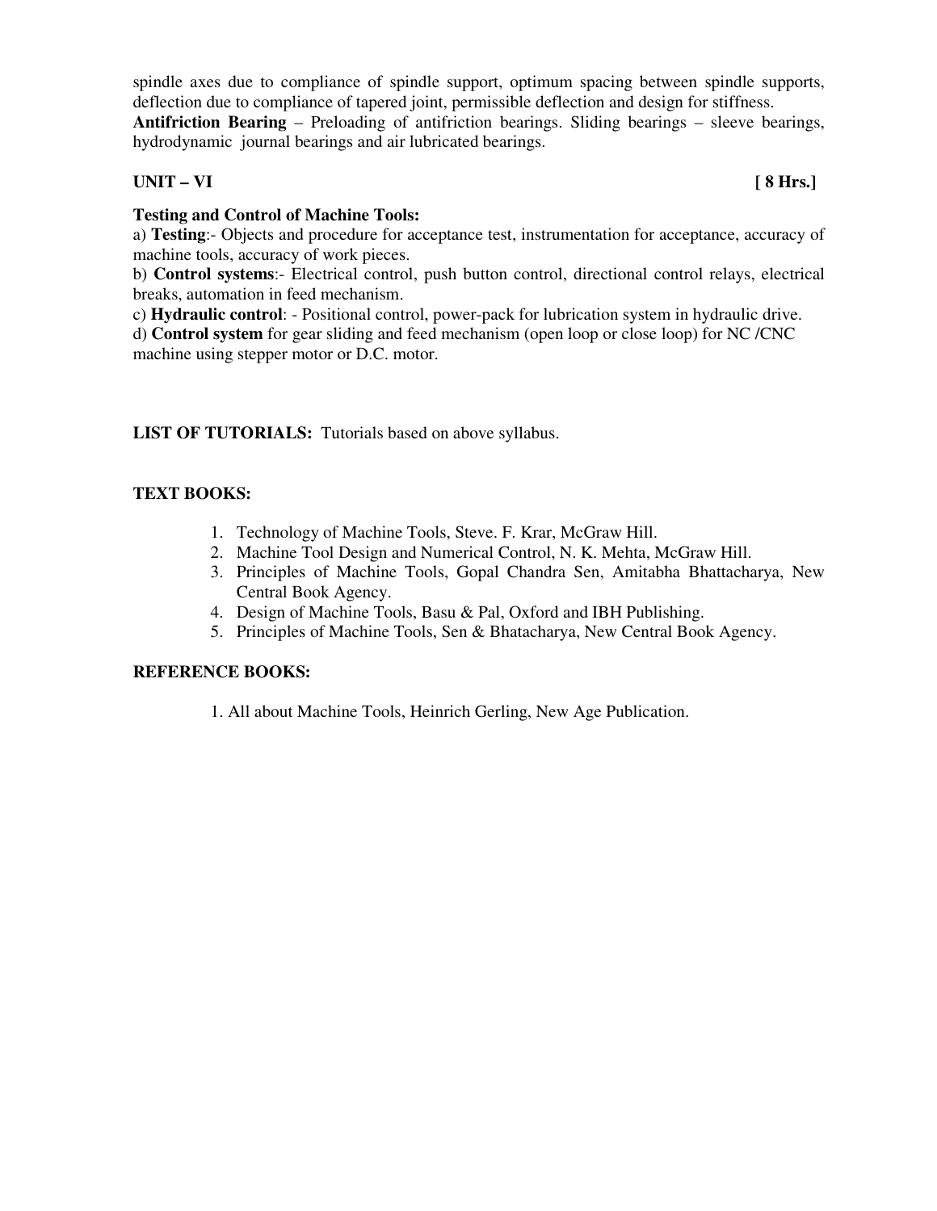spindle axes due to compliance of spindle support, optimum spacing between spindle supports, deflection due to compliance of tapered joint, permissible deflection and design for stiffness.

**Antifriction Bearing** – Preloading of antifriction bearings. Sliding bearings – sleeve bearings, hydrodynamic journal bearings and air lubricated bearings.

**UNIT – VI** **[ 8 Hrs.]**

**Testing and Control of Machine Tools:**

a) **Testing**:- Objects and procedure for acceptance test, instrumentation for acceptance, accuracy of machine tools, accuracy of work pieces.

b) **Control systems**:- Electrical control, push button control, directional control relays, electrical breaks, automation in feed mechanism.

c) **Hydraulic control**: - Positional control, power-pack for lubrication system in hydraulic drive.

d) **Control system** for gear sliding and feed mechanism (open loop or close loop) for NC /CNC machine using stepper motor or D.C. motor.

**LIST OF TUTORIALS:** Tutorials based on above syllabus.

**TEXT BOOKS:**

1. Technology of Machine Tools, Steve. F. Krar, McGraw Hill.
2. Machine Tool Design and Numerical Control, N. K. Mehta, McGraw Hill.
3. Principles of Machine Tools, Gopal Chandra Sen, Amitabha Bhattacharya, New Central Book Agency.
4. Design of Machine Tools, Basu & Pal, Oxford and IBH Publishing.
5. Principles of Machine Tools, Sen & Bhatacharya, New Central Book Agency.

**REFERENCE BOOKS:**

1. All about Machine Tools, Heinrich Gerling, New Age Publication.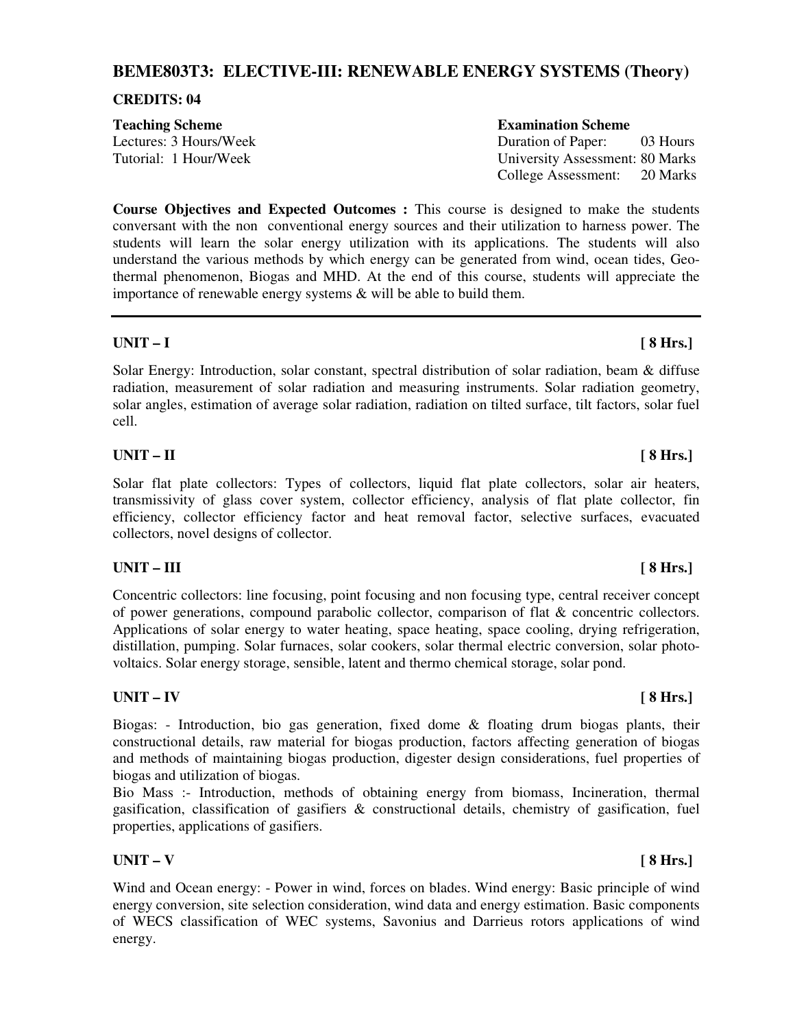## BEME803T3: ELECTIVE-III: RENEWABLE ENERGY SYSTEMS (Theory)

**CREDITS: 04**

| **Teaching Scheme** | **Examination Scheme** |
|---|---|
| Lectures: 3 Hours/Week | Duration of Paper: 03 Hours |
| Tutorial: 1 Hour/Week | University Assessment: 80 Marks |
| | College Assessment: 20 Marks |

**Course Objectives and Expected Outcomes :** This course is designed to make the students conversant with the non conventional energy sources and their utilization to harness power. The students will learn the solar energy utilization with its applications. The students will also understand the various methods by which energy can be generated from wind, ocean tides, Geo-thermal phenomenon, Biogas and MHD. At the end of this course, students will appreciate the importance of renewable energy systems & will be able to build them.

---

**UNIT – I** **[ 8 Hrs.]**

Solar Energy: Introduction, solar constant, spectral distribution of solar radiation, beam & diffuse radiation, measurement of solar radiation and measuring instruments. Solar radiation geometry, solar angles, estimation of average solar radiation, radiation on tilted surface, tilt factors, solar fuel cell.

**UNIT – II** **[ 8 Hrs.]**

Solar flat plate collectors: Types of collectors, liquid flat plate collectors, solar air heaters, transmissivity of glass cover system, collector efficiency, analysis of flat plate collector, fin efficiency, collector efficiency factor and heat removal factor, selective surfaces, evacuated collectors, novel designs of collector.

**UNIT – III** **[ 8 Hrs.]**

Concentric collectors: line focusing, point focusing and non focusing type, central receiver concept of power generations, compound parabolic collector, comparison of flat & concentric collectors. Applications of solar energy to water heating, space heating, space cooling, drying refrigeration, distillation, pumping. Solar furnaces, solar cookers, solar thermal electric conversion, solar photo-voltaics. Solar energy storage, sensible, latent and thermo chemical storage, solar pond.

**UNIT – IV** **[ 8 Hrs.]**

Biogas: - Introduction, bio gas generation, fixed dome & floating drum biogas plants, their constructional details, raw material for biogas production, factors affecting generation of biogas and methods of maintaining biogas production, digester design considerations, fuel properties of biogas and utilization of biogas.

Bio Mass :- Introduction, methods of obtaining energy from biomass, Incineration, thermal gasification, classification of gasifiers & constructional details, chemistry of gasification, fuel properties, applications of gasifiers.

**UNIT – V** **[ 8 Hrs.]**

Wind and Ocean energy: - Power in wind, forces on blades. Wind energy: Basic principle of wind energy conversion, site selection consideration, wind data and energy estimation. Basic components of WECS classification of WEC systems, Savonius and Darrieus rotors applications of wind energy.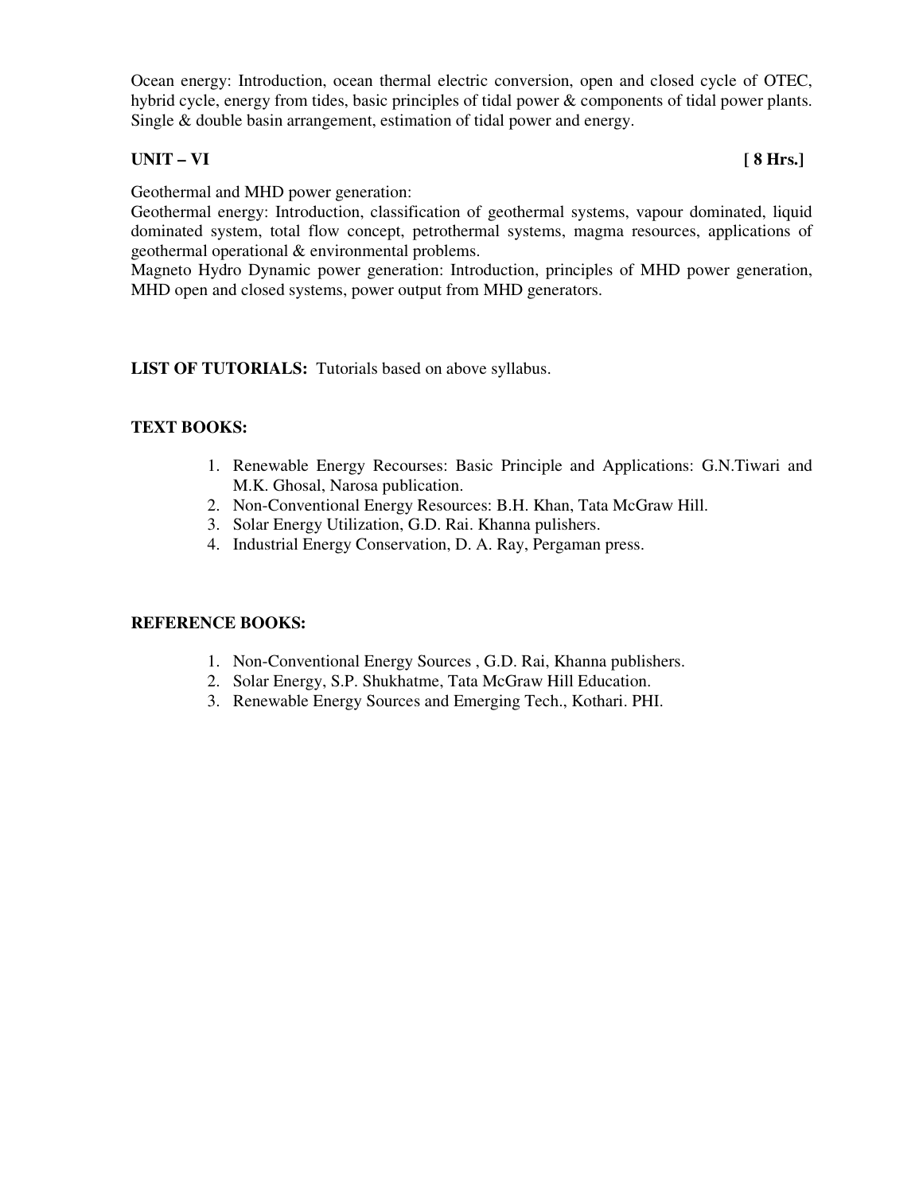Ocean energy: Introduction, ocean thermal electric conversion, open and closed cycle of OTEC, hybrid cycle, energy from tides, basic principles of tidal power & components of tidal power plants. Single & double basin arrangement, estimation of tidal power and energy.

**UNIT – VI** **[ 8 Hrs.]**

Geothermal and MHD power generation:
Geothermal energy: Introduction, classification of geothermal systems, vapour dominated, liquid dominated system, total flow concept, petrothermal systems, magma resources, applications of geothermal operational & environmental problems.
Magneto Hydro Dynamic power generation: Introduction, principles of MHD power generation, MHD open and closed systems, power output from MHD generators.

**LIST OF TUTORIALS:** Tutorials based on above syllabus.

**TEXT BOOKS:**

1. Renewable Energy Recourses: Basic Principle and Applications: G.N.Tiwari and M.K. Ghosal, Narosa publication.
2. Non-Conventional Energy Resources: B.H. Khan, Tata McGraw Hill.
3. Solar Energy Utilization, G.D. Rai. Khanna pulishers.
4. Industrial Energy Conservation, D. A. Ray, Pergaman press.

**REFERENCE BOOKS:**

1. Non-Conventional Energy Sources , G.D. Rai, Khanna publishers.
2. Solar Energy, S.P. Shukhatme, Tata McGraw Hill Education.
3. Renewable Energy Sources and Emerging Tech., Kothari. PHI.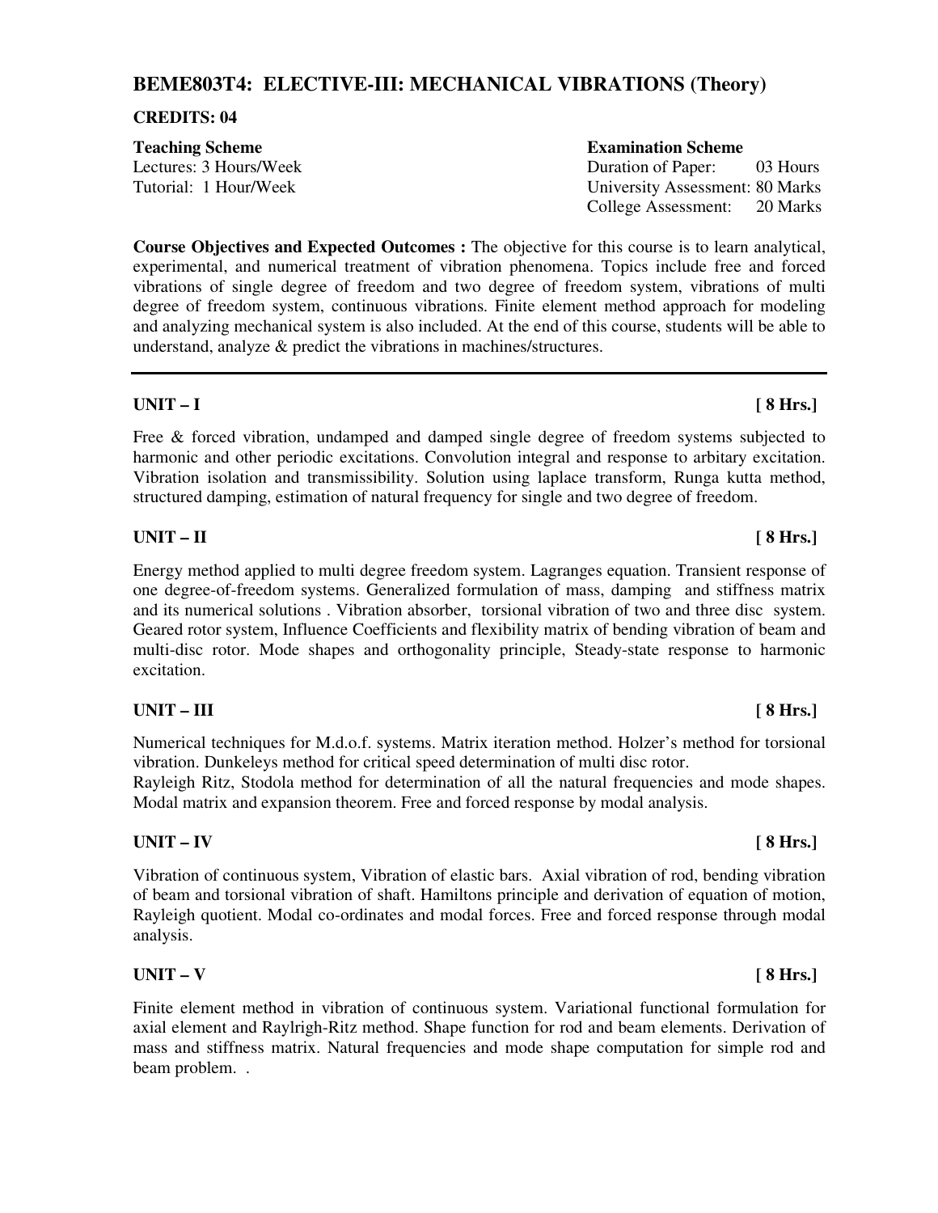## BEME803T4: ELECTIVE-III: MECHANICAL VIBRATIONS (Theory)

**CREDITS: 04**

| **Teaching Scheme** | **Examination Scheme** |
|---|---|
| Lectures: 3 Hours/Week | Duration of Paper: 03 Hours |
| Tutorial: 1 Hour/Week | University Assessment: 80 Marks |
| | College Assessment: 20 Marks |

**Course Objectives and Expected Outcomes :** The objective for this course is to learn analytical, experimental, and numerical treatment of vibration phenomena. Topics include free and forced vibrations of single degree of freedom and two degree of freedom system, vibrations of multi degree of freedom system, continuous vibrations. Finite element method approach for modeling and analyzing mechanical system is also included. At the end of this course, students will be able to understand, analyze & predict the vibrations in machines/structures.

---

**UNIT – I** **[ 8 Hrs.]**

Free & forced vibration, undamped and damped single degree of freedom systems subjected to harmonic and other periodic excitations. Convolution integral and response to arbitary excitation. Vibration isolation and transmissibility. Solution using laplace transform, Runga kutta method, structured damping, estimation of natural frequency for single and two degree of freedom.

**UNIT – II** **[ 8 Hrs.]**

Energy method applied to multi degree freedom system. Lagranges equation. Transient response of one degree-of-freedom systems. Generalized formulation of mass, damping and stiffness matrix and its numerical solutions . Vibration absorber, torsional vibration of two and three disc system. Geared rotor system, Influence Coefficients and flexibility matrix of bending vibration of beam and multi-disc rotor. Mode shapes and orthogonality principle, Steady-state response to harmonic excitation.

**UNIT – III** **[ 8 Hrs.]**

Numerical techniques for M.d.o.f. systems. Matrix iteration method. Holzer's method for torsional vibration. Dunkeleys method for critical speed determination of multi disc rotor.
Rayleigh Ritz, Stodola method for determination of all the natural frequencies and mode shapes. Modal matrix and expansion theorem. Free and forced response by modal analysis.

**UNIT – IV** **[ 8 Hrs.]**

Vibration of continuous system, Vibration of elastic bars. Axial vibration of rod, bending vibration of beam and torsional vibration of shaft. Hamiltons principle and derivation of equation of motion, Rayleigh quotient. Modal co-ordinates and modal forces. Free and forced response through modal analysis.

**UNIT – V** **[ 8 Hrs.]**

Finite element method in vibration of continuous system. Variational functional formulation for axial element and Raylrigh-Ritz method. Shape function for rod and beam elements. Derivation of mass and stiffness matrix. Natural frequencies and mode shape computation for simple rod and beam problem. .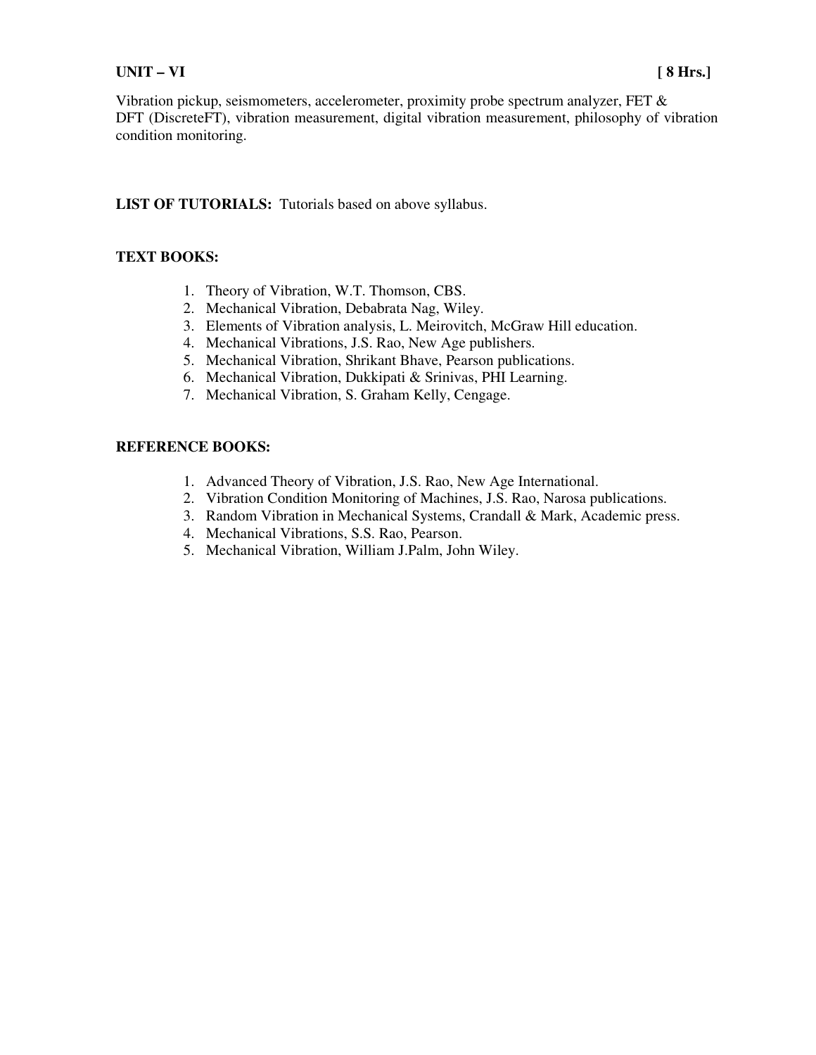**UNIT – VI** **[ 8 Hrs.]**

Vibration pickup, seismometers, accelerometer, proximity probe spectrum analyzer, FET & DFT (DiscreteFT), vibration measurement, digital vibration measurement, philosophy of vibration condition monitoring.

**LIST OF TUTORIALS:** Tutorials based on above syllabus.

**TEXT BOOKS:**

1. Theory of Vibration, W.T. Thomson, CBS.
2. Mechanical Vibration, Debabrata Nag, Wiley.
3. Elements of Vibration analysis, L. Meirovitch, McGraw Hill education.
4. Mechanical Vibrations, J.S. Rao, New Age publishers.
5. Mechanical Vibration, Shrikant Bhave, Pearson publications.
6. Mechanical Vibration, Dukkipati & Srinivas, PHI Learning.
7. Mechanical Vibration, S. Graham Kelly, Cengage.

**REFERENCE BOOKS:**

1. Advanced Theory of Vibration, J.S. Rao, New Age International.
2. Vibration Condition Monitoring of Machines, J.S. Rao, Narosa publications.
3. Random Vibration in Mechanical Systems, Crandall & Mark, Academic press.
4. Mechanical Vibrations, S.S. Rao, Pearson.
5. Mechanical Vibration, William J.Palm, John Wiley.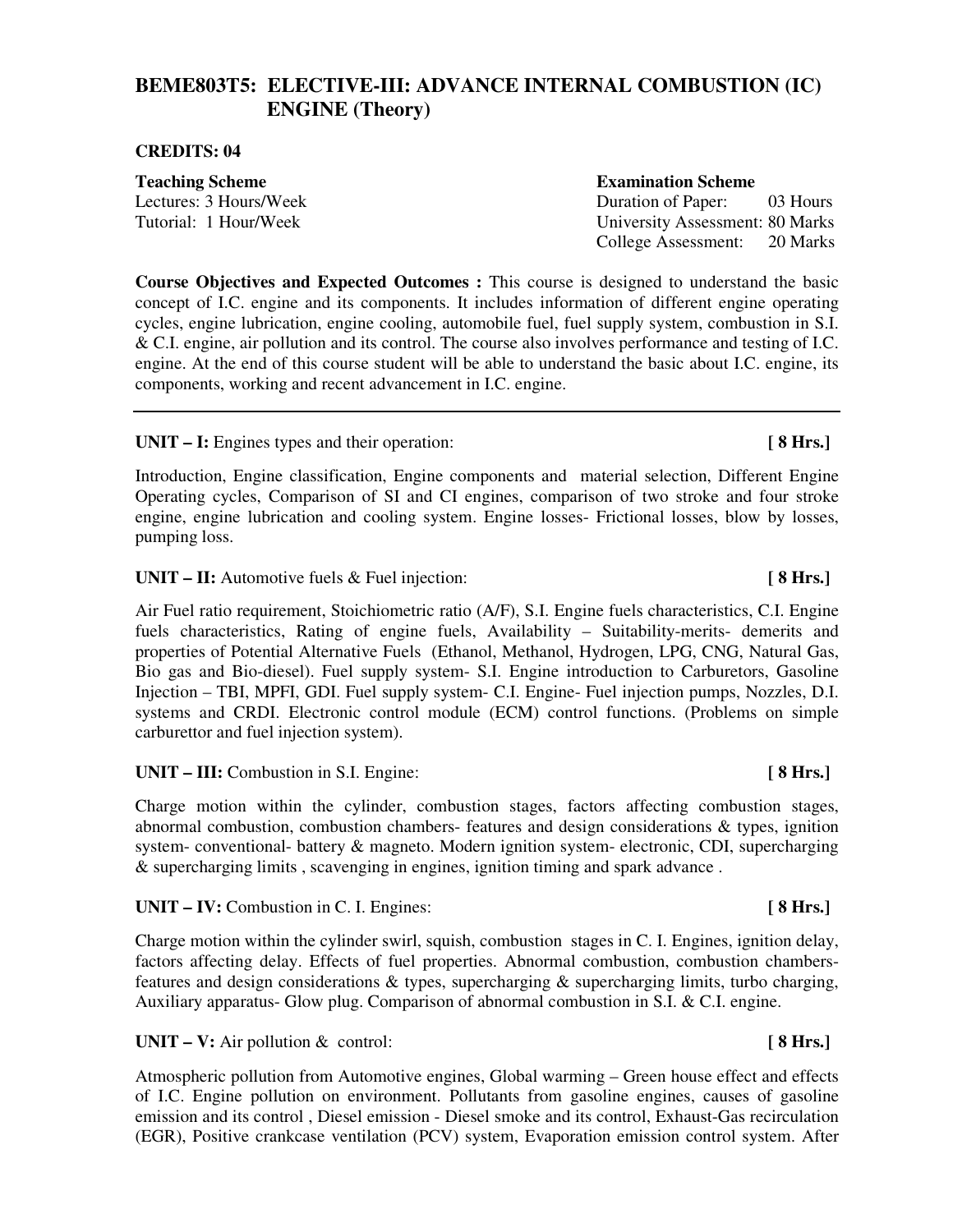## BEME803T5: ELECTIVE-III: ADVANCE INTERNAL COMBUSTION (IC) ENGINE (Theory)

**CREDITS: 04**

| **Teaching Scheme** | **Examination Scheme** |
|---|---|
| Lectures: 3 Hours/Week | Duration of Paper: 03 Hours |
| Tutorial: 1 Hour/Week | University Assessment: 80 Marks |
| | College Assessment: 20 Marks |

**Course Objectives and Expected Outcomes :** This course is designed to understand the basic concept of I.C. engine and its components. It includes information of different engine operating cycles, engine lubrication, engine cooling, automobile fuel, fuel supply system, combustion in S.I. & C.I. engine, air pollution and its control. The course also involves performance and testing of I.C. engine. At the end of this course student will be able to understand the basic about I.C. engine, its components, working and recent advancement in I.C. engine.

---

**UNIT – I:** Engines types and their operation: **[ 8 Hrs.]**

Introduction, Engine classification, Engine components and material selection, Different Engine Operating cycles, Comparison of SI and CI engines, comparison of two stroke and four stroke engine, engine lubrication and cooling system. Engine losses- Frictional losses, blow by losses, pumping loss.

**UNIT – II:** Automotive fuels & Fuel injection: **[ 8 Hrs.]**

Air Fuel ratio requirement, Stoichiometric ratio (A/F), S.I. Engine fuels characteristics, C.I. Engine fuels characteristics, Rating of engine fuels, Availability – Suitability-merits- demerits and properties of Potential Alternative Fuels (Ethanol, Methanol, Hydrogen, LPG, CNG, Natural Gas, Bio gas and Bio-diesel). Fuel supply system- S.I. Engine introduction to Carburetors, Gasoline Injection – TBI, MPFI, GDI. Fuel supply system- C.I. Engine- Fuel injection pumps, Nozzles, D.I. systems and CRDI. Electronic control module (ECM) control functions. (Problems on simple carburettor and fuel injection system).

**UNIT – III:** Combustion in S.I. Engine: **[ 8 Hrs.]**

Charge motion within the cylinder, combustion stages, factors affecting combustion stages, abnormal combustion, combustion chambers- features and design considerations & types, ignition system- conventional- battery & magneto. Modern ignition system- electronic, CDI, supercharging & supercharging limits , scavenging in engines, ignition timing and spark advance .

**UNIT – IV:** Combustion in C. I. Engines: **[ 8 Hrs.]**

Charge motion within the cylinder swirl, squish, combustion stages in C. I. Engines, ignition delay, factors affecting delay. Effects of fuel properties. Abnormal combustion, combustion chambers- features and design considerations & types, supercharging & supercharging limits, turbo charging, Auxiliary apparatus- Glow plug. Comparison of abnormal combustion in S.I. & C.I. engine.

**UNIT – V:** Air pollution & control: **[ 8 Hrs.]**

Atmospheric pollution from Automotive engines, Global warming – Green house effect and effects of I.C. Engine pollution on environment. Pollutants from gasoline engines, causes of gasoline emission and its control , Diesel emission - Diesel smoke and its control, Exhaust-Gas recirculation (EGR), Positive crankcase ventilation (PCV) system, Evaporation emission control system. After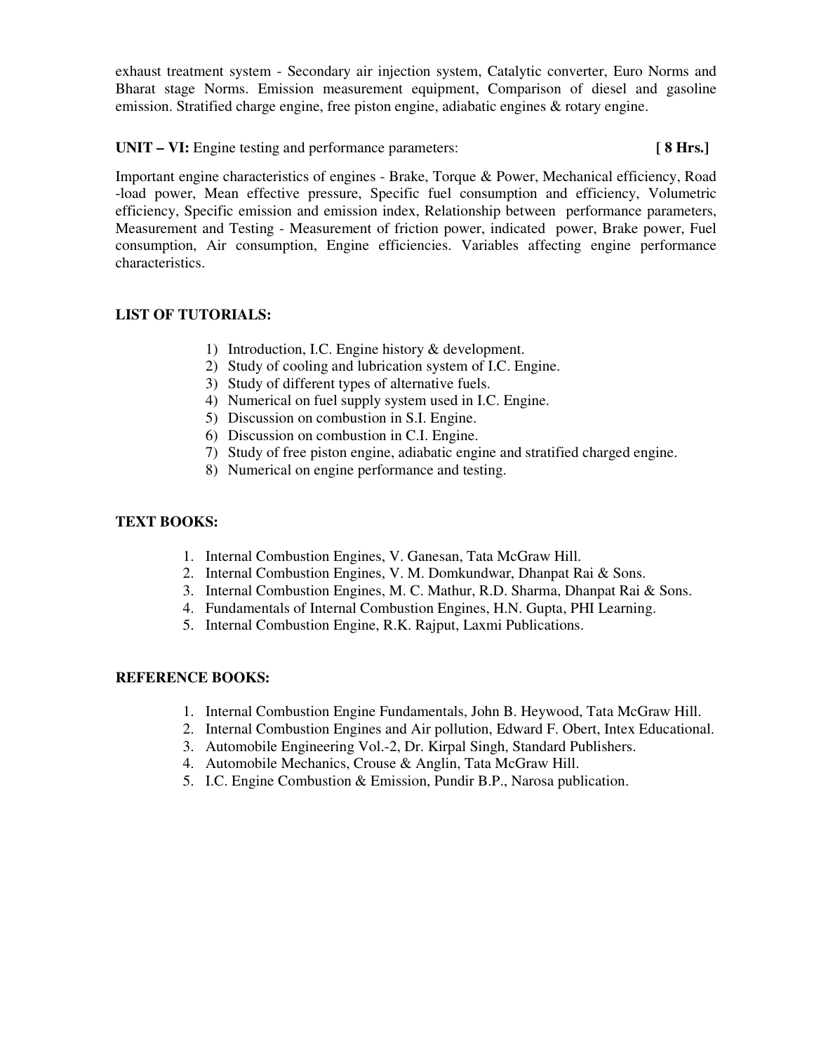exhaust treatment system - Secondary air injection system, Catalytic converter, Euro Norms and Bharat stage Norms. Emission measurement equipment, Comparison of diesel and gasoline emission. Stratified charge engine, free piston engine, adiabatic engines & rotary engine.

**UNIT – VI:** Engine testing and performance parameters: **[ 8 Hrs.]**

Important engine characteristics of engines - Brake, Torque & Power, Mechanical efficiency, Road -load power, Mean effective pressure, Specific fuel consumption and efficiency, Volumetric efficiency, Specific emission and emission index, Relationship between performance parameters, Measurement and Testing - Measurement of friction power, indicated power, Brake power, Fuel consumption, Air consumption, Engine efficiencies. Variables affecting engine performance characteristics.

## LIST OF TUTORIALS:

1) Introduction, I.C. Engine history & development.
2) Study of cooling and lubrication system of I.C. Engine.
3) Study of different types of alternative fuels.
4) Numerical on fuel supply system used in I.C. Engine.
5) Discussion on combustion in S.I. Engine.
6) Discussion on combustion in C.I. Engine.
7) Study of free piston engine, adiabatic engine and stratified charged engine.
8) Numerical on engine performance and testing.

## TEXT BOOKS:

1. Internal Combustion Engines, V. Ganesan, Tata McGraw Hill.
2. Internal Combustion Engines, V. M. Domkundwar, Dhanpat Rai & Sons.
3. Internal Combustion Engines, M. C. Mathur, R.D. Sharma, Dhanpat Rai & Sons.
4. Fundamentals of Internal Combustion Engines, H.N. Gupta, PHI Learning.
5. Internal Combustion Engine, R.K. Rajput, Laxmi Publications.

## REFERENCE BOOKS:

1. Internal Combustion Engine Fundamentals, John B. Heywood, Tata McGraw Hill.
2. Internal Combustion Engines and Air pollution, Edward F. Obert, Intex Educational.
3. Automobile Engineering Vol.-2, Dr. Kirpal Singh, Standard Publishers.
4. Automobile Mechanics, Crouse & Anglin, Tata McGraw Hill.
5. I.C. Engine Combustion & Emission, Pundir B.P., Narosa publication.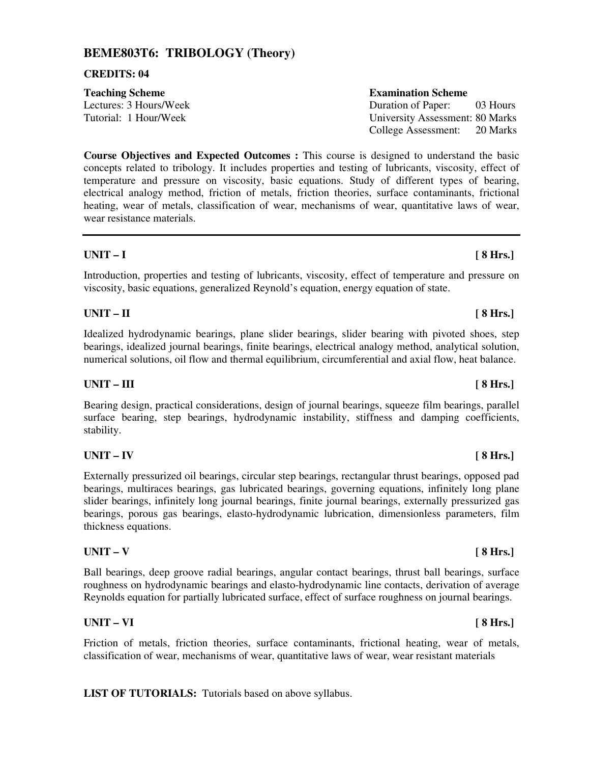## BEME803T6: TRIBOLOGY (Theory)

**CREDITS: 04**

| **Teaching Scheme** | **Examination Scheme** |
|---|---|
| Lectures: 3 Hours/Week | Duration of Paper: 03 Hours |
| Tutorial: 1 Hour/Week | University Assessment: 80 Marks |
| | College Assessment: 20 Marks |

**Course Objectives and Expected Outcomes :** This course is designed to understand the basic concepts related to tribology. It includes properties and testing of lubricants, viscosity, effect of temperature and pressure on viscosity, basic equations. Study of different types of bearing, electrical analogy method, friction of metals, friction theories, surface contaminants, frictional heating, wear of metals, classification of wear, mechanisms of wear, quantitative laws of wear, wear resistance materials.

---

**UNIT – I** **[ 8 Hrs.]**

Introduction, properties and testing of lubricants, viscosity, effect of temperature and pressure on viscosity, basic equations, generalized Reynold's equation, energy equation of state.

**UNIT – II** **[ 8 Hrs.]**

Idealized hydrodynamic bearings, plane slider bearings, slider bearing with pivoted shoes, step bearings, idealized journal bearings, finite bearings, electrical analogy method, analytical solution, numerical solutions, oil flow and thermal equilibrium, circumferential and axial flow, heat balance.

**UNIT – III** **[ 8 Hrs.]**

Bearing design, practical considerations, design of journal bearings, squeeze film bearings, parallel surface bearing, step bearings, hydrodynamic instability, stiffness and damping coefficients, stability.

**UNIT – IV** **[ 8 Hrs.]**

Externally pressurized oil bearings, circular step bearings, rectangular thrust bearings, opposed pad bearings, multiraces bearings, gas lubricated bearings, governing equations, infinitely long plane slider bearings, infinitely long journal bearings, finite journal bearings, externally pressurized gas bearings, porous gas bearings, elasto-hydrodynamic lubrication, dimensionless parameters, film thickness equations.

**UNIT – V** **[ 8 Hrs.]**

Ball bearings, deep groove radial bearings, angular contact bearings, thrust ball bearings, surface roughness on hydrodynamic bearings and elasto-hydrodynamic line contacts, derivation of average Reynolds equation for partially lubricated surface, effect of surface roughness on journal bearings.

**UNIT – VI** **[ 8 Hrs.]**

Friction of metals, friction theories, surface contaminants, frictional heating, wear of metals, classification of wear, mechanisms of wear, quantitative laws of wear, wear resistant materials

**LIST OF TUTORIALS:** Tutorials based on above syllabus.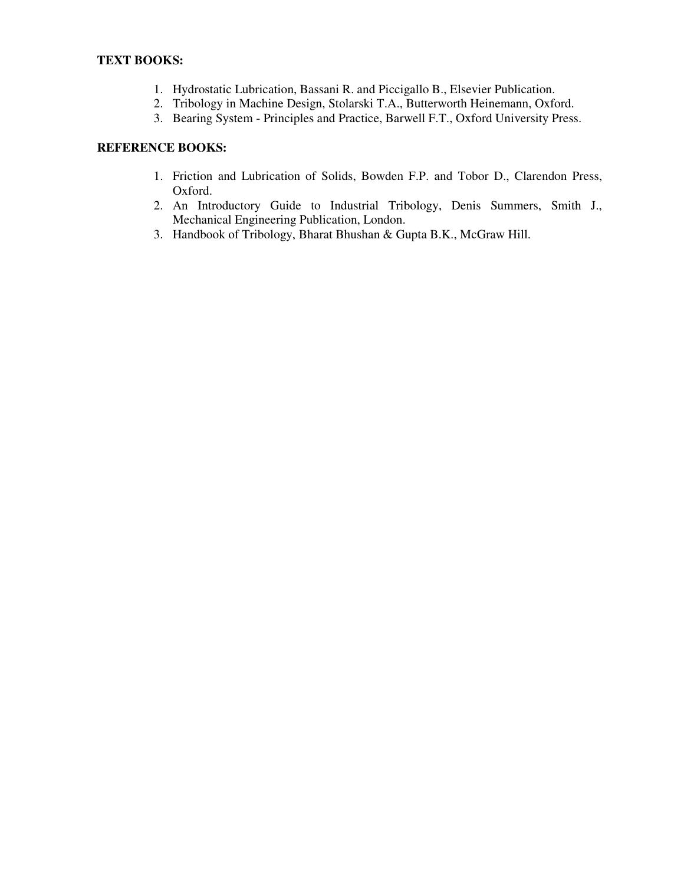**TEXT BOOKS:**

1. Hydrostatic Lubrication, Bassani R. and Piccigallo B., Elsevier Publication.
2. Tribology in Machine Design, Stolarski T.A., Butterworth Heinemann, Oxford.
3. Bearing System - Principles and Practice, Barwell F.T., Oxford University Press.

**REFERENCE BOOKS:**

1. Friction and Lubrication of Solids, Bowden F.P. and Tobor D., Clarendon Press, Oxford.
2. An Introductory Guide to Industrial Tribology, Denis Summers, Smith J., Mechanical Engineering Publication, London.
3. Handbook of Tribology, Bharat Bhushan & Gupta B.K., McGraw Hill.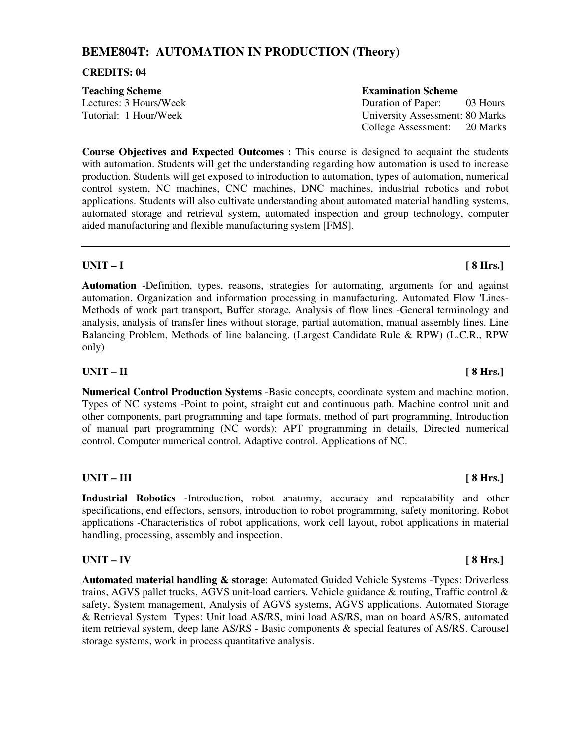## BEME804T: AUTOMATION IN PRODUCTION (Theory)

**CREDITS: 04**

| **Teaching Scheme** | **Examination Scheme** |
|---|---|
| Lectures: 3 Hours/Week | Duration of Paper: 03 Hours |
| Tutorial: 1 Hour/Week | University Assessment: 80 Marks |
| | College Assessment: 20 Marks |

**Course Objectives and Expected Outcomes :** This course is designed to acquaint the students with automation. Students will get the understanding regarding how automation is used to increase production. Students will get exposed to introduction to automation, types of automation, numerical control system, NC machines, CNC machines, DNC machines, industrial robotics and robot applications. Students will also cultivate understanding about automated material handling systems, automated storage and retrieval system, automated inspection and group technology, computer aided manufacturing and flexible manufacturing system [FMS].

---

### UNIT – I [ 8 Hrs.]

**Automation** -Definition, types, reasons, strategies for automating, arguments for and against automation. Organization and information processing in manufacturing. Automated Flow 'Lines-Methods of work part transport, Buffer storage. Analysis of flow lines -General terminology and analysis, analysis of transfer lines without storage, partial automation, manual assembly lines. Line Balancing Problem, Methods of line balancing. (Largest Candidate Rule & RPW) (L.C.R., RPW only)

### UNIT – II [ 8 Hrs.]

**Numerical Control Production Systems** -Basic concepts, coordinate system and machine motion. Types of NC systems -Point to point, straight cut and continuous path. Machine control unit and other components, part programming and tape formats, method of part programming, Introduction of manual part programming (NC words): APT programming in details, Directed numerical control. Computer numerical control. Adaptive control. Applications of NC.

### UNIT – III [ 8 Hrs.]

**Industrial Robotics** -Introduction, robot anatomy, accuracy and repeatability and other specifications, end effectors, sensors, introduction to robot programming, safety monitoring. Robot applications -Characteristics of robot applications, work cell layout, robot applications in material handling, processing, assembly and inspection.

### UNIT – IV [ 8 Hrs.]

**Automated material handling & storage**: Automated Guided Vehicle Systems -Types: Driverless trains, AGVS pallet trucks, AGVS unit-load carriers. Vehicle guidance & routing, Traffic control & safety, System management, Analysis of AGVS systems, AGVS applications. Automated Storage & Retrieval System Types: Unit load AS/RS, mini load AS/RS, man on board AS/RS, automated item retrieval system, deep lane AS/RS - Basic components & special features of AS/RS. Carousel storage systems, work in process quantitative analysis.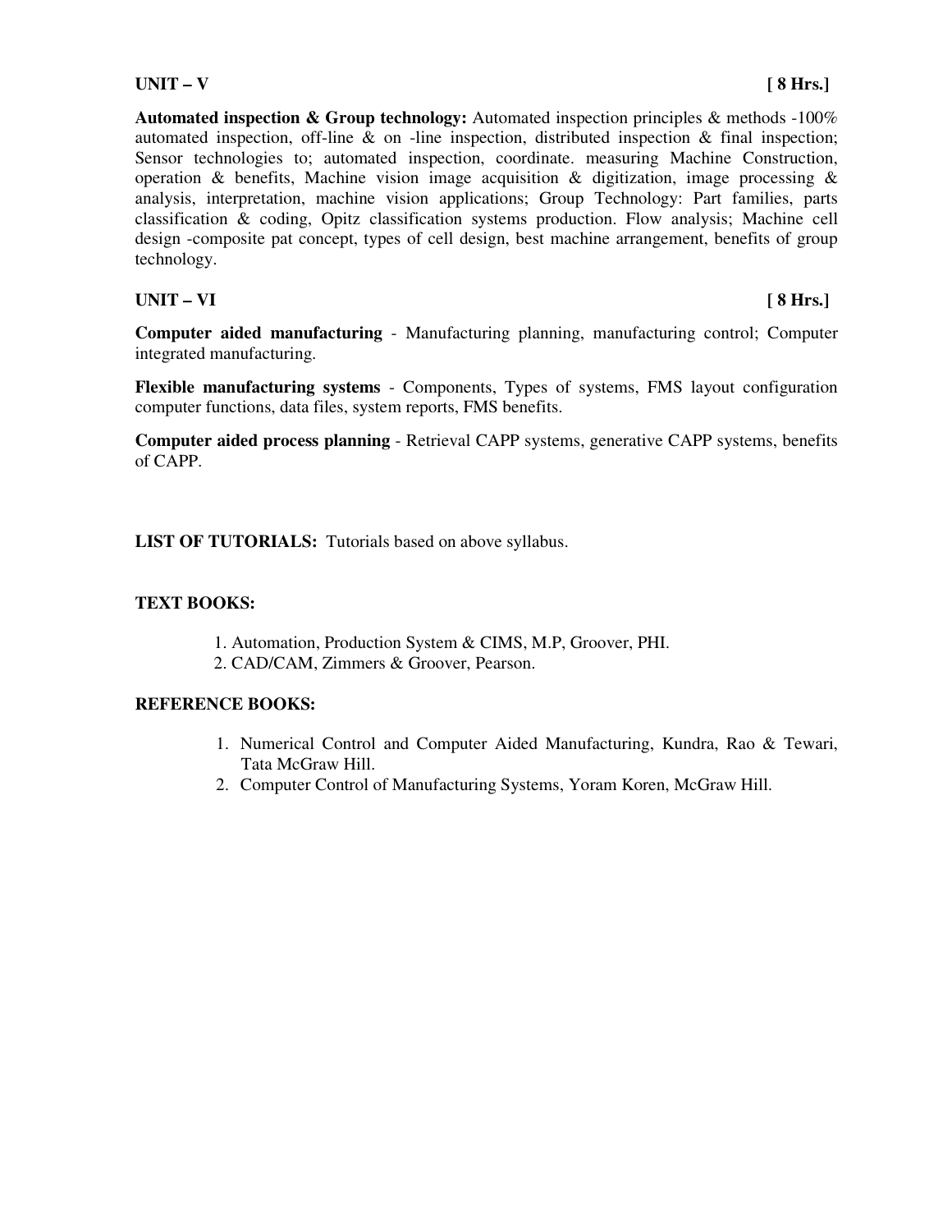**UNIT – V** **[ 8 Hrs.]**

**Automated inspection & Group technology:** Automated inspection principles & methods -100% automated inspection, off-line & on -line inspection, distributed inspection & final inspection; Sensor technologies to; automated inspection, coordinate. measuring Machine Construction, operation & benefits, Machine vision image acquisition & digitization, image processing & analysis, interpretation, machine vision applications; Group Technology: Part families, parts classification & coding, Opitz classification systems production. Flow analysis; Machine cell design -composite pat concept, types of cell design, best machine arrangement, benefits of group technology.

**UNIT – VI** **[ 8 Hrs.]**

**Computer aided manufacturing** - Manufacturing planning, manufacturing control; Computer integrated manufacturing.

**Flexible manufacturing systems** - Components, Types of systems, FMS layout configuration computer functions, data files, system reports, FMS benefits.

**Computer aided process planning** - Retrieval CAPP systems, generative CAPP systems, benefits of CAPP.

**LIST OF TUTORIALS:** Tutorials based on above syllabus.

**TEXT BOOKS:**

1. Automation, Production System & CIMS, M.P, Groover, PHI.
2. CAD/CAM, Zimmers & Groover, Pearson.

**REFERENCE BOOKS:**

1. Numerical Control and Computer Aided Manufacturing, Kundra, Rao & Tewari, Tata McGraw Hill.
2. Computer Control of Manufacturing Systems, Yoram Koren, McGraw Hill.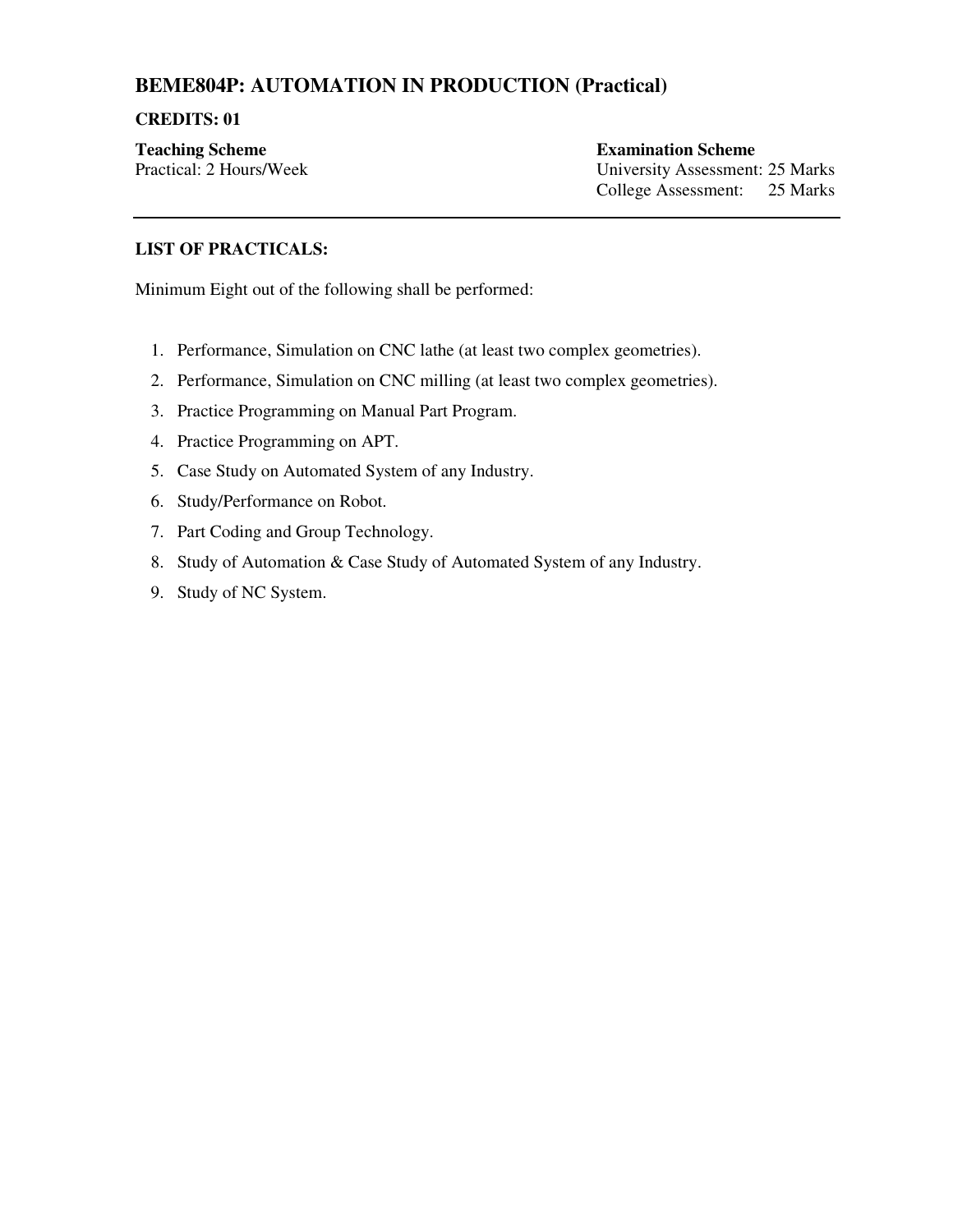## BEME804P: AUTOMATION IN PRODUCTION (Practical)

**CREDITS: 01**

**Teaching Scheme**
Practical: 2 Hours/Week

**Examination Scheme**
University Assessment: 25 Marks
College Assessment: 25 Marks

---

**LIST OF PRACTICALS:**

Minimum Eight out of the following shall be performed:

1. Performance, Simulation on CNC lathe (at least two complex geometries).
2. Performance, Simulation on CNC milling (at least two complex geometries).
3. Practice Programming on Manual Part Program.
4. Practice Programming on APT.
5. Case Study on Automated System of any Industry.
6. Study/Performance on Robot.
7. Part Coding and Group Technology.
8. Study of Automation & Case Study of Automated System of any Industry.
9. Study of NC System.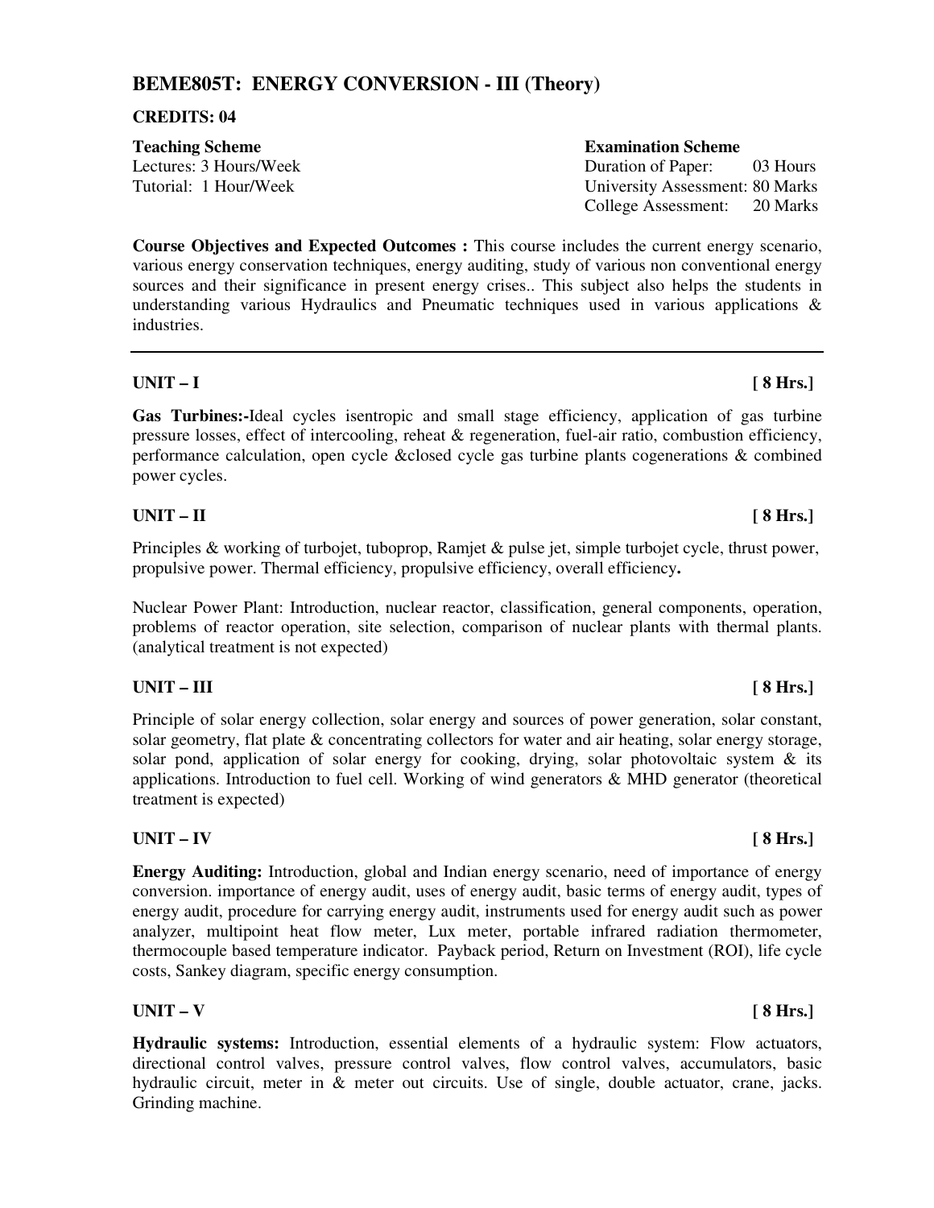## BEME805T: ENERGY CONVERSION - III (Theory)

**CREDITS: 04**

| **Teaching Scheme** | **Examination Scheme** |
|---|---|
| Lectures: 3 Hours/Week | Duration of Paper: 03 Hours |
| Tutorial: 1 Hour/Week | University Assessment: 80 Marks |
| | College Assessment: 20 Marks |

**Course Objectives and Expected Outcomes :** This course includes the current energy scenario, various energy conservation techniques, energy auditing, study of various non conventional energy sources and their significance in present energy crises.. This subject also helps the students in understanding various Hydraulics and Pneumatic techniques used in various applications & industries.

---

### UNIT – I [ 8 Hrs.]

**Gas Turbines:-**Ideal cycles isentropic and small stage efficiency, application of gas turbine pressure losses, effect of intercooling, reheat & regeneration, fuel-air ratio, combustion efficiency, performance calculation, open cycle &closed cycle gas turbine plants cogenerations & combined power cycles.

### UNIT – II [ 8 Hrs.]

Principles & working of turbojet, tuboprop, Ramjet & pulse jet, simple turbojet cycle, thrust power, propulsive power. Thermal efficiency, propulsive efficiency, overall efficiency**.**

Nuclear Power Plant: Introduction, nuclear reactor, classification, general components, operation, problems of reactor operation, site selection, comparison of nuclear plants with thermal plants. (analytical treatment is not expected)

### UNIT – III [ 8 Hrs.]

Principle of solar energy collection, solar energy and sources of power generation, solar constant, solar geometry, flat plate & concentrating collectors for water and air heating, solar energy storage, solar pond, application of solar energy for cooking, drying, solar photovoltaic system & its applications. Introduction to fuel cell. Working of wind generators & MHD generator (theoretical treatment is expected)

### UNIT – IV [ 8 Hrs.]

**Energy Auditing:** Introduction, global and Indian energy scenario, need of importance of energy conversion. importance of energy audit, uses of energy audit, basic terms of energy audit, types of energy audit, procedure for carrying energy audit, instruments used for energy audit such as power analyzer, multipoint heat flow meter, Lux meter, portable infrared radiation thermometer, thermocouple based temperature indicator. Payback period, Return on Investment (ROI), life cycle costs, Sankey diagram, specific energy consumption.

### UNIT – V [ 8 Hrs.]

**Hydraulic systems:** Introduction, essential elements of a hydraulic system: Flow actuators, directional control valves, pressure control valves, flow control valves, accumulators, basic hydraulic circuit, meter in & meter out circuits. Use of single, double actuator, crane, jacks. Grinding machine.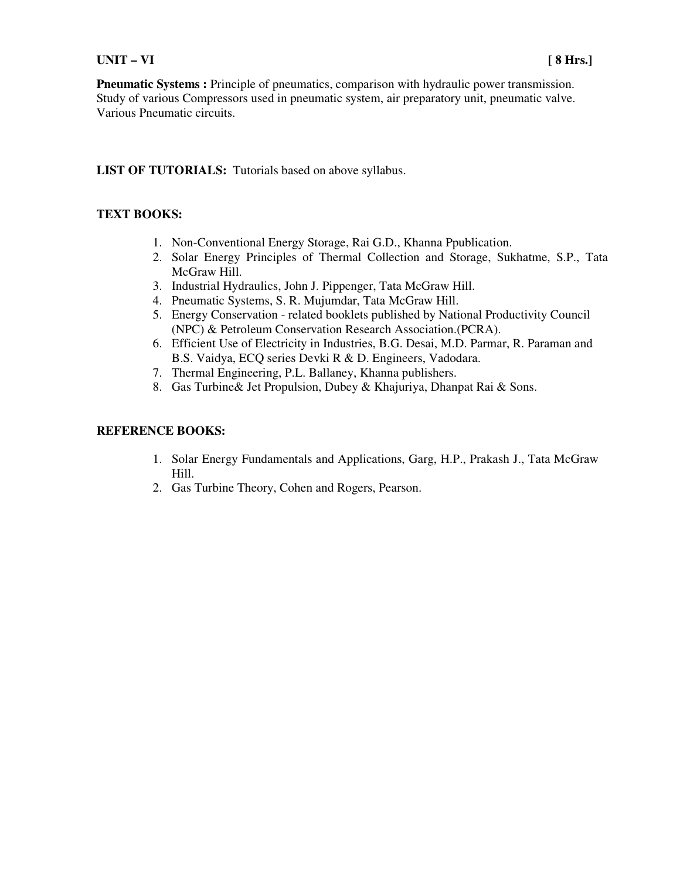**UNIT – VI** **[ 8 Hrs.]**

**Pneumatic Systems :** Principle of pneumatics, comparison with hydraulic power transmission. Study of various Compressors used in pneumatic system, air preparatory unit, pneumatic valve. Various Pneumatic circuits.

**LIST OF TUTORIALS:** Tutorials based on above syllabus.

**TEXT BOOKS:**

1. Non-Conventional Energy Storage, Rai G.D., Khanna Ppublication.
2. Solar Energy Principles of Thermal Collection and Storage, Sukhatme, S.P., Tata McGraw Hill.
3. Industrial Hydraulics, John J. Pippenger, Tata McGraw Hill.
4. Pneumatic Systems, S. R. Mujumdar, Tata McGraw Hill.
5. Energy Conservation - related booklets published by National Productivity Council (NPC) & Petroleum Conservation Research Association.(PCRA).
6. Efficient Use of Electricity in Industries, B.G. Desai, M.D. Parmar, R. Paraman and B.S. Vaidya, ECQ series Devki R & D. Engineers, Vadodara.
7. Thermal Engineering, P.L. Ballaney, Khanna publishers.
8. Gas Turbine& Jet Propulsion, Dubey & Khajuriya, Dhanpat Rai & Sons.

**REFERENCE BOOKS:**

1. Solar Energy Fundamentals and Applications, Garg, H.P., Prakash J., Tata McGraw Hill.
2. Gas Turbine Theory, Cohen and Rogers, Pearson.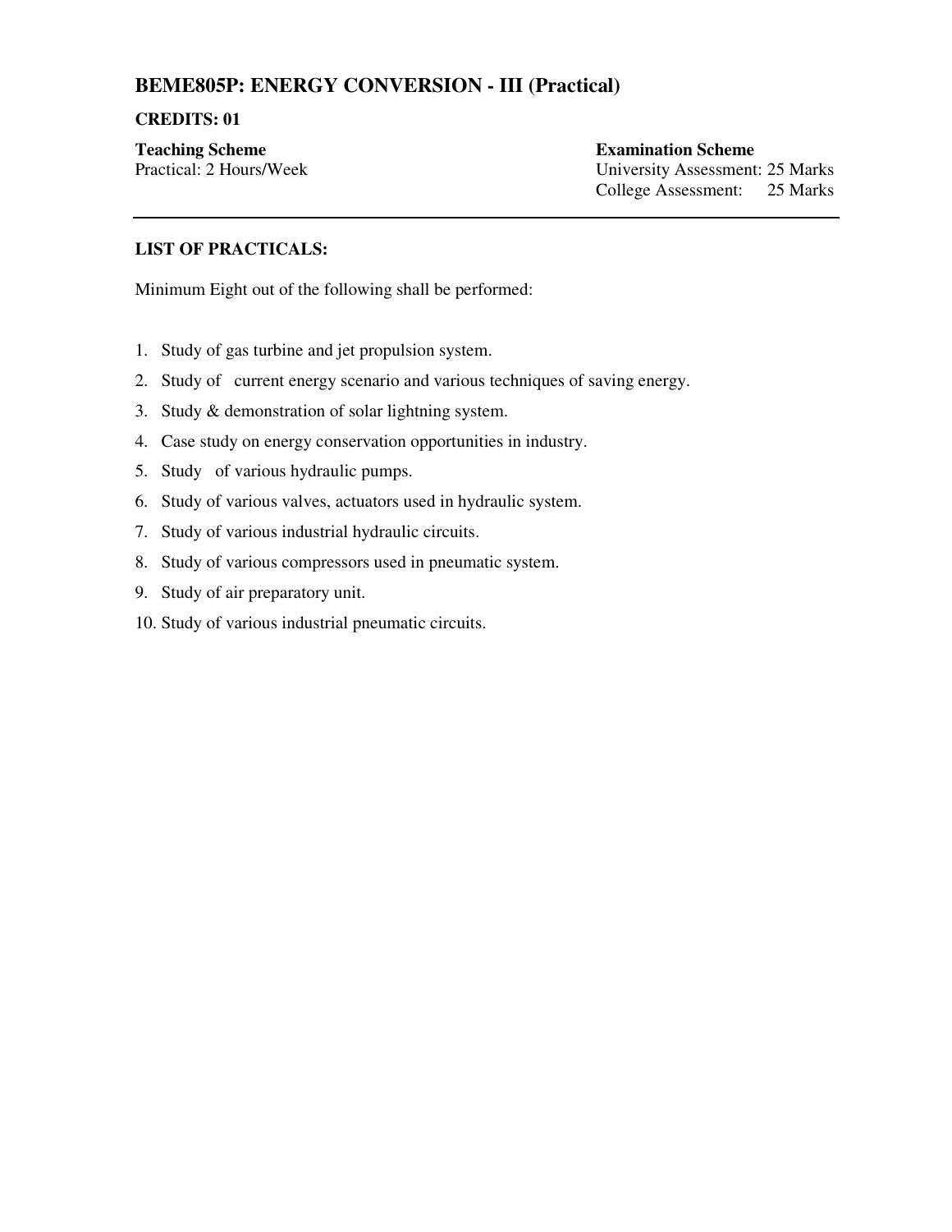## BEME805P: ENERGY CONVERSION - III (Practical)

**CREDITS: 01**

**Teaching Scheme**
Practical: 2 Hours/Week

**Examination Scheme**
University Assessment: 25 Marks
College Assessment: 25 Marks

---

**LIST OF PRACTICALS:**

Minimum Eight out of the following shall be performed:

1. Study of gas turbine and jet propulsion system.
2. Study of current energy scenario and various techniques of saving energy.
3. Study & demonstration of solar lightning system.
4. Case study on energy conservation opportunities in industry.
5. Study of various hydraulic pumps.
6. Study of various valves, actuators used in hydraulic system.
7. Study of various industrial hydraulic circuits.
8. Study of various compressors used in pneumatic system.
9. Study of air preparatory unit.
10. Study of various industrial pneumatic circuits.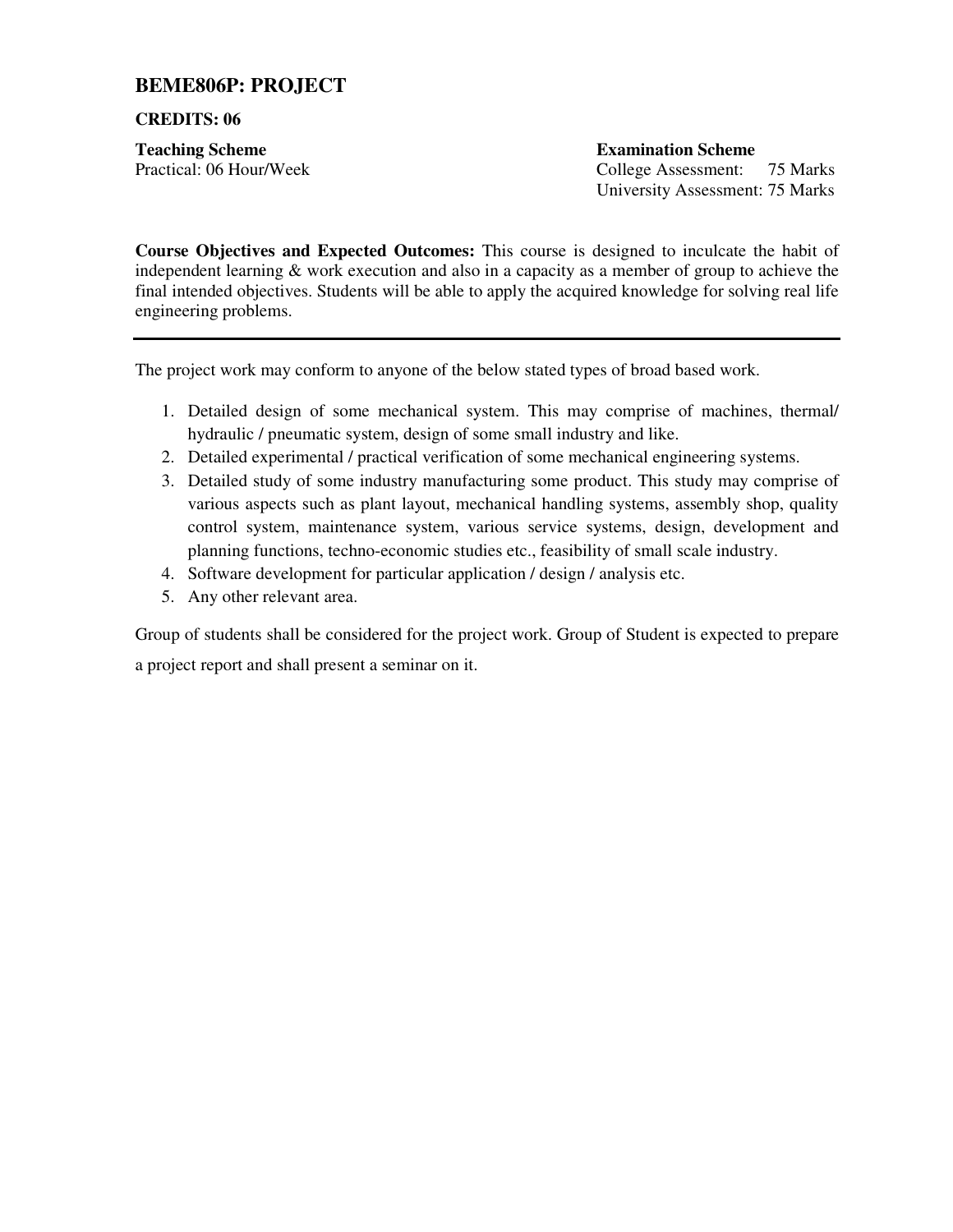## BEME806P: PROJECT

**CREDITS: 06**

**Teaching Scheme**
Practical: 06 Hour/Week

**Examination Scheme**
College Assessment: 75 Marks
University Assessment: 75 Marks

**Course Objectives and Expected Outcomes:** This course is designed to inculcate the habit of independent learning & work execution and also in a capacity as a member of group to achieve the final intended objectives. Students will be able to apply the acquired knowledge for solving real life engineering problems.

---

The project work may conform to anyone of the below stated types of broad based work.

1. Detailed design of some mechanical system. This may comprise of machines, thermal/ hydraulic / pneumatic system, design of some small industry and like.
2. Detailed experimental / practical verification of some mechanical engineering systems.
3. Detailed study of some industry manufacturing some product. This study may comprise of various aspects such as plant layout, mechanical handling systems, assembly shop, quality control system, maintenance system, various service systems, design, development and planning functions, techno-economic studies etc., feasibility of small scale industry.
4. Software development for particular application / design / analysis etc.
5. Any other relevant area.

Group of students shall be considered for the project work. Group of Student is expected to prepare a project report and shall present a seminar on it.